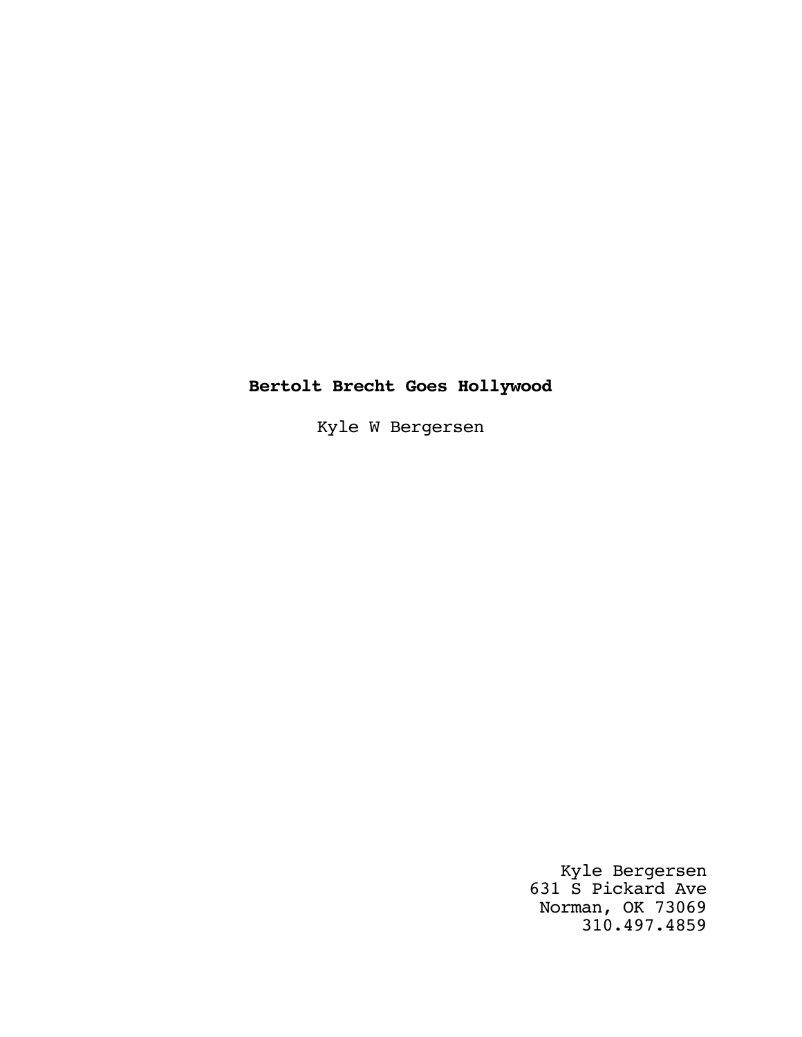# **Bertolt Brecht Goes Hollywood**

Kyle W Bergersen

Kyle Bergersen
631 S Pickard Ave
Norman, OK 73069
310.497.4859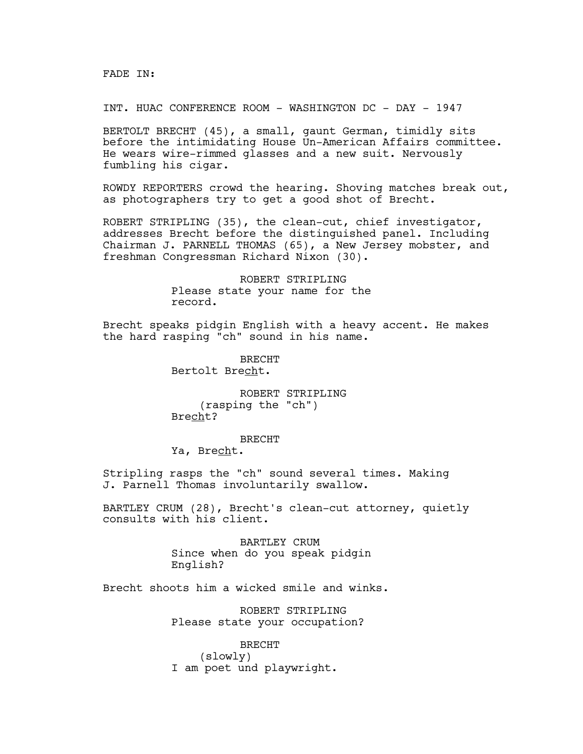FADE IN:

INT. HUAC CONFERENCE ROOM - WASHINGTON DC - DAY - 1947

BERTOLT BRECHT (45), a small, gaunt German, timidly sits before the intimidating House Un-American Affairs committee. He wears wire-rimmed glasses and a new suit. Nervously fumbling his cigar.

ROWDY REPORTERS crowd the hearing. Shoving matches break out, as photographers try to get a good shot of Brecht.

ROBERT STRIPLING (35), the clean-cut, chief investigator, addresses Brecht before the distinguished panel. Including Chairman J. PARNELL THOMAS (65), a New Jersey mobster, and freshman Congressman Richard Nixon (30).

ROBERT STRIPLING
Please state your name for the record.

Brecht speaks pidgin English with a heavy accent. He makes the hard rasping "ch" sound in his name.

BRECHT
Bertolt Bre<u>ch</u>t.

ROBERT STRIPLING
(rasping the "ch")
Bre<u>ch</u>t?

BRECHT
Ya, Bre<u>ch</u>t.

Stripling rasps the "ch" sound several times. Making J. Parnell Thomas involuntarily swallow.

BARTLEY CRUM (28), Brecht's clean-cut attorney, quietly consults with his client.

BARTLEY CRUM
Since when do you speak pidgin English?

Brecht shoots him a wicked smile and winks.

ROBERT STRIPLING
Please state your occupation?

BRECHT
(slowly)
I am poet und playwright.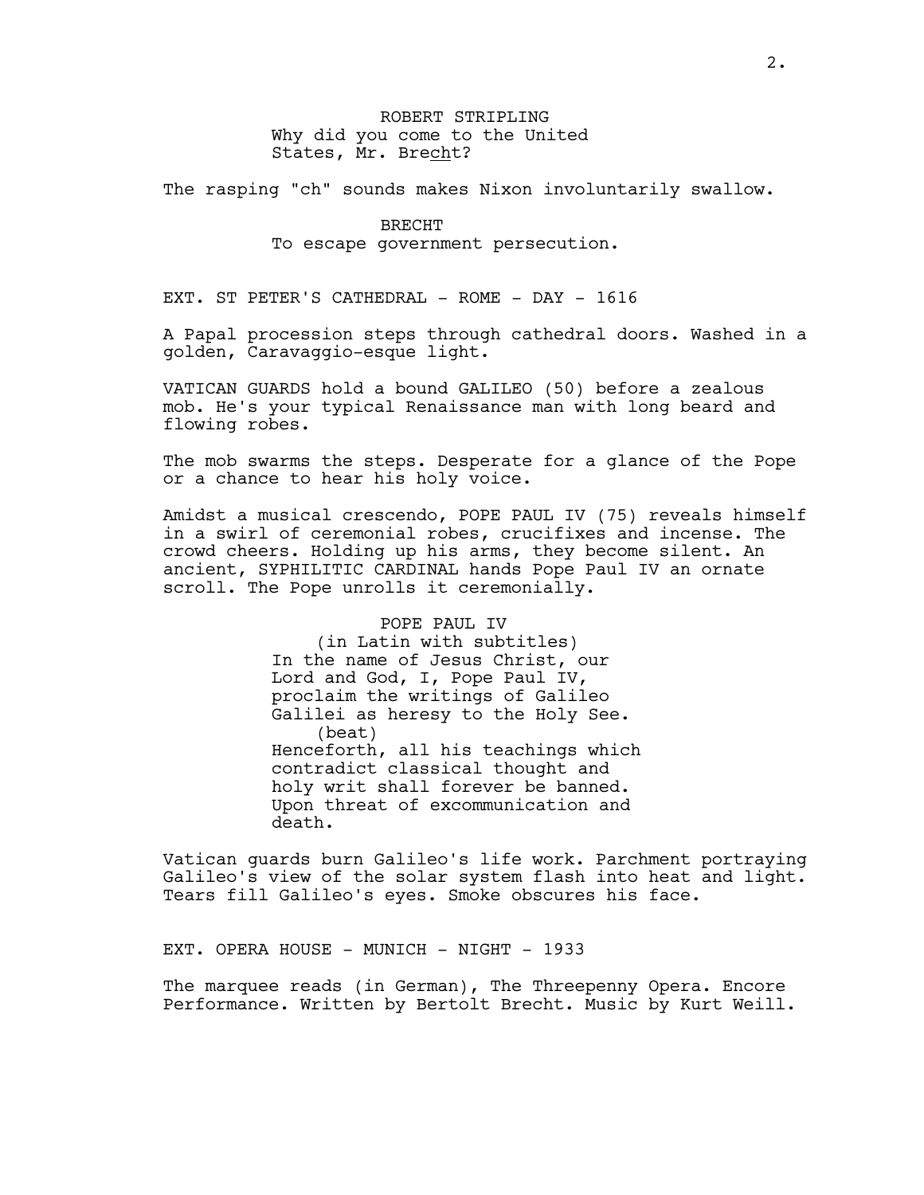ROBERT STRIPLING
Why did you come to the United States, Mr. Bre<u>ch</u>t?

The rasping "ch" sounds makes Nixon involuntarily swallow.

BRECHT
To escape government persecution.

EXT. ST PETER'S CATHEDRAL - ROME - DAY - 1616

A Papal procession steps through cathedral doors. Washed in a golden, Caravaggio-esque light.

VATICAN GUARDS hold a bound GALILEO (50) before a zealous mob. He's your typical Renaissance man with long beard and flowing robes.

The mob swarms the steps. Desperate for a glance of the Pope or a chance to hear his holy voice.

Amidst a musical crescendo, POPE PAUL IV (75) reveals himself in a swirl of ceremonial robes, crucifixes and incense. The crowd cheers. Holding up his arms, they become silent. An ancient, SYPHILITIC CARDINAL hands Pope Paul IV an ornate scroll. The Pope unrolls it ceremonially.

POPE PAUL IV
(in Latin with subtitles)
In the name of Jesus Christ, our Lord and God, I, Pope Paul IV, proclaim the writings of Galileo Galilei as heresy to the Holy See.
(beat)
Henceforth, all his teachings which contradict classical thought and holy writ shall forever be banned. Upon threat of excommunication and death.

Vatican guards burn Galileo's life work. Parchment portraying Galileo's view of the solar system flash into heat and light. Tears fill Galileo's eyes. Smoke obscures his face.

EXT. OPERA HOUSE - MUNICH - NIGHT - 1933

The marquee reads (in German), The Threepenny Opera. Encore Performance. Written by Bertolt Brecht. Music by Kurt Weill.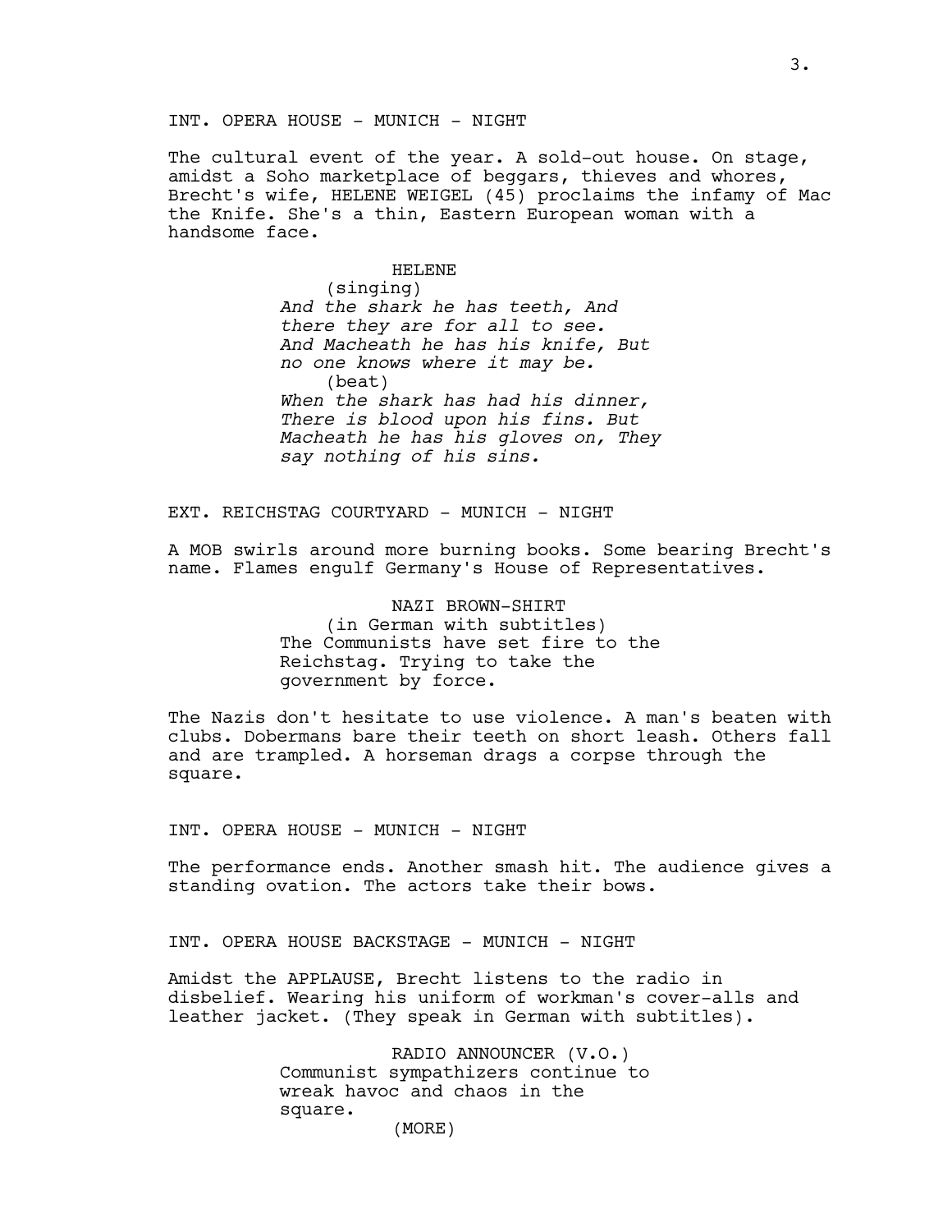INT. OPERA HOUSE - MUNICH - NIGHT

The cultural event of the year. A sold-out house. On stage, amidst a Soho marketplace of beggars, thieves and whores, Brecht's wife, HELENE WEIGEL (45) proclaims the infamy of Mac the Knife. She's a thin, Eastern European woman with a handsome face.

HELENE
(singing)
*And the shark he has teeth, And there they are for all to see. And Macheath he has his knife, But no one knows where it may be.*
(beat)
*When the shark has had his dinner, There is blood upon his fins. But Macheath he has his gloves on, They say nothing of his sins.*

EXT. REICHSTAG COURTYARD - MUNICH - NIGHT

A MOB swirls around more burning books. Some bearing Brecht's name. Flames engulf Germany's House of Representatives.

NAZI BROWN-SHIRT
(in German with subtitles)
The Communists have set fire to the Reichstag. Trying to take the government by force.

The Nazis don't hesitate to use violence. A man's beaten with clubs. Dobermans bare their teeth on short leash. Others fall and are trampled. A horseman drags a corpse through the square.

INT. OPERA HOUSE - MUNICH - NIGHT

The performance ends. Another smash hit. The audience gives a standing ovation. The actors take their bows.

INT. OPERA HOUSE BACKSTAGE - MUNICH - NIGHT

Amidst the APPLAUSE, Brecht listens to the radio in disbelief. Wearing his uniform of workman's cover-alls and leather jacket. (They speak in German with subtitles).

RADIO ANNOUNCER (V.O.)
Communist sympathizers continue to wreak havoc and chaos in the square.
(MORE)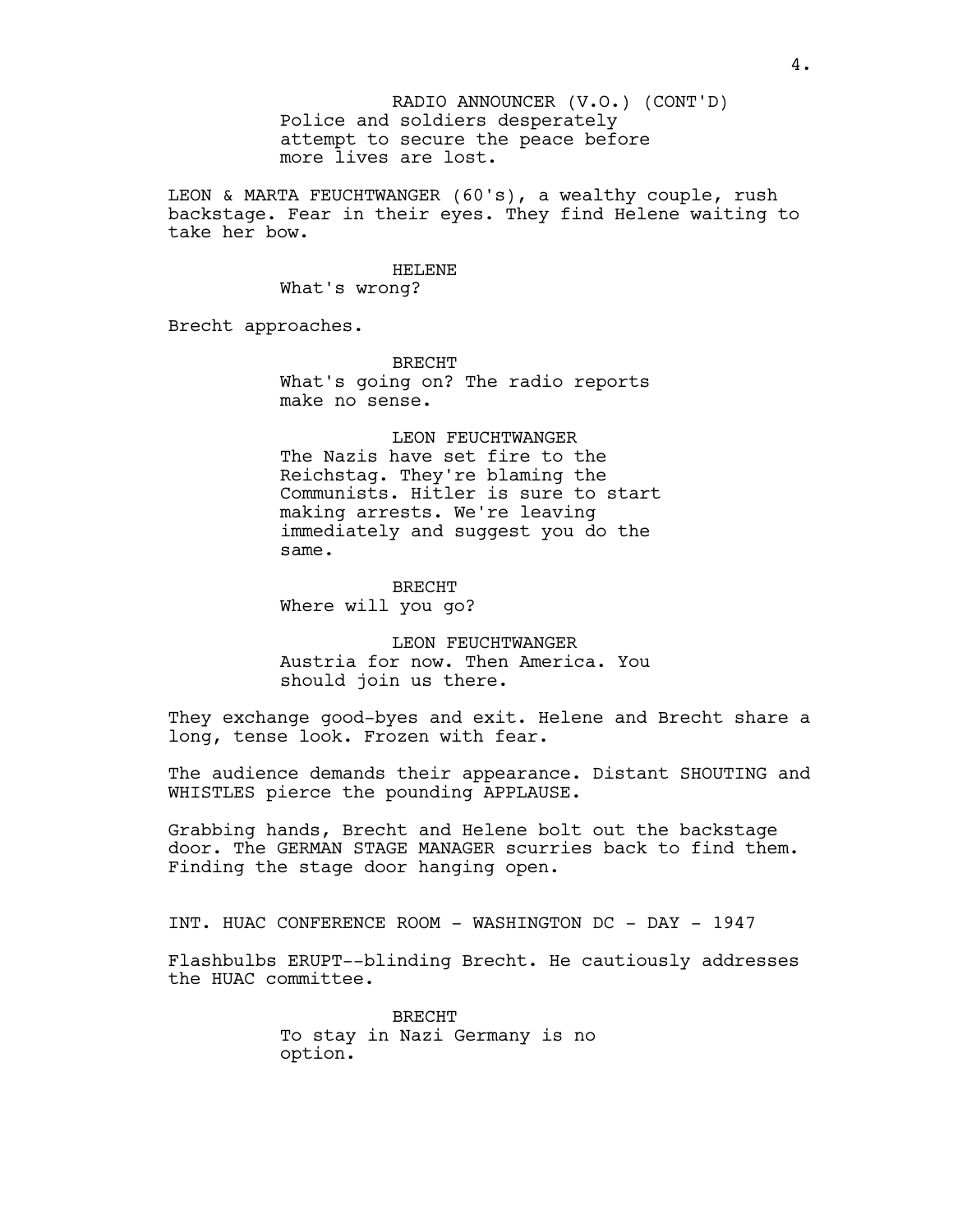RADIO ANNOUNCER (V.O.) (CONT'D)
Police and soldiers desperately attempt to secure the peace before more lives are lost.

LEON & MARTA FEUCHTWANGER (60's), a wealthy couple, rush backstage. Fear in their eyes. They find Helene waiting to take her bow.

HELENE
What's wrong?

Brecht approaches.

BRECHT
What's going on? The radio reports make no sense.

LEON FEUCHTWANGER
The Nazis have set fire to the Reichstag. They're blaming the Communists. Hitler is sure to start making arrests. We're leaving immediately and suggest you do the same.

BRECHT
Where will you go?

LEON FEUCHTWANGER
Austria for now. Then America. You should join us there.

They exchange good-byes and exit. Helene and Brecht share a long, tense look. Frozen with fear.

The audience demands their appearance. Distant SHOUTING and WHISTLES pierce the pounding APPLAUSE.

Grabbing hands, Brecht and Helene bolt out the backstage door. The GERMAN STAGE MANAGER scurries back to find them. Finding the stage door hanging open.

INT. HUAC CONFERENCE ROOM - WASHINGTON DC - DAY - 1947

Flashbulbs ERUPT--blinding Brecht. He cautiously addresses the HUAC committee.

BRECHT
To stay in Nazi Germany is no option.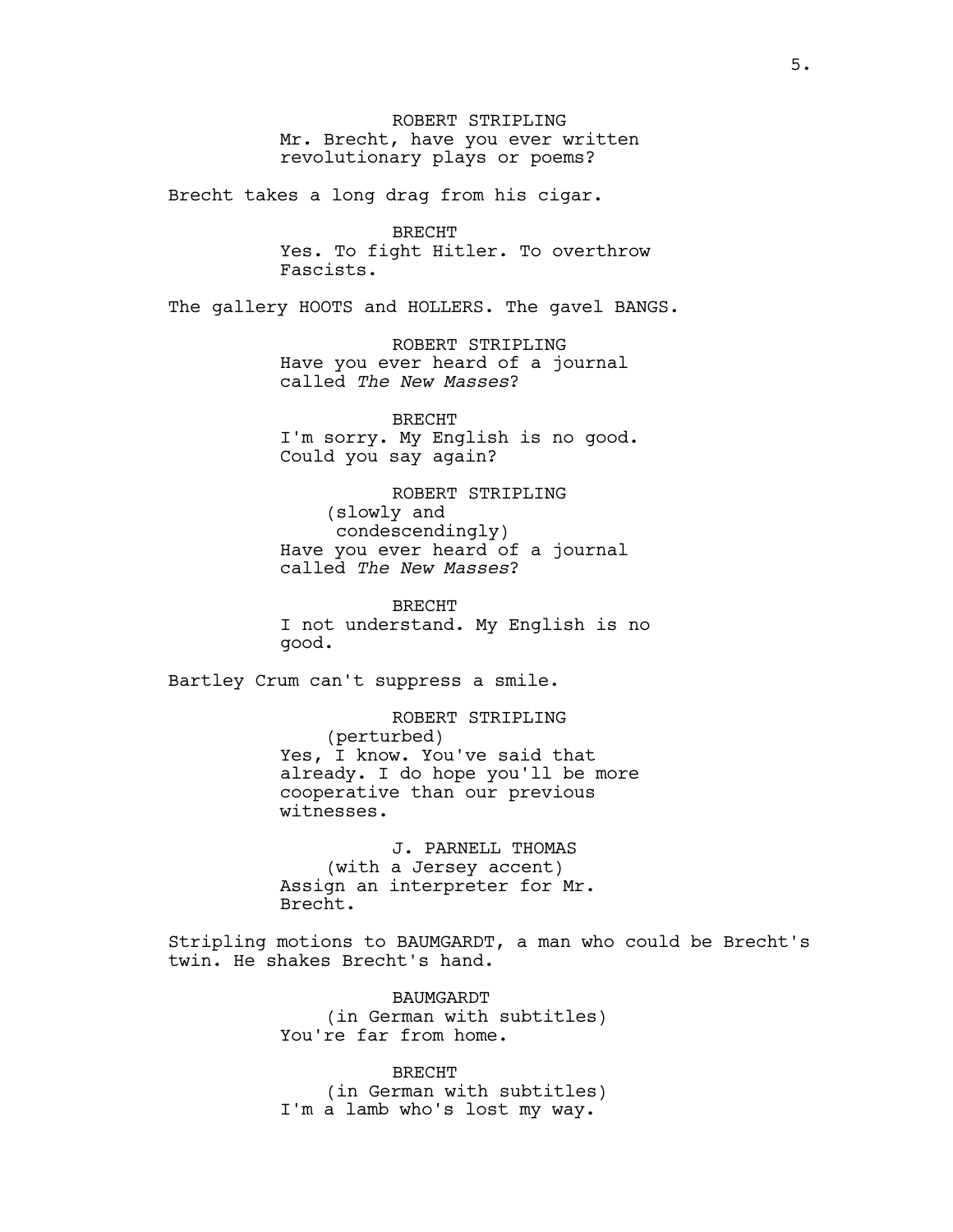ROBERT STRIPLING
Mr. Brecht, have you ever written revolutionary plays or poems?

Brecht takes a long drag from his cigar.

BRECHT
Yes. To fight Hitler. To overthrow Fascists.

The gallery HOOTS and HOLLERS. The gavel BANGS.

ROBERT STRIPLING
Have you ever heard of a journal called *The New Masses*?

BRECHT
I'm sorry. My English is no good. Could you say again?

ROBERT STRIPLING
(slowly and condescendingly)
Have you ever heard of a journal called *The New Masses*?

BRECHT
I not understand. My English is no good.

Bartley Crum can't suppress a smile.

ROBERT STRIPLING
(perturbed)
Yes, I know. You've said that already. I do hope you'll be more cooperative than our previous witnesses.

J. PARNELL THOMAS
(with a Jersey accent)
Assign an interpreter for Mr. Brecht.

Stripling motions to BAUMGARDT, a man who could be Brecht's twin. He shakes Brecht's hand.

BAUMGARDT
(in German with subtitles)
You're far from home.

BRECHT
(in German with subtitles)
I'm a lamb who's lost my way.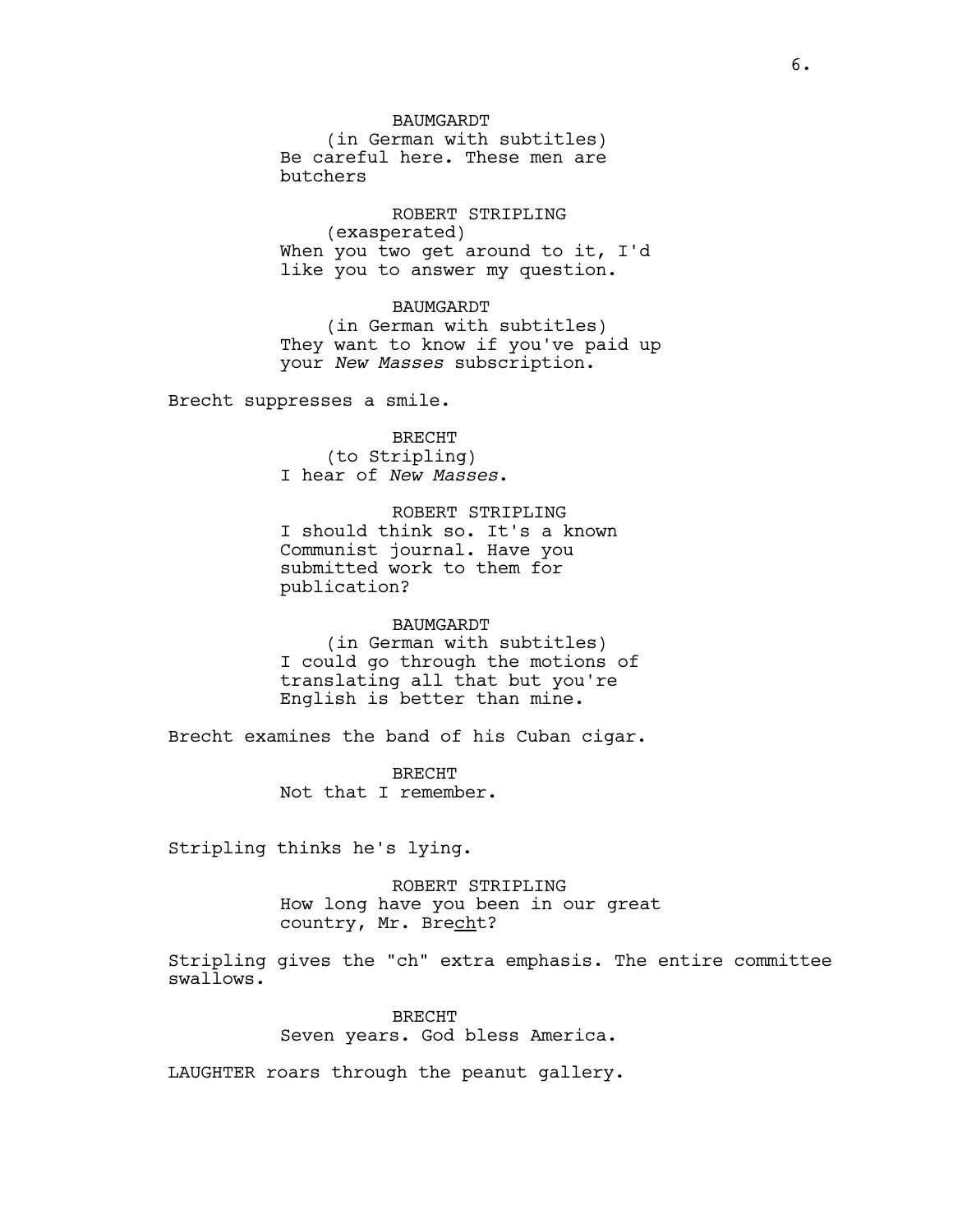BAUMGARDT
(in German with subtitles)
Be careful here. These men are butchers

ROBERT STRIPLING
(exasperated)
When you two get around to it, I'd like you to answer my question.

BAUMGARDT
(in German with subtitles)
They want to know if you've paid up your *New Masses* subscription.

Brecht suppresses a smile.

BRECHT
(to Stripling)
I hear of *New Masses*.

ROBERT STRIPLING
I should think so. It's a known Communist journal. Have you submitted work to them for publication?

BAUMGARDT
(in German with subtitles)
I could go through the motions of translating all that but you're English is better than mine.

Brecht examines the band of his Cuban cigar.

BRECHT
Not that I remember.

Stripling thinks he's lying.

ROBERT STRIPLING
How long have you been in our great country, Mr. Bre<u>ch</u>t?

Stripling gives the "ch" extra emphasis. The entire committee swallows.

BRECHT
Seven years. God bless America.

LAUGHTER roars through the peanut gallery.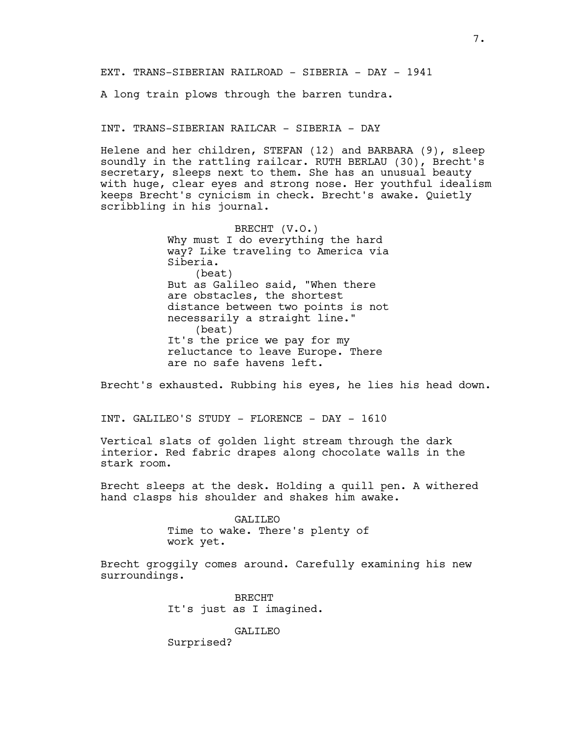EXT. TRANS-SIBERIAN RAILROAD - SIBERIA - DAY - 1941

A long train plows through the barren tundra.

INT. TRANS-SIBERIAN RAILCAR - SIBERIA - DAY

Helene and her children, STEFAN (12) and BARBARA (9), sleep soundly in the rattling railcar. RUTH BERLAU (30), Brecht's secretary, sleeps next to them. She has an unusual beauty with huge, clear eyes and strong nose. Her youthful idealism keeps Brecht's cynicism in check. Brecht's awake. Quietly scribbling in his journal.

BRECHT (V.O.)
Why must I do everything the hard way? Like traveling to America via Siberia.
(beat)
But as Galileo said, "When there are obstacles, the shortest distance between two points is not necessarily a straight line."
(beat)
It's the price we pay for my reluctance to leave Europe. There are no safe havens left.

Brecht's exhausted. Rubbing his eyes, he lies his head down.

INT. GALILEO'S STUDY - FLORENCE - DAY - 1610

Vertical slats of golden light stream through the dark interior. Red fabric drapes along chocolate walls in the stark room.

Brecht sleeps at the desk. Holding a quill pen. A withered hand clasps his shoulder and shakes him awake.

GALILEO
Time to wake. There's plenty of work yet.

Brecht groggily comes around. Carefully examining his new surroundings.

BRECHT
It's just as I imagined.

GALILEO
Surprised?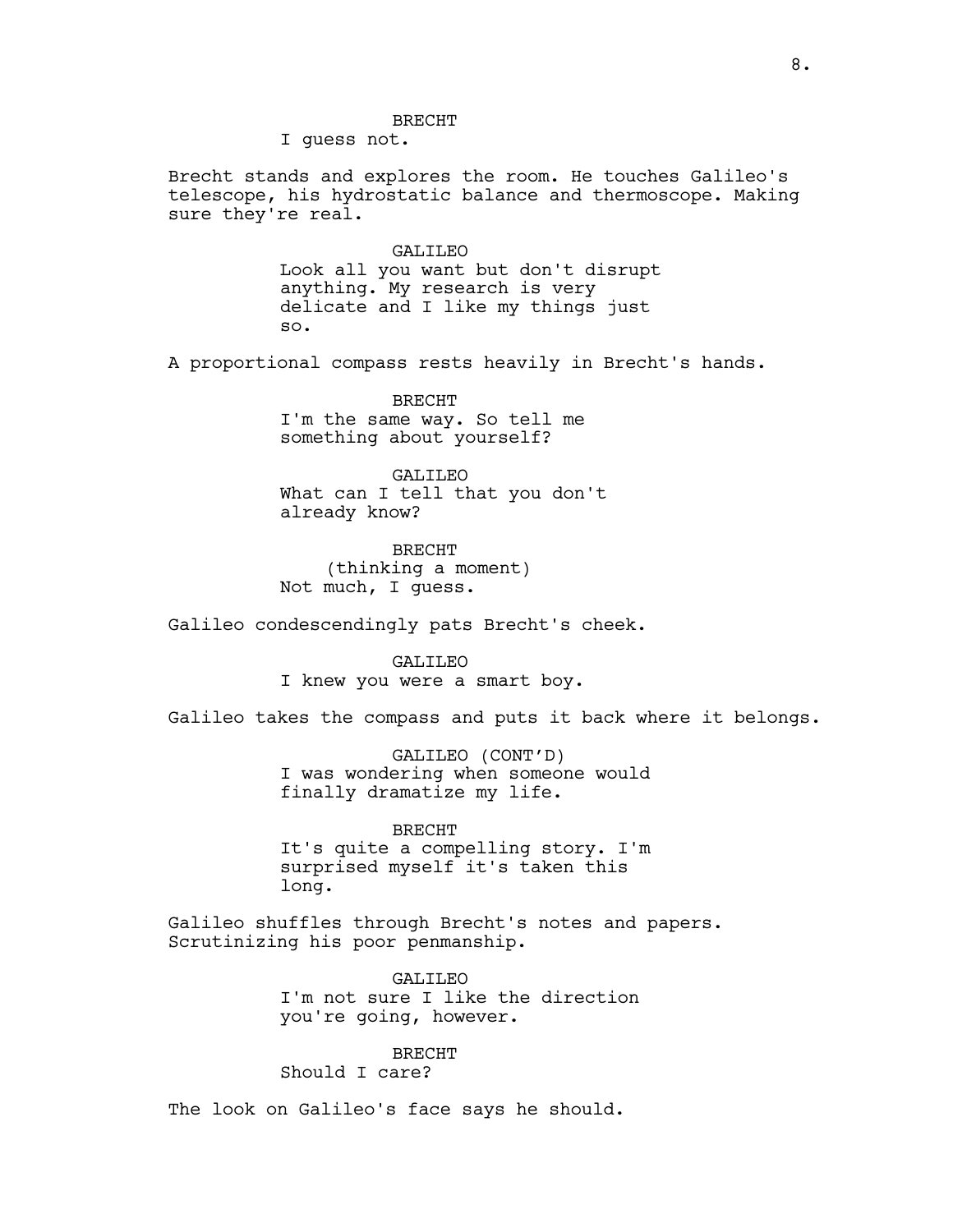BRECHT

I guess not.

Brecht stands and explores the room. He touches Galileo's telescope, his hydrostatic balance and thermoscope. Making sure they're real.

GALILEO

Look all you want but don't disrupt anything. My research is very delicate and I like my things just so.

A proportional compass rests heavily in Brecht's hands.

BRECHT

I'm the same way. So tell me something about yourself?

GALILEO

What can I tell that you don't already know?

BRECHT

(thinking a moment)

Not much, I guess.

Galileo condescendingly pats Brecht's cheek.

GALILEO

I knew you were a smart boy.

Galileo takes the compass and puts it back where it belongs.

GALILEO (CONT'D)

I was wondering when someone would finally dramatize my life.

BRECHT

It's quite a compelling story. I'm surprised myself it's taken this long.

Galileo shuffles through Brecht's notes and papers. Scrutinizing his poor penmanship.

GALILEO

I'm not sure I like the direction you're going, however.

BRECHT

Should I care?

The look on Galileo's face says he should.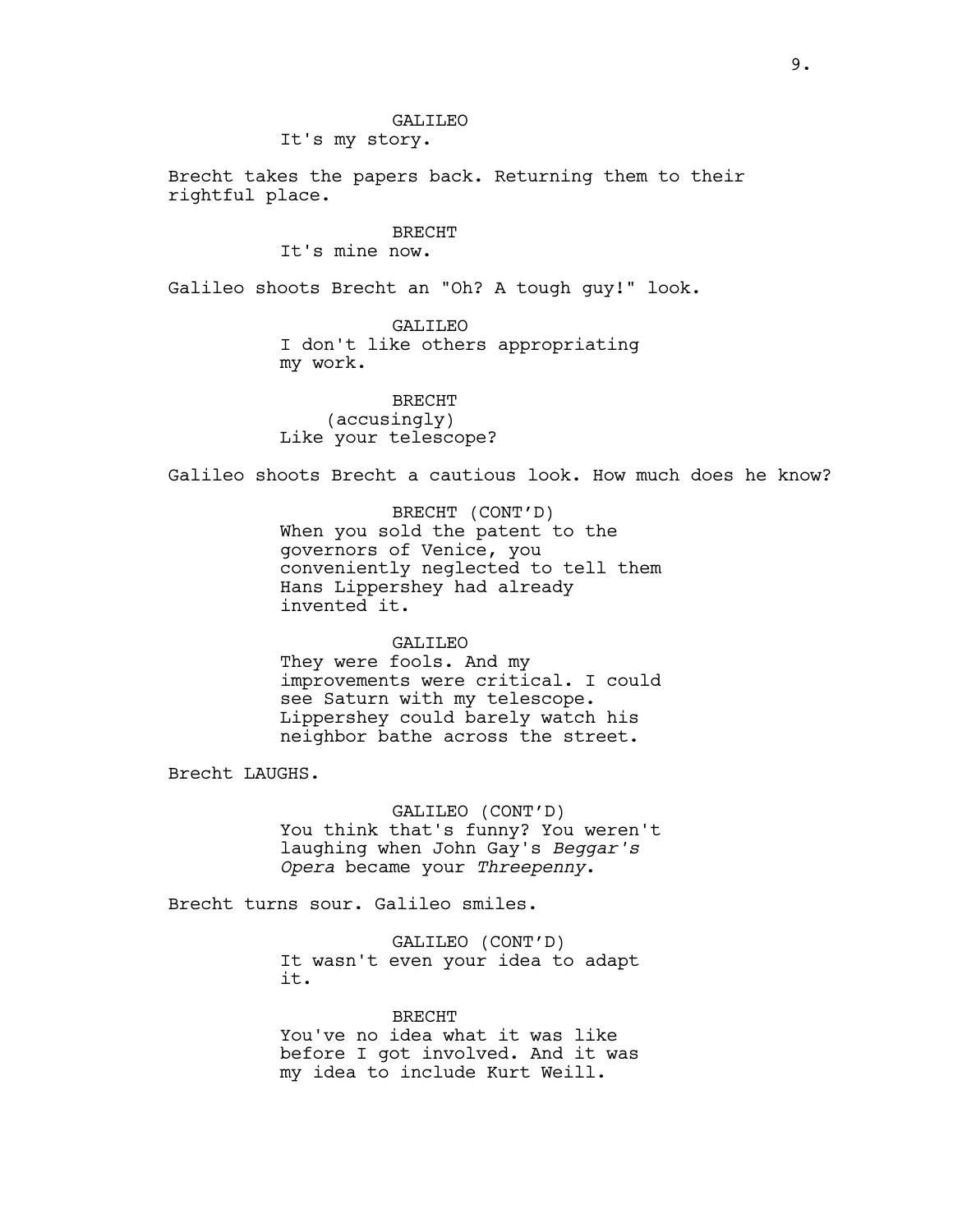GALILEO
It's my story.

Brecht takes the papers back. Returning them to their rightful place.

BRECHT
It's mine now.

Galileo shoots Brecht an "Oh? A tough guy!" look.

GALILEO
I don't like others appropriating my work.

BRECHT
(accusingly)
Like your telescope?

Galileo shoots Brecht a cautious look. How much does he know?

BRECHT (CONT'D)
When you sold the patent to the governors of Venice, you conveniently neglected to tell them Hans Lippershey had already invented it.

GALILEO
They were fools. And my improvements were critical. I could see Saturn with my telescope. Lippershey could barely watch his neighbor bathe across the street.

Brecht LAUGHS.

GALILEO (CONT'D)
You think that's funny? You weren't laughing when John Gay's *Beggar's Opera* became your *Threepenny*.

Brecht turns sour. Galileo smiles.

GALILEO (CONT'D)
It wasn't even your idea to adapt it.

BRECHT
You've no idea what it was like before I got involved. And it was my idea to include Kurt Weill.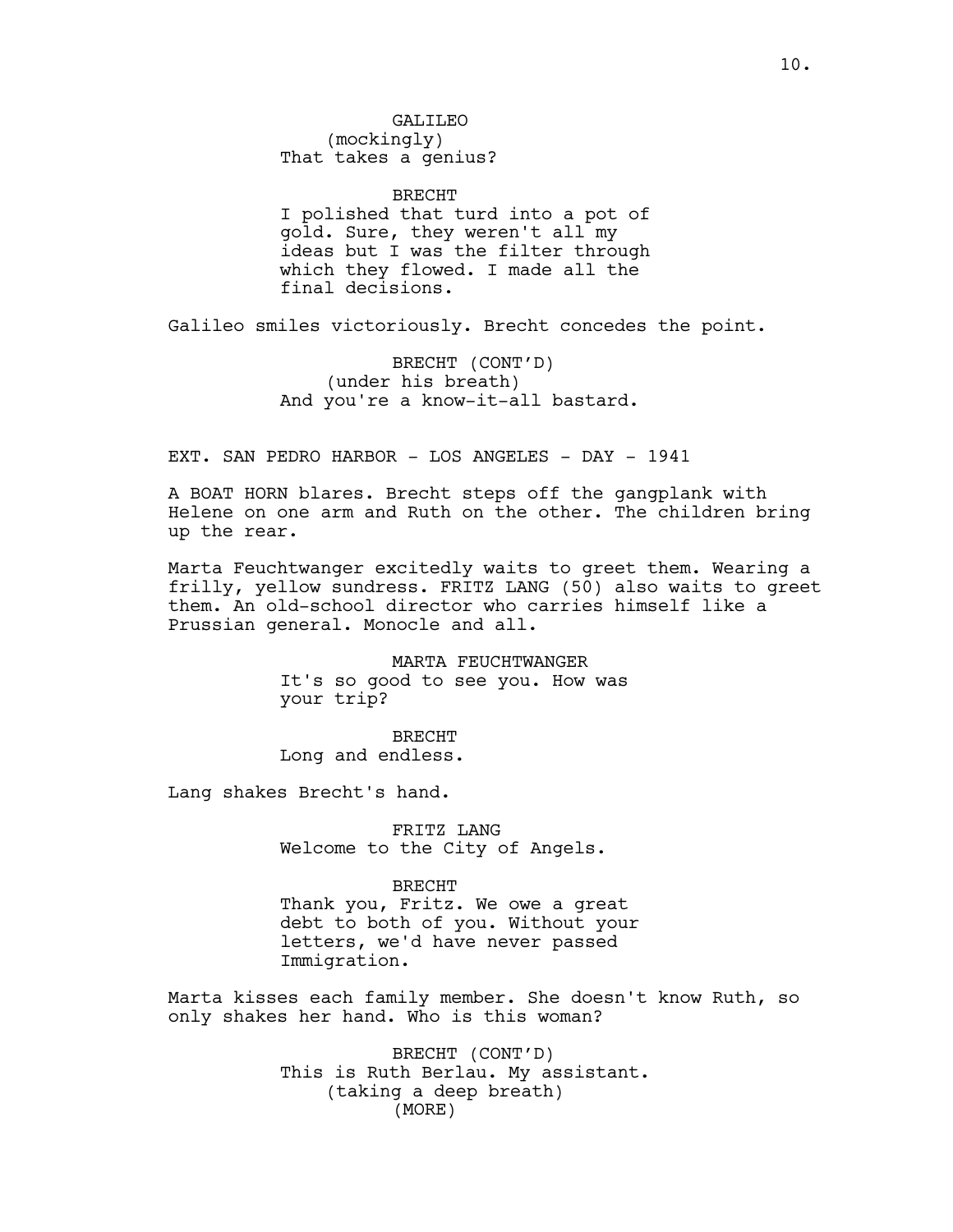GALILEO
(mockingly)
That takes a genius?

BRECHT
I polished that turd into a pot of gold. Sure, they weren't all my ideas but I was the filter through which they flowed. I made all the final decisions.

Galileo smiles victoriously. Brecht concedes the point.

BRECHT (CONT'D)
(under his breath)
And you're a know-it-all bastard.

EXT. SAN PEDRO HARBOR - LOS ANGELES - DAY - 1941

A BOAT HORN blares. Brecht steps off the gangplank with Helene on one arm and Ruth on the other. The children bring up the rear.

Marta Feuchtwanger excitedly waits to greet them. Wearing a frilly, yellow sundress. FRITZ LANG (50) also waits to greet them. An old-school director who carries himself like a Prussian general. Monocle and all.

MARTA FEUCHTWANGER
It's so good to see you. How was your trip?

BRECHT
Long and endless.

Lang shakes Brecht's hand.

FRITZ LANG
Welcome to the City of Angels.

BRECHT
Thank you, Fritz. We owe a great debt to both of you. Without your letters, we'd have never passed Immigration.

Marta kisses each family member. She doesn't know Ruth, so only shakes her hand. Who is this woman?

BRECHT (CONT'D)
This is Ruth Berlau. My assistant.
(taking a deep breath)
(MORE)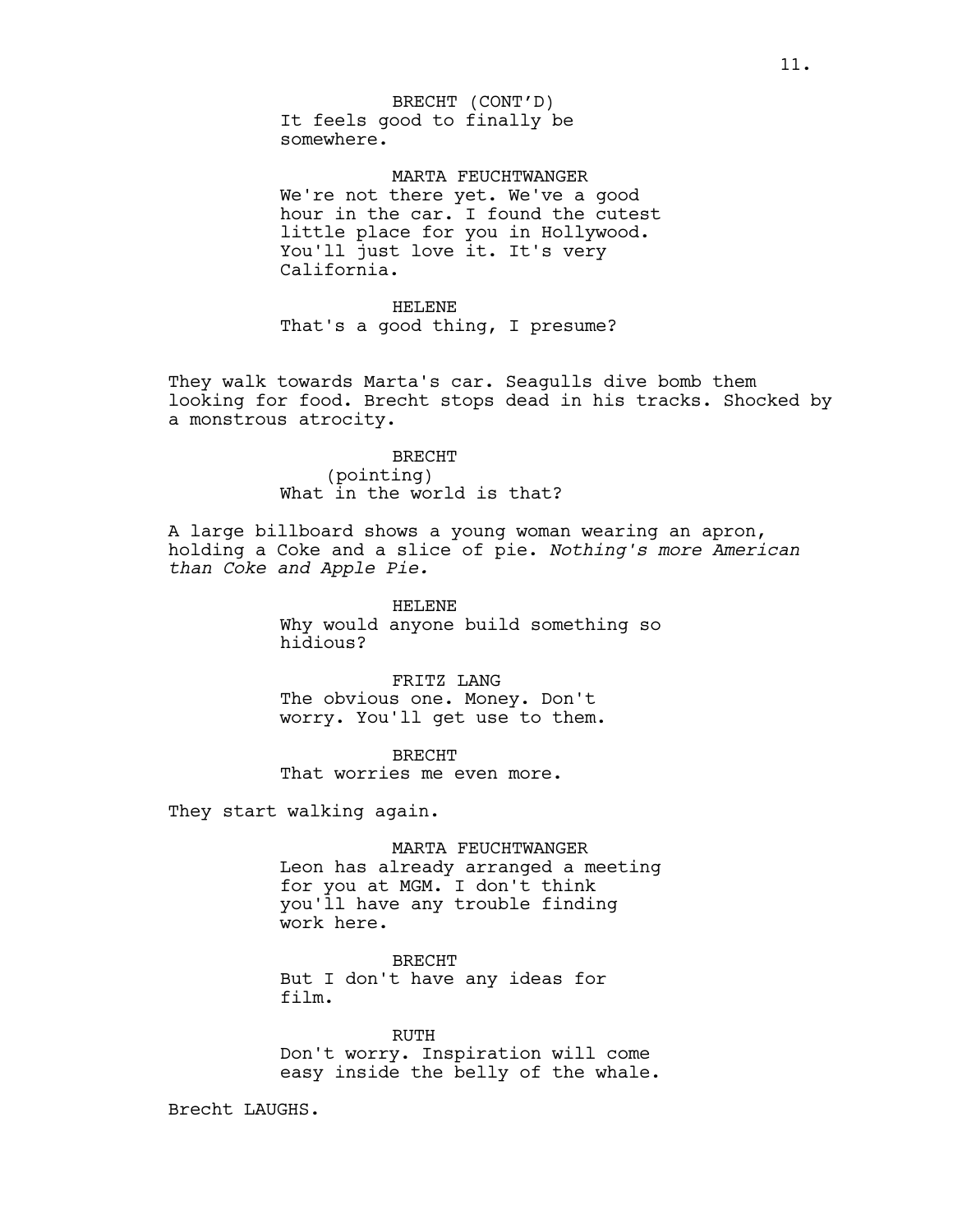BRECHT (CONT'D)
It feels good to finally be somewhere.

MARTA FEUCHTWANGER
We're not there yet. We've a good hour in the car. I found the cutest little place for you in Hollywood. You'll just love it. It's very California.

HELENE
That's a good thing, I presume?

They walk towards Marta's car. Seagulls dive bomb them looking for food. Brecht stops dead in his tracks. Shocked by a monstrous atrocity.

BRECHT
(pointing)
What in the world is that?

A large billboard shows a young woman wearing an apron, holding a Coke and a slice of pie. *Nothing's more American than Coke and Apple Pie.*

HELENE
Why would anyone build something so hidious?

FRITZ LANG
The obvious one. Money. Don't worry. You'll get use to them.

BRECHT
That worries me even more.

They start walking again.

MARTA FEUCHTWANGER
Leon has already arranged a meeting for you at MGM. I don't think you'll have any trouble finding work here.

BRECHT
But I don't have any ideas for film.

RUTH
Don't worry. Inspiration will come easy inside the belly of the whale.

Brecht LAUGHS.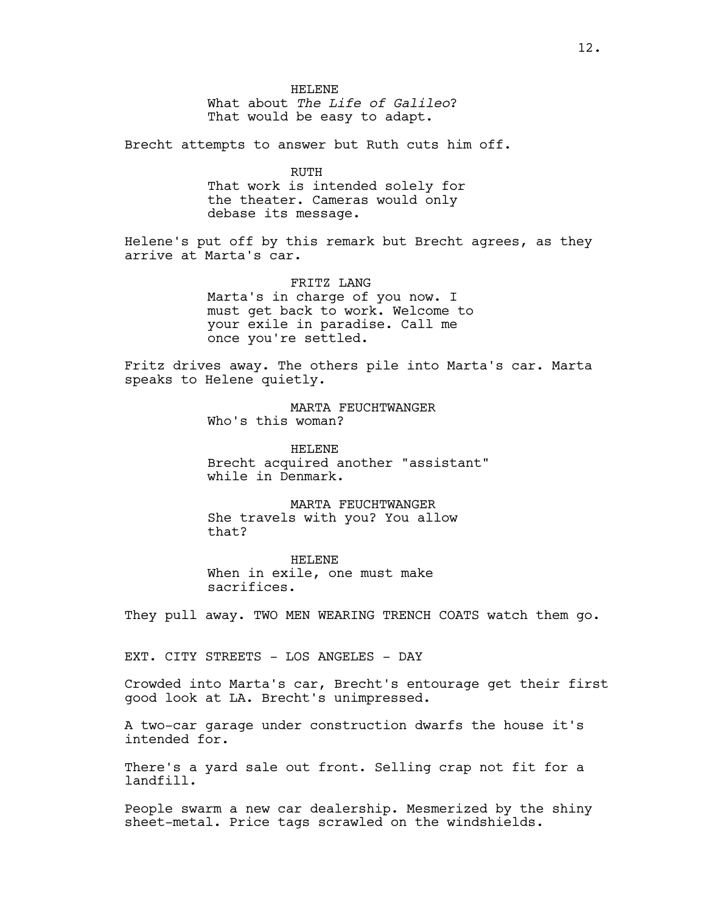HELENE
What about *The Life of Galileo*?
That would be easy to adapt.

Brecht attempts to answer but Ruth cuts him off.

RUTH
That work is intended solely for
the theater. Cameras would only
debase its message.

Helene's put off by this remark but Brecht agrees, as they arrive at Marta's car.

FRITZ LANG
Marta's in charge of you now. I
must get back to work. Welcome to
your exile in paradise. Call me
once you're settled.

Fritz drives away. The others pile into Marta's car. Marta speaks to Helene quietly.

MARTA FEUCHTWANGER
Who's this woman?

HELENE
Brecht acquired another "assistant"
while in Denmark.

MARTA FEUCHTWANGER
She travels with you? You allow
that?

HELENE
When in exile, one must make
sacrifices.

They pull away. TWO MEN WEARING TRENCH COATS watch them go.

EXT. CITY STREETS - LOS ANGELES - DAY

Crowded into Marta's car, Brecht's entourage get their first good look at LA. Brecht's unimpressed.

A two-car garage under construction dwarfs the house it's intended for.

There's a yard sale out front. Selling crap not fit for a landfill.

People swarm a new car dealership. Mesmerized by the shiny sheet-metal. Price tags scrawled on the windshields.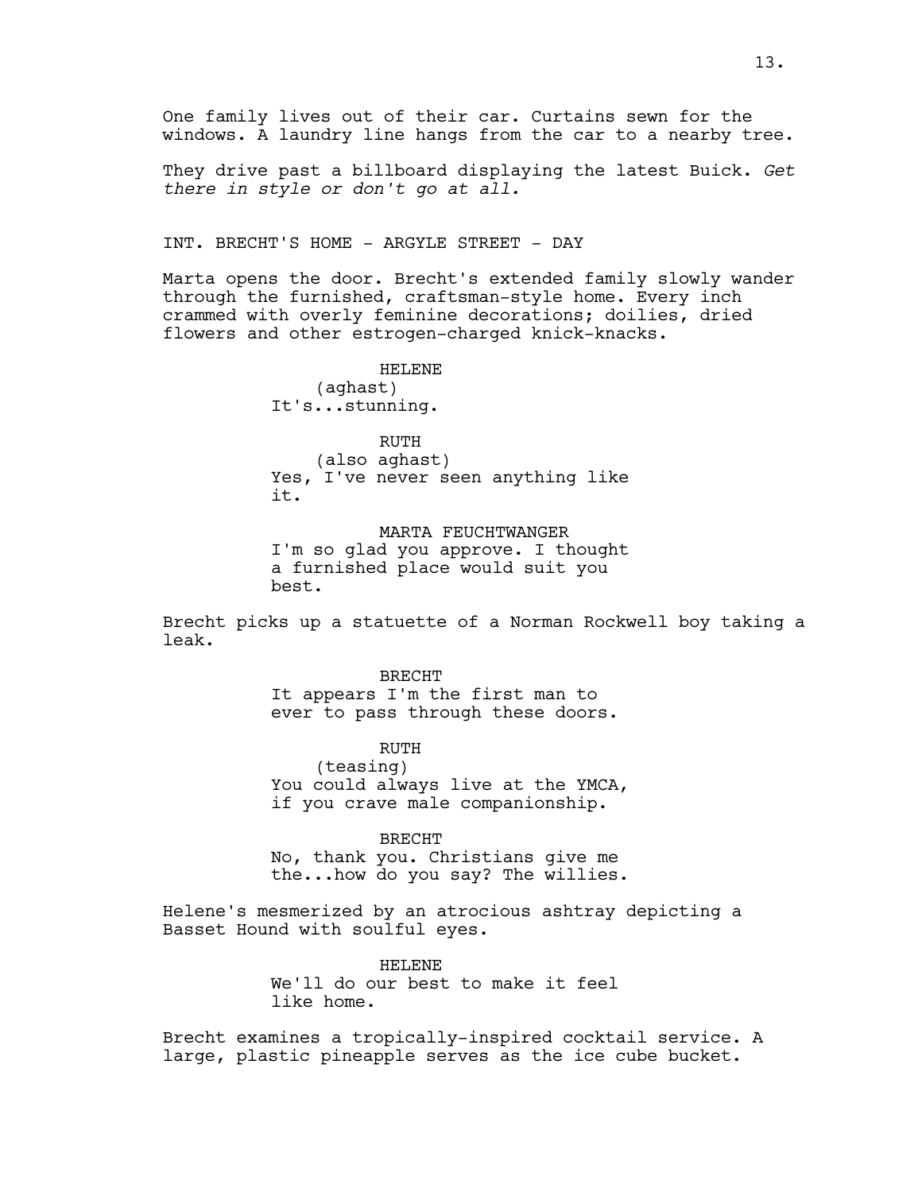One family lives out of their car. Curtains sewn for the windows. A laundry line hangs from the car to a nearby tree.

They drive past a billboard displaying the latest Buick. *Get there in style or don't go at all.*

INT. BRECHT'S HOME - ARGYLE STREET - DAY

Marta opens the door. Brecht's extended family slowly wander through the furnished, craftsman-style home. Every inch crammed with overly feminine decorations; doilies, dried flowers and other estrogen-charged knick-knacks.

HELENE
(aghast)
It's...stunning.

RUTH
(also aghast)
Yes, I've never seen anything like it.

MARTA FEUCHTWANGER
I'm so glad you approve. I thought a furnished place would suit you best.

Brecht picks up a statuette of a Norman Rockwell boy taking a leak.

BRECHT
It appears I'm the first man to ever to pass through these doors.

RUTH
(teasing)
You could always live at the YMCA, if you crave male companionship.

BRECHT
No, thank you. Christians give me the...how do you say? The willies.

Helene's mesmerized by an atrocious ashtray depicting a Basset Hound with soulful eyes.

HELENE
We'll do our best to make it feel like home.

Brecht examines a tropically-inspired cocktail service. A large, plastic pineapple serves as the ice cube bucket.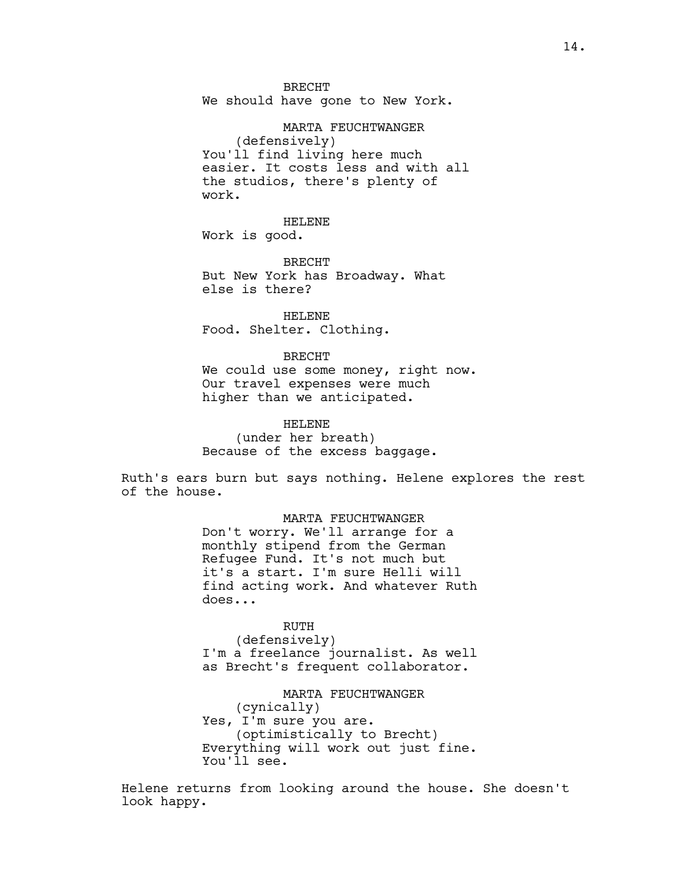BRECHT
We should have gone to New York.

MARTA FEUCHTWANGER
(defensively)
You'll find living here much easier. It costs less and with all the studios, there's plenty of work.

HELENE
Work is good.

BRECHT
But New York has Broadway. What else is there?

HELENE
Food. Shelter. Clothing.

BRECHT
We could use some money, right now. Our travel expenses were much higher than we anticipated.

HELENE
(under her breath)
Because of the excess baggage.

Ruth's ears burn but says nothing. Helene explores the rest of the house.

MARTA FEUCHTWANGER
Don't worry. We'll arrange for a monthly stipend from the German Refugee Fund. It's not much but it's a start. I'm sure Helli will find acting work. And whatever Ruth does...

RUTH
(defensively)
I'm a freelance journalist. As well as Brecht's frequent collaborator.

MARTA FEUCHTWANGER
(cynically)
Yes, I'm sure you are.
(optimistically to Brecht)
Everything will work out just fine. You'll see.

Helene returns from looking around the house. She doesn't look happy.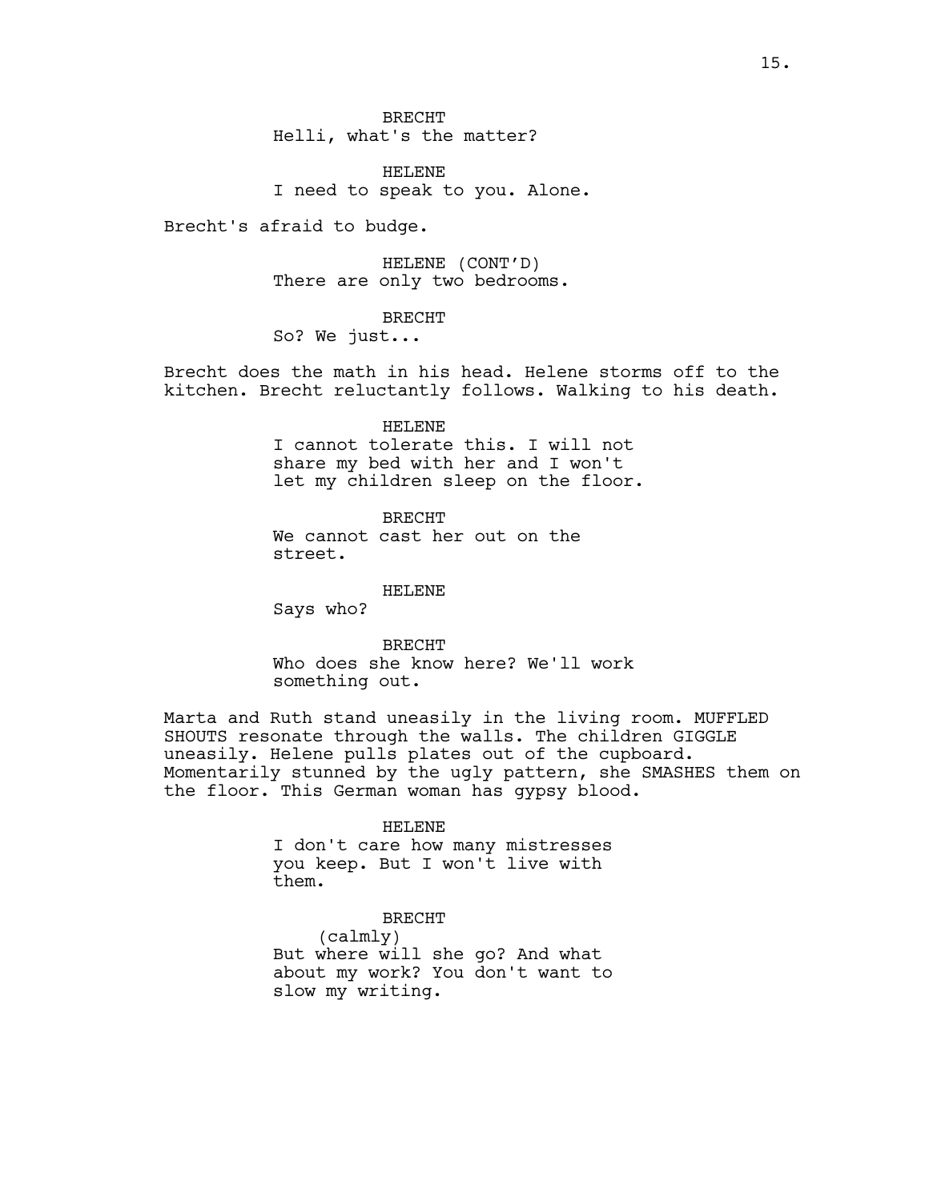BRECHT
Helli, what's the matter?

HELENE
I need to speak to you. Alone.

Brecht's afraid to budge.

HELENE (CONT'D)
There are only two bedrooms.

BRECHT
So? We just...

Brecht does the math in his head. Helene storms off to the kitchen. Brecht reluctantly follows. Walking to his death.

HELENE
I cannot tolerate this. I will not share my bed with her and I won't let my children sleep on the floor.

BRECHT
We cannot cast her out on the street.

HELENE
Says who?

BRECHT
Who does she know here? We'll work something out.

Marta and Ruth stand uneasily in the living room. MUFFLED SHOUTS resonate through the walls. The children GIGGLE uneasily. Helene pulls plates out of the cupboard. Momentarily stunned by the ugly pattern, she SMASHES them on the floor. This German woman has gypsy blood.

HELENE
I don't care how many mistresses you keep. But I won't live with them.

BRECHT
(calmly)
But where will she go? And what about my work? You don't want to slow my writing.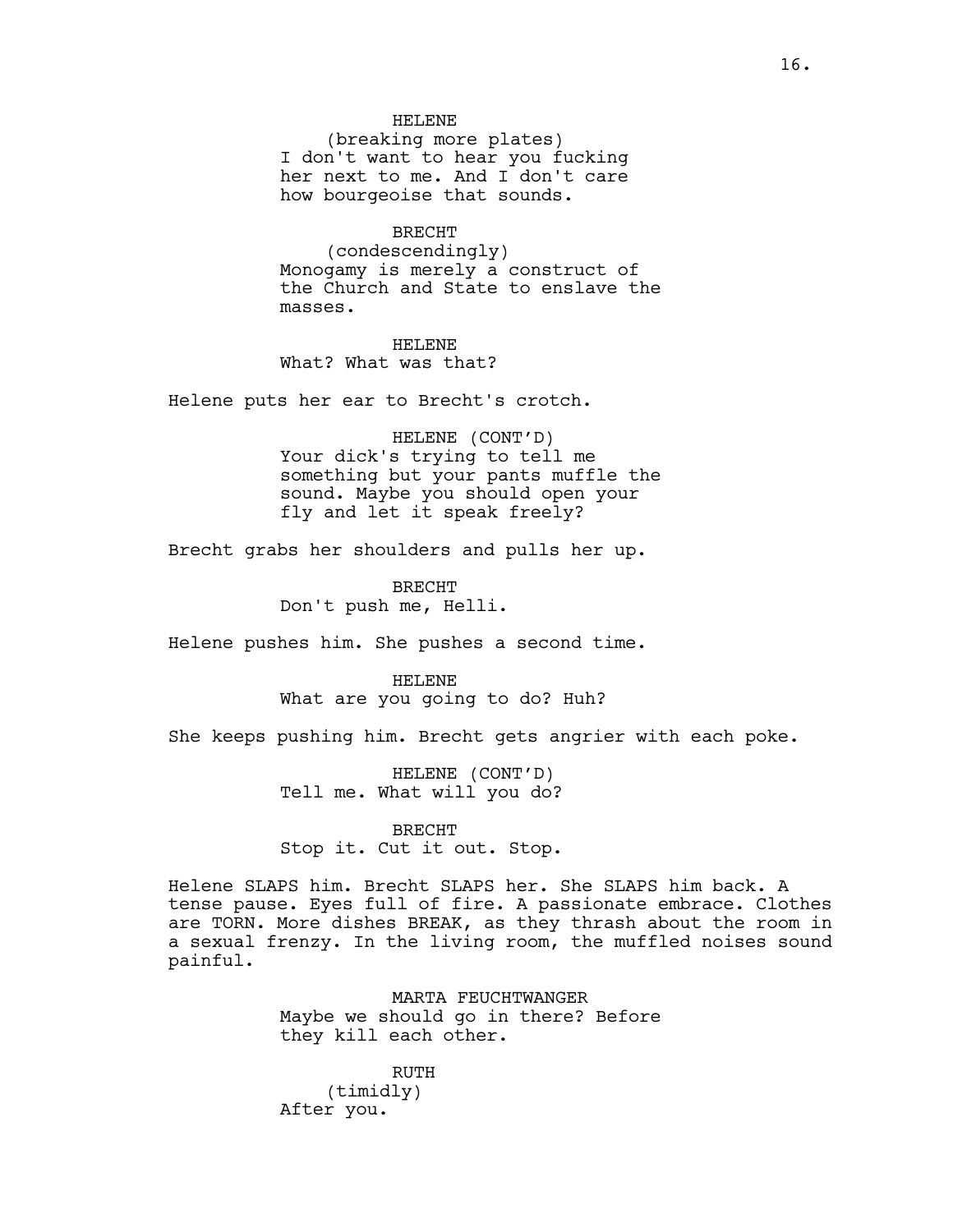HELENE
(breaking more plates)
I don't want to hear you fucking her next to me. And I don't care how bourgeoise that sounds.

BRECHT
(condescendingly)
Monogamy is merely a construct of the Church and State to enslave the masses.

HELENE
What? What was that?

Helene puts her ear to Brecht's crotch.

HELENE (CONT'D)
Your dick's trying to tell me something but your pants muffle the sound. Maybe you should open your fly and let it speak freely?

Brecht grabs her shoulders and pulls her up.

BRECHT
Don't push me, Helli.

Helene pushes him. She pushes a second time.

HELENE
What are you going to do? Huh?

She keeps pushing him. Brecht gets angrier with each poke.

HELENE (CONT'D)
Tell me. What will you do?

BRECHT
Stop it. Cut it out. Stop.

Helene SLAPS him. Brecht SLAPS her. She SLAPS him back. A tense pause. Eyes full of fire. A passionate embrace. Clothes are TORN. More dishes BREAK, as they thrash about the room in a sexual frenzy. In the living room, the muffled noises sound painful.

MARTA FEUCHTWANGER
Maybe we should go in there? Before they kill each other.

RUTH
(timidly)
After you.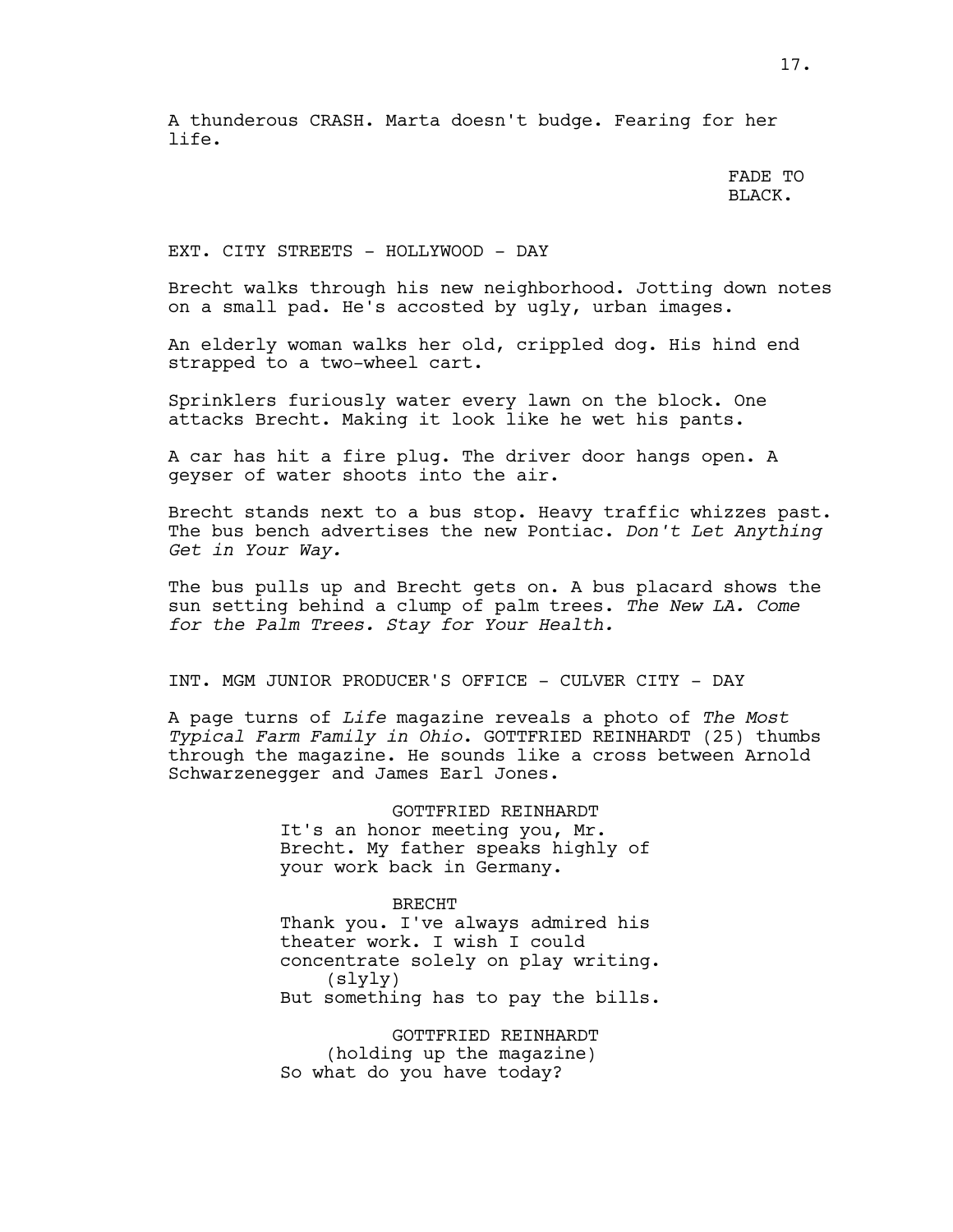A thunderous CRASH. Marta doesn't budge. Fearing for her life.

FADE TO BLACK.

EXT. CITY STREETS - HOLLYWOOD - DAY

Brecht walks through his new neighborhood. Jotting down notes on a small pad. He's accosted by ugly, urban images.

An elderly woman walks her old, crippled dog. His hind end strapped to a two-wheel cart.

Sprinklers furiously water every lawn on the block. One attacks Brecht. Making it look like he wet his pants.

A car has hit a fire plug. The driver door hangs open. A geyser of water shoots into the air.

Brecht stands next to a bus stop. Heavy traffic whizzes past. The bus bench advertises the new Pontiac. *Don't Let Anything Get in Your Way.*

The bus pulls up and Brecht gets on. A bus placard shows the sun setting behind a clump of palm trees. *The New LA. Come for the Palm Trees. Stay for Your Health.*

INT. MGM JUNIOR PRODUCER'S OFFICE - CULVER CITY - DAY

A page turns of *Life* magazine reveals a photo of *The Most Typical Farm Family in Ohio*. GOTTFRIED REINHARDT (25) thumbs through the magazine. He sounds like a cross between Arnold Schwarzenegger and James Earl Jones.

GOTTFRIED REINHARDT
It's an honor meeting you, Mr. Brecht. My father speaks highly of your work back in Germany.

BRECHT
Thank you. I've always admired his theater work. I wish I could concentrate solely on play writing.
(slyly)
But something has to pay the bills.

GOTTFRIED REINHARDT
(holding up the magazine)
So what do you have today?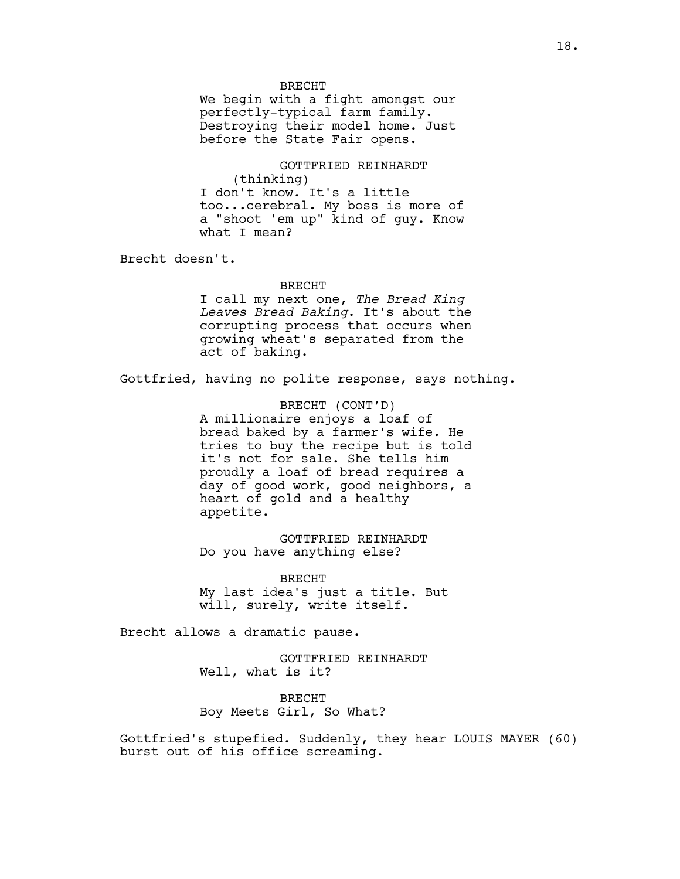BRECHT
We begin with a fight amongst our perfectly-typical farm family. Destroying their model home. Just before the State Fair opens.

GOTTFRIED REINHARDT
(thinking)
I don't know. It's a little too...cerebral. My boss is more of a "shoot 'em up" kind of guy. Know what I mean?

Brecht doesn't.

BRECHT
I call my next one, *The Bread King Leaves Bread Baking*. It's about the corrupting process that occurs when growing wheat's separated from the act of baking.

Gottfried, having no polite response, says nothing.

BRECHT (CONT'D)
A millionaire enjoys a loaf of bread baked by a farmer's wife. He tries to buy the recipe but is told it's not for sale. She tells him proudly a loaf of bread requires a day of good work, good neighbors, a heart of gold and a healthy appetite.

GOTTFRIED REINHARDT
Do you have anything else?

BRECHT
My last idea's just a title. But will, surely, write itself.

Brecht allows a dramatic pause.

GOTTFRIED REINHARDT
Well, what is it?

BRECHT
Boy Meets Girl, So What?

Gottfried's stupefied. Suddenly, they hear LOUIS MAYER (60) burst out of his office screaming.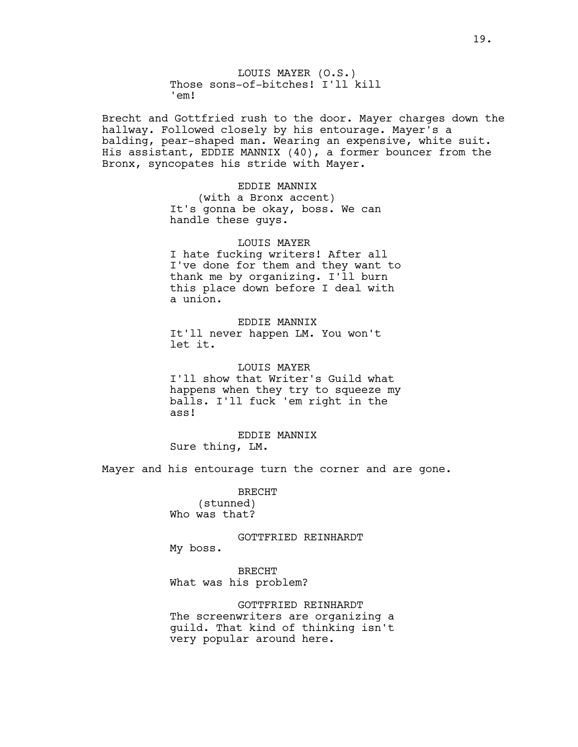LOUIS MAYER (O.S.)
Those sons-of-bitches! I'll kill 'em!

Brecht and Gottfried rush to the door. Mayer charges down the hallway. Followed closely by his entourage. Mayer's a balding, pear-shaped man. Wearing an expensive, white suit. His assistant, EDDIE MANNIX (40), a former bouncer from the Bronx, syncopates his stride with Mayer.

EDDIE MANNIX
(with a Bronx accent)
It's gonna be okay, boss. We can handle these guys.

LOUIS MAYER
I hate fucking writers! After all I've done for them and they want to thank me by organizing. I'll burn this place down before I deal with a union.

EDDIE MANNIX
It'll never happen LM. You won't let it.

LOUIS MAYER
I'll show that Writer's Guild what happens when they try to squeeze my balls. I'll fuck 'em right in the ass!

EDDIE MANNIX
Sure thing, LM.

Mayer and his entourage turn the corner and are gone.

BRECHT
(stunned)
Who was that?

GOTTFRIED REINHARDT
My boss.

BRECHT
What was his problem?

GOTTFRIED REINHARDT
The screenwriters are organizing a guild. That kind of thinking isn't very popular around here.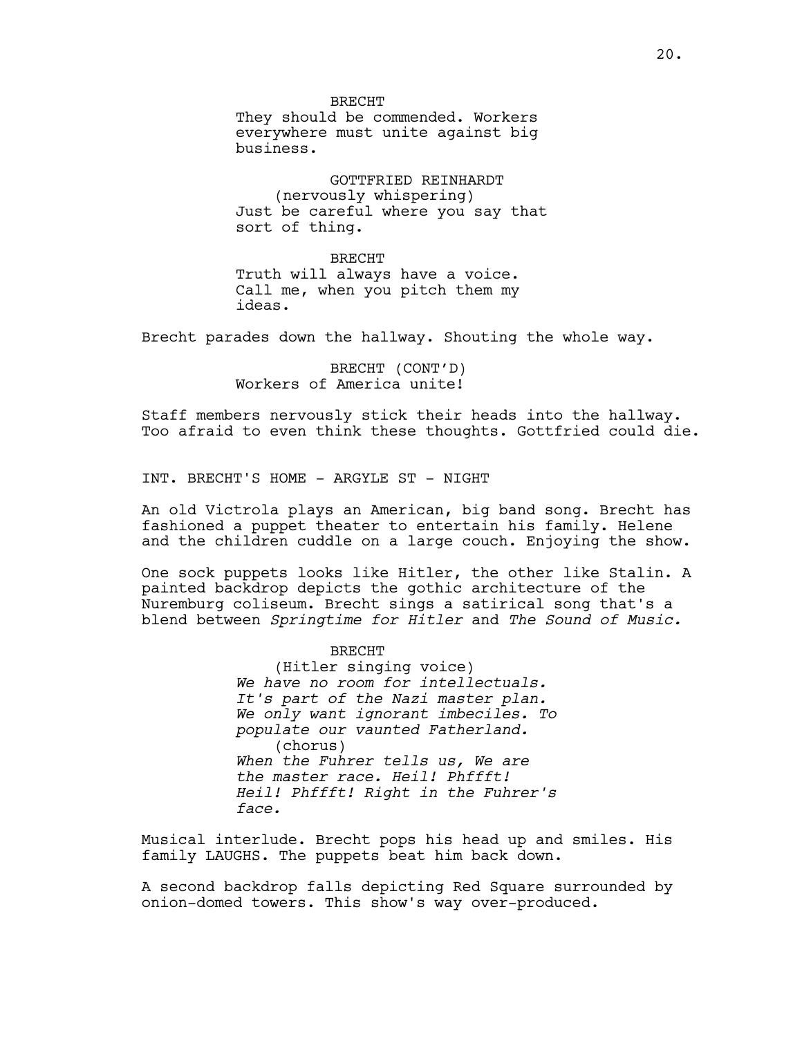BRECHT
They should be commended. Workers everywhere must unite against big business.

GOTTFRIED REINHARDT
(nervously whispering)
Just be careful where you say that sort of thing.

BRECHT
Truth will always have a voice. Call me, when you pitch them my ideas.

Brecht parades down the hallway. Shouting the whole way.

BRECHT (CONT'D)
Workers of America unite!

Staff members nervously stick their heads into the hallway. Too afraid to even think these thoughts. Gottfried could die.

INT. BRECHT'S HOME - ARGYLE ST - NIGHT

An old Victrola plays an American, big band song. Brecht has fashioned a puppet theater to entertain his family. Helene and the children cuddle on a large couch. Enjoying the show.

One sock puppets looks like Hitler, the other like Stalin. A painted backdrop depicts the gothic architecture of the Nuremburg coliseum. Brecht sings a satirical song that's a blend between *Springtime for Hitler* and *The Sound of Music.*

BRECHT
(Hitler singing voice)
*We have no room for intellectuals. It's part of the Nazi master plan. We only want ignorant imbeciles. To populate our vaunted Fatherland.*
(chorus)
*When the Fuhrer tells us, We are the master race. Heil! Phffft! Heil! Phffft! Right in the Fuhrer's face.*

Musical interlude. Brecht pops his head up and smiles. His family LAUGHS. The puppets beat him back down.

A second backdrop falls depicting Red Square surrounded by onion-domed towers. This show's way over-produced.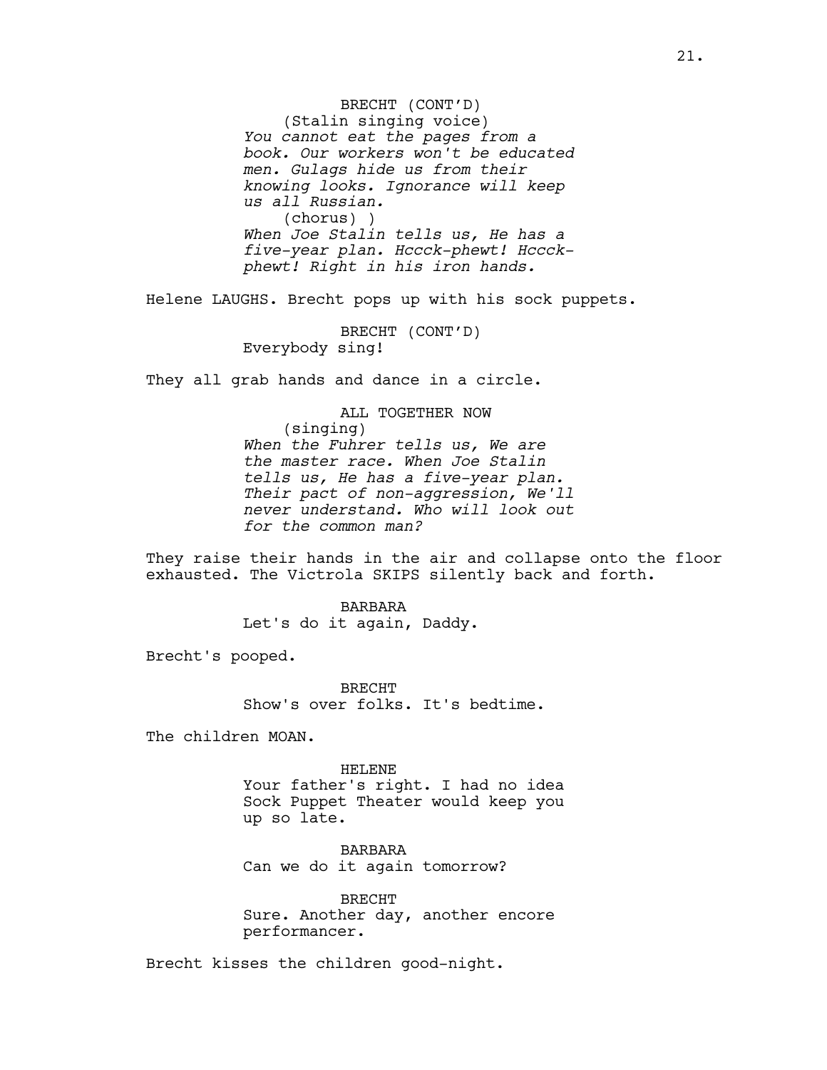BRECHT (CONT'D)
(Stalin singing voice)
*You cannot eat the pages from a book. Our workers won't be educated men. Gulags hide us from their knowing looks. Ignorance will keep us all Russian.*
(chorus) )
*When Joe Stalin tells us, He has a five-year plan. Hcccck-phewt! Hcccck-phewt! Right in his iron hands.*

Helene LAUGHS. Brecht pops up with his sock puppets.

BRECHT (CONT'D)
Everybody sing!

They all grab hands and dance in a circle.

ALL TOGETHER NOW
(singing)
*When the Fuhrer tells us, We are the master race. When Joe Stalin tells us, He has a five-year plan. Their pact of non-aggression, We'll never understand. Who will look out for the common man?*

They raise their hands in the air and collapse onto the floor exhausted. The Victrola SKIPS silently back and forth.

BARBARA
Let's do it again, Daddy.

Brecht's pooped.

BRECHT
Show's over folks. It's bedtime.

The children MOAN.

HELENE
Your father's right. I had no idea Sock Puppet Theater would keep you up so late.

BARBARA
Can we do it again tomorrow?

BRECHT
Sure. Another day, another encore performancer.

Brecht kisses the children good-night.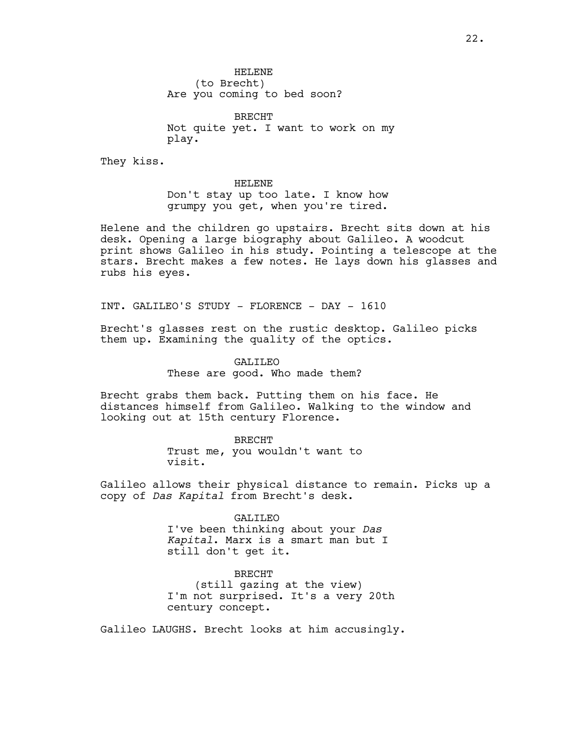HELENE
(to Brecht)
Are you coming to bed soon?

BRECHT
Not quite yet. I want to work on my play.

They kiss.

HELENE
Don't stay up too late. I know how grumpy you get, when you're tired.

Helene and the children go upstairs. Brecht sits down at his desk. Opening a large biography about Galileo. A woodcut print shows Galileo in his study. Pointing a telescope at the stars. Brecht makes a few notes. He lays down his glasses and rubs his eyes.

INT. GALILEO'S STUDY - FLORENCE - DAY - 1610

Brecht's glasses rest on the rustic desktop. Galileo picks them up. Examining the quality of the optics.

GALILEO
These are good. Who made them?

Brecht grabs them back. Putting them on his face. He distances himself from Galileo. Walking to the window and looking out at 15th century Florence.

BRECHT
Trust me, you wouldn't want to visit.

Galileo allows their physical distance to remain. Picks up a copy of *Das Kapital* from Brecht's desk.

GALILEO
I've been thinking about your *Das Kapital*. Marx is a smart man but I still don't get it.

BRECHT
(still gazing at the view)
I'm not surprised. It's a very 20th century concept.

Galileo LAUGHS. Brecht looks at him accusingly.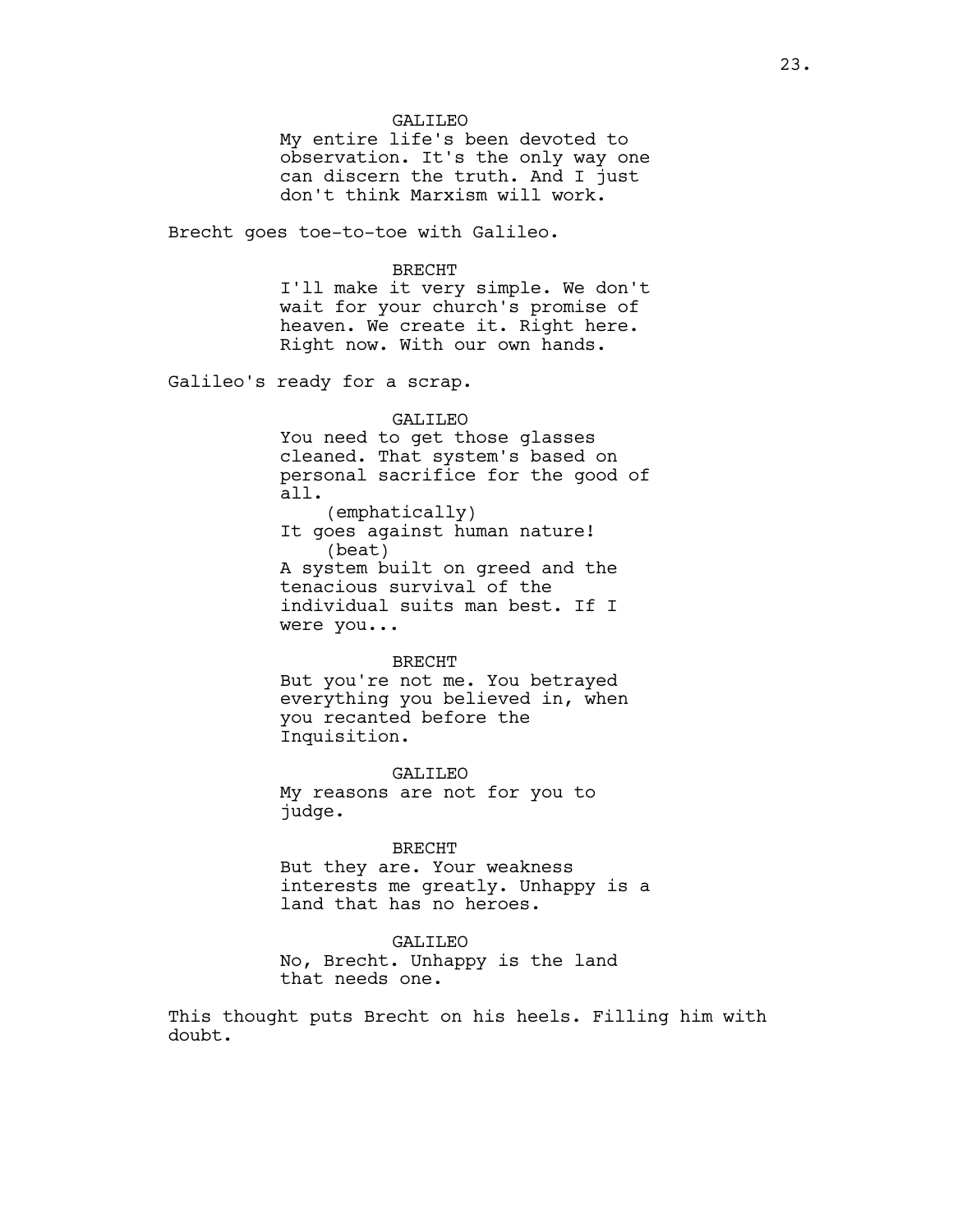GALILEO

My entire life's been devoted to observation. It's the only way one can discern the truth. And I just don't think Marxism will work.

Brecht goes toe-to-toe with Galileo.

BRECHT

I'll make it very simple. We don't wait for your church's promise of heaven. We create it. Right here. Right now. With our own hands.

Galileo's ready for a scrap.

GALILEO

You need to get those glasses cleaned. That system's based on personal sacrifice for the good of all.

(emphatically)

It goes against human nature!

(beat)

A system built on greed and the tenacious survival of the individual suits man best. If I were you...

BRECHT

But you're not me. You betrayed everything you believed in, when you recanted before the Inquisition.

GALILEO

My reasons are not for you to judge.

BRECHT

But they are. Your weakness interests me greatly. Unhappy is a land that has no heroes.

GALILEO

No, Brecht. Unhappy is the land that needs one.

This thought puts Brecht on his heels. Filling him with doubt.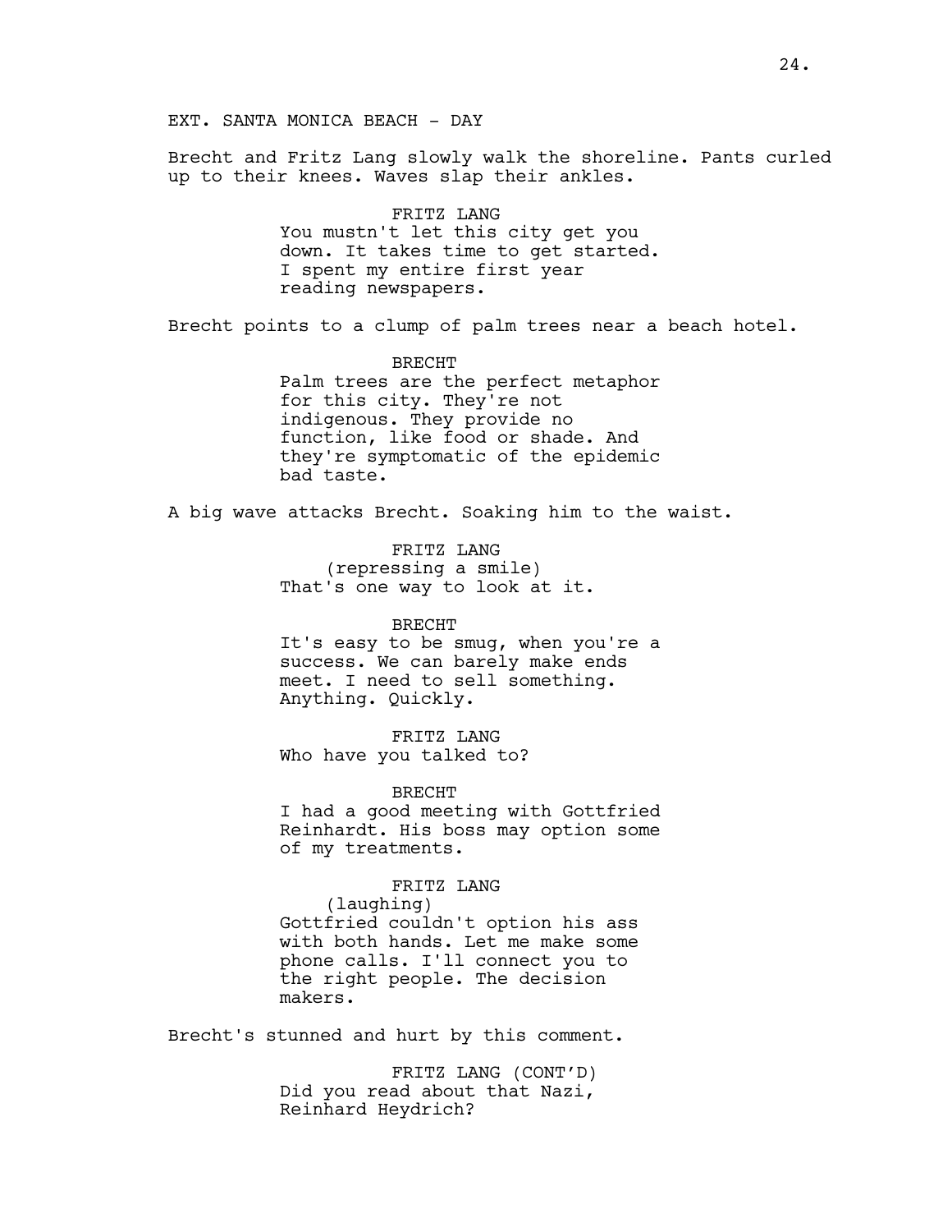EXT. SANTA MONICA BEACH - DAY

Brecht and Fritz Lang slowly walk the shoreline. Pants curled up to their knees. Waves slap their ankles.

FRITZ LANG
You mustn't let this city get you down. It takes time to get started. I spent my entire first year reading newspapers.

Brecht points to a clump of palm trees near a beach hotel.

BRECHT
Palm trees are the perfect metaphor for this city. They're not indigenous. They provide no function, like food or shade. And they're symptomatic of the epidemic bad taste.

A big wave attacks Brecht. Soaking him to the waist.

FRITZ LANG
(repressing a smile)
That's one way to look at it.

BRECHT
It's easy to be smug, when you're a success. We can barely make ends meet. I need to sell something. Anything. Quickly.

FRITZ LANG
Who have you talked to?

BRECHT
I had a good meeting with Gottfried Reinhardt. His boss may option some of my treatments.

FRITZ LANG
(laughing)
Gottfried couldn't option his ass with both hands. Let me make some phone calls. I'll connect you to the right people. The decision makers.

Brecht's stunned and hurt by this comment.

FRITZ LANG (CONT'D)
Did you read about that Nazi, Reinhard Heydrich?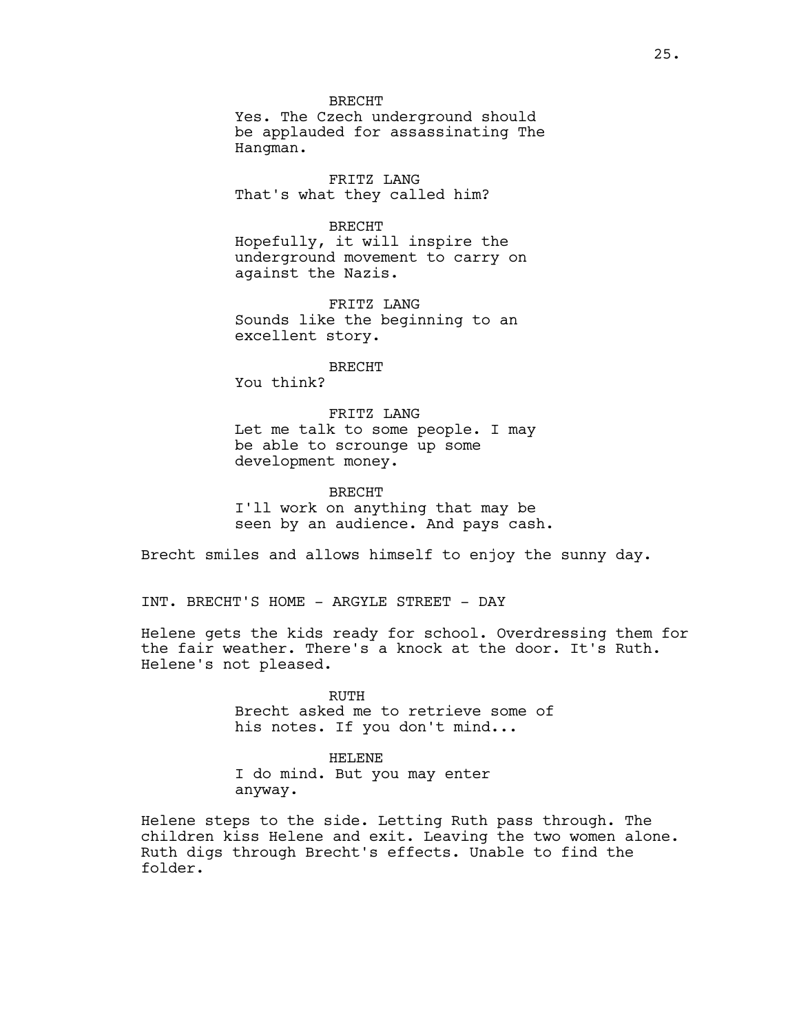BRECHT
Yes. The Czech underground should be applauded for assassinating The Hangman.

FRITZ LANG
That's what they called him?

BRECHT
Hopefully, it will inspire the underground movement to carry on against the Nazis.

FRITZ LANG
Sounds like the beginning to an excellent story.

BRECHT
You think?

FRITZ LANG
Let me talk to some people. I may be able to scrounge up some development money.

BRECHT
I'll work on anything that may be seen by an audience. And pays cash.

Brecht smiles and allows himself to enjoy the sunny day.

INT. BRECHT'S HOME - ARGYLE STREET - DAY

Helene gets the kids ready for school. Overdressing them for the fair weather. There's a knock at the door. It's Ruth. Helene's not pleased.

RUTH
Brecht asked me to retrieve some of his notes. If you don't mind...

HELENE
I do mind. But you may enter anyway.

Helene steps to the side. Letting Ruth pass through. The children kiss Helene and exit. Leaving the two women alone. Ruth digs through Brecht's effects. Unable to find the folder.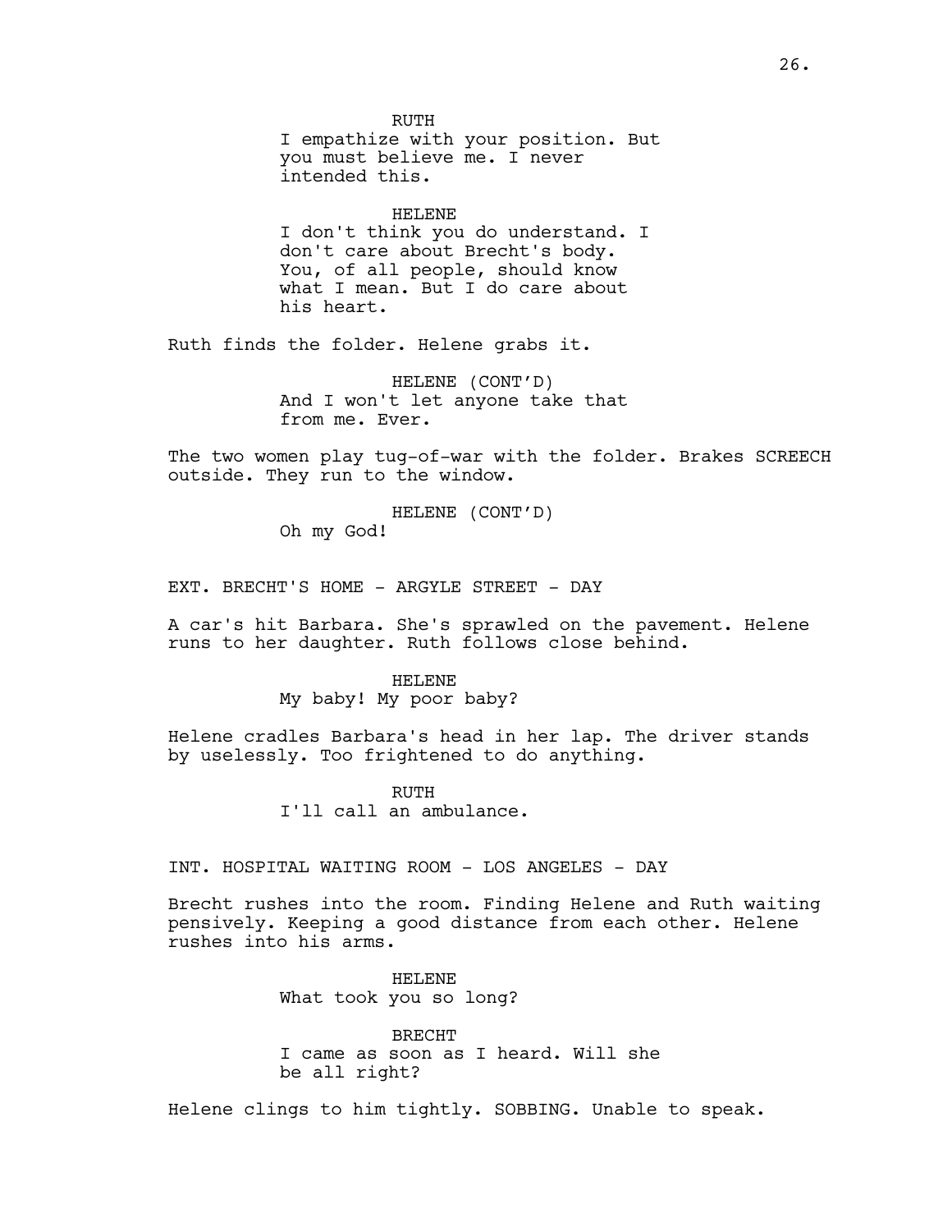RUTH
I empathize with your position. But you must believe me. I never intended this.

HELENE
I don't think you do understand. I don't care about Brecht's body. You, of all people, should know what I mean. But I do care about his heart.

Ruth finds the folder. Helene grabs it.

HELENE (CONT'D)
And I won't let anyone take that from me. Ever.

The two women play tug-of-war with the folder. Brakes SCREECH outside. They run to the window.

HELENE (CONT'D)
Oh my God!

EXT. BRECHT'S HOME - ARGYLE STREET - DAY

A car's hit Barbara. She's sprawled on the pavement. Helene runs to her daughter. Ruth follows close behind.

HELENE
My baby! My poor baby?

Helene cradles Barbara's head in her lap. The driver stands by uselessly. Too frightened to do anything.

RUTH
I'll call an ambulance.

INT. HOSPITAL WAITING ROOM - LOS ANGELES - DAY

Brecht rushes into the room. Finding Helene and Ruth waiting pensively. Keeping a good distance from each other. Helene rushes into his arms.

HELENE
What took you so long?

BRECHT
I came as soon as I heard. Will she be all right?

Helene clings to him tightly. SOBBING. Unable to speak.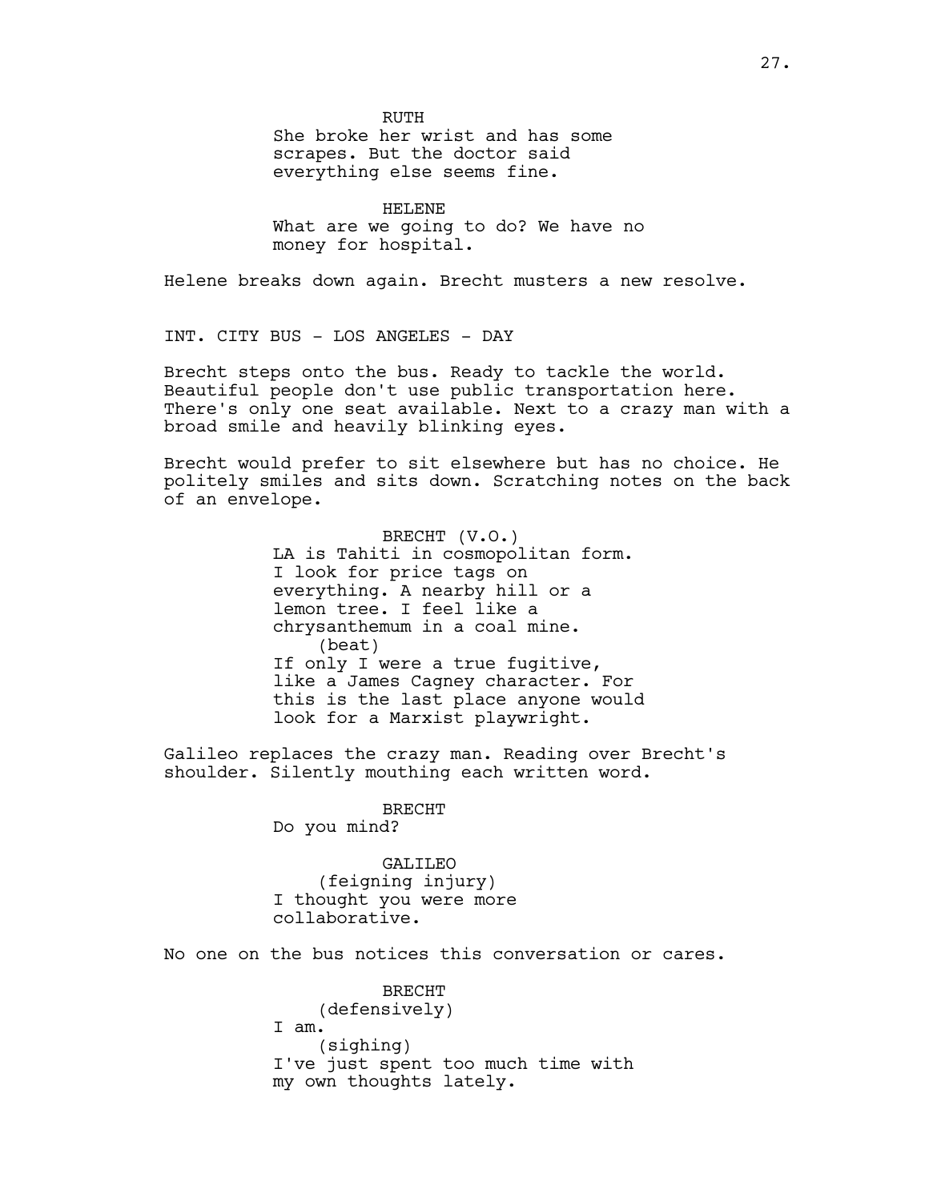RUTH
She broke her wrist and has some scrapes. But the doctor said everything else seems fine.

HELENE
What are we going to do? We have no money for hospital.

Helene breaks down again. Brecht musters a new resolve.

INT. CITY BUS - LOS ANGELES - DAY

Brecht steps onto the bus. Ready to tackle the world. Beautiful people don't use public transportation here. There's only one seat available. Next to a crazy man with a broad smile and heavily blinking eyes.

Brecht would prefer to sit elsewhere but has no choice. He politely smiles and sits down. Scratching notes on the back of an envelope.

BRECHT (V.O.)
LA is Tahiti in cosmopolitan form. I look for price tags on everything. A nearby hill or a lemon tree. I feel like a chrysanthemum in a coal mine.
(beat)
If only I were a true fugitive, like a James Cagney character. For this is the last place anyone would look for a Marxist playwright.

Galileo replaces the crazy man. Reading over Brecht's shoulder. Silently mouthing each written word.

BRECHT
Do you mind?

GALILEO
(feigning injury)
I thought you were more collaborative.

No one on the bus notices this conversation or cares.

BRECHT
(defensively)
I am.
(sighing)
I've just spent too much time with my own thoughts lately.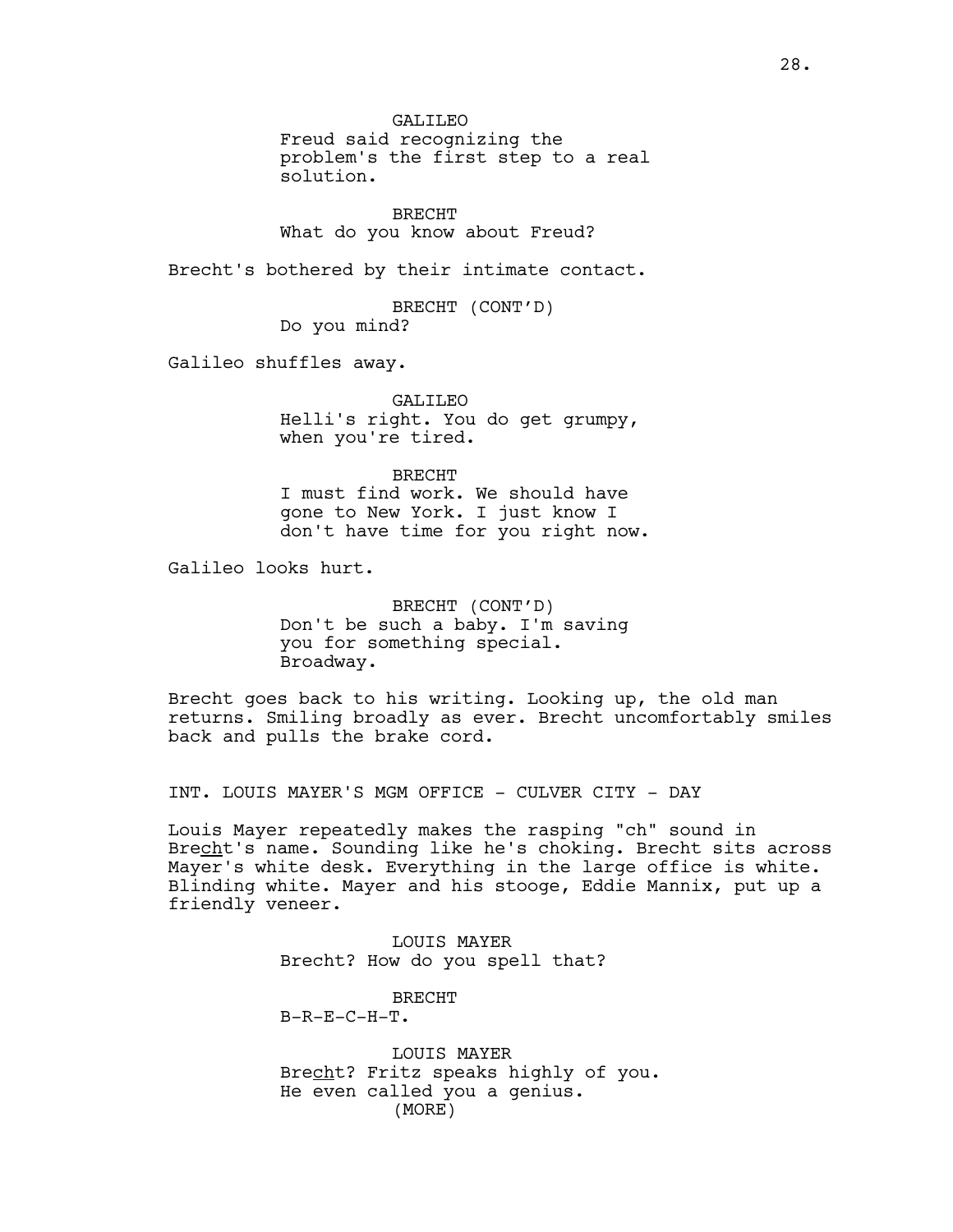GALILEO
Freud said recognizing the problem's the first step to a real solution.

BRECHT
What do you know about Freud?

Brecht's bothered by their intimate contact.

BRECHT (CONT'D)
Do you mind?

Galileo shuffles away.

GALILEO
Helli's right. You do get grumpy, when you're tired.

BRECHT
I must find work. We should have gone to New York. I just know I don't have time for you right now.

Galileo looks hurt.

BRECHT (CONT'D)
Don't be such a baby. I'm saving you for something special. Broadway.

Brecht goes back to his writing. Looking up, the old man returns. Smiling broadly as ever. Brecht uncomfortably smiles back and pulls the brake cord.

INT. LOUIS MAYER'S MGM OFFICE - CULVER CITY - DAY

Louis Mayer repeatedly makes the rasping "ch" sound in Bre<u>ch</u>t's name. Sounding like he's choking. Brecht sits across Mayer's white desk. Everything in the large office is white. Blinding white. Mayer and his stooge, Eddie Mannix, put up a friendly veneer.

LOUIS MAYER
Brecht? How do you spell that?

BRECHT
B-R-E-C-H-T.

LOUIS MAYER
Bre<u>ch</u>t? Fritz speaks highly of you. He even called you a genius.
(MORE)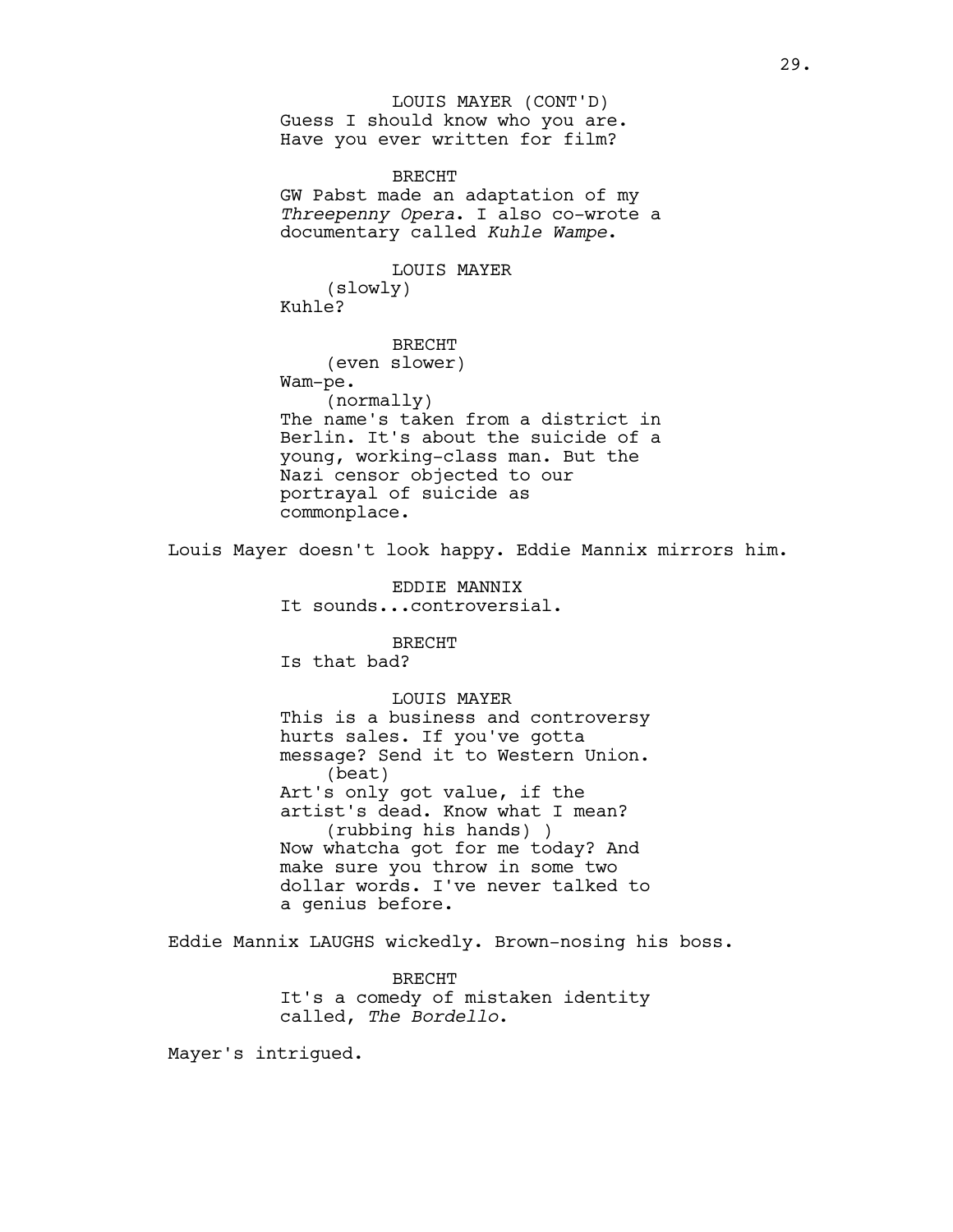LOUIS MAYER (CONT'D)
Guess I should know who you are. Have you ever written for film?

BRECHT
GW Pabst made an adaptation of my *Threepenny Opera*. I also co-wrote a documentary called *Kuhle Wampe*.

LOUIS MAYER
(slowly)
Kuhle?

BRECHT
(even slower)
Wam-pe.
(normally)
The name's taken from a district in Berlin. It's about the suicide of a young, working-class man. But the Nazi censor objected to our portrayal of suicide as commonplace.

Louis Mayer doesn't look happy. Eddie Mannix mirrors him.

EDDIE MANNIX
It sounds...controversial.

BRECHT
Is that bad?

LOUIS MAYER
This is a business and controversy hurts sales. If you've gotta message? Send it to Western Union.
(beat)
Art's only got value, if the artist's dead. Know what I mean?
(rubbing his hands) )
Now whatcha got for me today? And make sure you throw in some two dollar words. I've never talked to a genius before.

Eddie Mannix LAUGHS wickedly. Brown-nosing his boss.

BRECHT
It's a comedy of mistaken identity called, *The Bordello*.

Mayer's intrigued.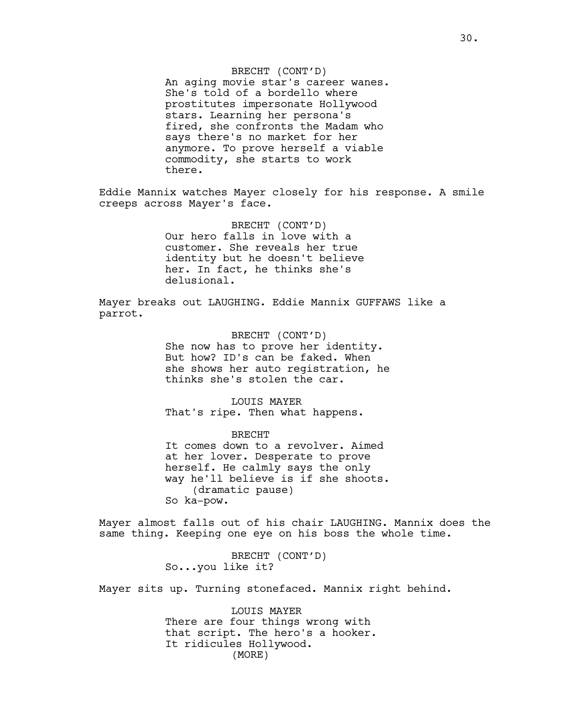BRECHT (CONT'D)
An aging movie star's career wanes. She's told of a bordello where prostitutes impersonate Hollywood stars. Learning her persona's fired, she confronts the Madam who says there's no market for her anymore. To prove herself a viable commodity, she starts to work there.

Eddie Mannix watches Mayer closely for his response. A smile creeps across Mayer's face.

BRECHT (CONT'D)
Our hero falls in love with a customer. She reveals her true identity but he doesn't believe her. In fact, he thinks she's delusional.

Mayer breaks out LAUGHING. Eddie Mannix GUFFAWS like a parrot.

BRECHT (CONT'D)
She now has to prove her identity. But how? ID's can be faked. When she shows her auto registration, he thinks she's stolen the car.

LOUIS MAYER
That's ripe. Then what happens.

BRECHT
It comes down to a revolver. Aimed at her lover. Desperate to prove herself. He calmly says the only way he'll believe is if she shoots.
(dramatic pause)
So ka-pow.

Mayer almost falls out of his chair LAUGHING. Mannix does the same thing. Keeping one eye on his boss the whole time.

BRECHT (CONT'D)
So...you like it?

Mayer sits up. Turning stonefaced. Mannix right behind.

LOUIS MAYER
There are four things wrong with that script. The hero's a hooker. It ridicules Hollywood.
(MORE)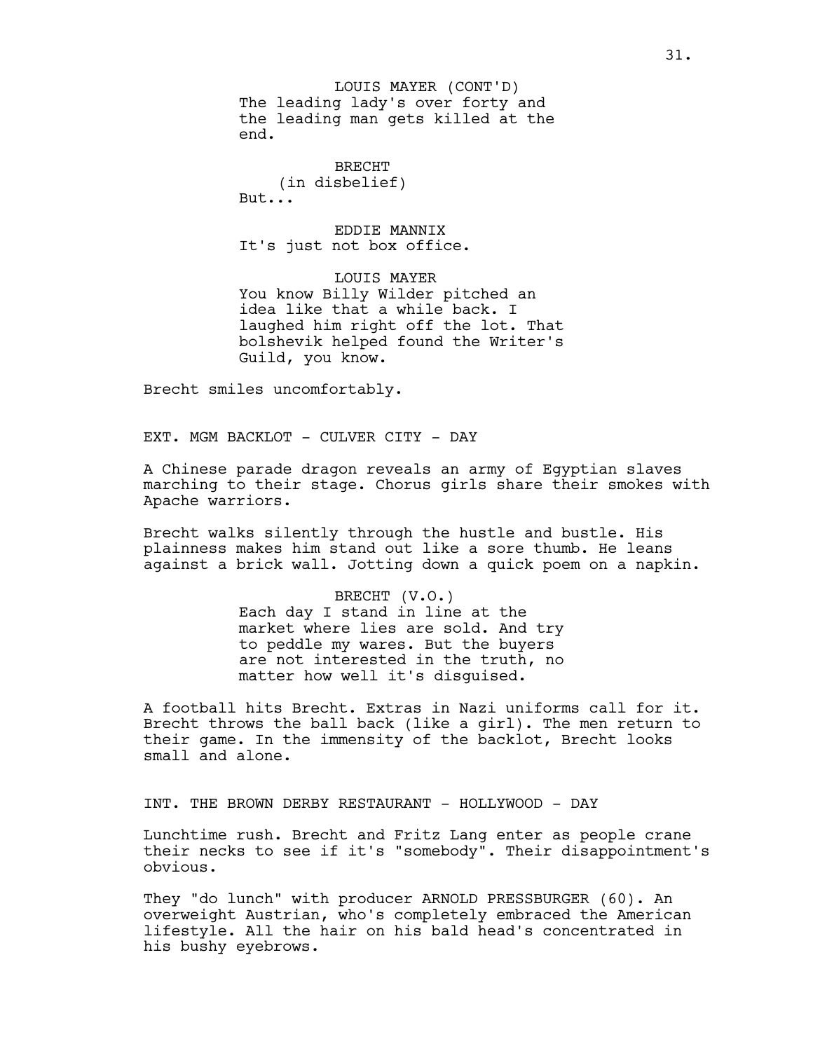LOUIS MAYER (CONT'D)
The leading lady's over forty and the leading man gets killed at the end.

BRECHT
(in disbelief)
But...

EDDIE MANNIX
It's just not box office.

LOUIS MAYER
You know Billy Wilder pitched an idea like that a while back. I laughed him right off the lot. That bolshevik helped found the Writer's Guild, you know.

Brecht smiles uncomfortably.

EXT. MGM BACKLOT - CULVER CITY - DAY

A Chinese parade dragon reveals an army of Egyptian slaves marching to their stage. Chorus girls share their smokes with Apache warriors.

Brecht walks silently through the hustle and bustle. His plainness makes him stand out like a sore thumb. He leans against a brick wall. Jotting down a quick poem on a napkin.

BRECHT (V.O.)
Each day I stand in line at the market where lies are sold. And try to peddle my wares. But the buyers are not interested in the truth, no matter how well it's disguised.

A football hits Brecht. Extras in Nazi uniforms call for it. Brecht throws the ball back (like a girl). The men return to their game. In the immensity of the backlot, Brecht looks small and alone.

INT. THE BROWN DERBY RESTAURANT - HOLLYWOOD - DAY

Lunchtime rush. Brecht and Fritz Lang enter as people crane their necks to see if it's "somebody". Their disappointment's obvious.

They "do lunch" with producer ARNOLD PRESSBURGER (60). An overweight Austrian, who's completely embraced the American lifestyle. All the hair on his bald head's concentrated in his bushy eyebrows.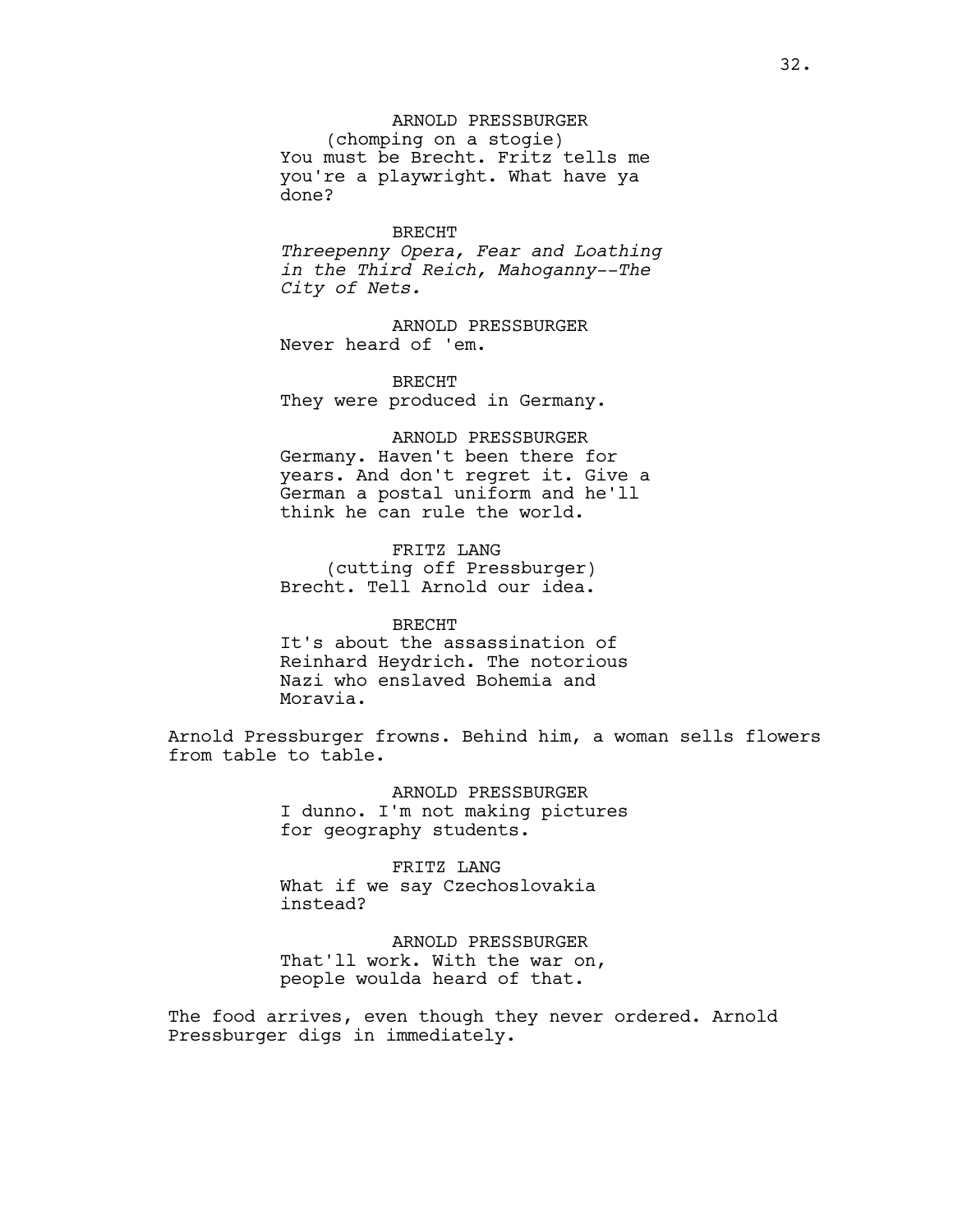ARNOLD PRESSBURGER
(chomping on a stogie)
You must be Brecht. Fritz tells me you're a playwright. What have ya done?

BRECHT
*Threepenny Opera, Fear and Loathing in the Third Reich, Mahoganny--The City of Nets.*

ARNOLD PRESSBURGER
Never heard of 'em.

BRECHT
They were produced in Germany.

ARNOLD PRESSBURGER
Germany. Haven't been there for years. And don't regret it. Give a German a postal uniform and he'll think he can rule the world.

FRITZ LANG
(cutting off Pressburger)
Brecht. Tell Arnold our idea.

BRECHT
It's about the assassination of Reinhard Heydrich. The notorious Nazi who enslaved Bohemia and Moravia.

Arnold Pressburger frowns. Behind him, a woman sells flowers from table to table.

ARNOLD PRESSBURGER
I dunno. I'm not making pictures for geography students.

FRITZ LANG
What if we say Czechoslovakia instead?

ARNOLD PRESSBURGER
That'll work. With the war on, people woulda heard of that.

The food arrives, even though they never ordered. Arnold Pressburger digs in immediately.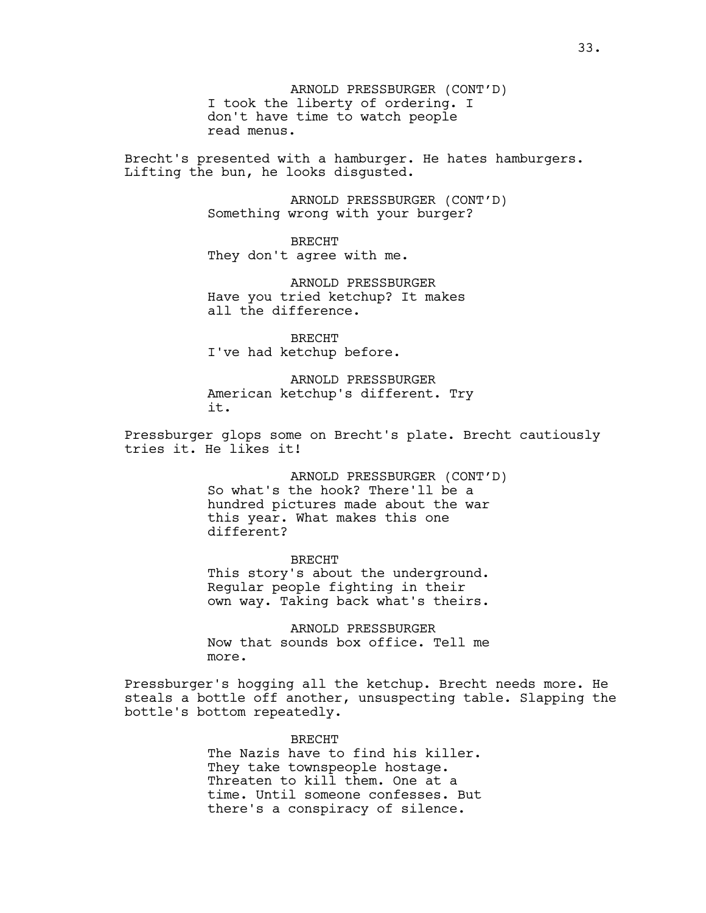ARNOLD PRESSBURGER (CONT'D)
I took the liberty of ordering. I don't have time to watch people read menus.

Brecht's presented with a hamburger. He hates hamburgers. Lifting the bun, he looks disgusted.

ARNOLD PRESSBURGER (CONT'D)
Something wrong with your burger?

BRECHT
They don't agree with me.

ARNOLD PRESSBURGER
Have you tried ketchup? It makes all the difference.

BRECHT
I've had ketchup before.

ARNOLD PRESSBURGER
American ketchup's different. Try it.

Pressburger glops some on Brecht's plate. Brecht cautiously tries it. He likes it!

ARNOLD PRESSBURGER (CONT'D)
So what's the hook? There'll be a hundred pictures made about the war this year. What makes this one different?

BRECHT
This story's about the underground. Regular people fighting in their own way. Taking back what's theirs.

ARNOLD PRESSBURGER
Now that sounds box office. Tell me more.

Pressburger's hogging all the ketchup. Brecht needs more. He steals a bottle off another, unsuspecting table. Slapping the bottle's bottom repeatedly.

BRECHT
The Nazis have to find his killer. They take townspeople hostage. Threaten to kill them. One at a time. Until someone confesses. But there's a conspiracy of silence.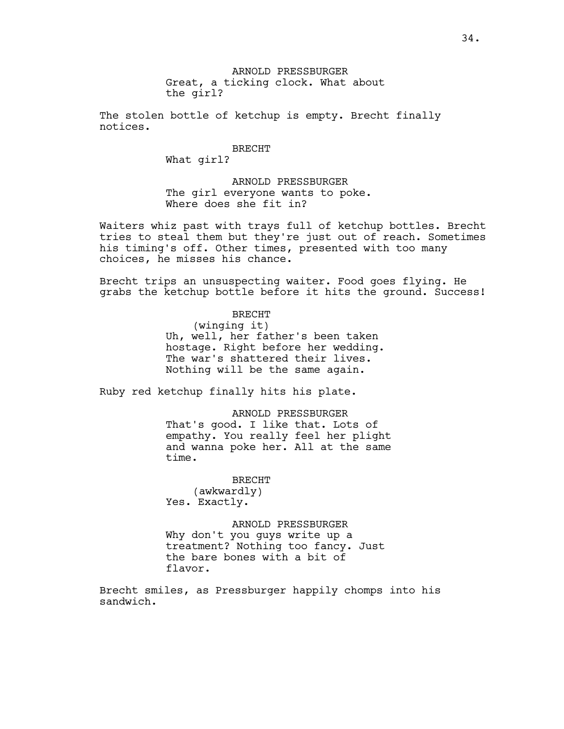ARNOLD PRESSBURGER
Great, a ticking clock. What about the girl?

The stolen bottle of ketchup is empty. Brecht finally notices.

BRECHT
What girl?

ARNOLD PRESSBURGER
The girl everyone wants to poke. Where does she fit in?

Waiters whiz past with trays full of ketchup bottles. Brecht tries to steal them but they're just out of reach. Sometimes his timing's off. Other times, presented with too many choices, he misses his chance.

Brecht trips an unsuspecting waiter. Food goes flying. He grabs the ketchup bottle before it hits the ground. Success!

BRECHT
(winging it)
Uh, well, her father's been taken hostage. Right before her wedding. The war's shattered their lives. Nothing will be the same again.

Ruby red ketchup finally hits his plate.

ARNOLD PRESSBURGER
That's good. I like that. Lots of empathy. You really feel her plight and wanna poke her. All at the same time.

BRECHT
(awkwardly)
Yes. Exactly.

ARNOLD PRESSBURGER
Why don't you guys write up a treatment? Nothing too fancy. Just the bare bones with a bit of flavor.

Brecht smiles, as Pressburger happily chomps into his sandwich.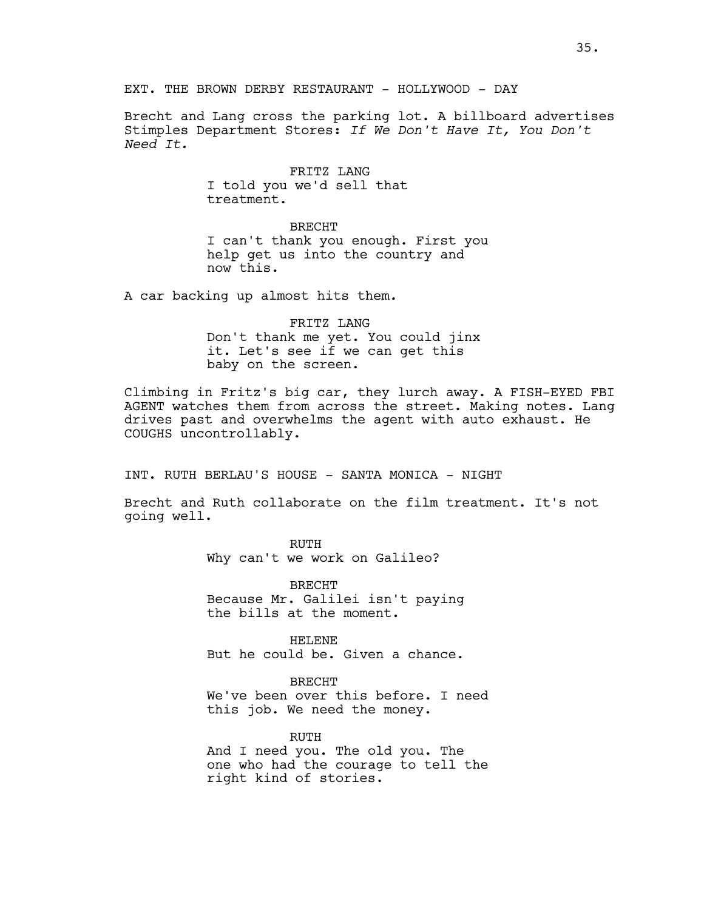EXT. THE BROWN DERBY RESTAURANT - HOLLYWOOD - DAY

Brecht and Lang cross the parking lot. A billboard advertises Stimples Department Stores: *If We Don't Have It, You Don't Need It.*

FRITZ LANG
I told you we'd sell that treatment.

BRECHT
I can't thank you enough. First you help get us into the country and now this.

A car backing up almost hits them.

FRITZ LANG
Don't thank me yet. You could jinx it. Let's see if we can get this baby on the screen.

Climbing in Fritz's big car, they lurch away. A FISH-EYED FBI AGENT watches them from across the street. Making notes. Lang drives past and overwhelms the agent with auto exhaust. He COUGHS uncontrollably.

INT. RUTH BERLAU'S HOUSE - SANTA MONICA - NIGHT

Brecht and Ruth collaborate on the film treatment. It's not going well.

RUTH
Why can't we work on Galileo?

BRECHT
Because Mr. Galilei isn't paying the bills at the moment.

HELENE
But he could be. Given a chance.

BRECHT
We've been over this before. I need this job. We need the money.

RUTH
And I need you. The old you. The one who had the courage to tell the right kind of stories.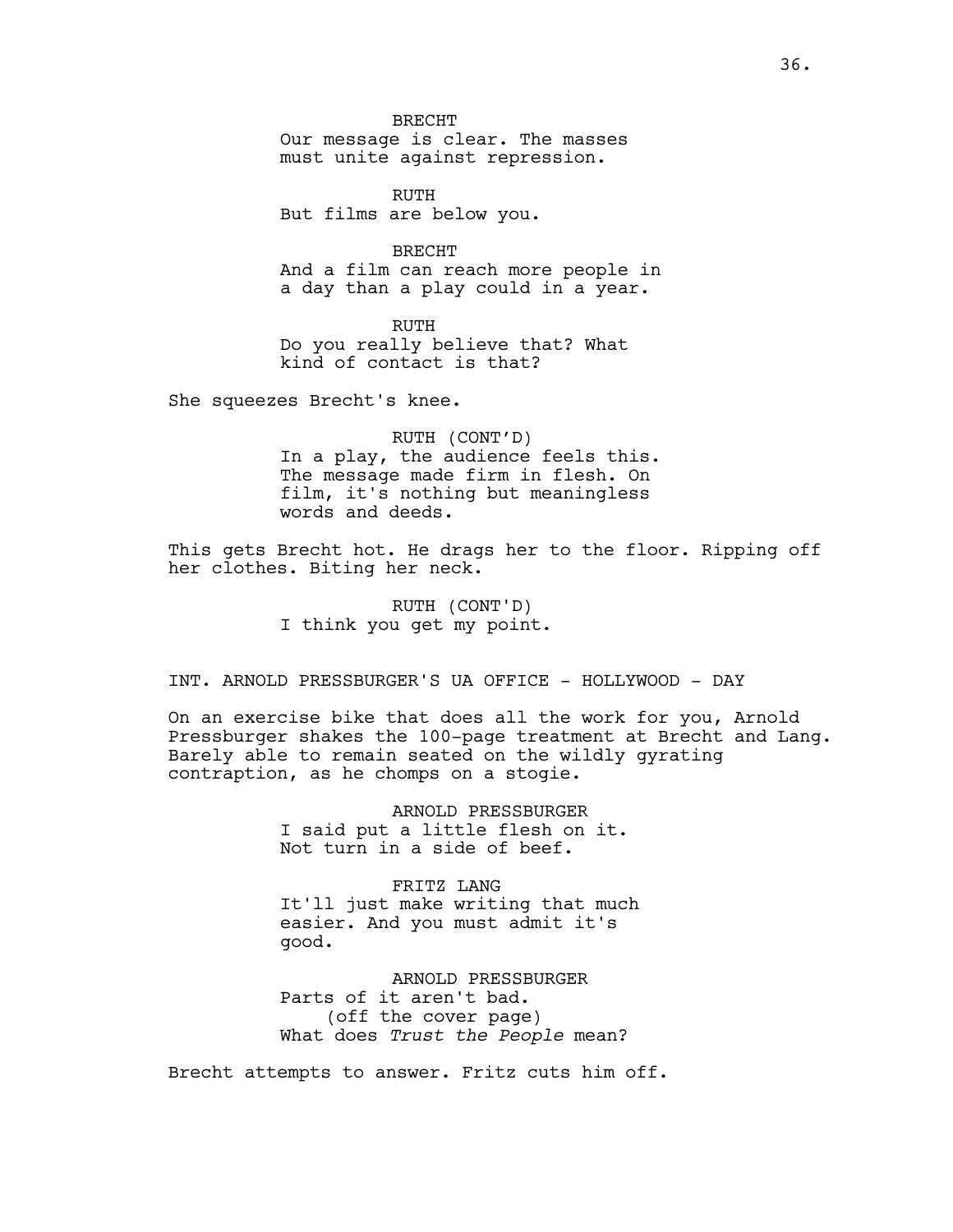BRECHT
Our message is clear. The masses must unite against repression.

RUTH
But films are below you.

BRECHT
And a film can reach more people in a day than a play could in a year.

RUTH
Do you really believe that? What kind of contact is that?

She squeezes Brecht's knee.

RUTH (CONT'D)
In a play, the audience feels this. The message made firm in flesh. On film, it's nothing but meaningless words and deeds.

This gets Brecht hot. He drags her to the floor. Ripping off her clothes. Biting her neck.

RUTH (CONT'D)
I think you get my point.

INT. ARNOLD PRESSBURGER'S UA OFFICE - HOLLYWOOD - DAY

On an exercise bike that does all the work for you, Arnold Pressburger shakes the 100-page treatment at Brecht and Lang. Barely able to remain seated on the wildly gyrating contraption, as he chomps on a stogie.

ARNOLD PRESSBURGER
I said put a little flesh on it. Not turn in a side of beef.

FRITZ LANG
It'll just make writing that much easier. And you must admit it's good.

ARNOLD PRESSBURGER
Parts of it aren't bad.
(off the cover page)
What does *Trust the People* mean?

Brecht attempts to answer. Fritz cuts him off.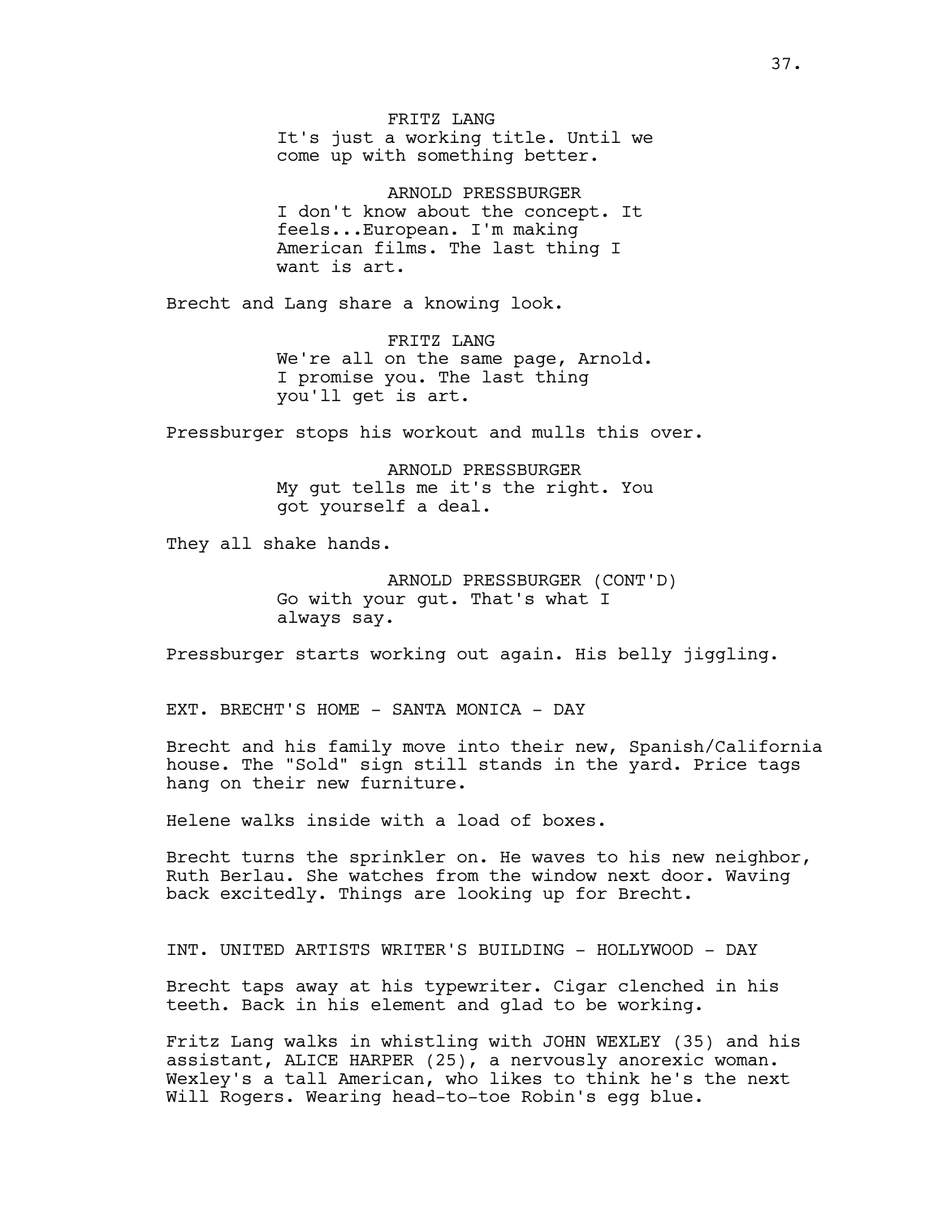FRITZ LANG
It's just a working title. Until we come up with something better.

ARNOLD PRESSBURGER
I don't know about the concept. It feels...European. I'm making American films. The last thing I want is art.

Brecht and Lang share a knowing look.

FRITZ LANG
We're all on the same page, Arnold. I promise you. The last thing you'll get is art.

Pressburger stops his workout and mulls this over.

ARNOLD PRESSBURGER
My gut tells me it's the right. You got yourself a deal.

They all shake hands.

ARNOLD PRESSBURGER (CONT'D)
Go with your gut. That's what I always say.

Pressburger starts working out again. His belly jiggling.

EXT. BRECHT'S HOME - SANTA MONICA - DAY

Brecht and his family move into their new, Spanish/California house. The "Sold" sign still stands in the yard. Price tags hang on their new furniture.

Helene walks inside with a load of boxes.

Brecht turns the sprinkler on. He waves to his new neighbor, Ruth Berlau. She watches from the window next door. Waving back excitedly. Things are looking up for Brecht.

INT. UNITED ARTISTS WRITER'S BUILDING - HOLLYWOOD - DAY

Brecht taps away at his typewriter. Cigar clenched in his teeth. Back in his element and glad to be working.

Fritz Lang walks in whistling with JOHN WEXLEY (35) and his assistant, ALICE HARPER (25), a nervously anorexic woman. Wexley's a tall American, who likes to think he's the next Will Rogers. Wearing head-to-toe Robin's egg blue.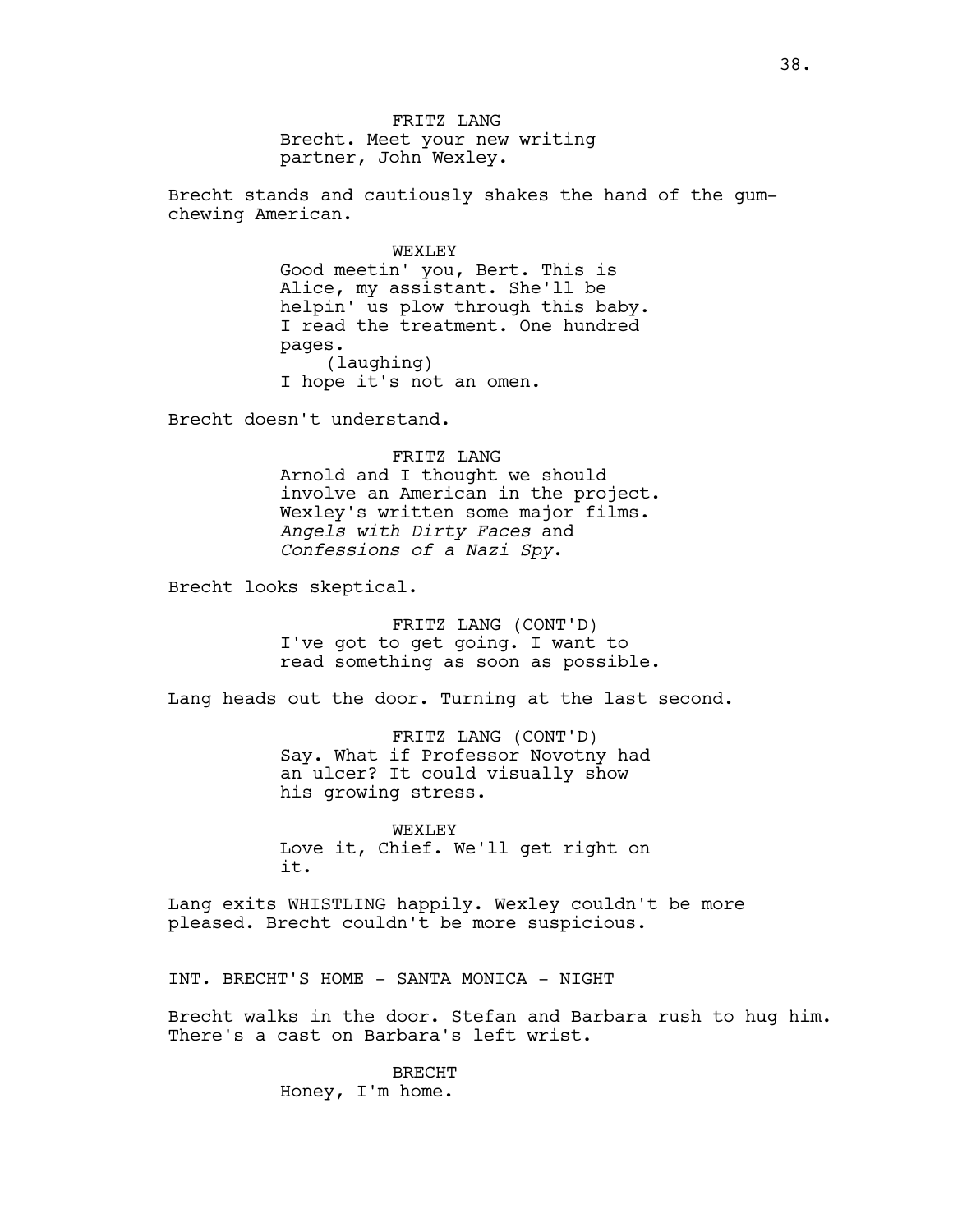FRITZ LANG
Brecht. Meet your new writing partner, John Wexley.

Brecht stands and cautiously shakes the hand of the gum-chewing American.

WEXLEY
Good meetin' you, Bert. This is Alice, my assistant. She'll be helpin' us plow through this baby. I read the treatment. One hundred pages.
(laughing)
I hope it's not an omen.

Brecht doesn't understand.

FRITZ LANG
Arnold and I thought we should involve an American in the project. Wexley's written some major films. *Angels with Dirty Faces* and *Confessions of a Nazi Spy*.

Brecht looks skeptical.

FRITZ LANG (CONT'D)
I've got to get going. I want to read something as soon as possible.

Lang heads out the door. Turning at the last second.

FRITZ LANG (CONT'D)
Say. What if Professor Novotny had an ulcer? It could visually show his growing stress.

WEXLEY
Love it, Chief. We'll get right on it.

Lang exits WHISTLING happily. Wexley couldn't be more pleased. Brecht couldn't be more suspicious.

INT. BRECHT'S HOME - SANTA MONICA - NIGHT

Brecht walks in the door. Stefan and Barbara rush to hug him. There's a cast on Barbara's left wrist.

BRECHT
Honey, I'm home.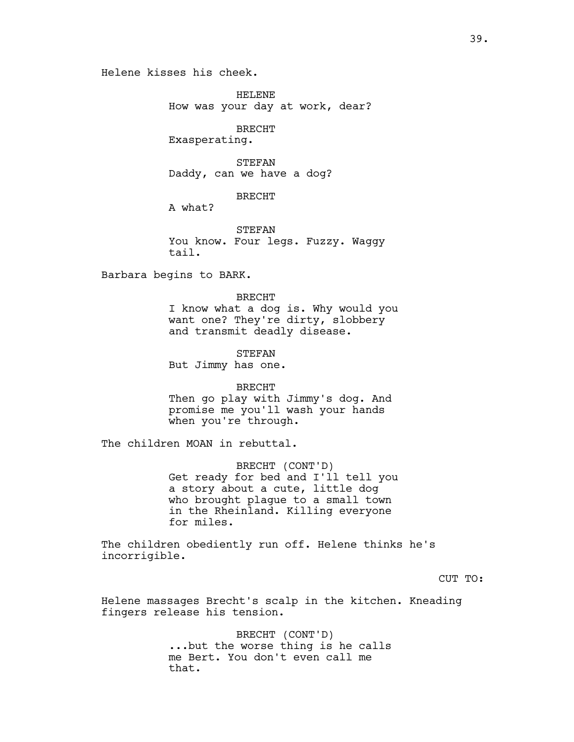Helene kisses his cheek.

HELENE
How was your day at work, dear?

BRECHT
Exasperating.

STEFAN
Daddy, can we have a dog?

BRECHT
A what?

STEFAN
You know. Four legs. Fuzzy. Waggy tail.

Barbara begins to BARK.

BRECHT
I know what a dog is. Why would you want one? They're dirty, slobbery and transmit deadly disease.

STEFAN
But Jimmy has one.

BRECHT
Then go play with Jimmy's dog. And promise me you'll wash your hands when you're through.

The children MOAN in rebuttal.

BRECHT (CONT'D)
Get ready for bed and I'll tell you a story about a cute, little dog who brought plague to a small town in the Rheinland. Killing everyone for miles.

The children obediently run off. Helene thinks he's incorrigible.

CUT TO:

Helene massages Brecht's scalp in the kitchen. Kneading fingers release his tension.

BRECHT (CONT'D)
...but the worse thing is he calls me Bert. You don't even call me that.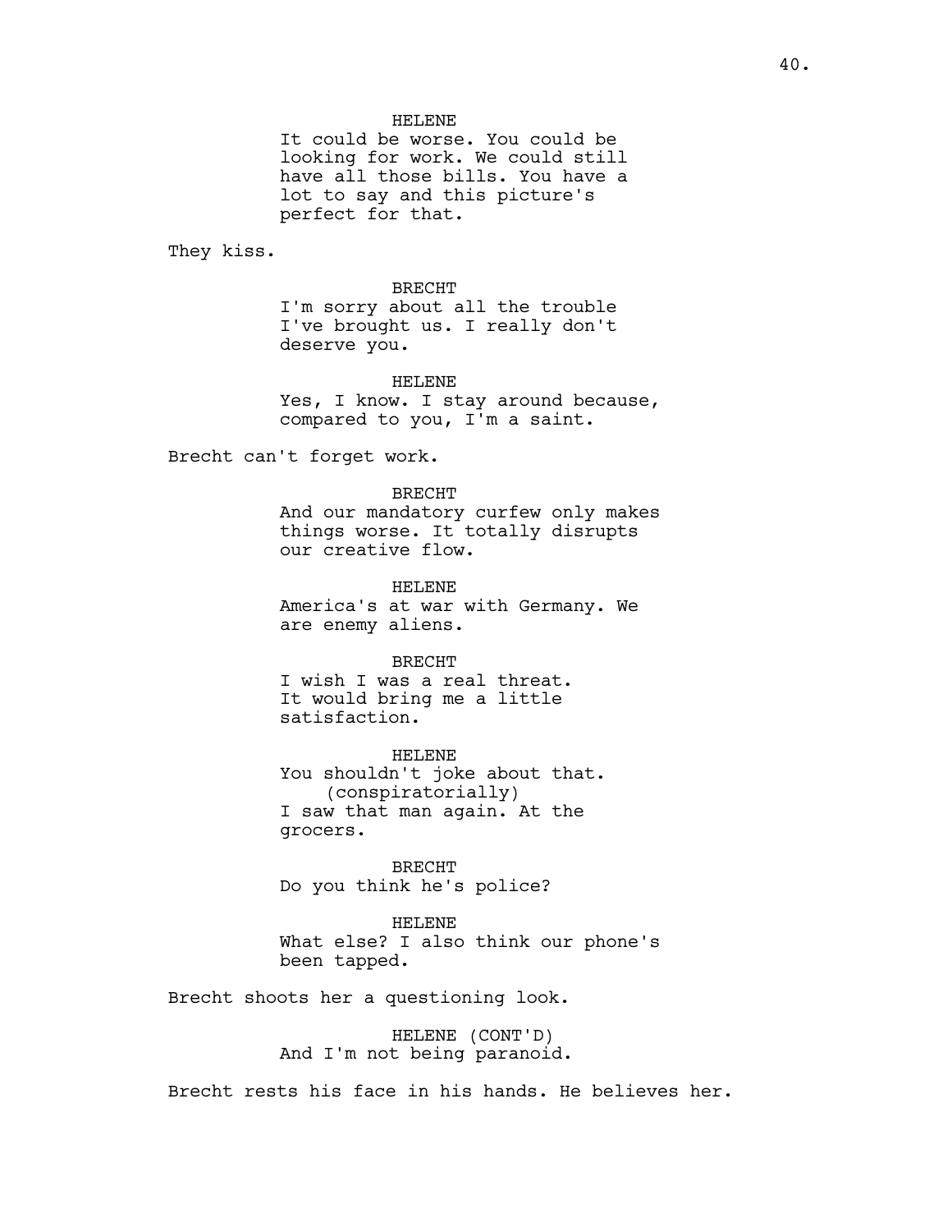HELENE
It could be worse. You could be looking for work. We could still have all those bills. You have a lot to say and this picture's perfect for that.

They kiss.

BRECHT
I'm sorry about all the trouble I've brought us. I really don't deserve you.

HELENE
Yes, I know. I stay around because, compared to you, I'm a saint.

Brecht can't forget work.

BRECHT
And our mandatory curfew only makes things worse. It totally disrupts our creative flow.

HELENE
America's at war with Germany. We are enemy aliens.

BRECHT
I wish I was a real threat. It would bring me a little satisfaction.

HELENE
You shouldn't joke about that.
(conspiratorially)
I saw that man again. At the grocers.

BRECHT
Do you think he's police?

HELENE
What else? I also think our phone's been tapped.

Brecht shoots her a questioning look.

HELENE (CONT'D)
And I'm not being paranoid.

Brecht rests his face in his hands. He believes her.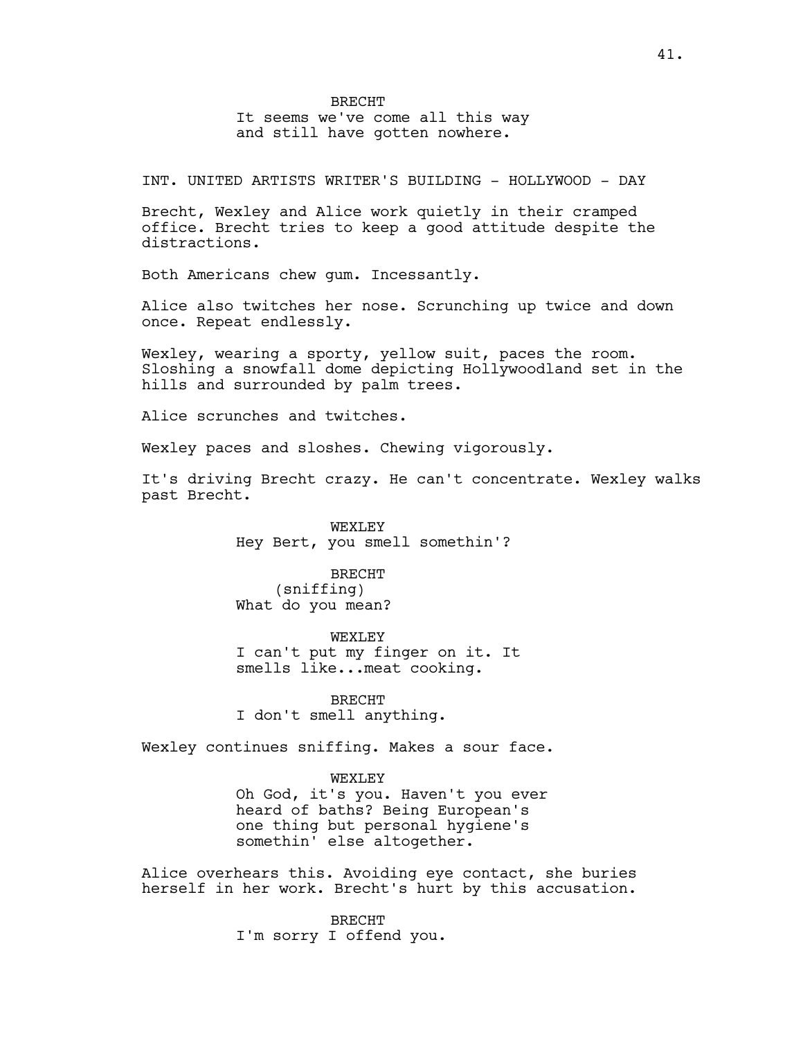BRECHT
It seems we've come all this way and still have gotten nowhere.

INT. UNITED ARTISTS WRITER'S BUILDING - HOLLYWOOD - DAY

Brecht, Wexley and Alice work quietly in their cramped office. Brecht tries to keep a good attitude despite the distractions.

Both Americans chew gum. Incessantly.

Alice also twitches her nose. Scrunching up twice and down once. Repeat endlessly.

Wexley, wearing a sporty, yellow suit, paces the room. Sloshing a snowfall dome depicting Hollywoodland set in the hills and surrounded by palm trees.

Alice scrunches and twitches.

Wexley paces and sloshes. Chewing vigorously.

It's driving Brecht crazy. He can't concentrate. Wexley walks past Brecht.

WEXLEY
Hey Bert, you smell somethin'?

BRECHT
(sniffing)
What do you mean?

WEXLEY
I can't put my finger on it. It smells like...meat cooking.

BRECHT
I don't smell anything.

Wexley continues sniffing. Makes a sour face.

WEXLEY
Oh God, it's you. Haven't you ever heard of baths? Being European's one thing but personal hygiene's somethin' else altogether.

Alice overhears this. Avoiding eye contact, she buries herself in her work. Brecht's hurt by this accusation.

BRECHT
I'm sorry I offend you.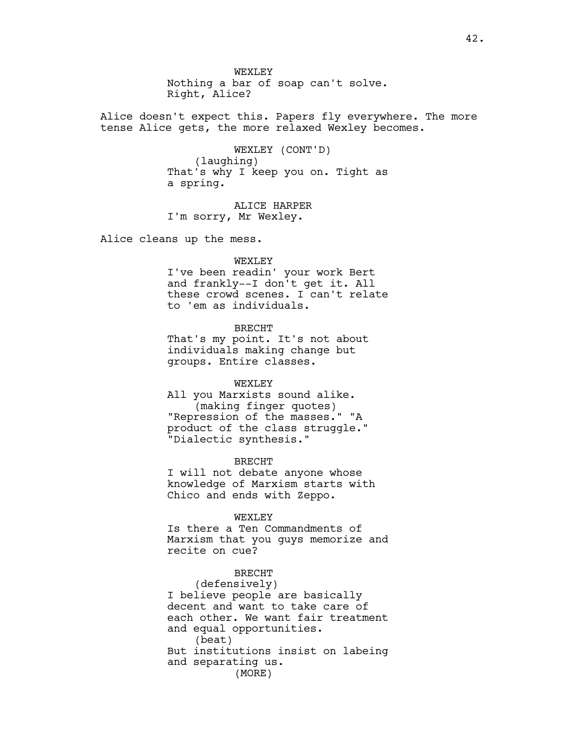WEXLEY
Nothing a bar of soap can't solve. Right, Alice?

Alice doesn't expect this. Papers fly everywhere. The more tense Alice gets, the more relaxed Wexley becomes.

WEXLEY (CONT'D)
(laughing)
That's why I keep you on. Tight as a spring.

ALICE HARPER
I'm sorry, Mr Wexley.

Alice cleans up the mess.

WEXLEY
I've been readin' your work Bert and frankly--I don't get it. All these crowd scenes. I can't relate to 'em as individuals.

BRECHT
That's my point. It's not about individuals making change but groups. Entire classes.

WEXLEY
All you Marxists sound alike.
(making finger quotes)
"Repression of the masses." "A product of the class struggle." "Dialectic synthesis."

BRECHT
I will not debate anyone whose knowledge of Marxism starts with Chico and ends with Zeppo.

WEXLEY
Is there a Ten Commandments of Marxism that you guys memorize and recite on cue?

BRECHT
(defensively)
I believe people are basically decent and want to take care of each other. We want fair treatment and equal opportunities.
(beat)
But institutions insist on labeing and separating us.
(MORE)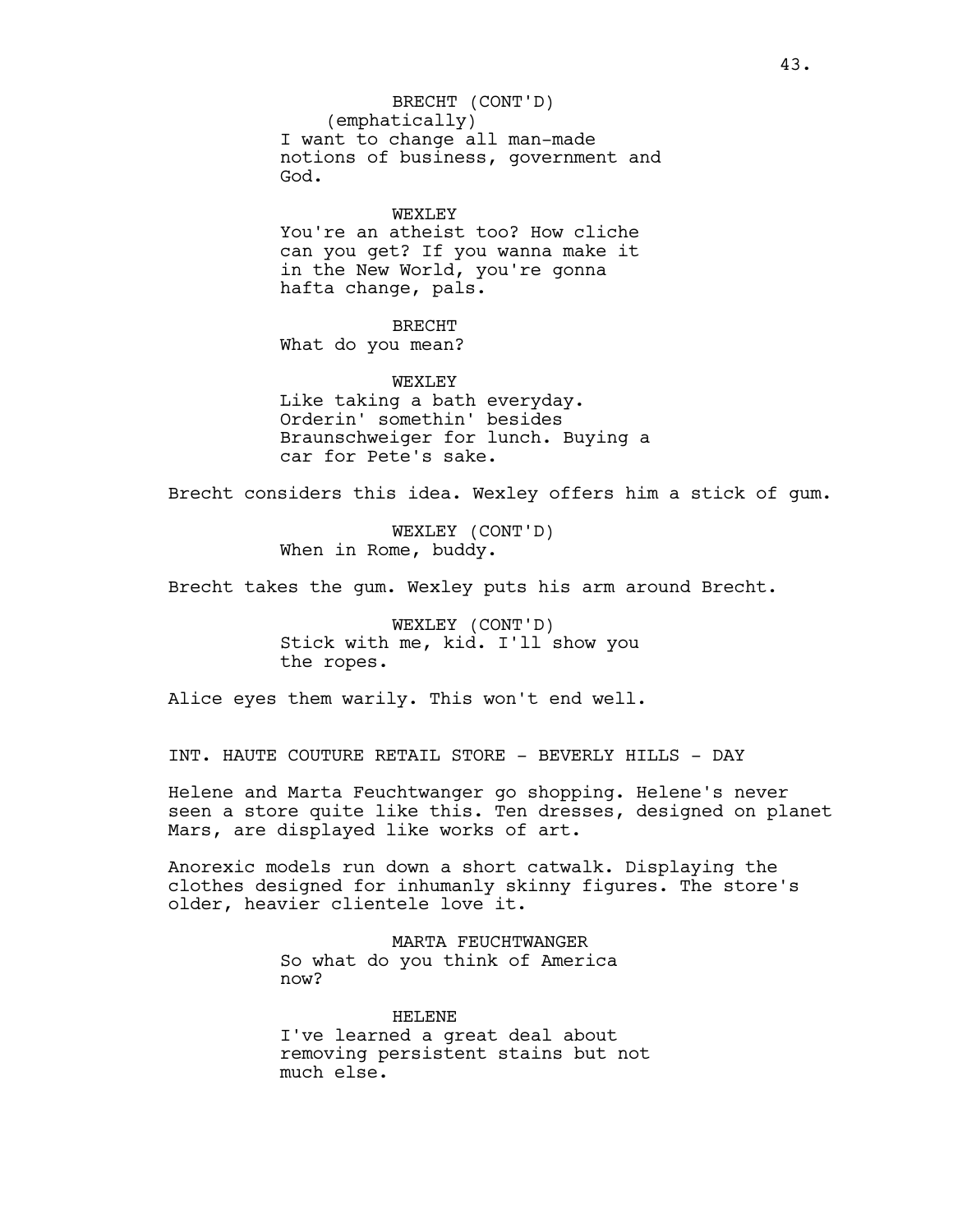BRECHT (CONT'D)
(emphatically)
I want to change all man-made notions of business, government and God.

WEXLEY
You're an atheist too? How cliche can you get? If you wanna make it in the New World, you're gonna hafta change, pals.

BRECHT
What do you mean?

WEXLEY
Like taking a bath everyday. Orderin' somethin' besides Braunschweiger for lunch. Buying a car for Pete's sake.

Brecht considers this idea. Wexley offers him a stick of gum.

WEXLEY (CONT'D)
When in Rome, buddy.

Brecht takes the gum. Wexley puts his arm around Brecht.

WEXLEY (CONT'D)
Stick with me, kid. I'll show you the ropes.

Alice eyes them warily. This won't end well.

INT. HAUTE COUTURE RETAIL STORE - BEVERLY HILLS - DAY

Helene and Marta Feuchtwanger go shopping. Helene's never seen a store quite like this. Ten dresses, designed on planet Mars, are displayed like works of art.

Anorexic models run down a short catwalk. Displaying the clothes designed for inhumanly skinny figures. The store's older, heavier clientele love it.

MARTA FEUCHTWANGER
So what do you think of America now?

HELENE
I've learned a great deal about removing persistent stains but not much else.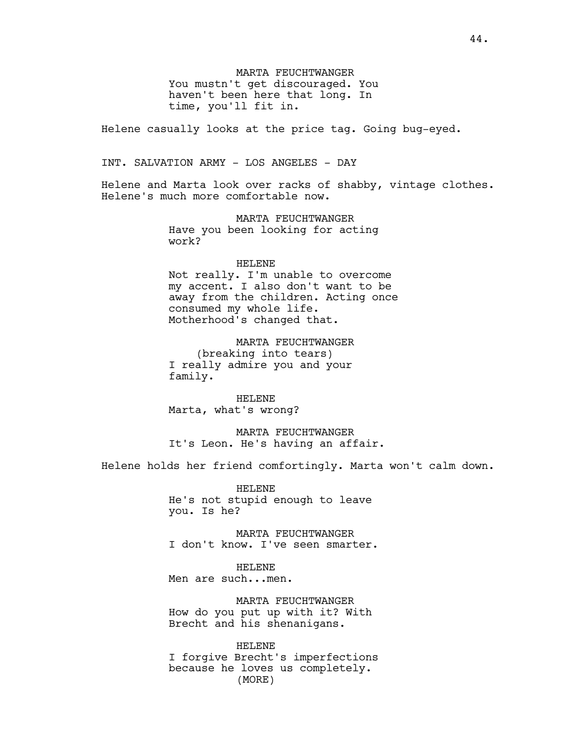MARTA FEUCHTWANGER
You mustn't get discouraged. You haven't been here that long. In time, you'll fit in.

Helene casually looks at the price tag. Going bug-eyed.

INT. SALVATION ARMY - LOS ANGELES - DAY

Helene and Marta look over racks of shabby, vintage clothes. Helene's much more comfortable now.

MARTA FEUCHTWANGER
Have you been looking for acting work?

HELENE
Not really. I'm unable to overcome my accent. I also don't want to be away from the children. Acting once consumed my whole life. Motherhood's changed that.

MARTA FEUCHTWANGER
(breaking into tears)
I really admire you and your family.

HELENE
Marta, what's wrong?

MARTA FEUCHTWANGER
It's Leon. He's having an affair.

Helene holds her friend comfortingly. Marta won't calm down.

HELENE
He's not stupid enough to leave you. Is he?

MARTA FEUCHTWANGER
I don't know. I've seen smarter.

HELENE
Men are such...men.

MARTA FEUCHTWANGER
How do you put up with it? With Brecht and his shenanigans.

HELENE
I forgive Brecht's imperfections because he loves us completely.
(MORE)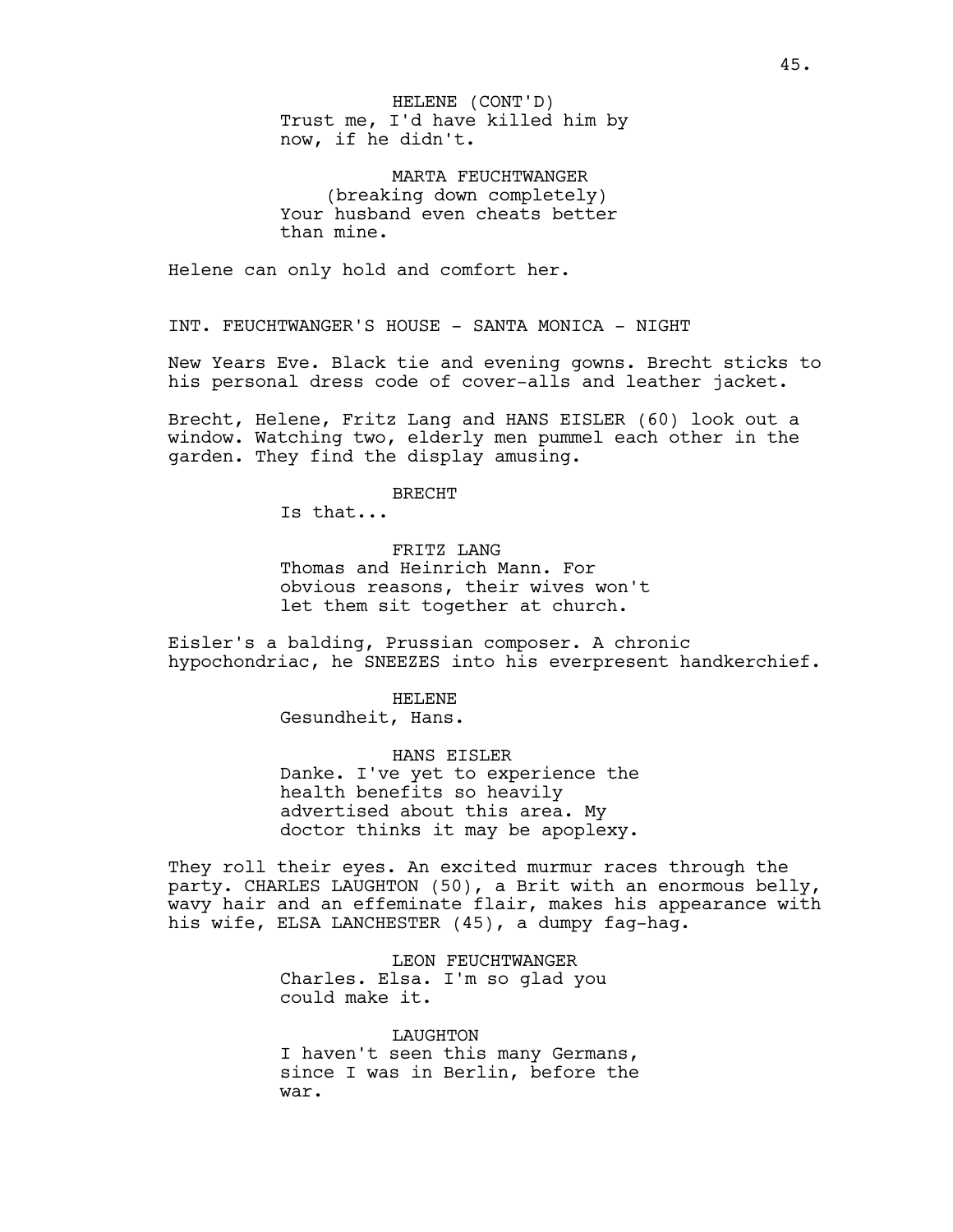HELENE (CONT'D)
Trust me, I'd have killed him by now, if he didn't.

MARTA FEUCHTWANGER
(breaking down completely)
Your husband even cheats better than mine.

Helene can only hold and comfort her.

INT. FEUCHTWANGER'S HOUSE - SANTA MONICA - NIGHT

New Years Eve. Black tie and evening gowns. Brecht sticks to his personal dress code of cover-alls and leather jacket.

Brecht, Helene, Fritz Lang and HANS EISLER (60) look out a window. Watching two, elderly men pummel each other in the garden. They find the display amusing.

BRECHT
Is that...

FRITZ LANG
Thomas and Heinrich Mann. For obvious reasons, their wives won't let them sit together at church.

Eisler's a balding, Prussian composer. A chronic hypochondriac, he SNEEZES into his everpresent handkerchief.

HELENE
Gesundheit, Hans.

HANS EISLER
Danke. I've yet to experience the health benefits so heavily advertised about this area. My doctor thinks it may be apoplexy.

They roll their eyes. An excited murmur races through the party. CHARLES LAUGHTON (50), a Brit with an enormous belly, wavy hair and an effeminate flair, makes his appearance with his wife, ELSA LANCHESTER (45), a dumpy fag-hag.

LEON FEUCHTWANGER
Charles. Elsa. I'm so glad you could make it.

LAUGHTON
I haven't seen this many Germans, since I was in Berlin, before the war.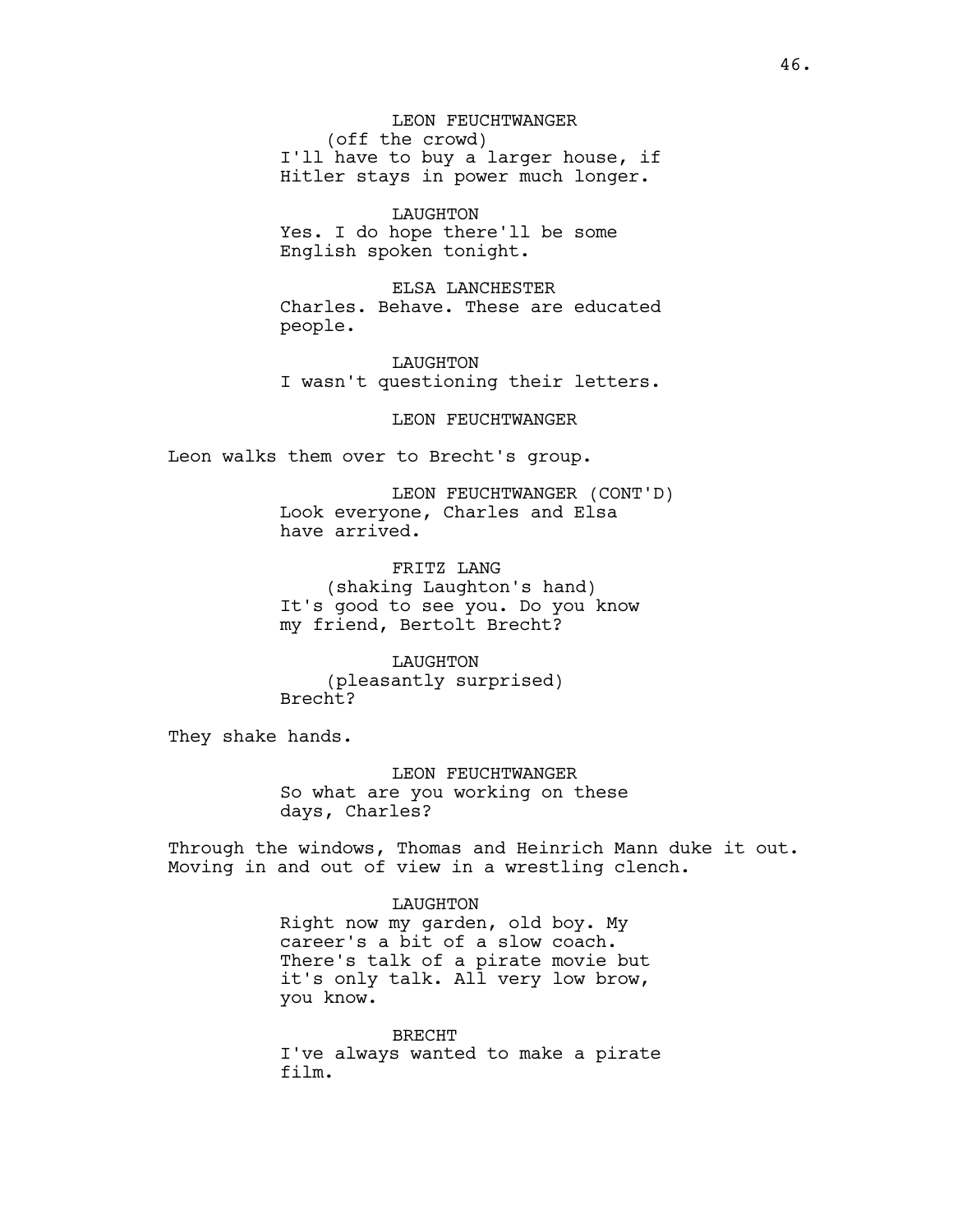LEON FEUCHTWANGER
(off the crowd)
I'll have to buy a larger house, if Hitler stays in power much longer.

LAUGHTON
Yes. I do hope there'll be some English spoken tonight.

ELSA LANCHESTER
Charles. Behave. These are educated people.

LAUGHTON
I wasn't questioning their letters.

LEON FEUCHTWANGER

Leon walks them over to Brecht's group.

LEON FEUCHTWANGER (CONT'D)
Look everyone, Charles and Elsa have arrived.

FRITZ LANG
(shaking Laughton's hand)
It's good to see you. Do you know my friend, Bertolt Brecht?

LAUGHTON
(pleasantly surprised)
Brecht?

They shake hands.

LEON FEUCHTWANGER
So what are you working on these days, Charles?

Through the windows, Thomas and Heinrich Mann duke it out. Moving in and out of view in a wrestling clench.

LAUGHTON
Right now my garden, old boy. My career's a bit of a slow coach. There's talk of a pirate movie but it's only talk. All very low brow, you know.

BRECHT
I've always wanted to make a pirate film.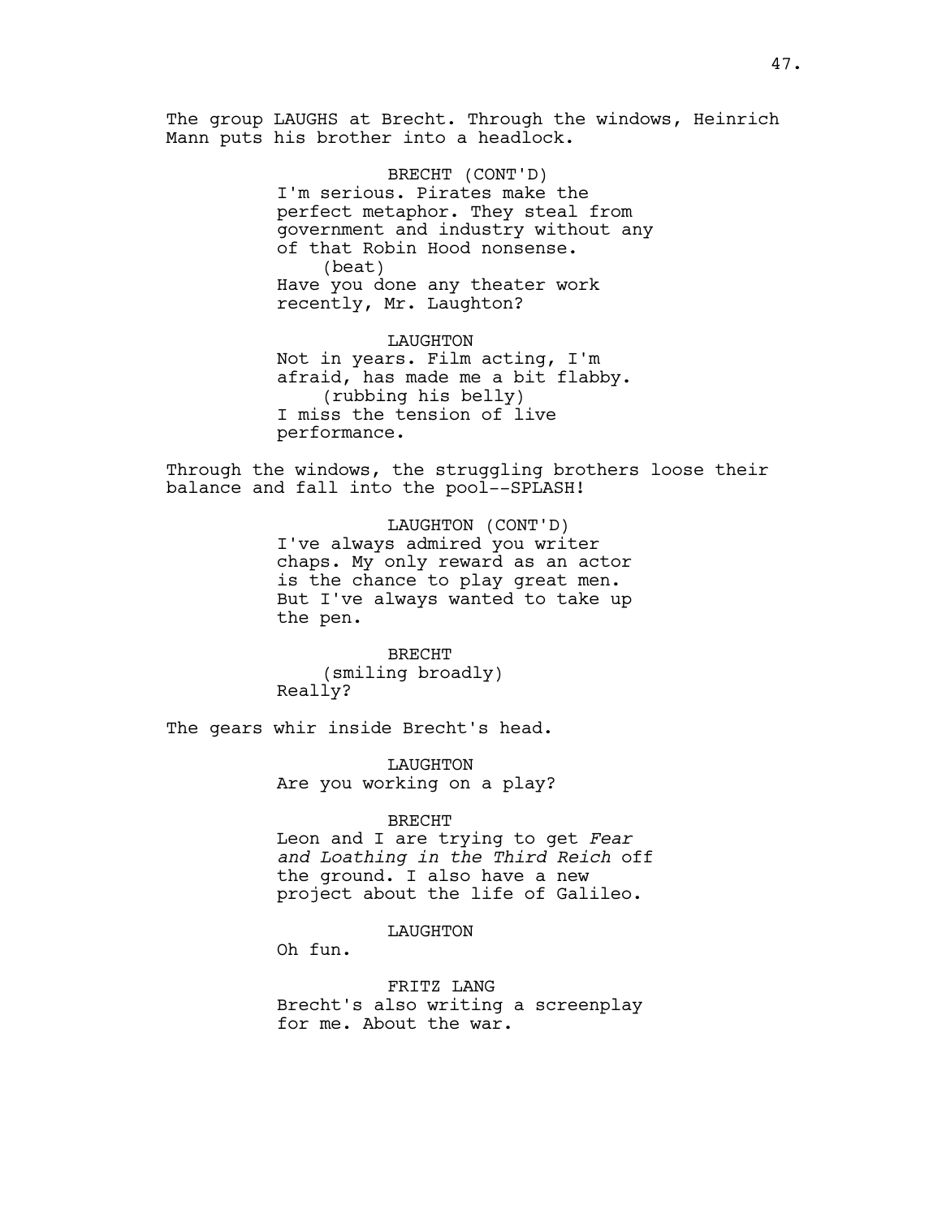The group LAUGHS at Brecht. Through the windows, Heinrich Mann puts his brother into a headlock.

BRECHT (CONT'D)
I'm serious. Pirates make the perfect metaphor. They steal from government and industry without any of that Robin Hood nonsense.
(beat)
Have you done any theater work recently, Mr. Laughton?

LAUGHTON
Not in years. Film acting, I'm afraid, has made me a bit flabby.
(rubbing his belly)
I miss the tension of live performance.

Through the windows, the struggling brothers loose their balance and fall into the pool--SPLASH!

LAUGHTON (CONT'D)
I've always admired you writer chaps. My only reward as an actor is the chance to play great men. But I've always wanted to take up the pen.

BRECHT
(smiling broadly)
Really?

The gears whir inside Brecht's head.

LAUGHTON
Are you working on a play?

BRECHT
Leon and I are trying to get *Fear and Loathing in the Third Reich* off the ground. I also have a new project about the life of Galileo.

LAUGHTON
Oh fun.

FRITZ LANG
Brecht's also writing a screenplay for me. About the war.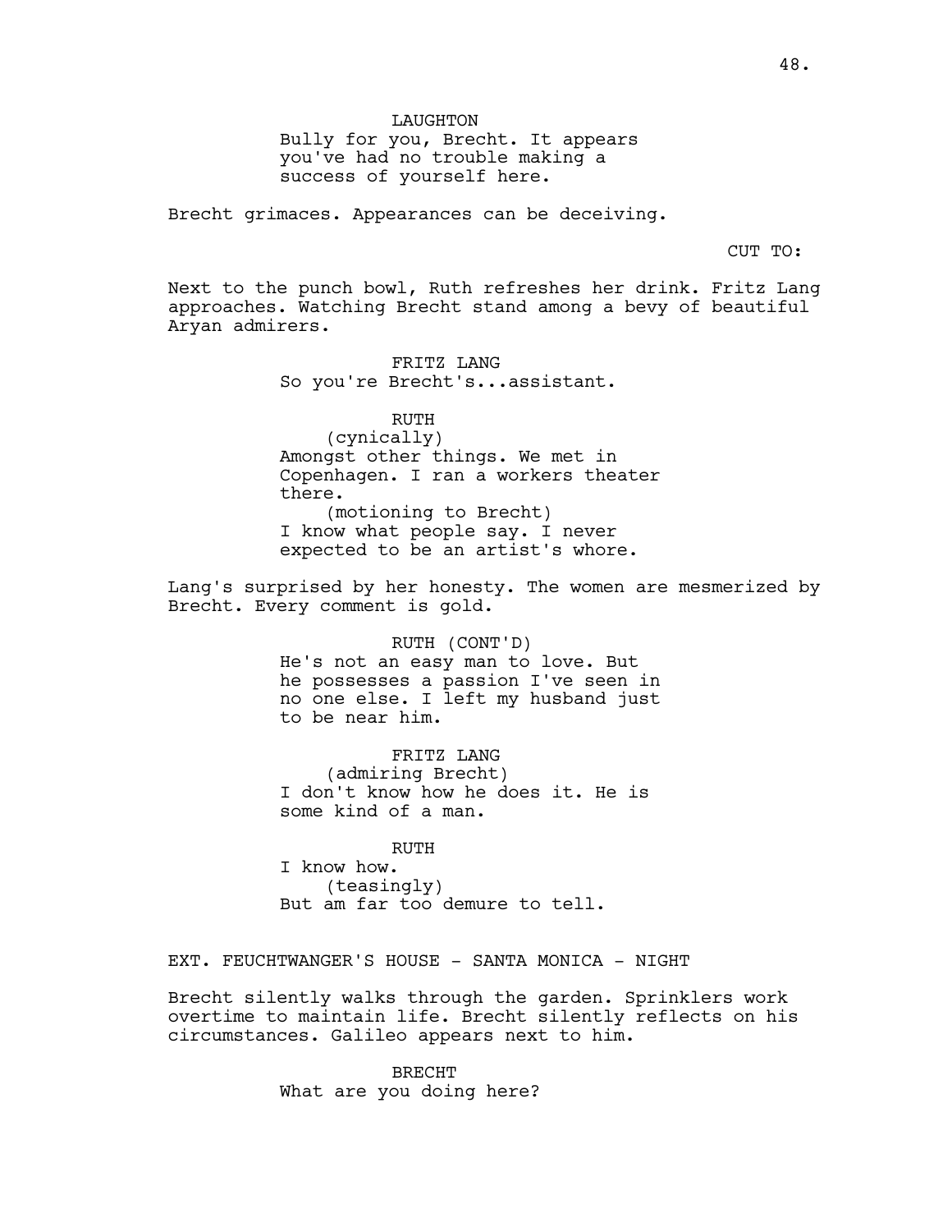LAUGHTON

Bully for you, Brecht. It appears you've had no trouble making a success of yourself here.

Brecht grimaces. Appearances can be deceiving.

CUT TO:

Next to the punch bowl, Ruth refreshes her drink. Fritz Lang approaches. Watching Brecht stand among a bevy of beautiful Aryan admirers.

FRITZ LANG

So you're Brecht's...assistant.

RUTH

(cynically)

Amongst other things. We met in Copenhagen. I ran a workers theater there.

(motioning to Brecht)

I know what people say. I never expected to be an artist's whore.

Lang's surprised by her honesty. The women are mesmerized by Brecht. Every comment is gold.

RUTH (CONT'D)

He's not an easy man to love. But he possesses a passion I've seen in no one else. I left my husband just to be near him.

FRITZ LANG

(admiring Brecht)

I don't know how he does it. He is some kind of a man.

RUTH

I know how.

(teasingly)

But am far too demure to tell.

EXT. FEUCHTWANGER'S HOUSE - SANTA MONICA - NIGHT

Brecht silently walks through the garden. Sprinklers work overtime to maintain life. Brecht silently reflects on his circumstances. Galileo appears next to him.

BRECHT

What are you doing here?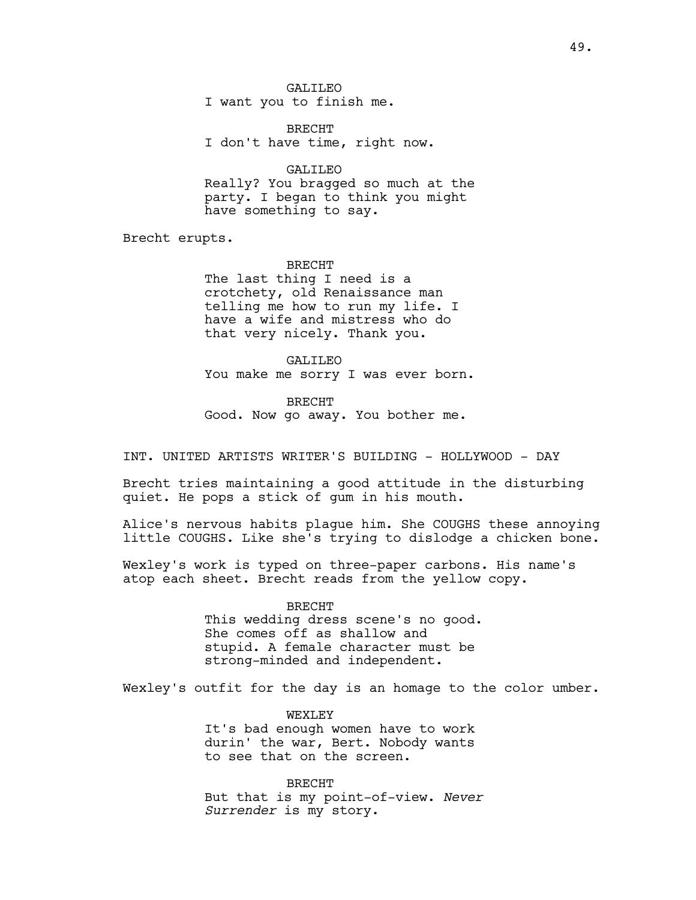GALILEO
I want you to finish me.

BRECHT
I don't have time, right now.

GALILEO
Really? You bragged so much at the party. I began to think you might have something to say.

Brecht erupts.

BRECHT
The last thing I need is a crotchety, old Renaissance man telling me how to run my life. I have a wife and mistress who do that very nicely. Thank you.

GALILEO
You make me sorry I was ever born.

BRECHT
Good. Now go away. You bother me.

INT. UNITED ARTISTS WRITER'S BUILDING - HOLLYWOOD - DAY

Brecht tries maintaining a good attitude in the disturbing quiet. He pops a stick of gum in his mouth.

Alice's nervous habits plague him. She COUGHS these annoying little COUGHS. Like she's trying to dislodge a chicken bone.

Wexley's work is typed on three-paper carbons. His name's atop each sheet. Brecht reads from the yellow copy.

BRECHT
This wedding dress scene's no good. She comes off as shallow and stupid. A female character must be strong-minded and independent.

Wexley's outfit for the day is an homage to the color umber.

WEXLEY
It's bad enough women have to work durin' the war, Bert. Nobody wants to see that on the screen.

BRECHT
But that is my point-of-view. *Never Surrender* is my story.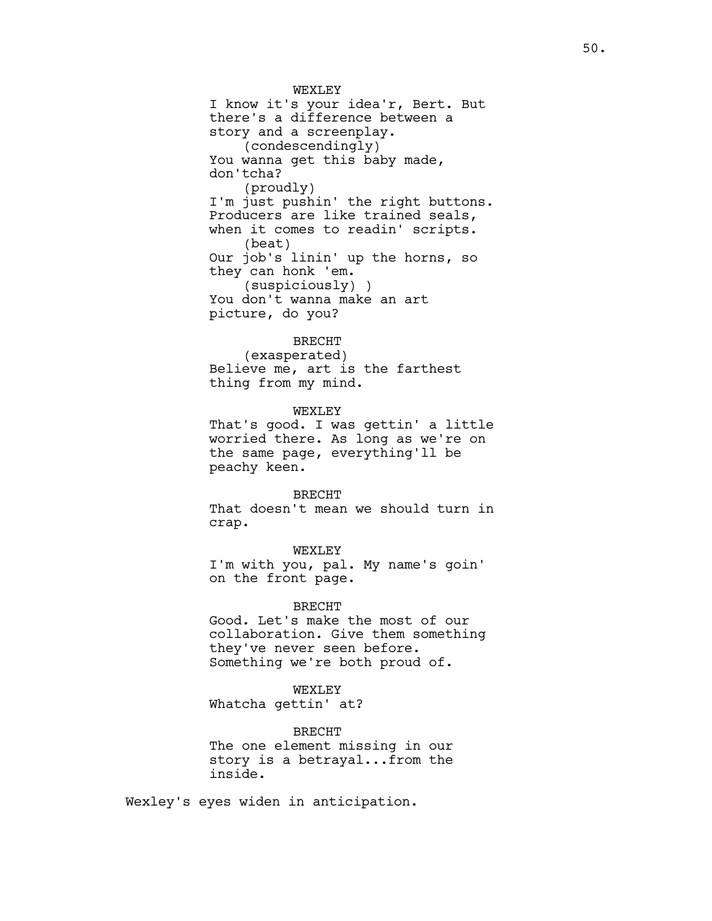WEXLEY
I know it's your idea'r, Bert. But there's a difference between a story and a screenplay.
(condescendingly)
You wanna get this baby made, don'tcha?
(proudly)
I'm just pushin' the right buttons. Producers are like trained seals, when it comes to readin' scripts.
(beat)
Our job's linin' up the horns, so they can honk 'em.
(suspiciously) )
You don't wanna make an art picture, do you?

BRECHT
(exasperated)
Believe me, art is the farthest thing from my mind.

WEXLEY
That's good. I was gettin' a little worried there. As long as we're on the same page, everything'll be peachy keen.

BRECHT
That doesn't mean we should turn in crap.

WEXLEY
I'm with you, pal. My name's goin' on the front page.

BRECHT
Good. Let's make the most of our collaboration. Give them something they've never seen before. Something we're both proud of.

WEXLEY
Whatcha gettin' at?

BRECHT
The one element missing in our story is a betrayal...from the inside.

Wexley's eyes widen in anticipation.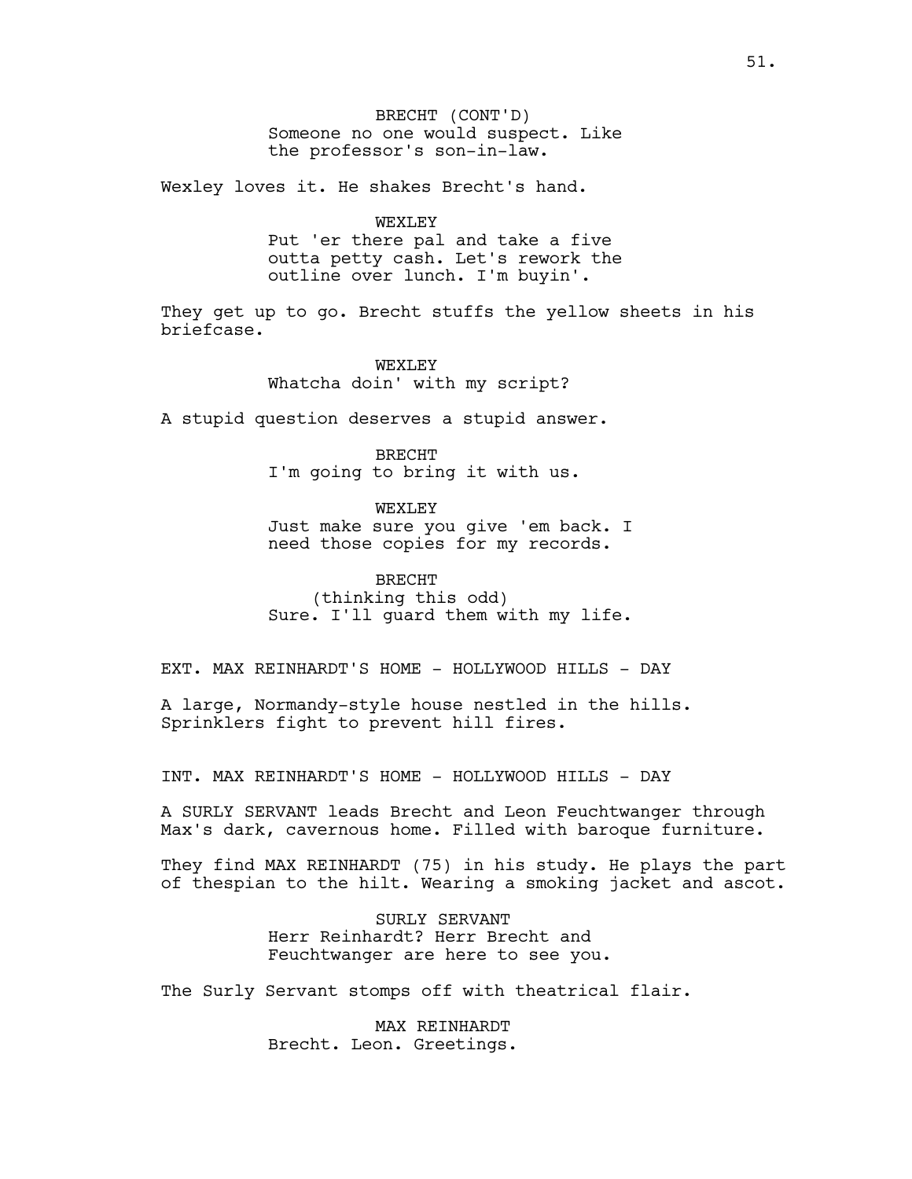BRECHT (CONT'D)
Someone no one would suspect. Like the professor's son-in-law.

Wexley loves it. He shakes Brecht's hand.

WEXLEY
Put 'er there pal and take a five outta petty cash. Let's rework the outline over lunch. I'm buyin'.

They get up to go. Brecht stuffs the yellow sheets in his briefcase.

WEXLEY
Whatcha doin' with my script?

A stupid question deserves a stupid answer.

BRECHT
I'm going to bring it with us.

WEXLEY
Just make sure you give 'em back. I need those copies for my records.

BRECHT
(thinking this odd)
Sure. I'll guard them with my life.

EXT. MAX REINHARDT'S HOME - HOLLYWOOD HILLS - DAY

A large, Normandy-style house nestled in the hills. Sprinklers fight to prevent hill fires.

INT. MAX REINHARDT'S HOME - HOLLYWOOD HILLS - DAY

A SURLY SERVANT leads Brecht and Leon Feuchtwanger through Max's dark, cavernous home. Filled with baroque furniture.

They find MAX REINHARDT (75) in his study. He plays the part of thespian to the hilt. Wearing a smoking jacket and ascot.

SURLY SERVANT
Herr Reinhardt? Herr Brecht and Feuchtwanger are here to see you.

The Surly Servant stomps off with theatrical flair.

MAX REINHARDT
Brecht. Leon. Greetings.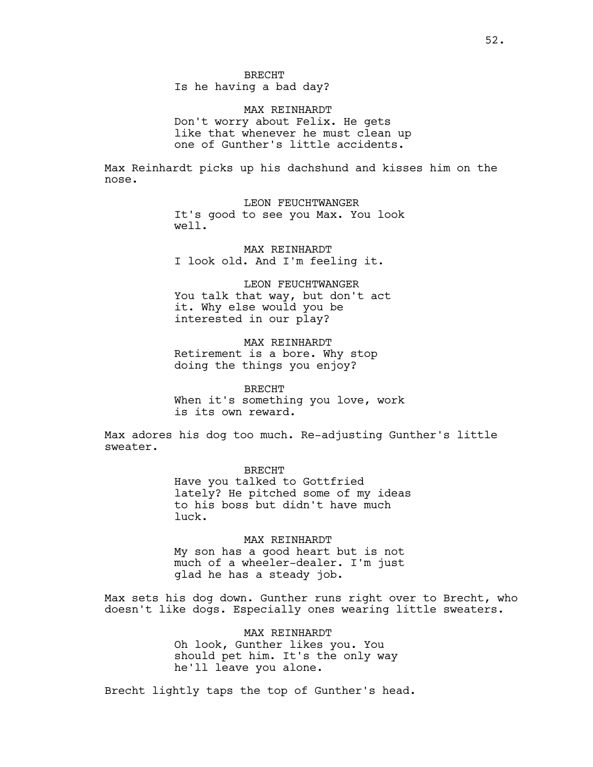BRECHT
Is he having a bad day?

MAX REINHARDT
Don't worry about Felix. He gets like that whenever he must clean up one of Gunther's little accidents.

Max Reinhardt picks up his dachshund and kisses him on the nose.

LEON FEUCHTWANGER
It's good to see you Max. You look well.

MAX REINHARDT
I look old. And I'm feeling it.

LEON FEUCHTWANGER
You talk that way, but don't act it. Why else would you be interested in our play?

MAX REINHARDT
Retirement is a bore. Why stop doing the things you enjoy?

BRECHT
When it's something you love, work is its own reward.

Max adores his dog too much. Re-adjusting Gunther's little sweater.

BRECHT
Have you talked to Gottfried lately? He pitched some of my ideas to his boss but didn't have much luck.

MAX REINHARDT
My son has a good heart but is not much of a wheeler-dealer. I'm just glad he has a steady job.

Max sets his dog down. Gunther runs right over to Brecht, who doesn't like dogs. Especially ones wearing little sweaters.

MAX REINHARDT
Oh look, Gunther likes you. You should pet him. It's the only way he'll leave you alone.

Brecht lightly taps the top of Gunther's head.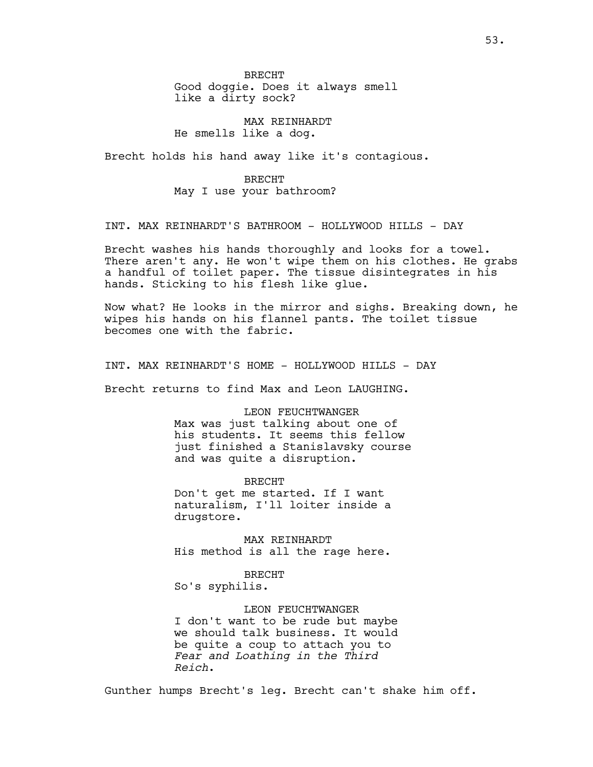BRECHT
Good doggie. Does it always smell like a dirty sock?

MAX REINHARDT
He smells like a dog.

Brecht holds his hand away like it's contagious.

BRECHT
May I use your bathroom?

INT. MAX REINHARDT'S BATHROOM - HOLLYWOOD HILLS - DAY

Brecht washes his hands thoroughly and looks for a towel. There aren't any. He won't wipe them on his clothes. He grabs a handful of toilet paper. The tissue disintegrates in his hands. Sticking to his flesh like glue.

Now what? He looks in the mirror and sighs. Breaking down, he wipes his hands on his flannel pants. The toilet tissue becomes one with the fabric.

INT. MAX REINHARDT'S HOME - HOLLYWOOD HILLS - DAY

Brecht returns to find Max and Leon LAUGHING.

LEON FEUCHTWANGER
Max was just talking about one of his students. It seems this fellow just finished a Stanislavsky course and was quite a disruption.

BRECHT
Don't get me started. If I want naturalism, I'll loiter inside a drugstore.

MAX REINHARDT
His method is all the rage here.

BRECHT
So's syphilis.

LEON FEUCHTWANGER
I don't want to be rude but maybe we should talk business. It would be quite a coup to attach you to *Fear and Loathing in the Third Reich*.

Gunther humps Brecht's leg. Brecht can't shake him off.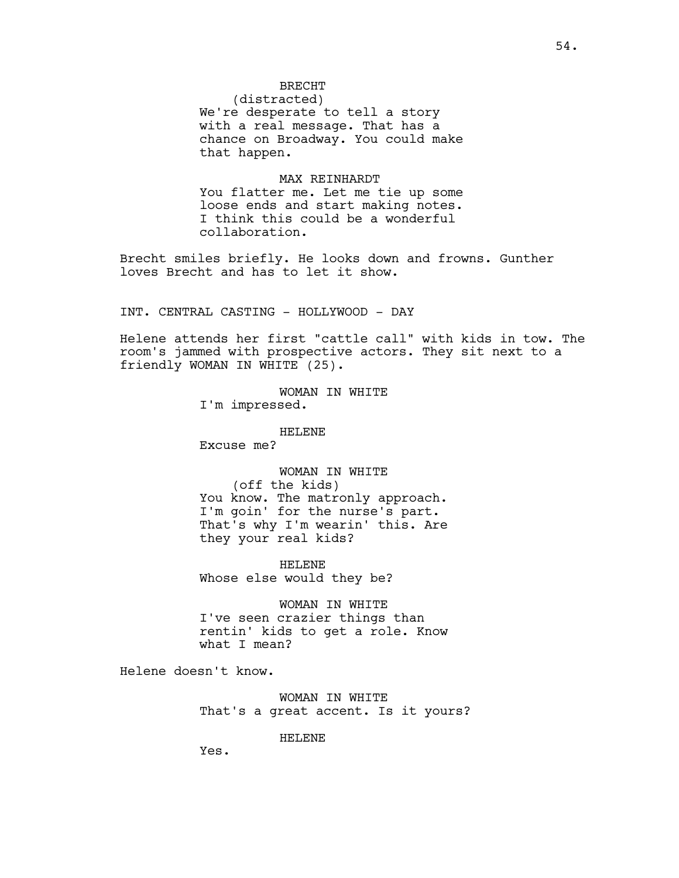BRECHT
(distracted)
We're desperate to tell a story with a real message. That has a chance on Broadway. You could make that happen.

MAX REINHARDT
You flatter me. Let me tie up some loose ends and start making notes. I think this could be a wonderful collaboration.

Brecht smiles briefly. He looks down and frowns. Gunther loves Brecht and has to let it show.

INT. CENTRAL CASTING - HOLLYWOOD - DAY

Helene attends her first "cattle call" with kids in tow. The room's jammed with prospective actors. They sit next to a friendly WOMAN IN WHITE (25).

WOMAN IN WHITE
I'm impressed.

HELENE
Excuse me?

WOMAN IN WHITE
(off the kids)
You know. The matronly approach. I'm goin' for the nurse's part. That's why I'm wearin' this. Are they your real kids?

HELENE
Whose else would they be?

WOMAN IN WHITE
I've seen crazier things than rentin' kids to get a role. Know what I mean?

Helene doesn't know.

WOMAN IN WHITE
That's a great accent. Is it yours?

HELENE
Yes.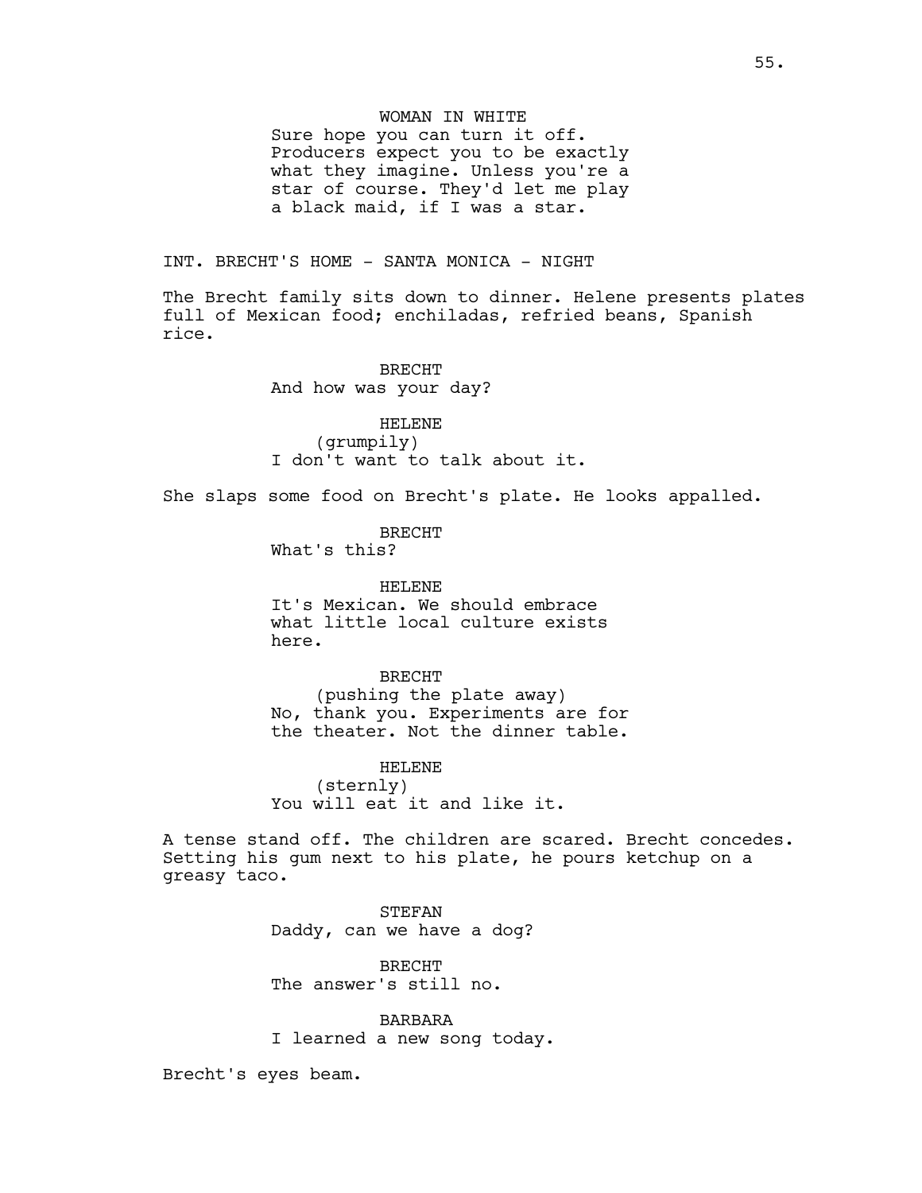WOMAN IN WHITE
Sure hope you can turn it off. Producers expect you to be exactly what they imagine. Unless you're a star of course. They'd let me play a black maid, if I was a star.

INT. BRECHT'S HOME - SANTA MONICA - NIGHT

The Brecht family sits down to dinner. Helene presents plates full of Mexican food; enchiladas, refried beans, Spanish rice.

BRECHT
And how was your day?

HELENE
(grumpily)
I don't want to talk about it.

She slaps some food on Brecht's plate. He looks appalled.

BRECHT
What's this?

HELENE
It's Mexican. We should embrace what little local culture exists here.

BRECHT
(pushing the plate away)
No, thank you. Experiments are for the theater. Not the dinner table.

HELENE
(sternly)
You will eat it and like it.

A tense stand off. The children are scared. Brecht concedes. Setting his gum next to his plate, he pours ketchup on a greasy taco.

STEFAN
Daddy, can we have a dog?

BRECHT
The answer's still no.

BARBARA
I learned a new song today.

Brecht's eyes beam.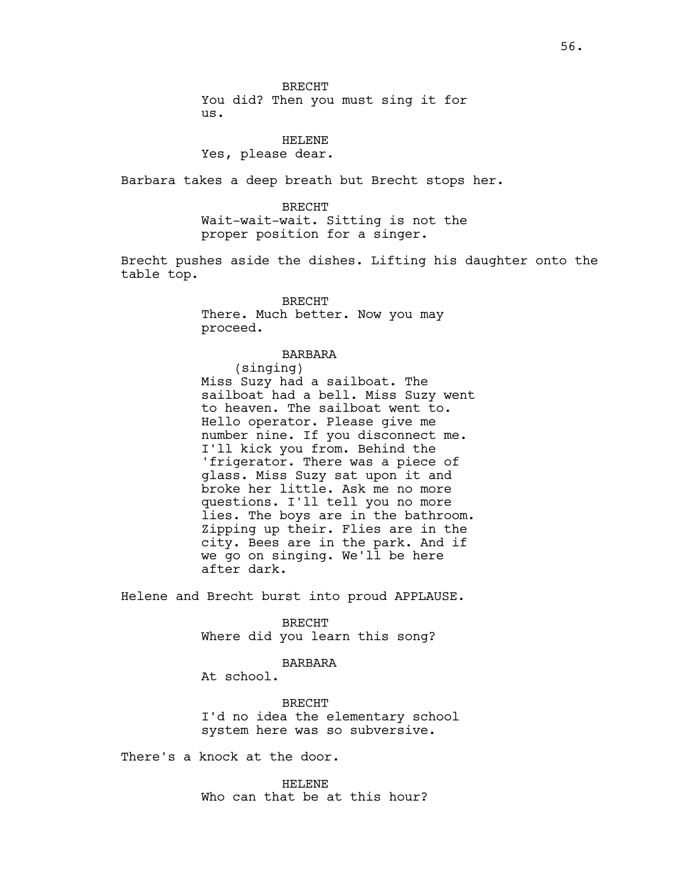BRECHT
You did? Then you must sing it for us.

HELENE
Yes, please dear.

Barbara takes a deep breath but Brecht stops her.

BRECHT
Wait-wait-wait. Sitting is not the proper position for a singer.

Brecht pushes aside the dishes. Lifting his daughter onto the table top.

BRECHT
There. Much better. Now you may proceed.

BARBARA
(singing)
Miss Suzy had a sailboat. The sailboat had a bell. Miss Suzy went to heaven. The sailboat went to. Hello operator. Please give me number nine. If you disconnect me. I'll kick you from. Behind the 'frigerator. There was a piece of glass. Miss Suzy sat upon it and broke her little. Ask me no more questions. I'll tell you no more lies. The boys are in the bathroom. Zipping up their. Flies are in the city. Bees are in the park. And if we go on singing. We'll be here after dark.

Helene and Brecht burst into proud APPLAUSE.

BRECHT
Where did you learn this song?

BARBARA
At school.

BRECHT
I'd no idea the elementary school system here was so subversive.

There's a knock at the door.

HELENE
Who can that be at this hour?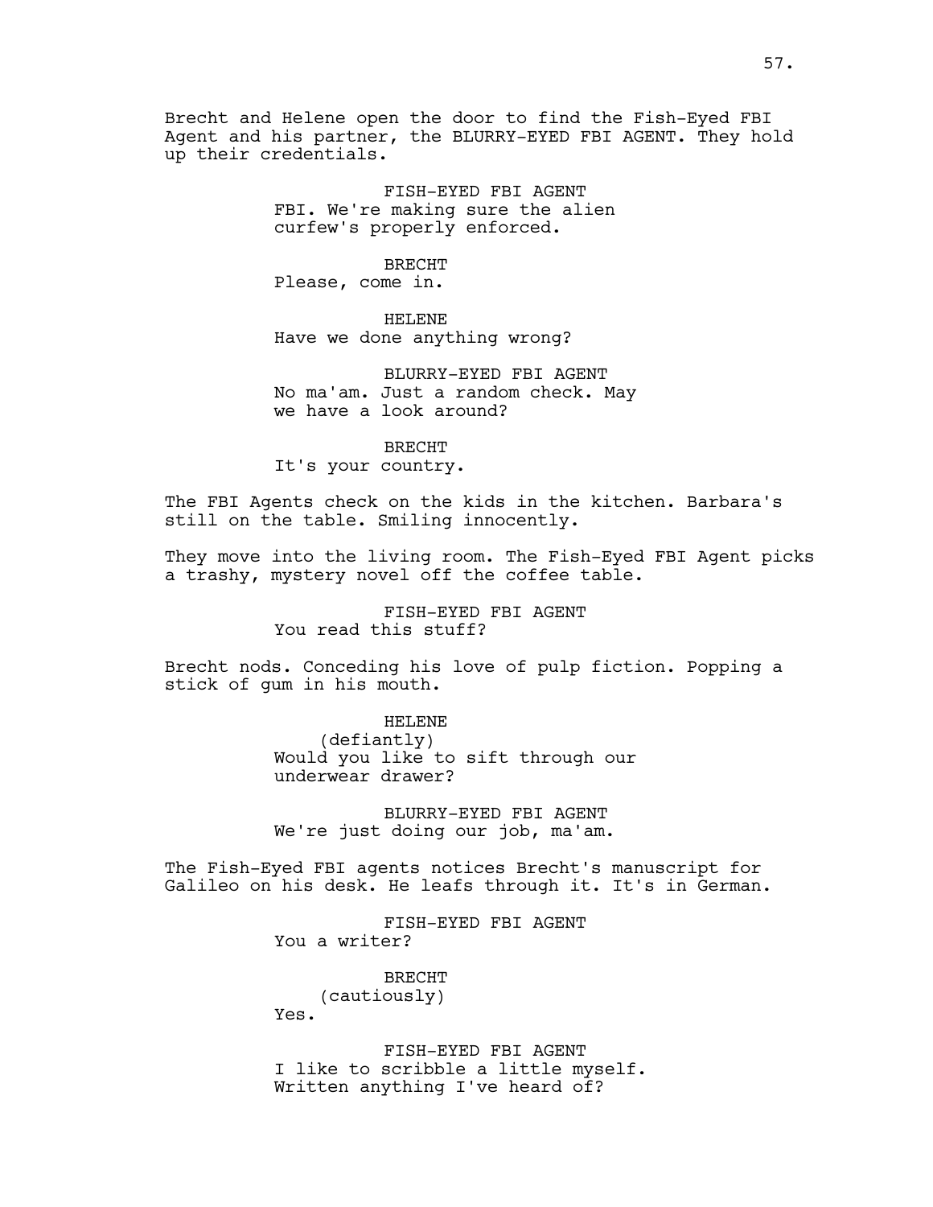Brecht and Helene open the door to find the Fish-Eyed FBI Agent and his partner, the BLURRY-EYED FBI AGENT. They hold up their credentials.

FISH-EYED FBI AGENT
FBI. We're making sure the alien curfew's properly enforced.

BRECHT
Please, come in.

HELENE
Have we done anything wrong?

BLURRY-EYED FBI AGENT
No ma'am. Just a random check. May we have a look around?

BRECHT
It's your country.

The FBI Agents check on the kids in the kitchen. Barbara's still on the table. Smiling innocently.

They move into the living room. The Fish-Eyed FBI Agent picks a trashy, mystery novel off the coffee table.

FISH-EYED FBI AGENT
You read this stuff?

Brecht nods. Conceding his love of pulp fiction. Popping a stick of gum in his mouth.

HELENE
(defiantly)
Would you like to sift through our underwear drawer?

BLURRY-EYED FBI AGENT
We're just doing our job, ma'am.

The Fish-Eyed FBI agents notices Brecht's manuscript for Galileo on his desk. He leafs through it. It's in German.

FISH-EYED FBI AGENT
You a writer?

BRECHT
(cautiously)
Yes.

FISH-EYED FBI AGENT
I like to scribble a little myself. Written anything I've heard of?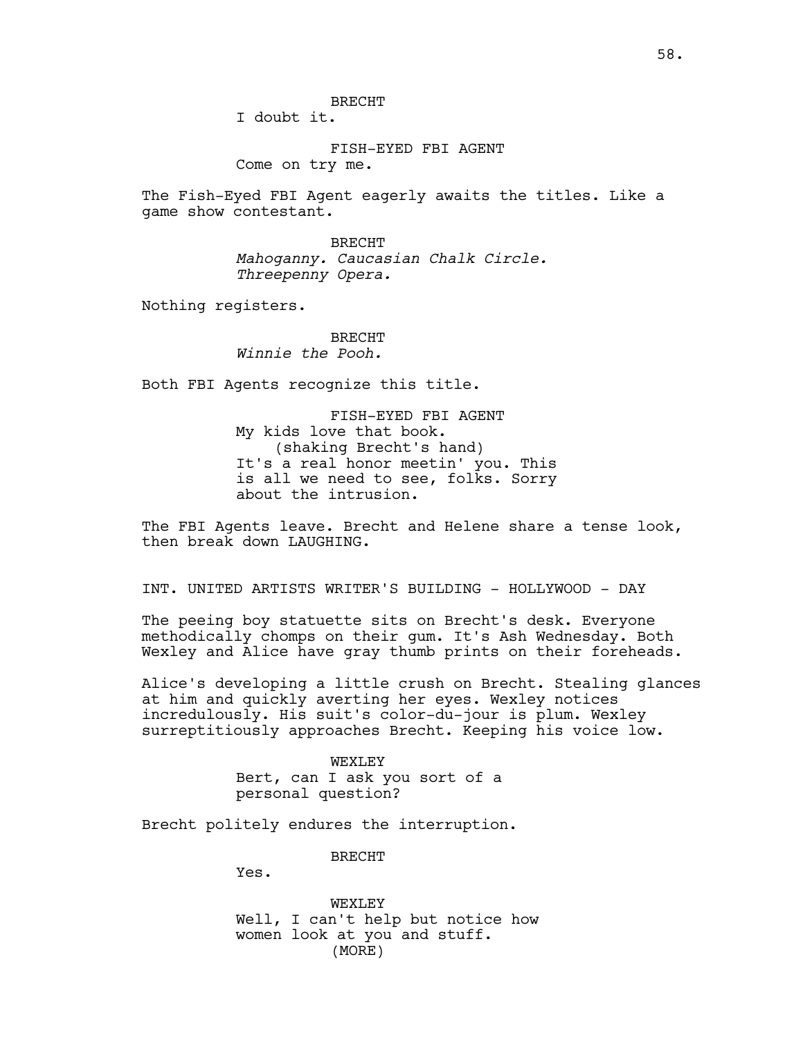BRECHT
I doubt it.

FISH-EYED FBI AGENT
Come on try me.

The Fish-Eyed FBI Agent eagerly awaits the titles. Like a game show contestant.

BRECHT
*Mahoganny. Caucasian Chalk Circle. Threepenny Opera.*

Nothing registers.

BRECHT
*Winnie the Pooh.*

Both FBI Agents recognize this title.

FISH-EYED FBI AGENT
My kids love that book.
(shaking Brecht's hand)
It's a real honor meetin' you. This is all we need to see, folks. Sorry about the intrusion.

The FBI Agents leave. Brecht and Helene share a tense look, then break down LAUGHING.

INT. UNITED ARTISTS WRITER'S BUILDING - HOLLYWOOD - DAY

The peeing boy statuette sits on Brecht's desk. Everyone methodically chomps on their gum. It's Ash Wednesday. Both Wexley and Alice have gray thumb prints on their foreheads.

Alice's developing a little crush on Brecht. Stealing glances at him and quickly averting her eyes. Wexley notices incredulously. His suit's color-du-jour is plum. Wexley surreptitiously approaches Brecht. Keeping his voice low.

WEXLEY
Bert, can I ask you sort of a personal question?

Brecht politely endures the interruption.

BRECHT
Yes.

WEXLEY
Well, I can't help but notice how women look at you and stuff.
(MORE)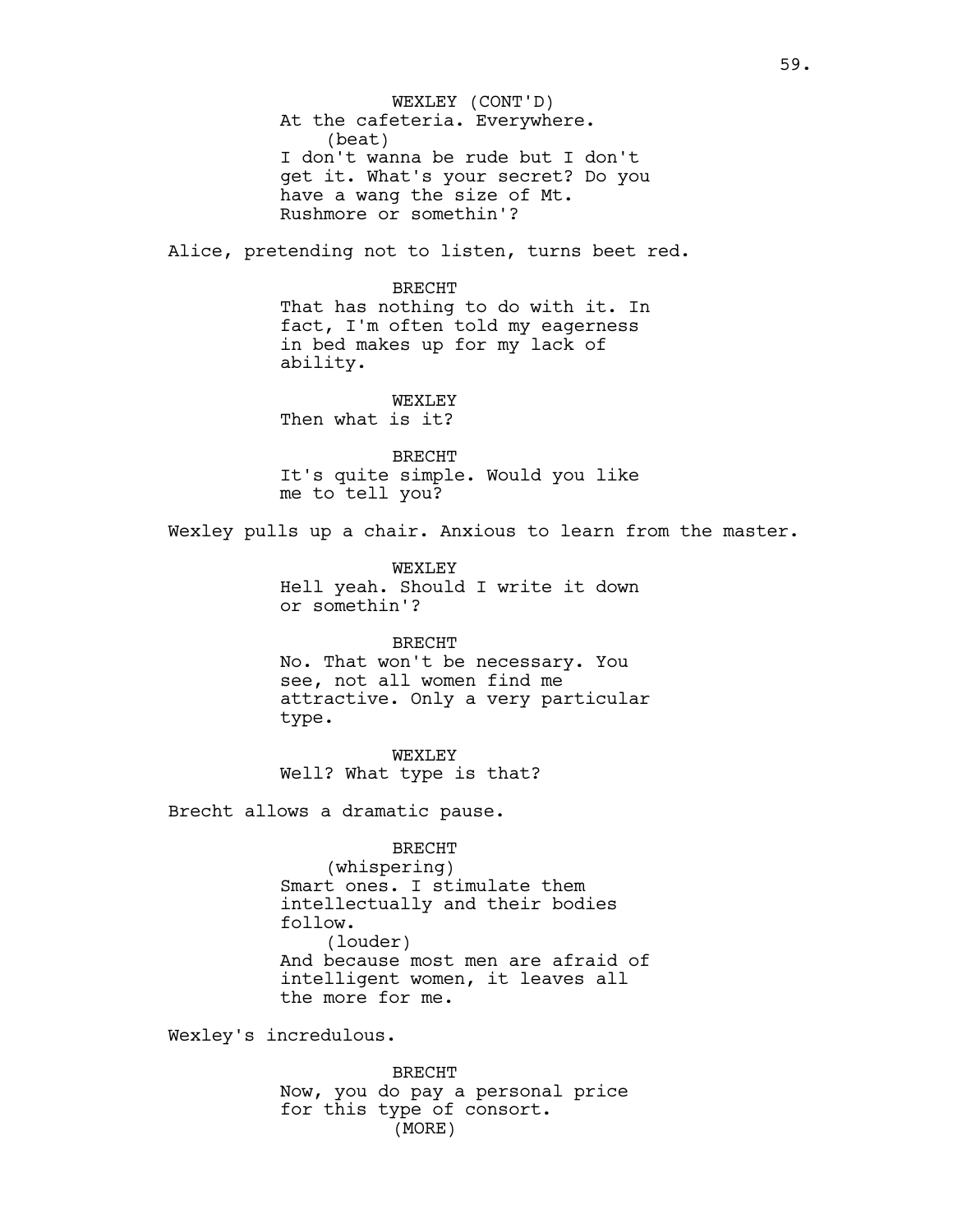WEXLEY (CONT'D)
At the cafeteria. Everywhere.
(beat)
I don't wanna be rude but I don't get it. What's your secret? Do you have a wang the size of Mt. Rushmore or somethin'?

Alice, pretending not to listen, turns beet red.

BRECHT
That has nothing to do with it. In fact, I'm often told my eagerness in bed makes up for my lack of ability.

WEXLEY
Then what is it?

BRECHT
It's quite simple. Would you like me to tell you?

Wexley pulls up a chair. Anxious to learn from the master.

WEXLEY
Hell yeah. Should I write it down or somethin'?

BRECHT
No. That won't be necessary. You see, not all women find me attractive. Only a very particular type.

WEXLEY
Well? What type is that?

Brecht allows a dramatic pause.

BRECHT
(whispering)
Smart ones. I stimulate them intellectually and their bodies follow.
(louder)
And because most men are afraid of intelligent women, it leaves all the more for me.

Wexley's incredulous.

BRECHT
Now, you do pay a personal price for this type of consort.
(MORE)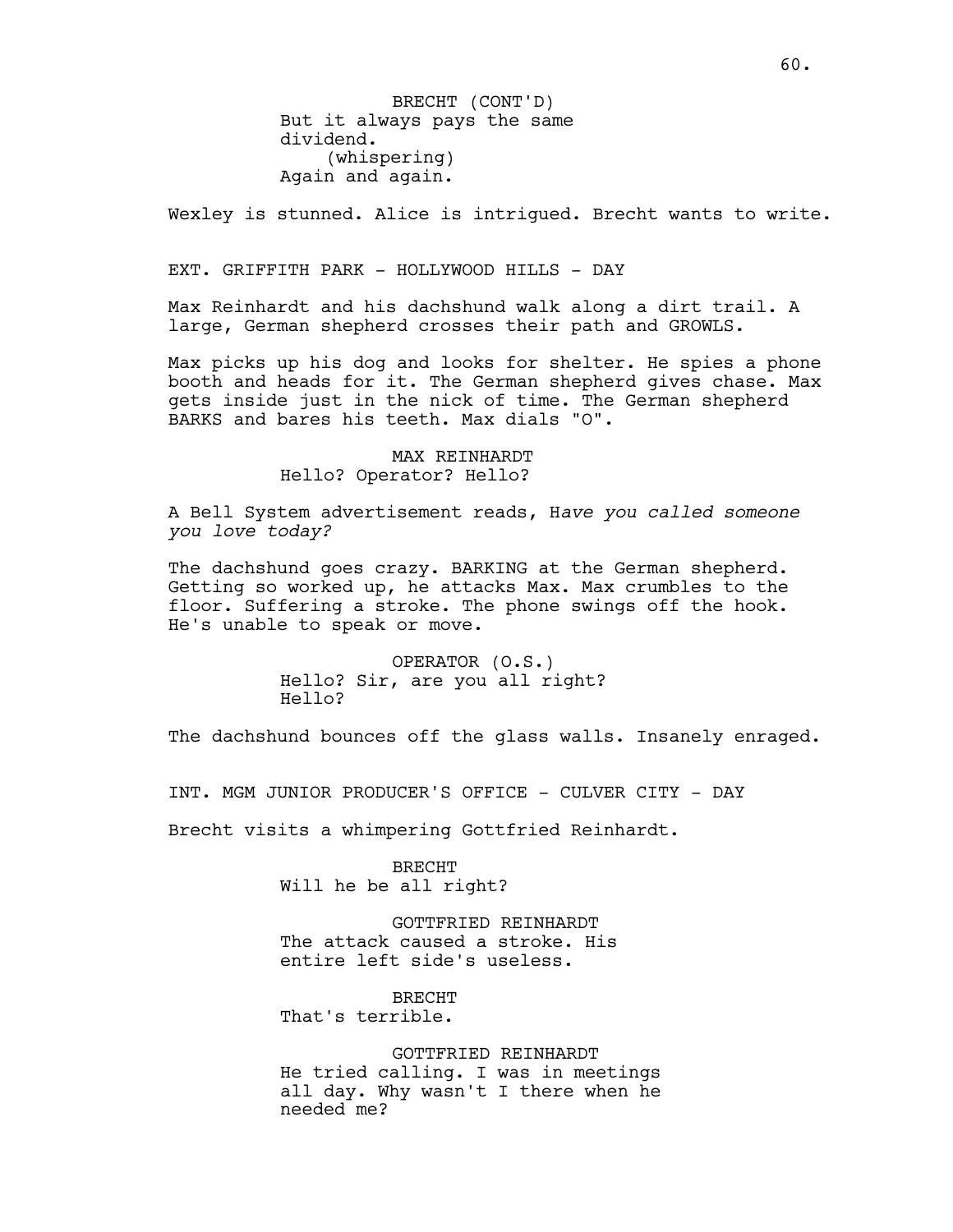BRECHT (CONT'D)
But it always pays the same dividend.
(whispering)
Again and again.

Wexley is stunned. Alice is intrigued. Brecht wants to write.

EXT. GRIFFITH PARK - HOLLYWOOD HILLS - DAY

Max Reinhardt and his dachshund walk along a dirt trail. A large, German shepherd crosses their path and GROWLS.

Max picks up his dog and looks for shelter. He spies a phone booth and heads for it. The German shepherd gives chase. Max gets inside just in the nick of time. The German shepherd BARKS and bares his teeth. Max dials "O".

MAX REINHARDT
Hello? Operator? Hello?

A Bell System advertisement reads, H*ave you called someone you love today?*

The dachshund goes crazy. BARKING at the German shepherd. Getting so worked up, he attacks Max. Max crumbles to the floor. Suffering a stroke. The phone swings off the hook. He's unable to speak or move.

OPERATOR (O.S.)
Hello? Sir, are you all right? Hello?

The dachshund bounces off the glass walls. Insanely enraged.

INT. MGM JUNIOR PRODUCER'S OFFICE - CULVER CITY - DAY

Brecht visits a whimpering Gottfried Reinhardt.

BRECHT
Will he be all right?

GOTTFRIED REINHARDT
The attack caused a stroke. His entire left side's useless.

BRECHT
That's terrible.

GOTTFRIED REINHARDT
He tried calling. I was in meetings all day. Why wasn't I there when he needed me?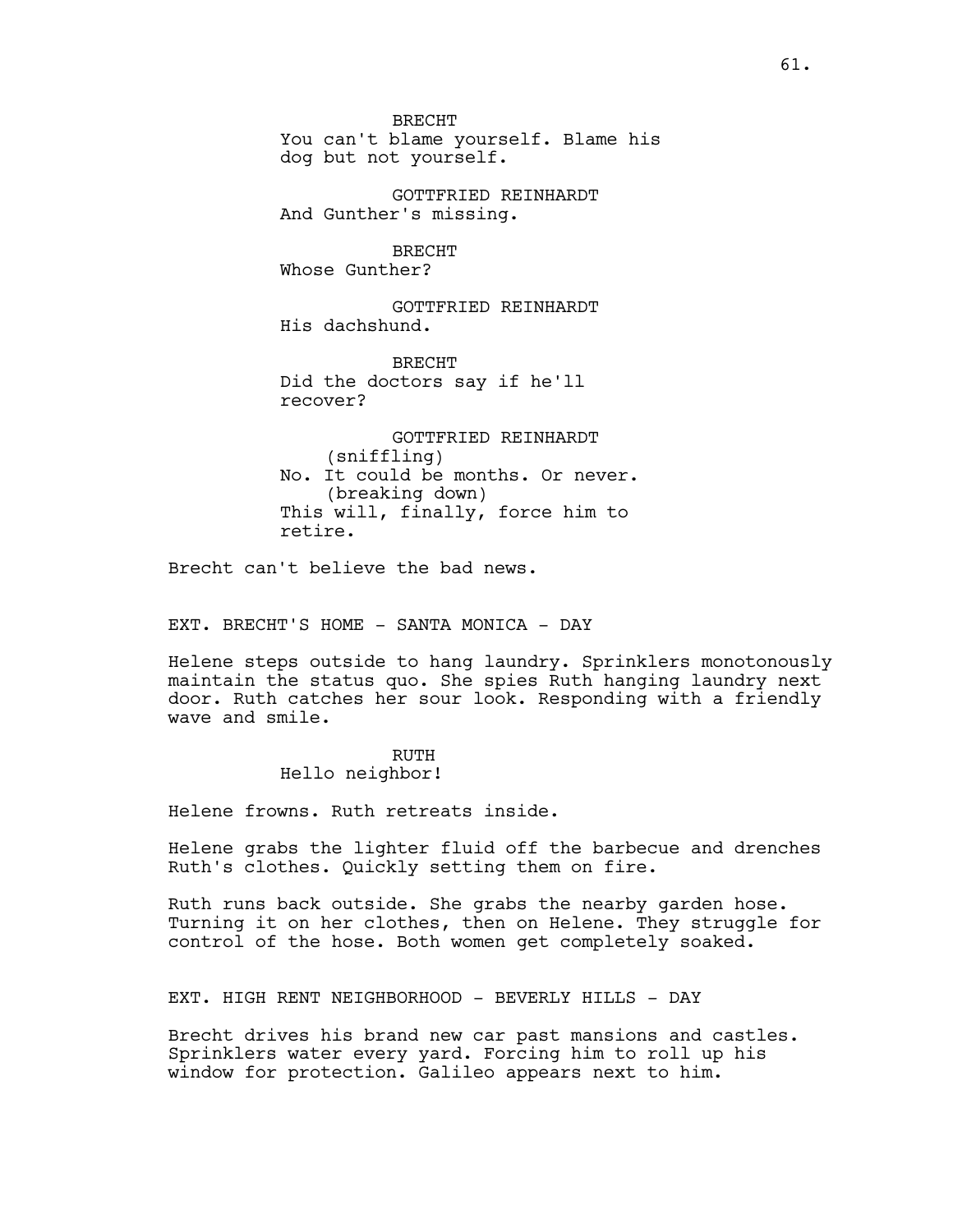BRECHT
You can't blame yourself. Blame his dog but not yourself.

GOTTFRIED REINHARDT
And Gunther's missing.

BRECHT
Whose Gunther?

GOTTFRIED REINHARDT
His dachshund.

BRECHT
Did the doctors say if he'll recover?

GOTTFRIED REINHARDT
(sniffling)
No. It could be months. Or never.
(breaking down)
This will, finally, force him to retire.

Brecht can't believe the bad news.

EXT. BRECHT'S HOME - SANTA MONICA - DAY

Helene steps outside to hang laundry. Sprinklers monotonously maintain the status quo. She spies Ruth hanging laundry next door. Ruth catches her sour look. Responding with a friendly wave and smile.

RUTH
Hello neighbor!

Helene frowns. Ruth retreats inside.

Helene grabs the lighter fluid off the barbecue and drenches Ruth's clothes. Quickly setting them on fire.

Ruth runs back outside. She grabs the nearby garden hose. Turning it on her clothes, then on Helene. They struggle for control of the hose. Both women get completely soaked.

EXT. HIGH RENT NEIGHBORHOOD - BEVERLY HILLS - DAY

Brecht drives his brand new car past mansions and castles. Sprinklers water every yard. Forcing him to roll up his window for protection. Galileo appears next to him.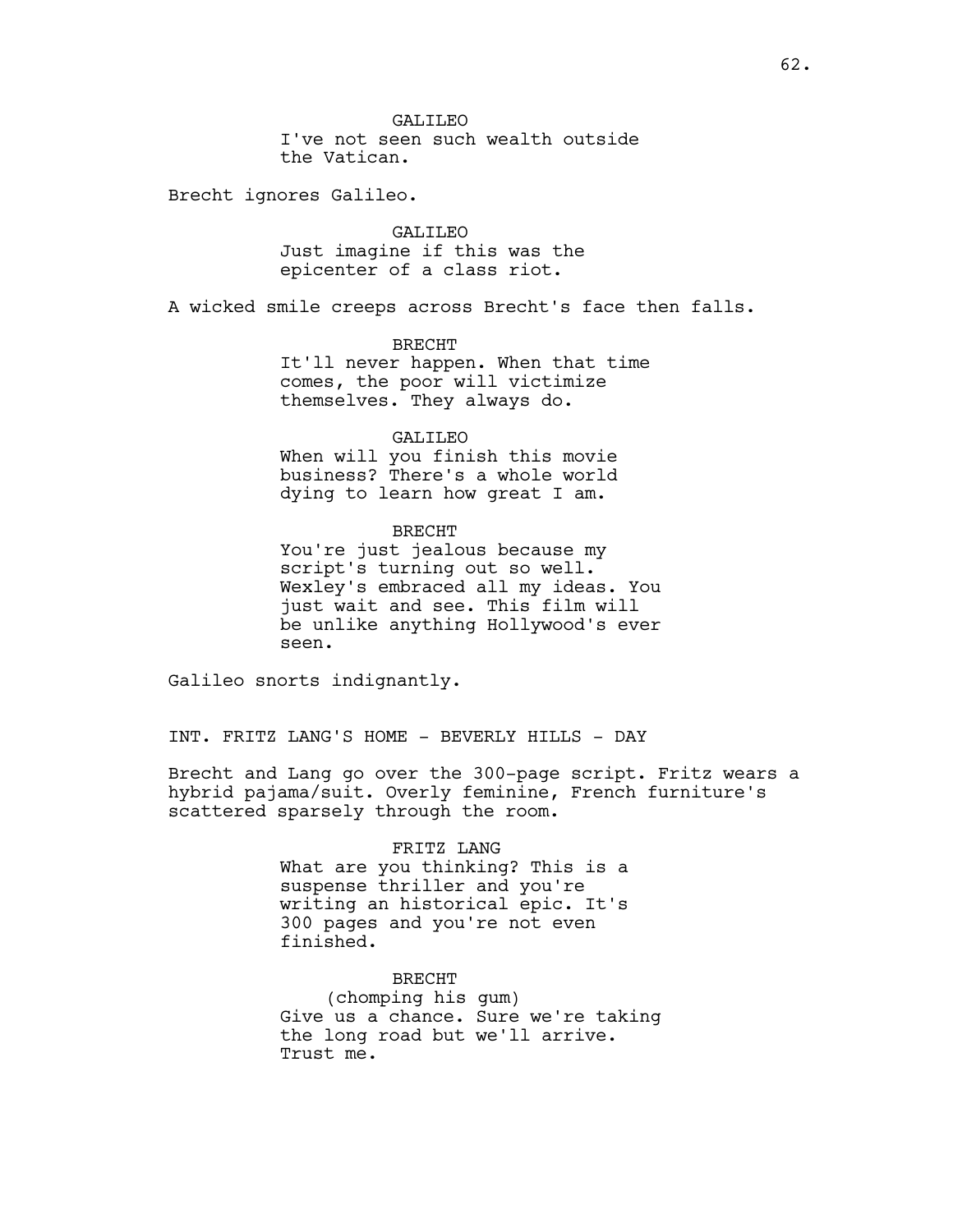GALILEO
I've not seen such wealth outside the Vatican.

Brecht ignores Galileo.

GALILEO
Just imagine if this was the epicenter of a class riot.

A wicked smile creeps across Brecht's face then falls.

BRECHT
It'll never happen. When that time comes, the poor will victimize themselves. They always do.

GALILEO
When will you finish this movie business? There's a whole world dying to learn how great I am.

BRECHT
You're just jealous because my script's turning out so well. Wexley's embraced all my ideas. You just wait and see. This film will be unlike anything Hollywood's ever seen.

Galileo snorts indignantly.

INT. FRITZ LANG'S HOME - BEVERLY HILLS - DAY

Brecht and Lang go over the 300-page script. Fritz wears a hybrid pajama/suit. Overly feminine, French furniture's scattered sparsely through the room.

FRITZ LANG
What are you thinking? This is a suspense thriller and you're writing an historical epic. It's 300 pages and you're not even finished.

BRECHT
(chomping his gum)
Give us a chance. Sure we're taking the long road but we'll arrive. Trust me.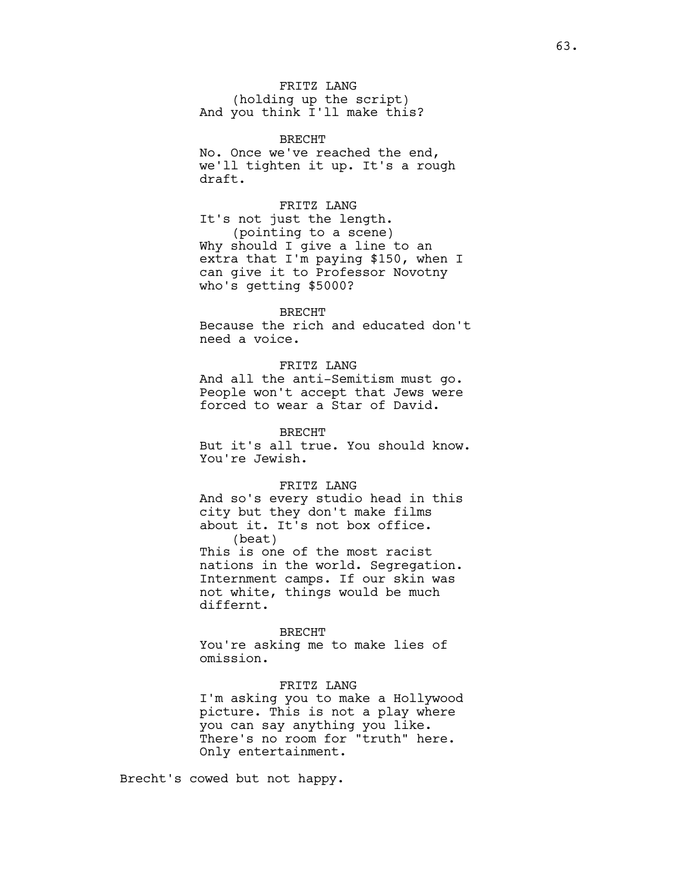FRITZ LANG
(holding up the script)
And you think I'll make this?

BRECHT
No. Once we've reached the end, we'll tighten it up. It's a rough draft.

FRITZ LANG
It's not just the length.
(pointing to a scene)
Why should I give a line to an extra that I'm paying $150, when I can give it to Professor Novotny who's getting $5000?

BRECHT
Because the rich and educated don't need a voice.

FRITZ LANG
And all the anti-Semitism must go. People won't accept that Jews were forced to wear a Star of David.

BRECHT
But it's all true. You should know. You're Jewish.

FRITZ LANG
And so's every studio head in this city but they don't make films about it. It's not box office.
(beat)
This is one of the most racist nations in the world. Segregation. Internment camps. If our skin was not white, things would be much differnt.

BRECHT
You're asking me to make lies of omission.

FRITZ LANG
I'm asking you to make a Hollywood picture. This is not a play where you can say anything you like. There's no room for "truth" here. Only entertainment.

Brecht's cowed but not happy.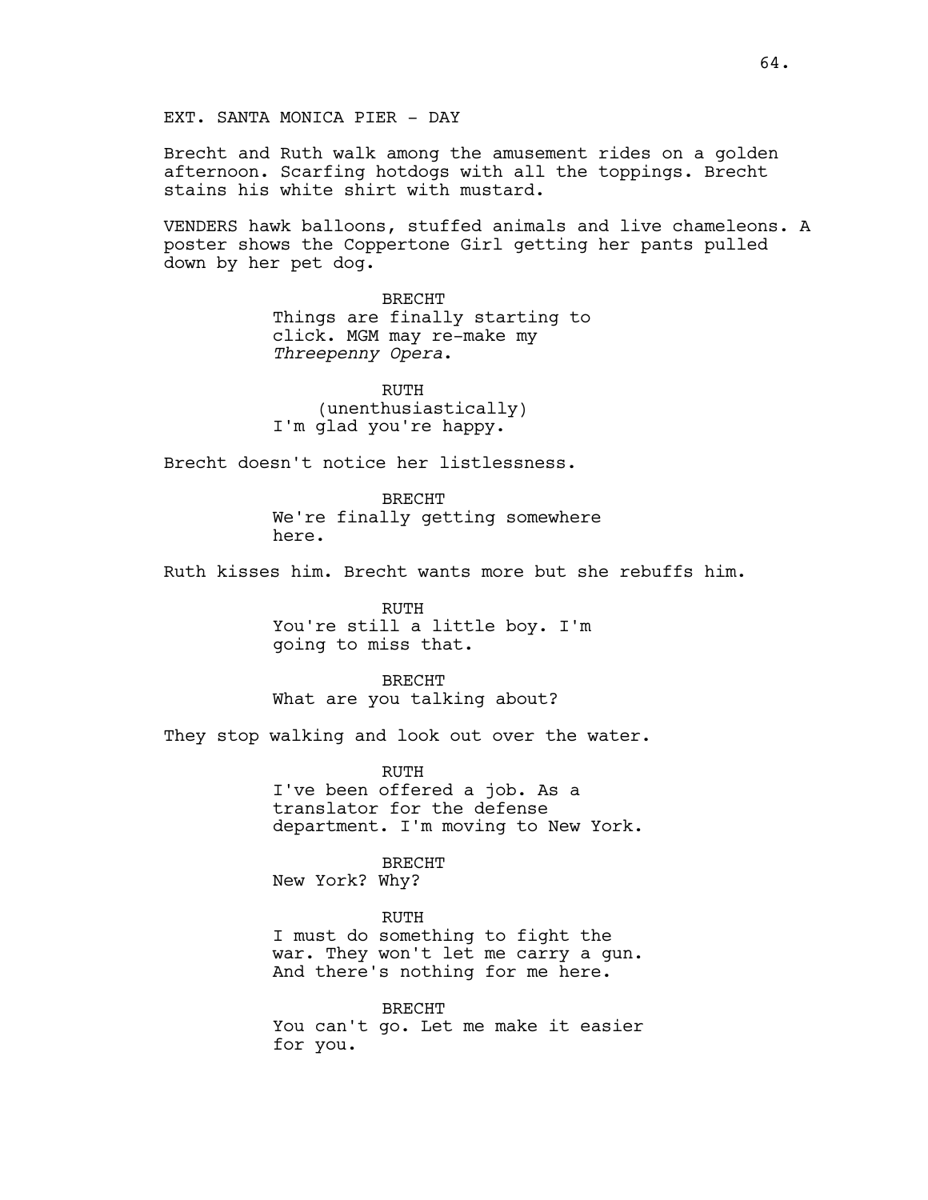EXT. SANTA MONICA PIER - DAY

Brecht and Ruth walk among the amusement rides on a golden afternoon. Scarfing hotdogs with all the toppings. Brecht stains his white shirt with mustard.

VENDERS hawk balloons, stuffed animals and live chameleons. A poster shows the Coppertone Girl getting her pants pulled down by her pet dog.

BRECHT
Things are finally starting to click. MGM may re-make my *Threepenny Opera*.

RUTH
(unenthusiastically)
I'm glad you're happy.

Brecht doesn't notice her listlessness.

BRECHT
We're finally getting somewhere here.

Ruth kisses him. Brecht wants more but she rebuffs him.

RUTH
You're still a little boy. I'm going to miss that.

BRECHT
What are you talking about?

They stop walking and look out over the water.

RUTH
I've been offered a job. As a translator for the defense department. I'm moving to New York.

BRECHT
New York? Why?

RUTH
I must do something to fight the war. They won't let me carry a gun. And there's nothing for me here.

BRECHT
You can't go. Let me make it easier for you.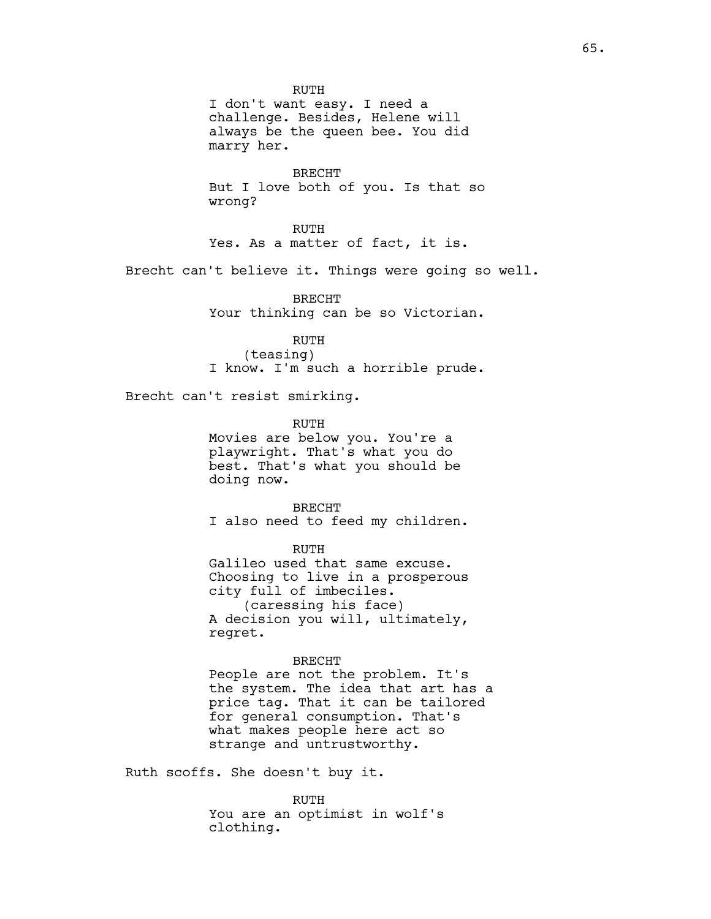RUTH
I don't want easy. I need a challenge. Besides, Helene will always be the queen bee. You did marry her.

BRECHT
But I love both of you. Is that so wrong?

RUTH
Yes. As a matter of fact, it is.

Brecht can't believe it. Things were going so well.

BRECHT
Your thinking can be so Victorian.

RUTH
(teasing)
I know. I'm such a horrible prude.

Brecht can't resist smirking.

RUTH
Movies are below you. You're a playwright. That's what you do best. That's what you should be doing now.

BRECHT
I also need to feed my children.

RUTH
Galileo used that same excuse. Choosing to live in a prosperous city full of imbeciles.
(caressing his face)
A decision you will, ultimately, regret.

BRECHT
People are not the problem. It's the system. The idea that art has a price tag. That it can be tailored for general consumption. That's what makes people here act so strange and untrustworthy.

Ruth scoffs. She doesn't buy it.

RUTH
You are an optimist in wolf's clothing.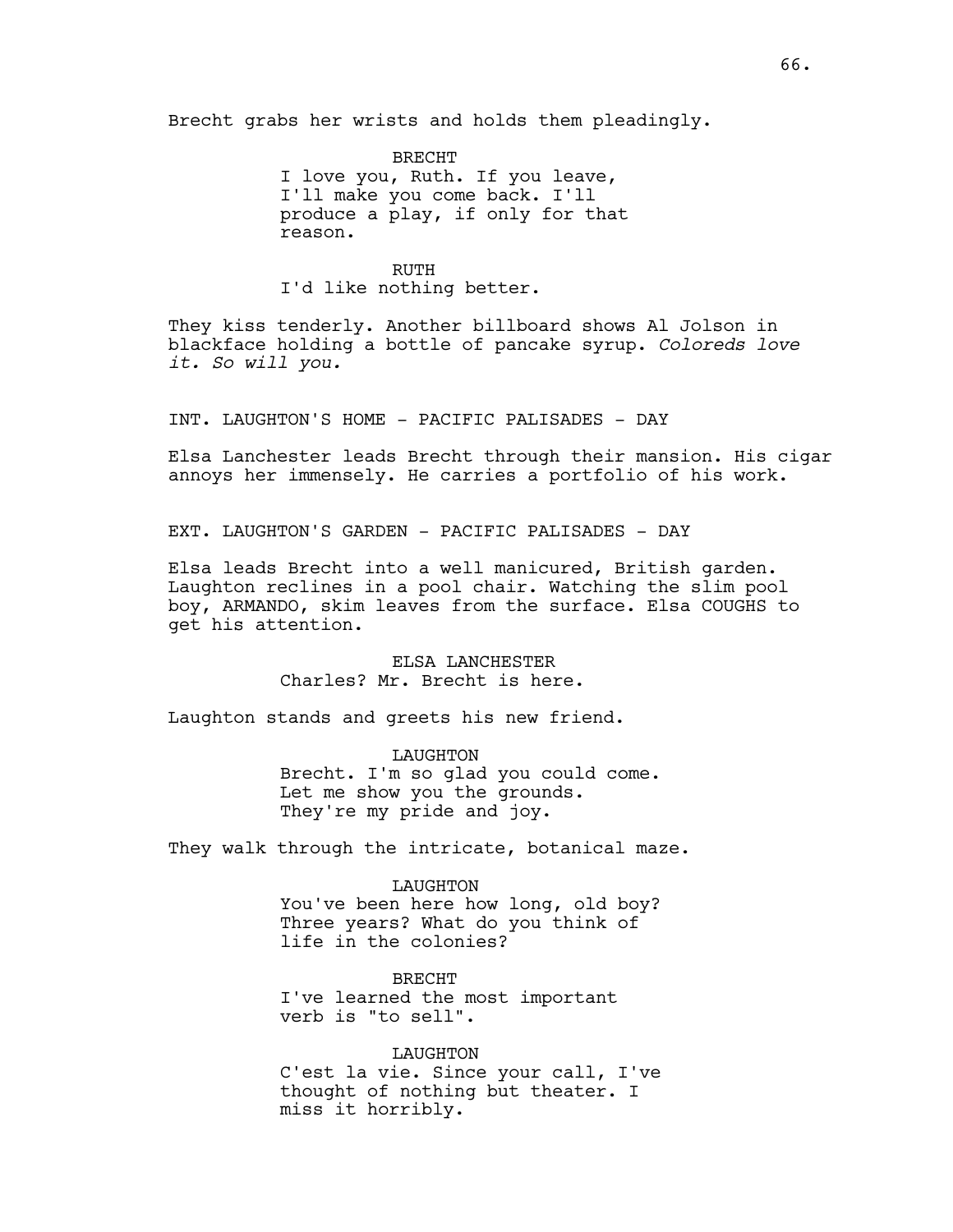Brecht grabs her wrists and holds them pleadingly.

BRECHT
I love you, Ruth. If you leave, I'll make you come back. I'll produce a play, if only for that reason.

RUTH
I'd like nothing better.

They kiss tenderly. Another billboard shows Al Jolson in blackface holding a bottle of pancake syrup. *Coloreds love it. So will you.*

INT. LAUGHTON'S HOME - PACIFIC PALISADES - DAY

Elsa Lanchester leads Brecht through their mansion. His cigar annoys her immensely. He carries a portfolio of his work.

EXT. LAUGHTON'S GARDEN - PACIFIC PALISADES - DAY

Elsa leads Brecht into a well manicured, British garden. Laughton reclines in a pool chair. Watching the slim pool boy, ARMANDO, skim leaves from the surface. Elsa COUGHS to get his attention.

ELSA LANCHESTER
Charles? Mr. Brecht is here.

Laughton stands and greets his new friend.

LAUGHTON
Brecht. I'm so glad you could come. Let me show you the grounds. They're my pride and joy.

They walk through the intricate, botanical maze.

LAUGHTON
You've been here how long, old boy? Three years? What do you think of life in the colonies?

BRECHT
I've learned the most important verb is "to sell".

LAUGHTON
C'est la vie. Since your call, I've thought of nothing but theater. I miss it horribly.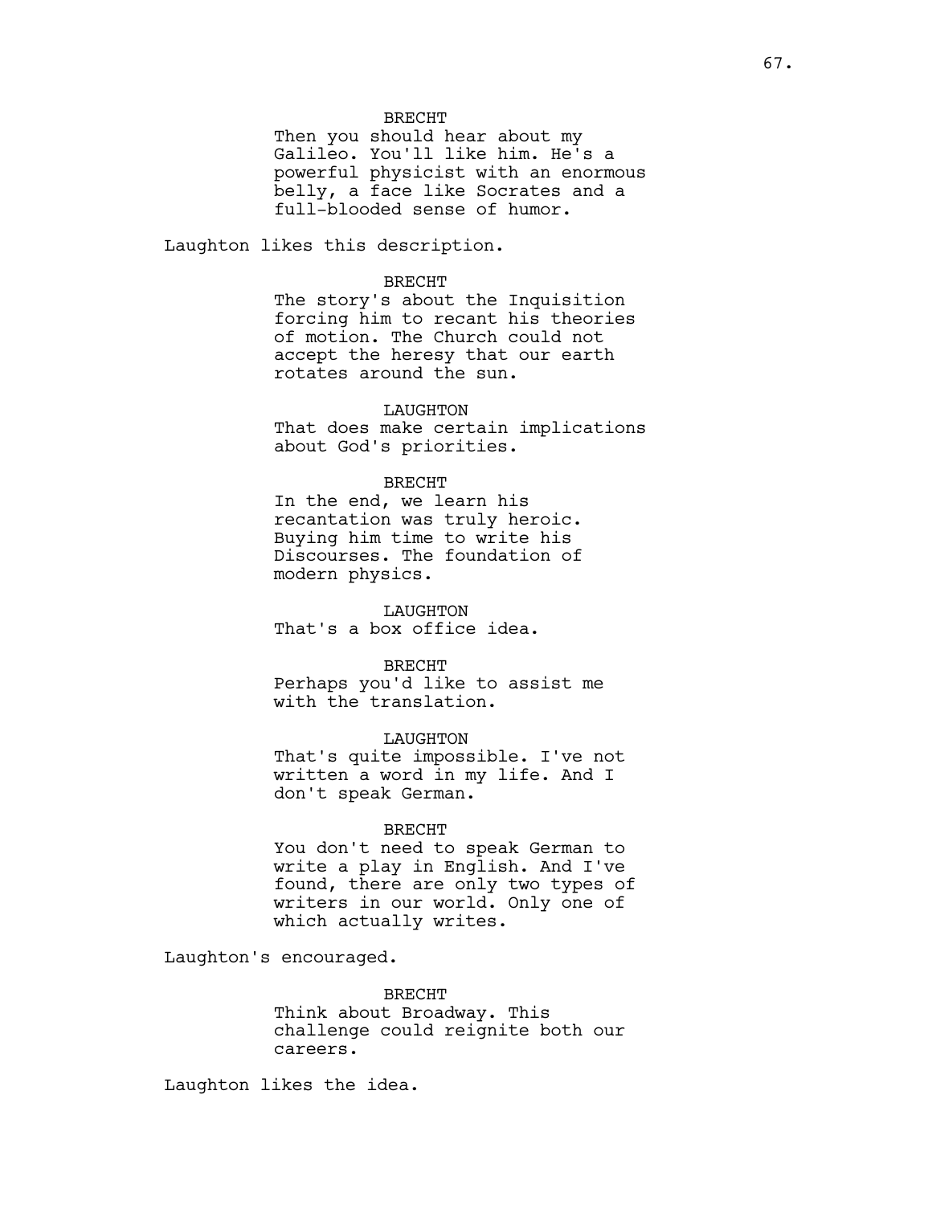BRECHT

Then you should hear about my Galileo. You'll like him. He's a powerful physicist with an enormous belly, a face like Socrates and a full-blooded sense of humor.

Laughton likes this description.

BRECHT

The story's about the Inquisition forcing him to recant his theories of motion. The Church could not accept the heresy that our earth rotates around the sun.

LAUGHTON

That does make certain implications about God's priorities.

BRECHT

In the end, we learn his recantation was truly heroic. Buying him time to write his Discourses. The foundation of modern physics.

LAUGHTON

That's a box office idea.

BRECHT

Perhaps you'd like to assist me with the translation.

LAUGHTON

That's quite impossible. I've not written a word in my life. And I don't speak German.

BRECHT

You don't need to speak German to write a play in English. And I've found, there are only two types of writers in our world. Only one of which actually writes.

Laughton's encouraged.

BRECHT

Think about Broadway. This challenge could reignite both our careers.

Laughton likes the idea.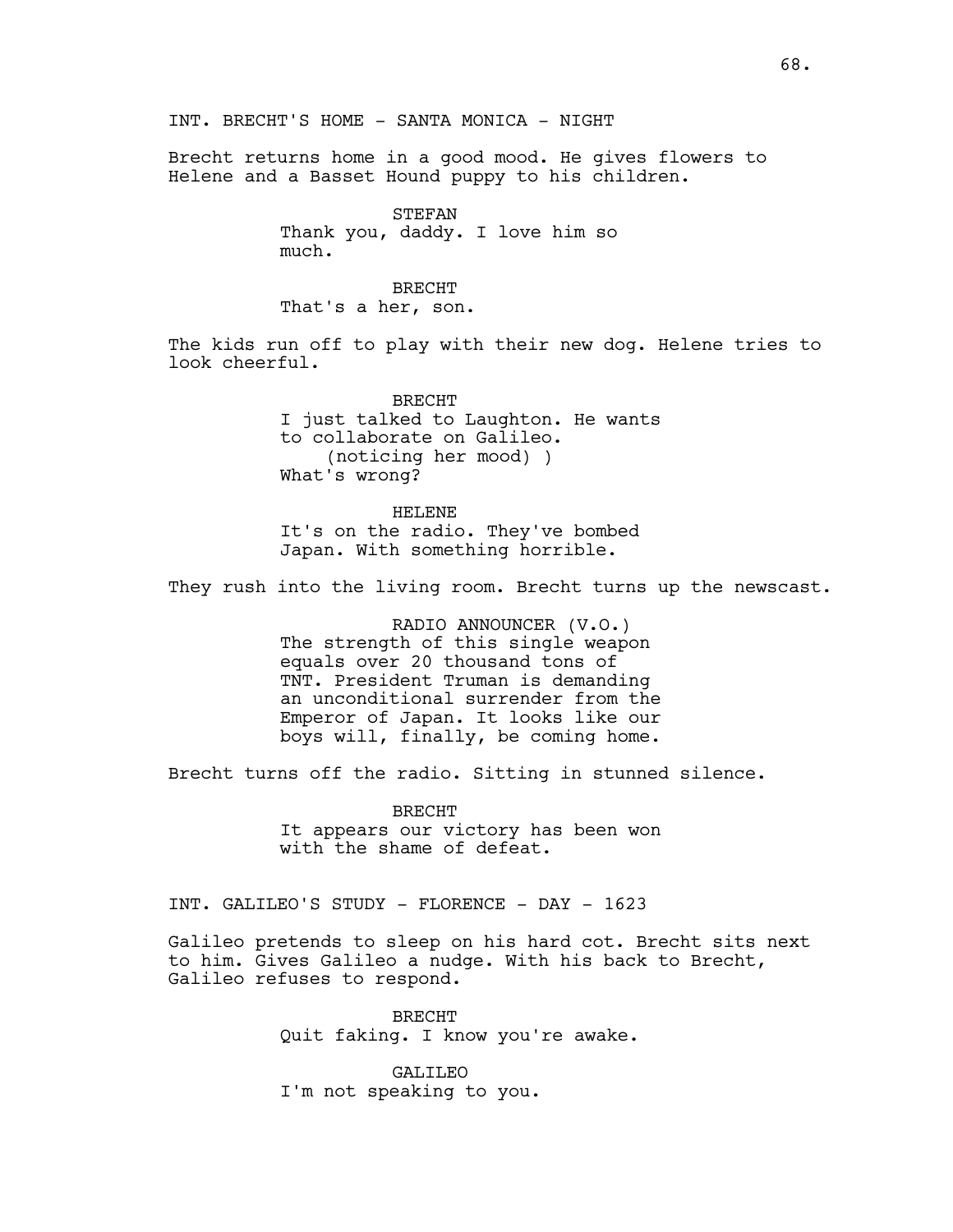INT. BRECHT'S HOME - SANTA MONICA - NIGHT

Brecht returns home in a good mood. He gives flowers to Helene and a Basset Hound puppy to his children.

STEFAN
Thank you, daddy. I love him so much.

BRECHT
That's a her, son.

The kids run off to play with their new dog. Helene tries to look cheerful.

BRECHT
I just talked to Laughton. He wants to collaborate on Galileo.
(noticing her mood) )
What's wrong?

HELENE
It's on the radio. They've bombed Japan. With something horrible.

They rush into the living room. Brecht turns up the newscast.

RADIO ANNOUNCER (V.O.)
The strength of this single weapon equals over 20 thousand tons of TNT. President Truman is demanding an unconditional surrender from the Emperor of Japan. It looks like our boys will, finally, be coming home.

Brecht turns off the radio. Sitting in stunned silence.

BRECHT
It appears our victory has been won with the shame of defeat.

INT. GALILEO'S STUDY - FLORENCE - DAY - 1623

Galileo pretends to sleep on his hard cot. Brecht sits next to him. Gives Galileo a nudge. With his back to Brecht, Galileo refuses to respond.

BRECHT
Quit faking. I know you're awake.

GALILEO
I'm not speaking to you.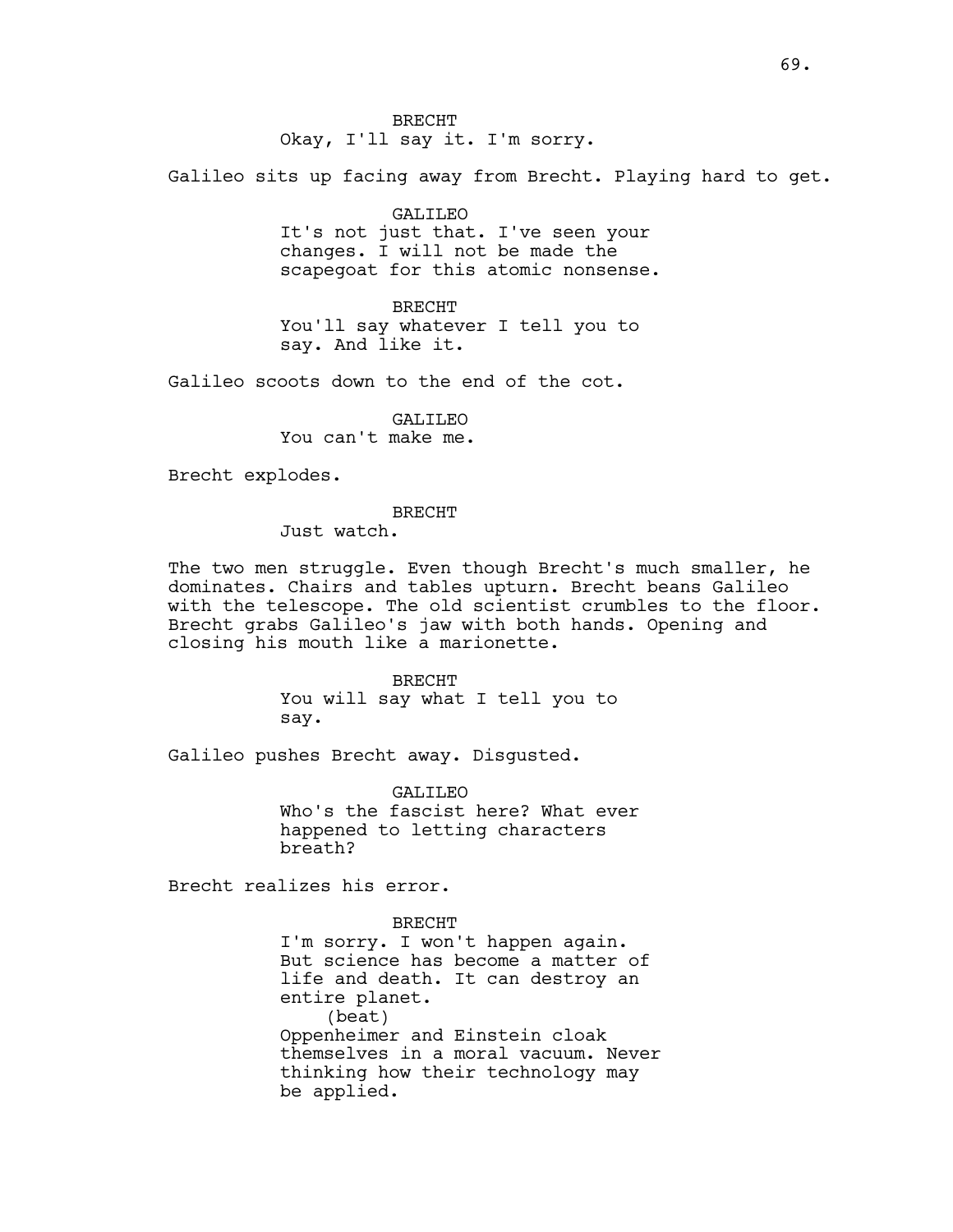BRECHT
Okay, I'll say it. I'm sorry.

Galileo sits up facing away from Brecht. Playing hard to get.

GALILEO
It's not just that. I've seen your changes. I will not be made the scapegoat for this atomic nonsense.

BRECHT
You'll say whatever I tell you to say. And like it.

Galileo scoots down to the end of the cot.

GALILEO
You can't make me.

Brecht explodes.

BRECHT
Just watch.

The two men struggle. Even though Brecht's much smaller, he dominates. Chairs and tables upturn. Brecht beans Galileo with the telescope. The old scientist crumbles to the floor. Brecht grabs Galileo's jaw with both hands. Opening and closing his mouth like a marionette.

BRECHT
You will say what I tell you to say.

Galileo pushes Brecht away. Disgusted.

GALILEO
Who's the fascist here? What ever happened to letting characters breath?

Brecht realizes his error.

BRECHT
I'm sorry. I won't happen again. But science has become a matter of life and death. It can destroy an entire planet.
(beat)
Oppenheimer and Einstein cloak themselves in a moral vacuum. Never thinking how their technology may be applied.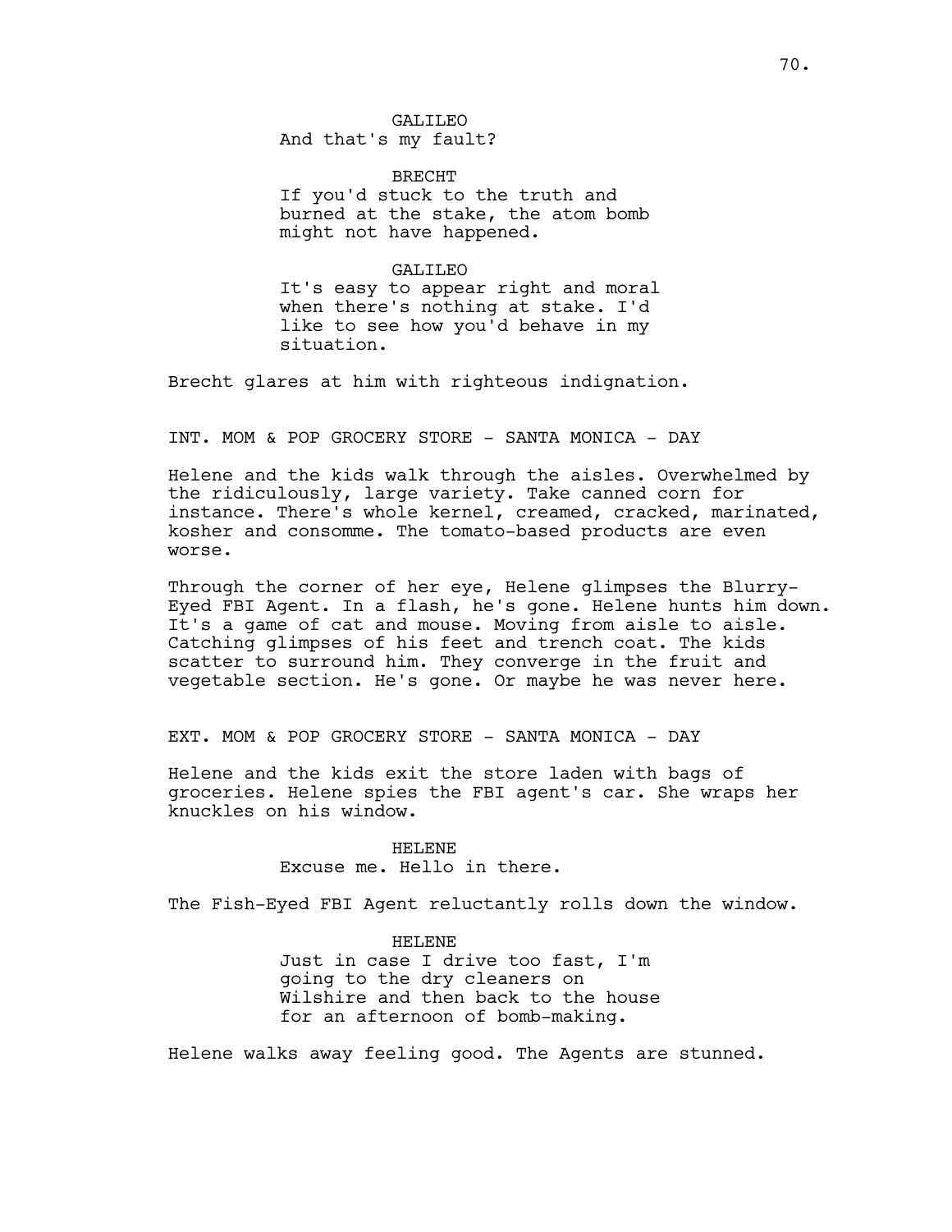GALILEO
And that's my fault?

BRECHT
If you'd stuck to the truth and burned at the stake, the atom bomb might not have happened.

GALILEO
It's easy to appear right and moral when there's nothing at stake. I'd like to see how you'd behave in my situation.

Brecht glares at him with righteous indignation.

INT. MOM & POP GROCERY STORE - SANTA MONICA - DAY

Helene and the kids walk through the aisles. Overwhelmed by the ridiculously, large variety. Take canned corn for instance. There's whole kernel, creamed, cracked, marinated, kosher and consomme. The tomato-based products are even worse.

Through the corner of her eye, Helene glimpses the Blurry-Eyed FBI Agent. In a flash, he's gone. Helene hunts him down. It's a game of cat and mouse. Moving from aisle to aisle. Catching glimpses of his feet and trench coat. The kids scatter to surround him. They converge in the fruit and vegetable section. He's gone. Or maybe he was never here.

EXT. MOM & POP GROCERY STORE - SANTA MONICA - DAY

Helene and the kids exit the store laden with bags of groceries. Helene spies the FBI agent's car. She wraps her knuckles on his window.

HELENE
Excuse me. Hello in there.

The Fish-Eyed FBI Agent reluctantly rolls down the window.

HELENE
Just in case I drive too fast, I'm going to the dry cleaners on Wilshire and then back to the house for an afternoon of bomb-making.

Helene walks away feeling good. The Agents are stunned.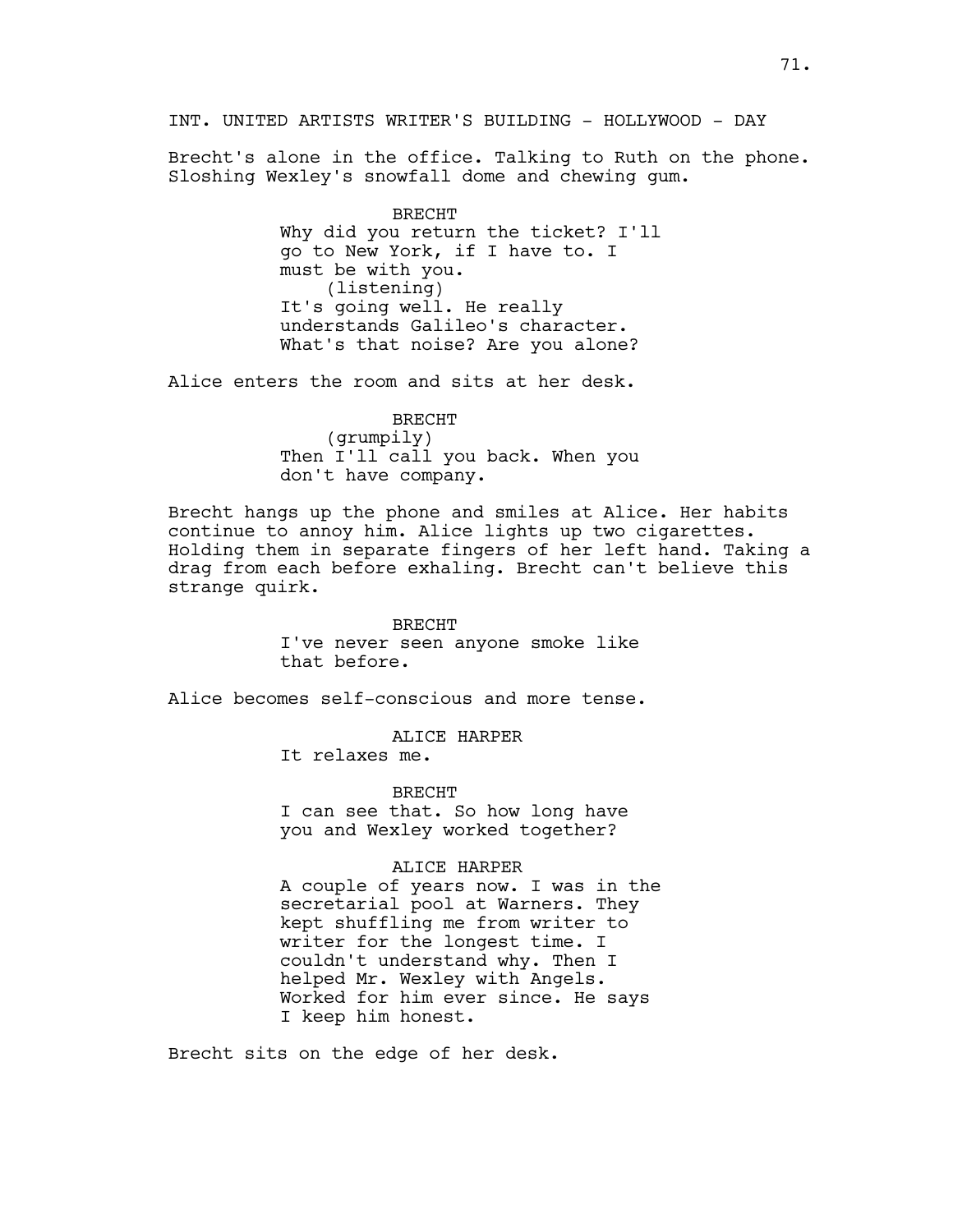INT. UNITED ARTISTS WRITER'S BUILDING - HOLLYWOOD - DAY

Brecht's alone in the office. Talking to Ruth on the phone. Sloshing Wexley's snowfall dome and chewing gum.

BRECHT
Why did you return the ticket? I'll go to New York, if I have to. I must be with you.
(listening)
It's going well. He really understands Galileo's character. What's that noise? Are you alone?

Alice enters the room and sits at her desk.

BRECHT
(grumpily)
Then I'll call you back. When you don't have company.

Brecht hangs up the phone and smiles at Alice. Her habits continue to annoy him. Alice lights up two cigarettes. Holding them in separate fingers of her left hand. Taking a drag from each before exhaling. Brecht can't believe this strange quirk.

BRECHT
I've never seen anyone smoke like that before.

Alice becomes self-conscious and more tense.

ALICE HARPER
It relaxes me.

BRECHT
I can see that. So how long have you and Wexley worked together?

ALICE HARPER
A couple of years now. I was in the secretarial pool at Warners. They kept shuffling me from writer to writer for the longest time. I couldn't understand why. Then I helped Mr. Wexley with Angels. Worked for him ever since. He says I keep him honest.

Brecht sits on the edge of her desk.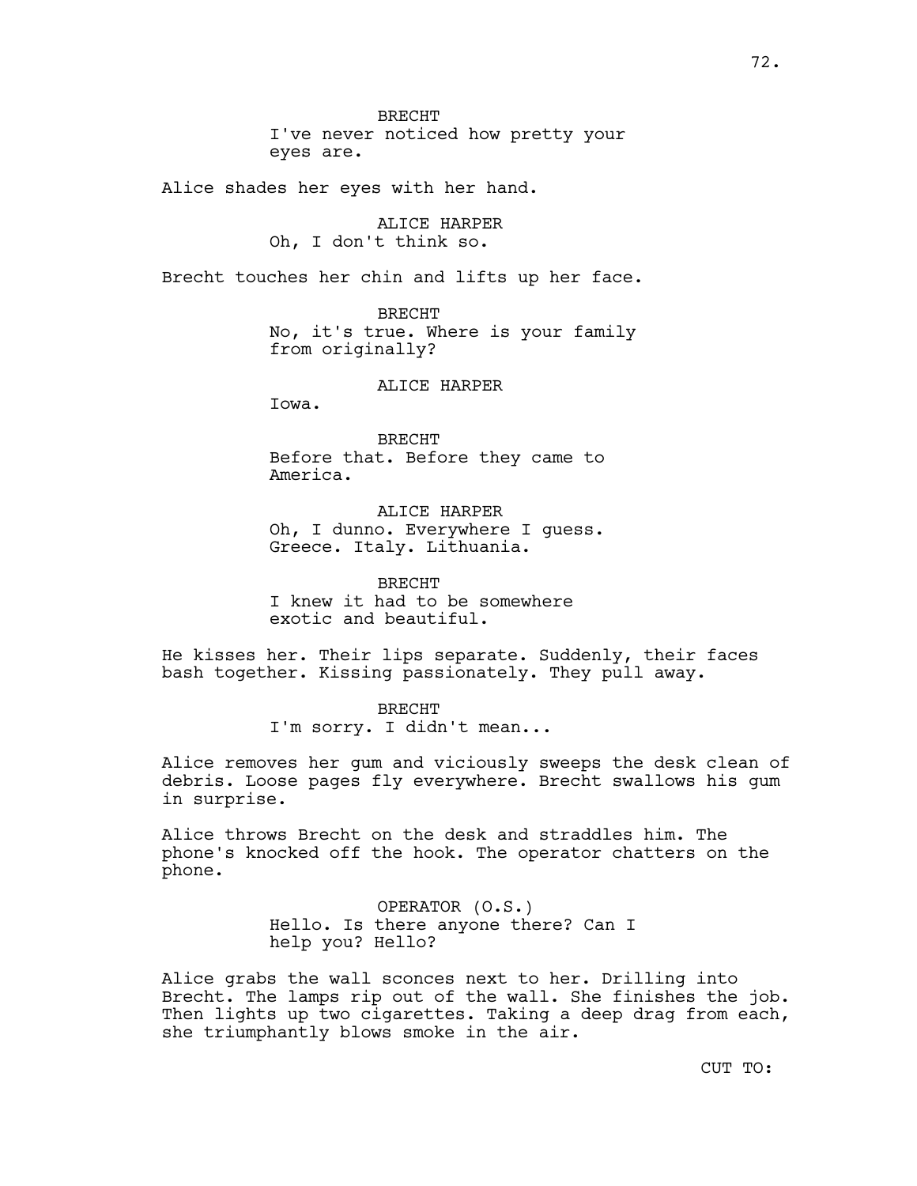BRECHT
I've never noticed how pretty your eyes are.

Alice shades her eyes with her hand.

ALICE HARPER
Oh, I don't think so.

Brecht touches her chin and lifts up her face.

BRECHT
No, it's true. Where is your family from originally?

ALICE HARPER
Iowa.

BRECHT
Before that. Before they came to America.

ALICE HARPER
Oh, I dunno. Everywhere I guess. Greece. Italy. Lithuania.

BRECHT
I knew it had to be somewhere exotic and beautiful.

He kisses her. Their lips separate. Suddenly, their faces bash together. Kissing passionately. They pull away.

BRECHT
I'm sorry. I didn't mean...

Alice removes her gum and viciously sweeps the desk clean of debris. Loose pages fly everywhere. Brecht swallows his gum in surprise.

Alice throws Brecht on the desk and straddles him. The phone's knocked off the hook. The operator chatters on the phone.

OPERATOR (O.S.)
Hello. Is there anyone there? Can I help you? Hello?

Alice grabs the wall sconces next to her. Drilling into Brecht. The lamps rip out of the wall. She finishes the job. Then lights up two cigarettes. Taking a deep drag from each, she triumphantly blows smoke in the air.

CUT TO: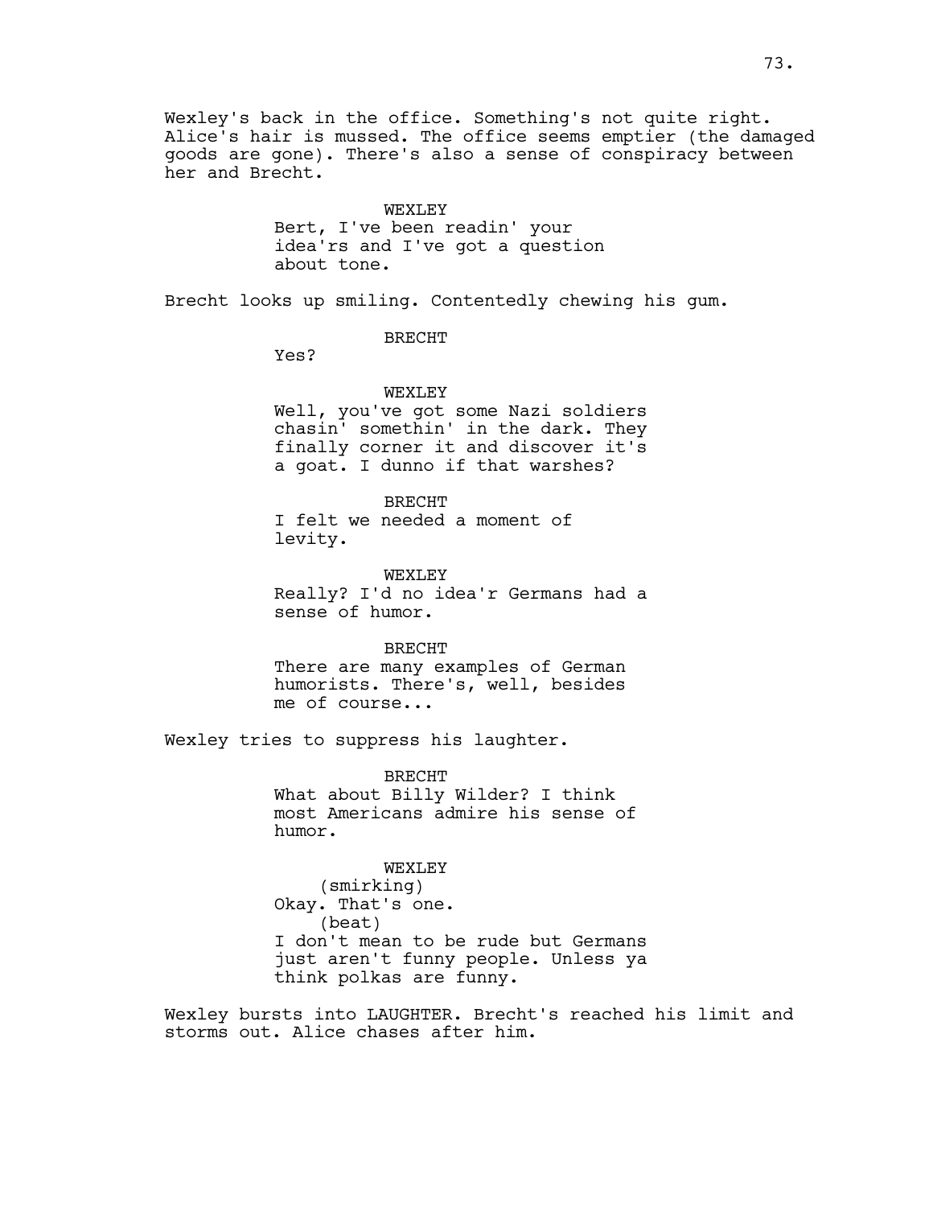Wexley's back in the office. Something's not quite right. Alice's hair is mussed. The office seems emptier (the damaged goods are gone). There's also a sense of conspiracy between her and Brecht.

WEXLEY
Bert, I've been readin' your idea'rs and I've got a question about tone.

Brecht looks up smiling. Contentedly chewing his gum.

BRECHT
Yes?

WEXLEY
Well, you've got some Nazi soldiers chasin' somethin' in the dark. They finally corner it and discover it's a goat. I dunno if that warshes?

BRECHT
I felt we needed a moment of levity.

WEXLEY
Really? I'd no idea'r Germans had a sense of humor.

BRECHT
There are many examples of German humorists. There's, well, besides me of course...

Wexley tries to suppress his laughter.

BRECHT
What about Billy Wilder? I think most Americans admire his sense of humor.

WEXLEY
(smirking)
Okay. That's one.
(beat)
I don't mean to be rude but Germans just aren't funny people. Unless ya think polkas are funny.

Wexley bursts into LAUGHTER. Brecht's reached his limit and storms out. Alice chases after him.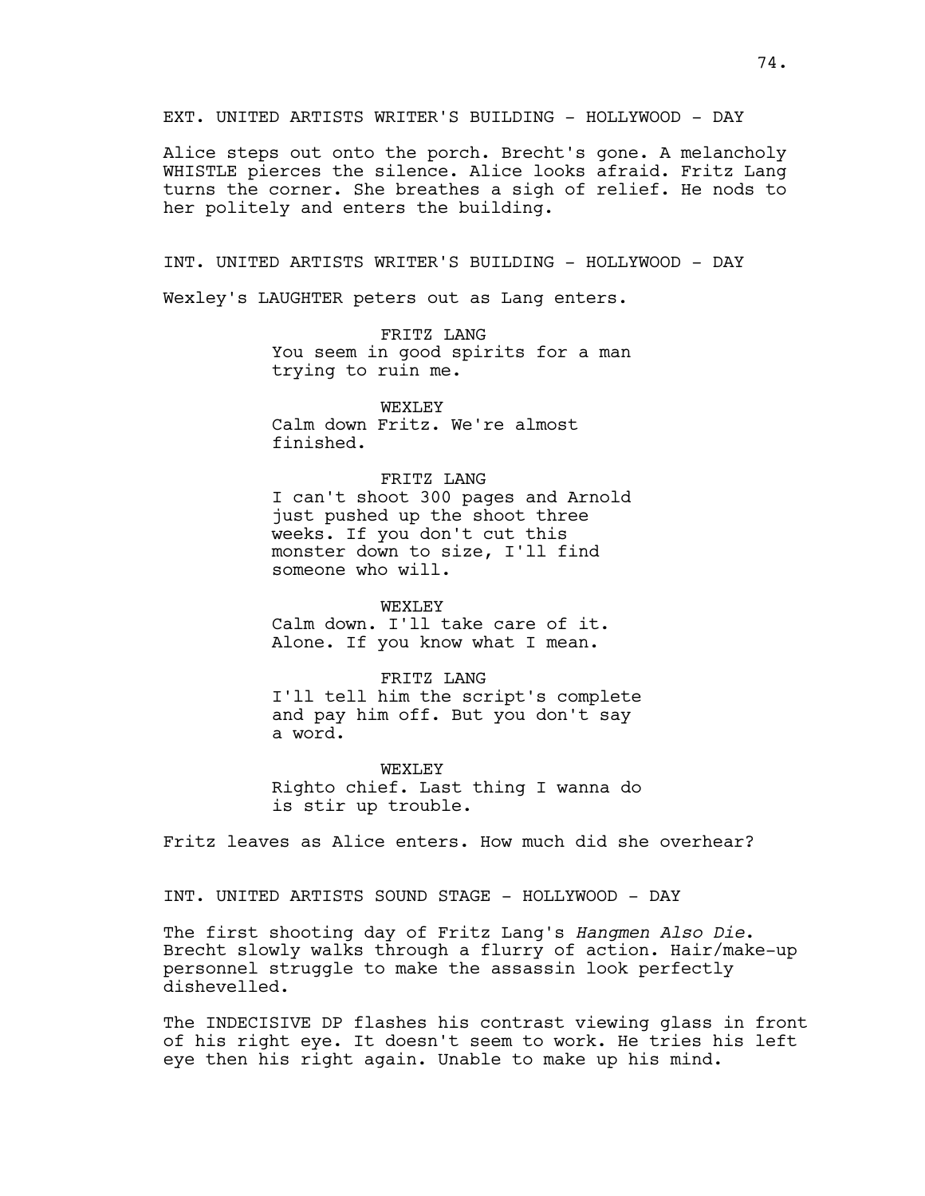EXT. UNITED ARTISTS WRITER'S BUILDING - HOLLYWOOD - DAY

Alice steps out onto the porch. Brecht's gone. A melancholy WHISTLE pierces the silence. Alice looks afraid. Fritz Lang turns the corner. She breathes a sigh of relief. He nods to her politely and enters the building.

INT. UNITED ARTISTS WRITER'S BUILDING - HOLLYWOOD - DAY

Wexley's LAUGHTER peters out as Lang enters.

FRITZ LANG
You seem in good spirits for a man trying to ruin me.

WEXLEY
Calm down Fritz. We're almost finished.

FRITZ LANG
I can't shoot 300 pages and Arnold just pushed up the shoot three weeks. If you don't cut this monster down to size, I'll find someone who will.

WEXLEY
Calm down. I'll take care of it. Alone. If you know what I mean.

FRITZ LANG
I'll tell him the script's complete and pay him off. But you don't say a word.

WEXLEY
Righto chief. Last thing I wanna do is stir up trouble.

Fritz leaves as Alice enters. How much did she overhear?

INT. UNITED ARTISTS SOUND STAGE - HOLLYWOOD - DAY

The first shooting day of Fritz Lang's *Hangmen Also Die*. Brecht slowly walks through a flurry of action. Hair/make-up personnel struggle to make the assassin look perfectly dishevelled.

The INDECISIVE DP flashes his contrast viewing glass in front of his right eye. It doesn't seem to work. He tries his left eye then his right again. Unable to make up his mind.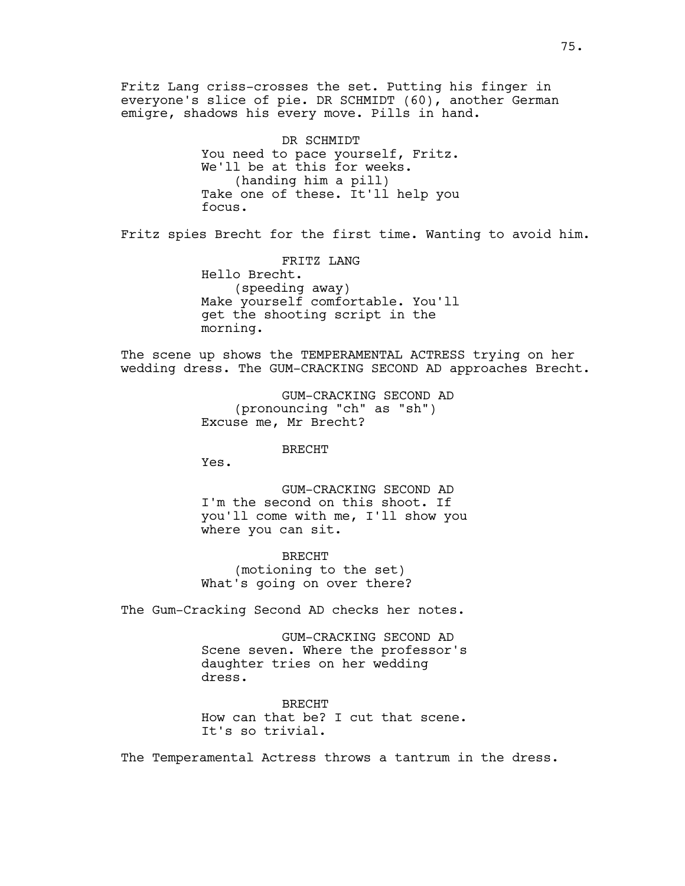Fritz Lang criss-crosses the set. Putting his finger in everyone's slice of pie. DR SCHMIDT (60), another German emigre, shadows his every move. Pills in hand.

DR SCHMIDT
You need to pace yourself, Fritz. We'll be at this for weeks.
(handing him a pill)
Take one of these. It'll help you focus.

Fritz spies Brecht for the first time. Wanting to avoid him.

FRITZ LANG
Hello Brecht.
(speeding away)
Make yourself comfortable. You'll get the shooting script in the morning.

The scene up shows the TEMPERAMENTAL ACTRESS trying on her wedding dress. The GUM-CRACKING SECOND AD approaches Brecht.

GUM-CRACKING SECOND AD
(pronouncing "ch" as "sh")
Excuse me, Mr Brecht?

BRECHT
Yes.

GUM-CRACKING SECOND AD
I'm the second on this shoot. If you'll come with me, I'll show you where you can sit.

BRECHT
(motioning to the set)
What's going on over there?

The Gum-Cracking Second AD checks her notes.

GUM-CRACKING SECOND AD
Scene seven. Where the professor's daughter tries on her wedding dress.

BRECHT
How can that be? I cut that scene. It's so trivial.

The Temperamental Actress throws a tantrum in the dress.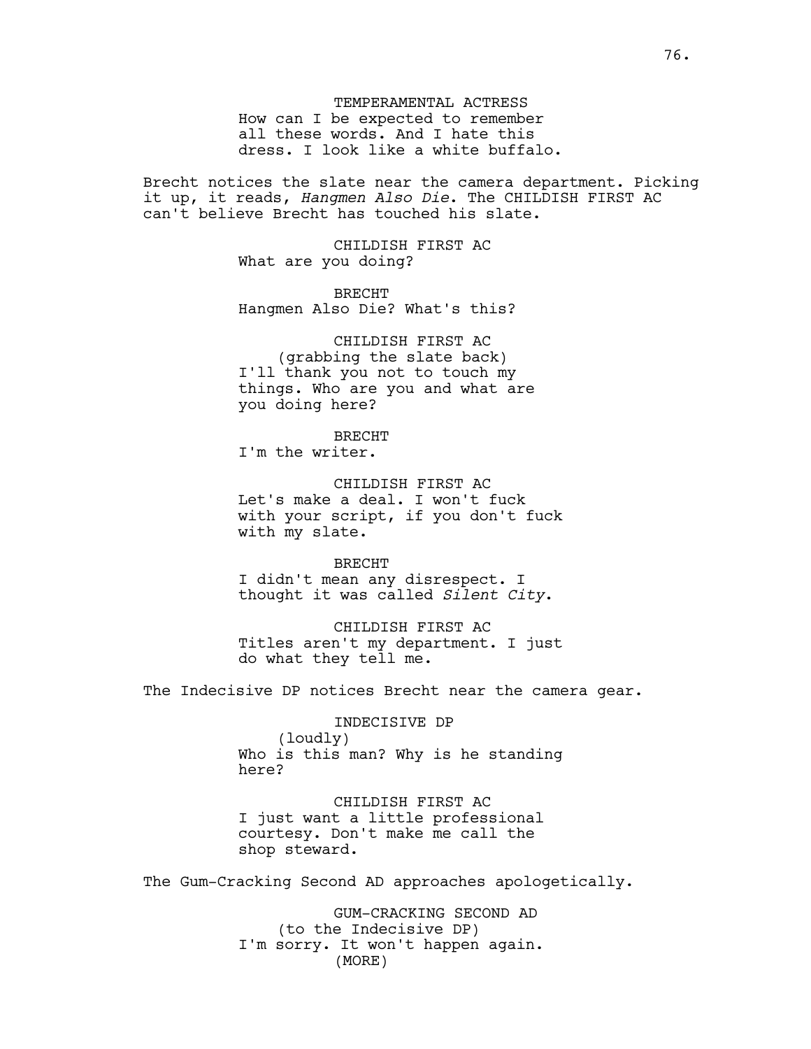TEMPERAMENTAL ACTRESS
How can I be expected to remember all these words. And I hate this dress. I look like a white buffalo.

Brecht notices the slate near the camera department. Picking it up, it reads, *Hangmen Also Die*. The CHILDISH FIRST AC can't believe Brecht has touched his slate.

CHILDISH FIRST AC
What are you doing?

BRECHT
Hangmen Also Die? What's this?

CHILDISH FIRST AC
(grabbing the slate back)
I'll thank you not to touch my things. Who are you and what are you doing here?

BRECHT
I'm the writer.

CHILDISH FIRST AC
Let's make a deal. I won't fuck with your script, if you don't fuck with my slate.

BRECHT
I didn't mean any disrespect. I thought it was called *Silent City*.

CHILDISH FIRST AC
Titles aren't my department. I just do what they tell me.

The Indecisive DP notices Brecht near the camera gear.

INDECISIVE DP
(loudly)
Who is this man? Why is he standing here?

CHILDISH FIRST AC
I just want a little professional courtesy. Don't make me call the shop steward.

The Gum-Cracking Second AD approaches apologetically.

GUM-CRACKING SECOND AD
(to the Indecisive DP)
I'm sorry. It won't happen again.
(MORE)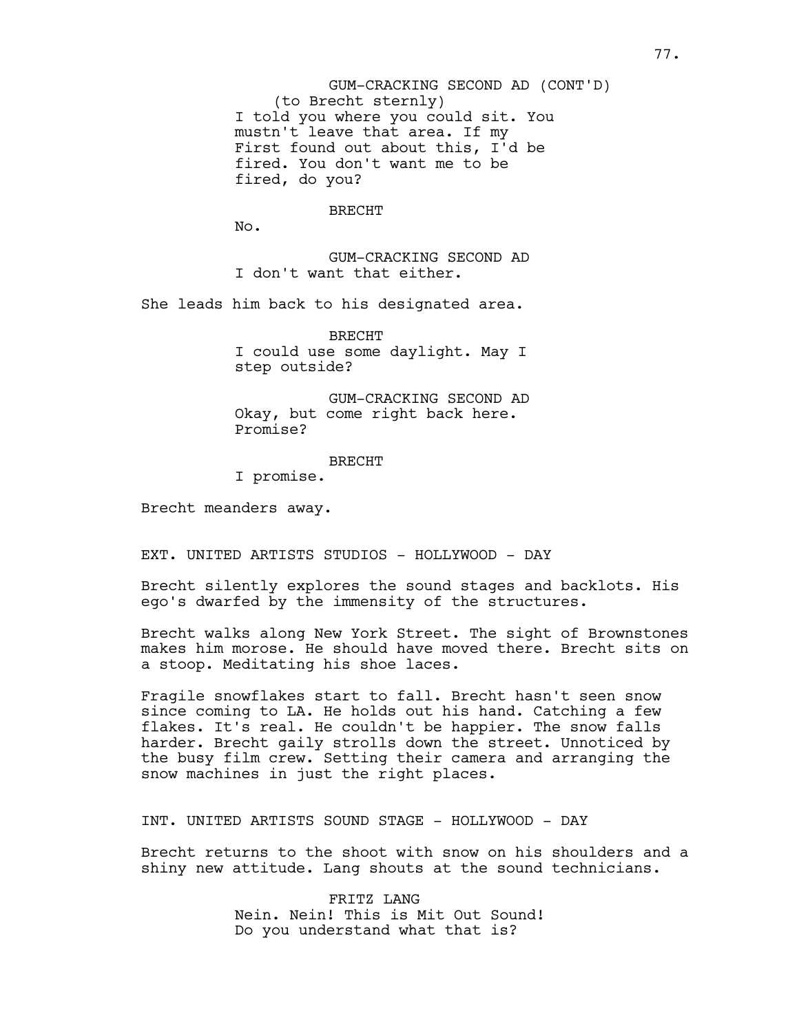GUM-CRACKING SECOND AD (CONT'D)
(to Brecht sternly)
I told you where you could sit. You mustn't leave that area. If my First found out about this, I'd be fired. You don't want me to be fired, do you?

BRECHT
No.

GUM-CRACKING SECOND AD
I don't want that either.

She leads him back to his designated area.

BRECHT
I could use some daylight. May I step outside?

GUM-CRACKING SECOND AD
Okay, but come right back here. Promise?

BRECHT
I promise.

Brecht meanders away.

EXT. UNITED ARTISTS STUDIOS - HOLLYWOOD - DAY

Brecht silently explores the sound stages and backlots. His ego's dwarfed by the immensity of the structures.

Brecht walks along New York Street. The sight of Brownstones makes him morose. He should have moved there. Brecht sits on a stoop. Meditating his shoe laces.

Fragile snowflakes start to fall. Brecht hasn't seen snow since coming to LA. He holds out his hand. Catching a few flakes. It's real. He couldn't be happier. The snow falls harder. Brecht gaily strolls down the street. Unnoticed by the busy film crew. Setting their camera and arranging the snow machines in just the right places.

INT. UNITED ARTISTS SOUND STAGE - HOLLYWOOD - DAY

Brecht returns to the shoot with snow on his shoulders and a shiny new attitude. Lang shouts at the sound technicians.

FRITZ LANG
Nein. Nein! This is Mit Out Sound! Do you understand what that is?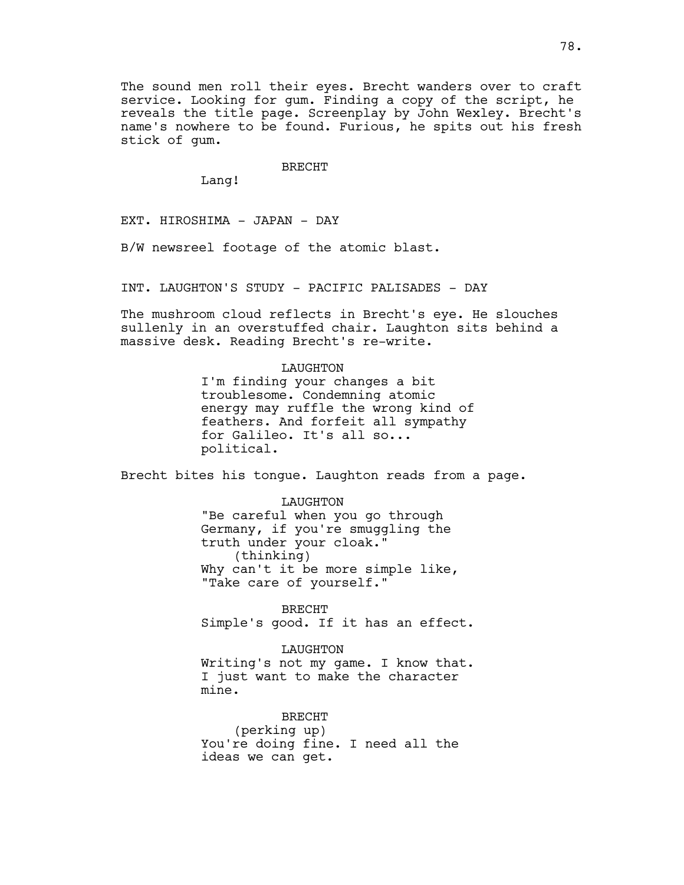The sound men roll their eyes. Brecht wanders over to craft service. Looking for gum. Finding a copy of the script, he reveals the title page. Screenplay by John Wexley. Brecht's name's nowhere to be found. Furious, he spits out his fresh stick of gum.

BRECHT

Lang!

EXT. HIROSHIMA - JAPAN - DAY

B/W newsreel footage of the atomic blast.

INT. LAUGHTON'S STUDY - PACIFIC PALISADES - DAY

The mushroom cloud reflects in Brecht's eye. He slouches sullenly in an overstuffed chair. Laughton sits behind a massive desk. Reading Brecht's re-write.

LAUGHTON

I'm finding your changes a bit troublesome. Condemning atomic energy may ruffle the wrong kind of feathers. And forfeit all sympathy for Galileo. It's all so... political.

Brecht bites his tongue. Laughton reads from a page.

LAUGHTON

"Be careful when you go through Germany, if you're smuggling the truth under your cloak."

(thinking)

Why can't it be more simple like, "Take care of yourself."

BRECHT

Simple's good. If it has an effect.

LAUGHTON

Writing's not my game. I know that. I just want to make the character mine.

BRECHT

(perking up)

You're doing fine. I need all the ideas we can get.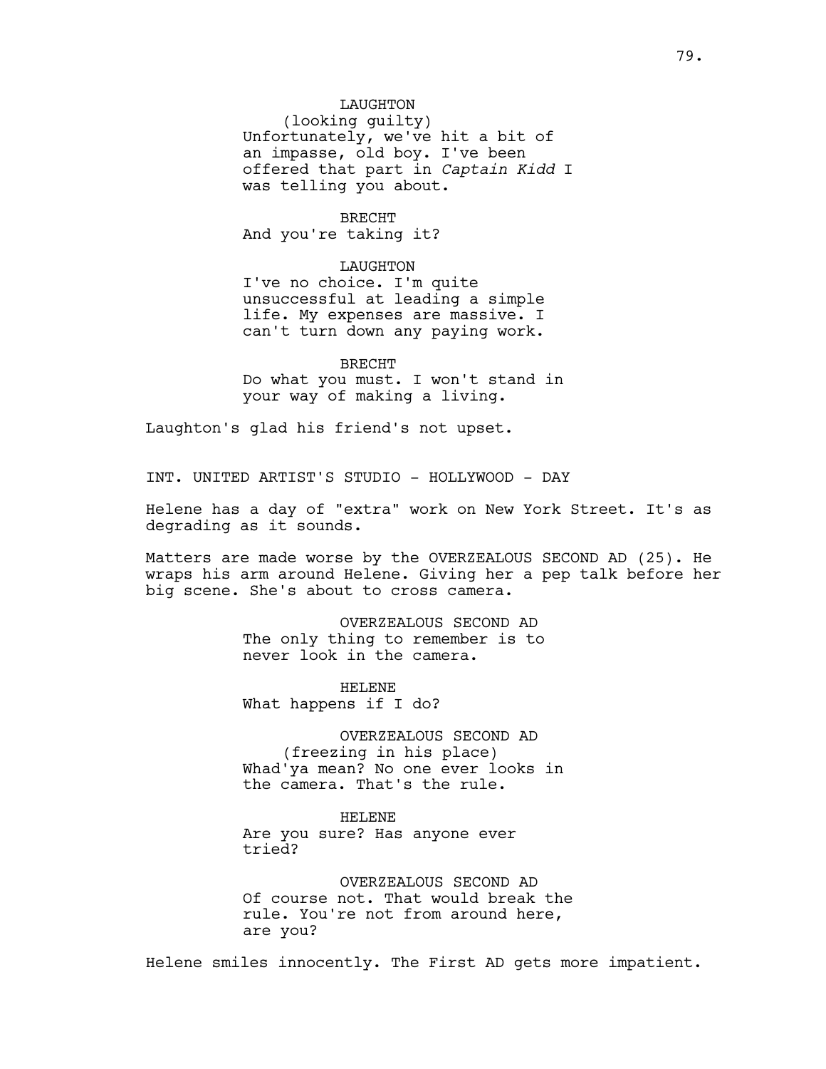LAUGHTON
(looking guilty)
Unfortunately, we've hit a bit of an impasse, old boy. I've been offered that part in *Captain Kidd* I was telling you about.

BRECHT
And you're taking it?

LAUGHTON
I've no choice. I'm quite unsuccessful at leading a simple life. My expenses are massive. I can't turn down any paying work.

BRECHT
Do what you must. I won't stand in your way of making a living.

Laughton's glad his friend's not upset.

INT. UNITED ARTIST'S STUDIO - HOLLYWOOD - DAY

Helene has a day of "extra" work on New York Street. It's as degrading as it sounds.

Matters are made worse by the OVERZEALOUS SECOND AD (25). He wraps his arm around Helene. Giving her a pep talk before her big scene. She's about to cross camera.

OVERZEALOUS SECOND AD
The only thing to remember is to never look in the camera.

HELENE
What happens if I do?

OVERZEALOUS SECOND AD
(freezing in his place)
Whad'ya mean? No one ever looks in the camera. That's the rule.

HELENE
Are you sure? Has anyone ever tried?

OVERZEALOUS SECOND AD
Of course not. That would break the rule. You're not from around here, are you?

Helene smiles innocently. The First AD gets more impatient.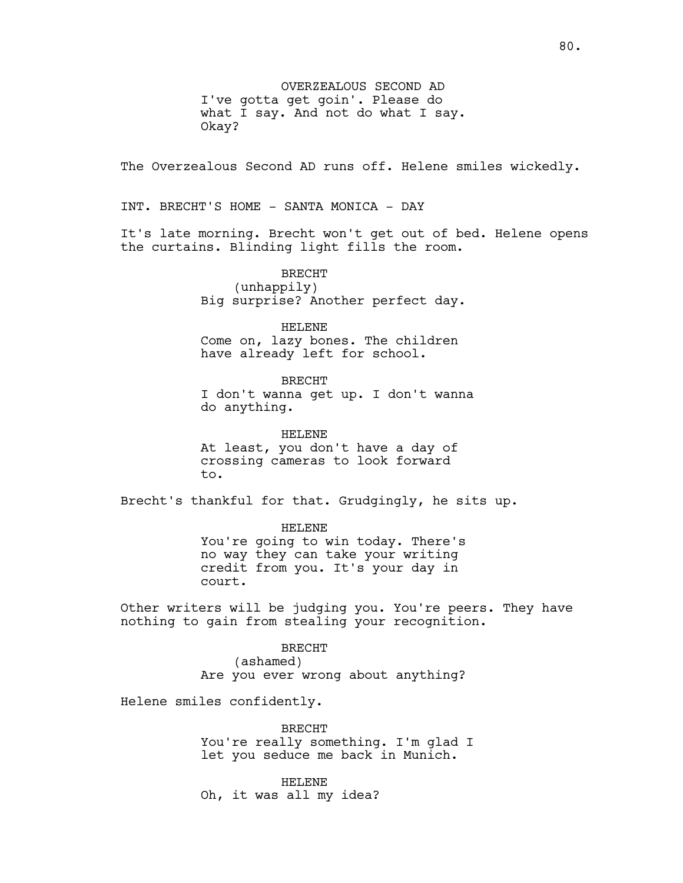OVERZEALOUS SECOND AD
I've gotta get goin'. Please do what I say. And not do what I say. Okay?

The Overzealous Second AD runs off. Helene smiles wickedly.

INT. BRECHT'S HOME - SANTA MONICA - DAY

It's late morning. Brecht won't get out of bed. Helene opens the curtains. Blinding light fills the room.

BRECHT
(unhappily)
Big surprise? Another perfect day.

HELENE
Come on, lazy bones. The children have already left for school.

BRECHT
I don't wanna get up. I don't wanna do anything.

HELENE
At least, you don't have a day of crossing cameras to look forward to.

Brecht's thankful for that. Grudgingly, he sits up.

HELENE
You're going to win today. There's no way they can take your writing credit from you. It's your day in court.

Other writers will be judging you. You're peers. They have nothing to gain from stealing your recognition.

BRECHT
(ashamed)
Are you ever wrong about anything?

Helene smiles confidently.

BRECHT
You're really something. I'm glad I let you seduce me back in Munich.

HELENE
Oh, it was all my idea?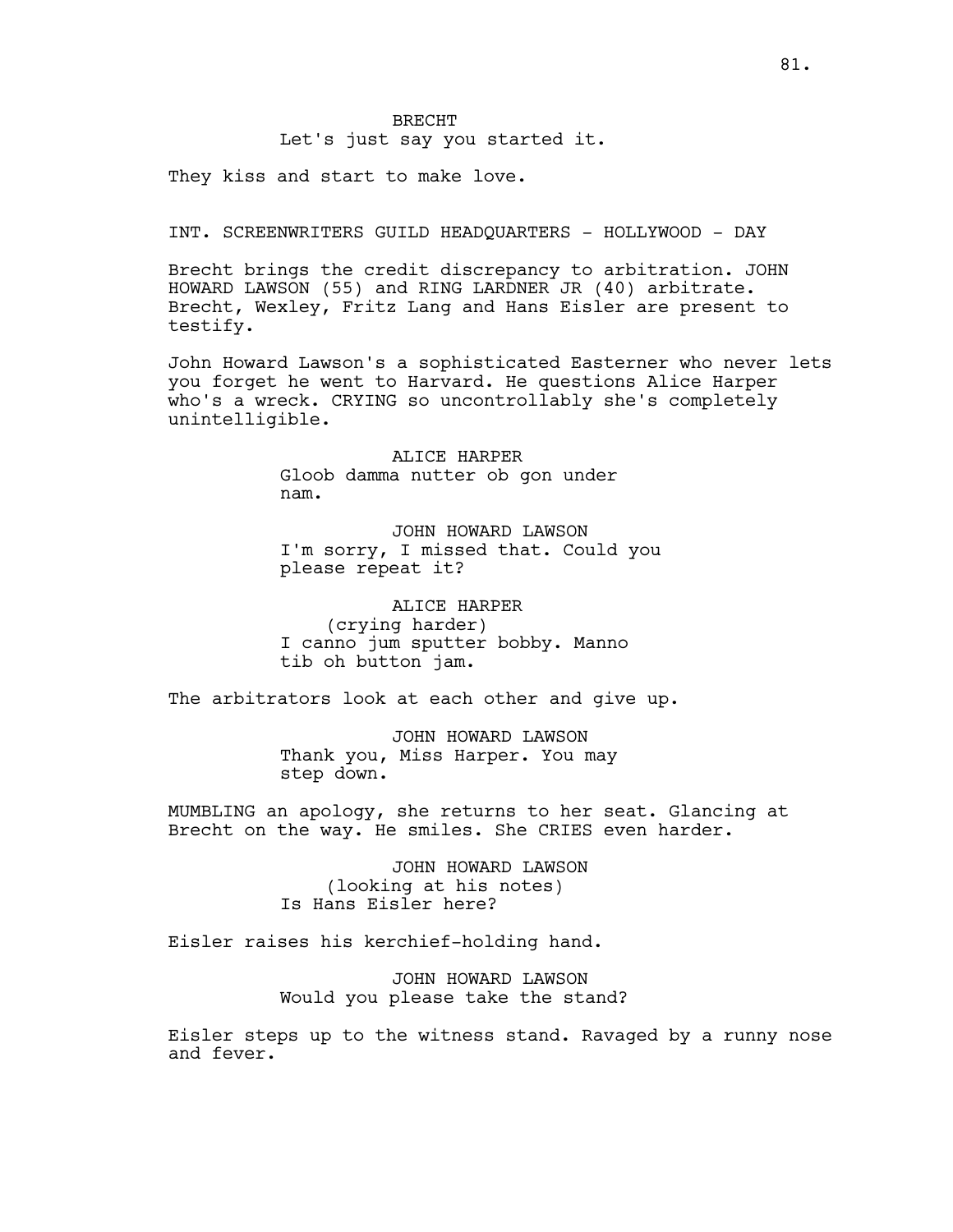BRECHT

Let's just say you started it.

They kiss and start to make love.

INT. SCREENWRITERS GUILD HEADQUARTERS - HOLLYWOOD - DAY

Brecht brings the credit discrepancy to arbitration. JOHN HOWARD LAWSON (55) and RING LARDNER JR (40) arbitrate. Brecht, Wexley, Fritz Lang and Hans Eisler are present to testify.

John Howard Lawson's a sophisticated Easterner who never lets you forget he went to Harvard. He questions Alice Harper who's a wreck. CRYING so uncontrollably she's completely unintelligible.

ALICE HARPER

Gloob damma nutter ob gon under nam.

JOHN HOWARD LAWSON

I'm sorry, I missed that. Could you please repeat it?

ALICE HARPER

(crying harder)

I canno jum sputter bobby. Manno tib oh button jam.

The arbitrators look at each other and give up.

JOHN HOWARD LAWSON

Thank you, Miss Harper. You may step down.

MUMBLING an apology, she returns to her seat. Glancing at Brecht on the way. He smiles. She CRIES even harder.

JOHN HOWARD LAWSON

(looking at his notes)

Is Hans Eisler here?

Eisler raises his kerchief-holding hand.

JOHN HOWARD LAWSON

Would you please take the stand?

Eisler steps up to the witness stand. Ravaged by a runny nose and fever.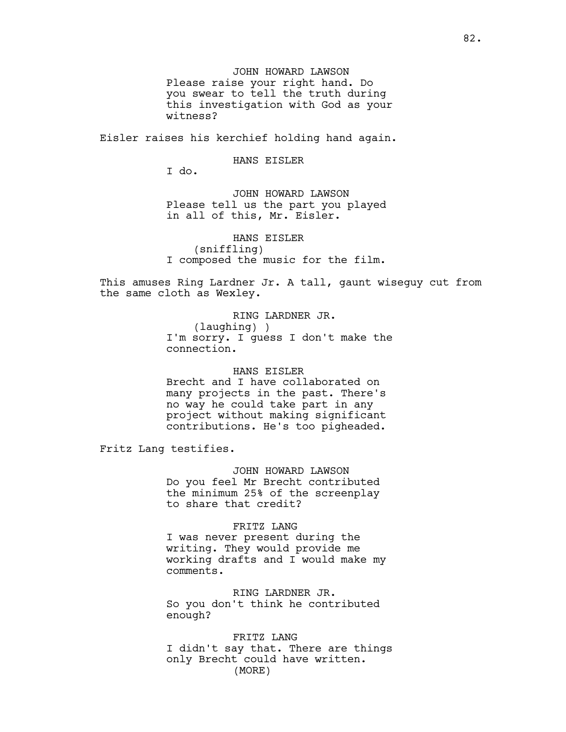JOHN HOWARD LAWSON
Please raise your right hand. Do you swear to tell the truth during this investigation with God as your witness?

Eisler raises his kerchief holding hand again.

HANS EISLER
I do.

JOHN HOWARD LAWSON
Please tell us the part you played in all of this, Mr. Eisler.

HANS EISLER
(sniffling)
I composed the music for the film.

This amuses Ring Lardner Jr. A tall, gaunt wiseguy cut from the same cloth as Wexley.

RING LARDNER JR.
(laughing) )
I'm sorry. I guess I don't make the connection.

HANS EISLER
Brecht and I have collaborated on many projects in the past. There's no way he could take part in any project without making significant contributions. He's too pigheaded.

Fritz Lang testifies.

JOHN HOWARD LAWSON
Do you feel Mr Brecht contributed the minimum 25% of the screenplay to share that credit?

FRITZ LANG
I was never present during the writing. They would provide me working drafts and I would make my comments.

RING LARDNER JR.
So you don't think he contributed enough?

FRITZ LANG
I didn't say that. There are things only Brecht could have written.
(MORE)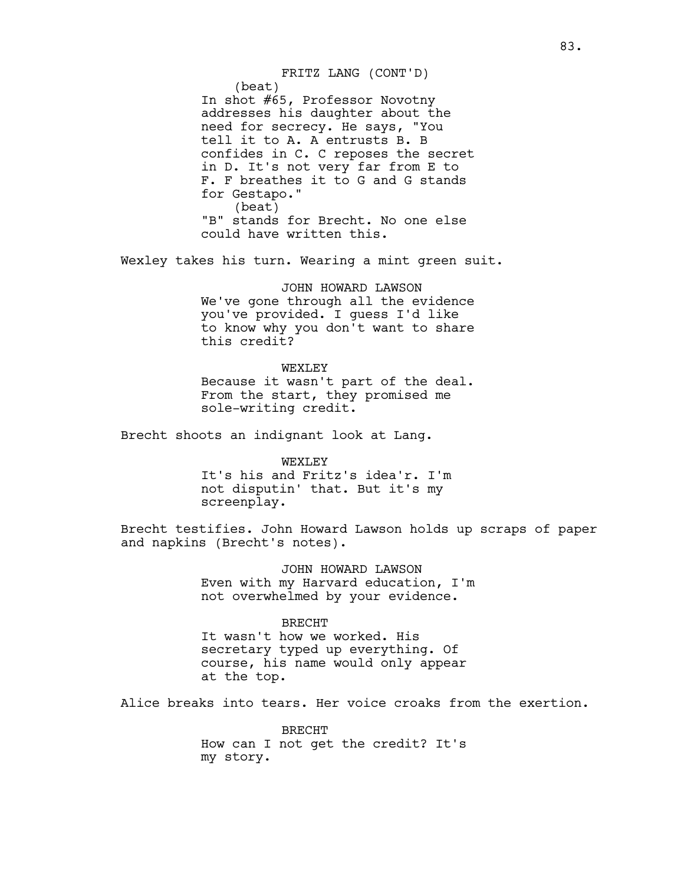FRITZ LANG (CONT'D)

(beat)

In shot #65, Professor Novotny addresses his daughter about the need for secrecy. He says, "You tell it to A. A entrusts B. B confides in C. C reposes the secret in D. It's not very far from E to F. F breathes it to G and G stands for Gestapo."

(beat)

"B" stands for Brecht. No one else could have written this.

Wexley takes his turn. Wearing a mint green suit.

JOHN HOWARD LAWSON

We've gone through all the evidence you've provided. I guess I'd like to know why you don't want to share this credit?

WEXLEY

Because it wasn't part of the deal. From the start, they promised me sole-writing credit.

Brecht shoots an indignant look at Lang.

WEXLEY

It's his and Fritz's idea'r. I'm not disputin' that. But it's my screenplay.

Brecht testifies. John Howard Lawson holds up scraps of paper and napkins (Brecht's notes).

JOHN HOWARD LAWSON

Even with my Harvard education, I'm not overwhelmed by your evidence.

BRECHT

It wasn't how we worked. His secretary typed up everything. Of course, his name would only appear at the top.

Alice breaks into tears. Her voice croaks from the exertion.

BRECHT

How can I not get the credit? It's my story.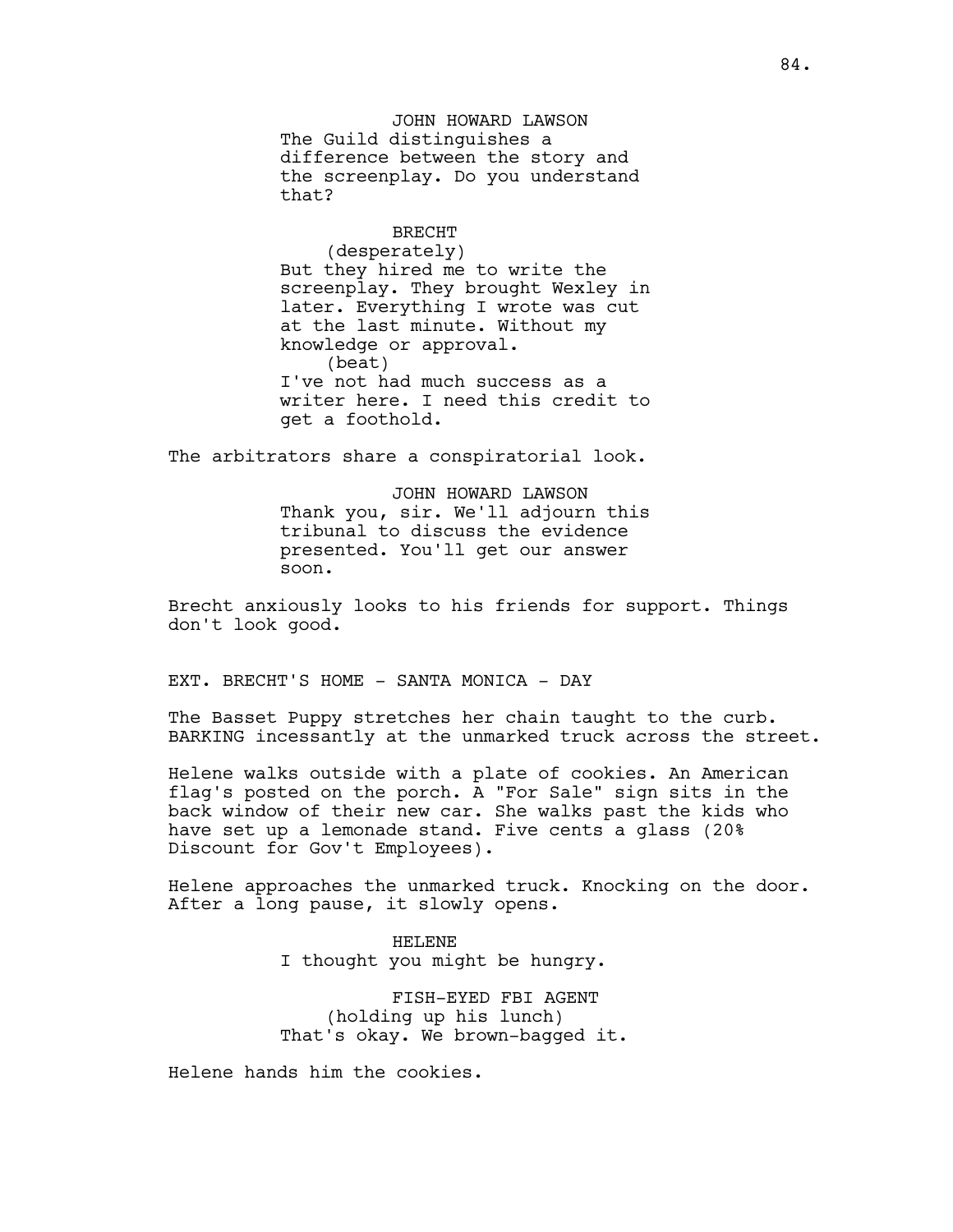JOHN HOWARD LAWSON

The Guild distinguishes a difference between the story and the screenplay. Do you understand that?

BRECHT

(desperately)

But they hired me to write the screenplay. They brought Wexley in later. Everything I wrote was cut at the last minute. Without my knowledge or approval.

(beat)

I've not had much success as a writer here. I need this credit to get a foothold.

The arbitrators share a conspiratorial look.

JOHN HOWARD LAWSON

Thank you, sir. We'll adjourn this tribunal to discuss the evidence presented. You'll get our answer soon.

Brecht anxiously looks to his friends for support. Things don't look good.

EXT. BRECHT'S HOME - SANTA MONICA - DAY

The Basset Puppy stretches her chain taught to the curb. BARKING incessantly at the unmarked truck across the street.

Helene walks outside with a plate of cookies. An American flag's posted on the porch. A "For Sale" sign sits in the back window of their new car. She walks past the kids who have set up a lemonade stand. Five cents a glass (20% Discount for Gov't Employees).

Helene approaches the unmarked truck. Knocking on the door. After a long pause, it slowly opens.

HELENE

I thought you might be hungry.

FISH-EYED FBI AGENT

(holding up his lunch)

That's okay. We brown-bagged it.

Helene hands him the cookies.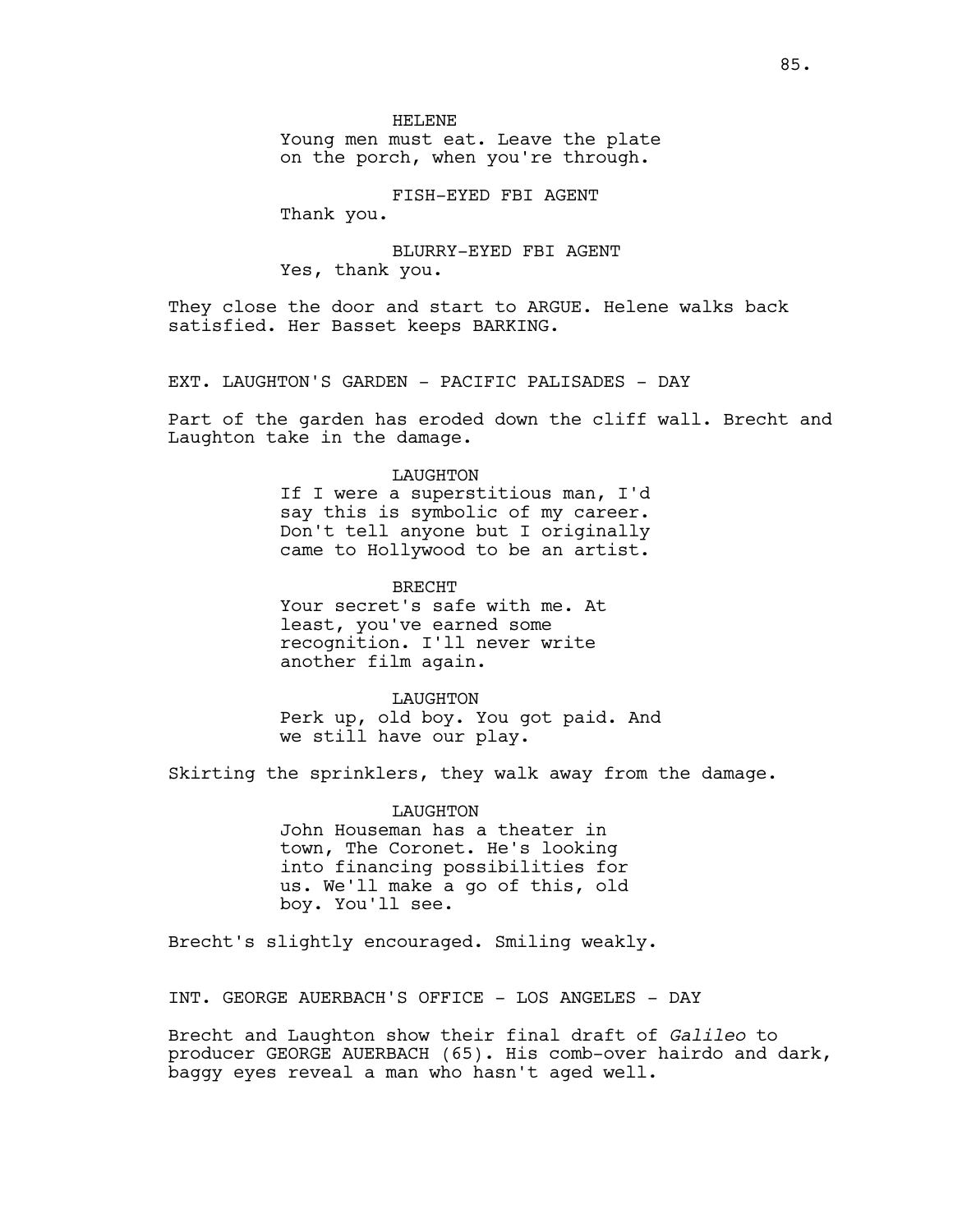HELENE
Young men must eat. Leave the plate on the porch, when you're through.

FISH-EYED FBI AGENT
Thank you.

BLURRY-EYED FBI AGENT
Yes, thank you.

They close the door and start to ARGUE. Helene walks back satisfied. Her Basset keeps BARKING.

EXT. LAUGHTON'S GARDEN - PACIFIC PALISADES - DAY

Part of the garden has eroded down the cliff wall. Brecht and Laughton take in the damage.

LAUGHTON
If I were a superstitious man, I'd say this is symbolic of my career. Don't tell anyone but I originally came to Hollywood to be an artist.

BRECHT
Your secret's safe with me. At least, you've earned some recognition. I'll never write another film again.

LAUGHTON
Perk up, old boy. You got paid. And we still have our play.

Skirting the sprinklers, they walk away from the damage.

LAUGHTON
John Houseman has a theater in town, The Coronet. He's looking into financing possibilities for us. We'll make a go of this, old boy. You'll see.

Brecht's slightly encouraged. Smiling weakly.

INT. GEORGE AUERBACH'S OFFICE - LOS ANGELES - DAY

Brecht and Laughton show their final draft of *Galileo* to producer GEORGE AUERBACH (65). His comb-over hairdo and dark, baggy eyes reveal a man who hasn't aged well.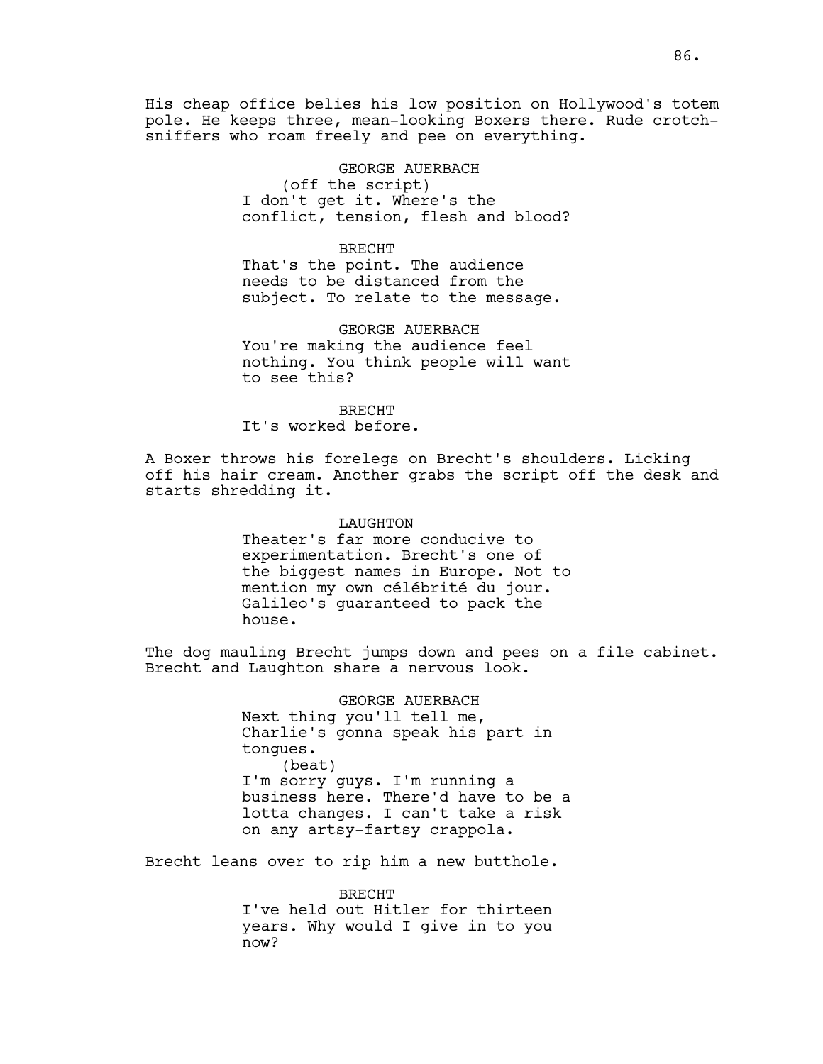His cheap office belies his low position on Hollywood's totem pole. He keeps three, mean-looking Boxers there. Rude crotch-sniffers who roam freely and pee on everything.

GEORGE AUERBACH
(off the script)
I don't get it. Where's the conflict, tension, flesh and blood?

BRECHT
That's the point. The audience needs to be distanced from the subject. To relate to the message.

GEORGE AUERBACH
You're making the audience feel nothing. You think people will want to see this?

BRECHT
It's worked before.

A Boxer throws his forelegs on Brecht's shoulders. Licking off his hair cream. Another grabs the script off the desk and starts shredding it.

LAUGHTON
Theater's far more conducive to experimentation. Brecht's one of the biggest names in Europe. Not to mention my own célébrité du jour. Galileo's guaranteed to pack the house.

The dog mauling Brecht jumps down and pees on a file cabinet. Brecht and Laughton share a nervous look.

GEORGE AUERBACH
Next thing you'll tell me, Charlie's gonna speak his part in tongues.
(beat)
I'm sorry guys. I'm running a business here. There'd have to be a lotta changes. I can't take a risk on any artsy-fartsy crappola.

Brecht leans over to rip him a new butthole.

BRECHT
I've held out Hitler for thirteen years. Why would I give in to you now?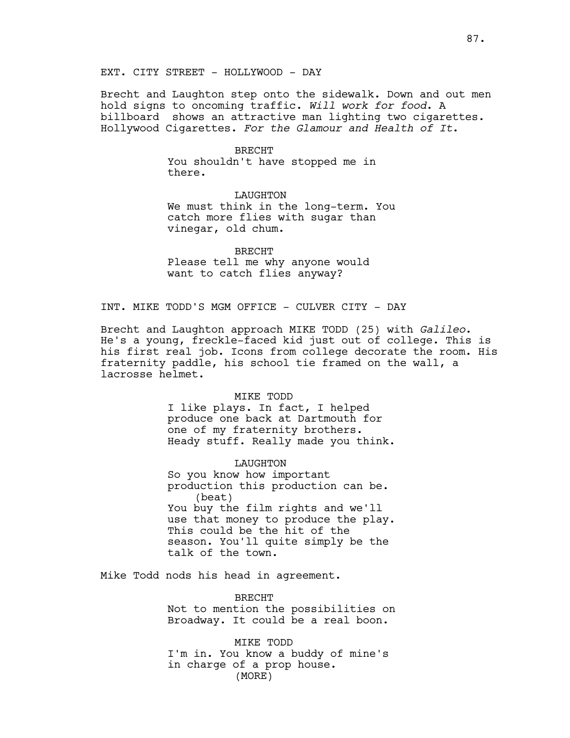EXT. CITY STREET - HOLLYWOOD - DAY

Brecht and Laughton step onto the sidewalk. Down and out men hold signs to oncoming traffic. *Will work for food*. A billboard  shows an attractive man lighting two cigarettes. Hollywood Cigarettes. *For the Glamour and Health of It*.

BRECHT
You shouldn't have stopped me in there.

LAUGHTON
We must think in the long-term. You catch more flies with sugar than vinegar, old chum.

BRECHT
Please tell me why anyone would want to catch flies anyway?

INT. MIKE TODD'S MGM OFFICE - CULVER CITY - DAY

Brecht and Laughton approach MIKE TODD (25) with *Galileo*. He's a young, freckle-faced kid just out of college. This is his first real job. Icons from college decorate the room. His fraternity paddle, his school tie framed on the wall, a lacrosse helmet.

MIKE TODD
I like plays. In fact, I helped produce one back at Dartmouth for one of my fraternity brothers. Heady stuff. Really made you think.

LAUGHTON
So you know how important production this production can be.
(beat)
You buy the film rights and we'll use that money to produce the play. This could be the hit of the season. You'll quite simply be the talk of the town.

Mike Todd nods his head in agreement.

BRECHT
Not to mention the possibilities on Broadway. It could be a real boon.

MIKE TODD
I'm in. You know a buddy of mine's in charge of a prop house.
(MORE)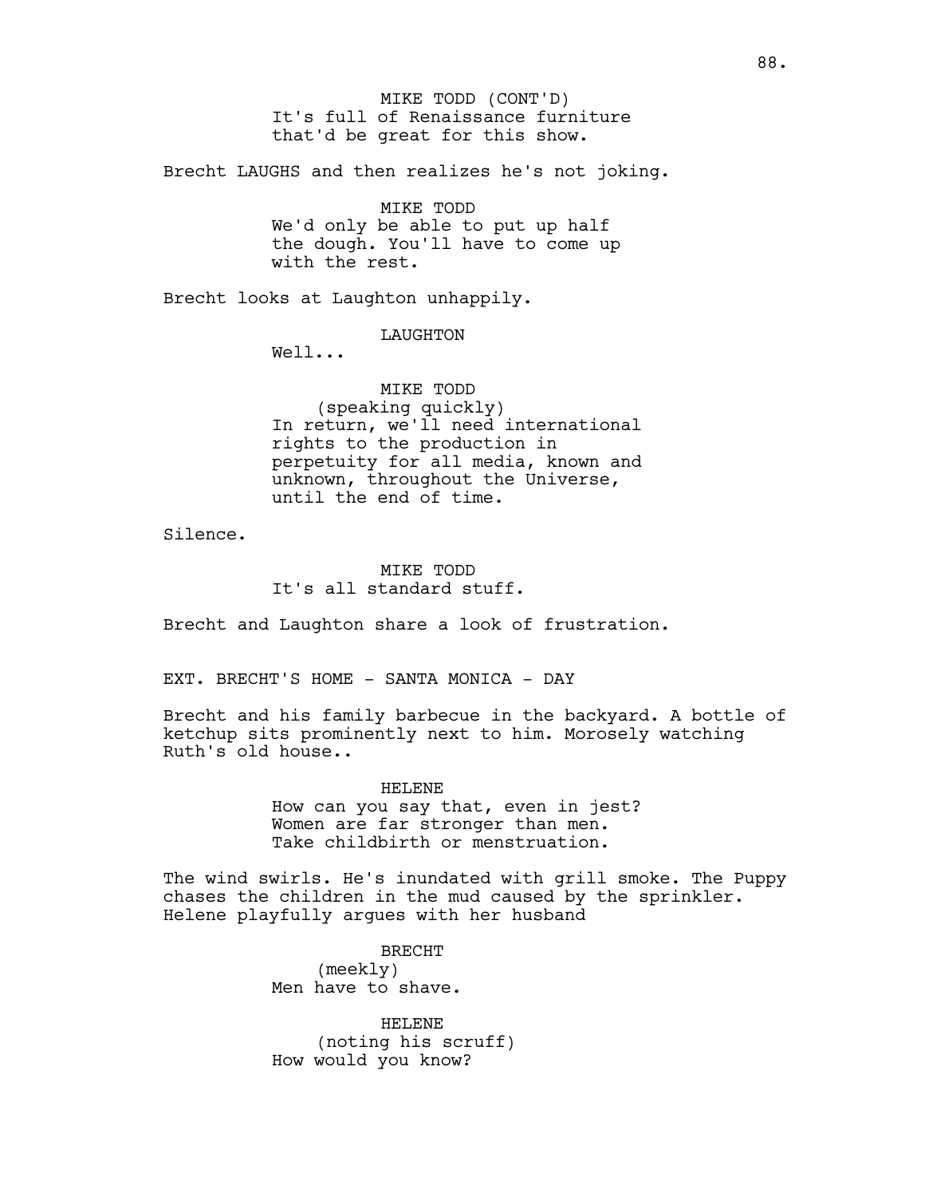MIKE TODD (CONT'D)
It's full of Renaissance furniture that'd be great for this show.

Brecht LAUGHS and then realizes he's not joking.

MIKE TODD
We'd only be able to put up half the dough. You'll have to come up with the rest.

Brecht looks at Laughton unhappily.

LAUGHTON
Well...

MIKE TODD
(speaking quickly)
In return, we'll need international rights to the production in perpetuity for all media, known and unknown, throughout the Universe, until the end of time.

Silence.

MIKE TODD
It's all standard stuff.

Brecht and Laughton share a look of frustration.

EXT. BRECHT'S HOME - SANTA MONICA - DAY

Brecht and his family barbecue in the backyard. A bottle of ketchup sits prominently next to him. Morosely watching Ruth's old house..

HELENE
How can you say that, even in jest? Women are far stronger than men. Take childbirth or menstruation.

The wind swirls. He's inundated with grill smoke. The Puppy chases the children in the mud caused by the sprinkler. Helene playfully argues with her husband

BRECHT
(meekly)
Men have to shave.

HELENE
(noting his scruff)
How would you know?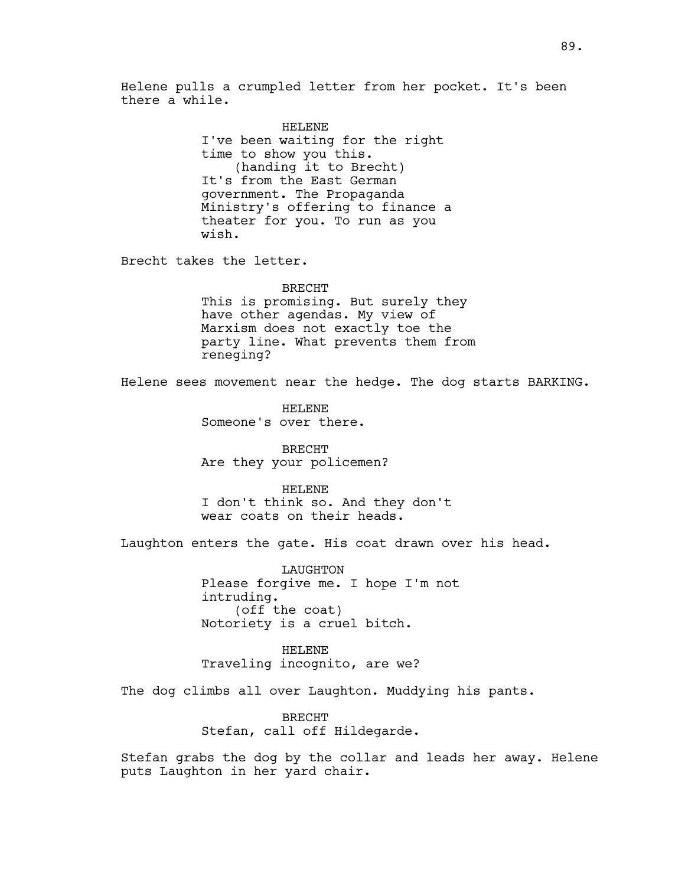Helene pulls a crumpled letter from her pocket. It's been there a while.

HELENE
I've been waiting for the right time to show you this.
(handing it to Brecht)
It's from the East German government. The Propaganda Ministry's offering to finance a theater for you. To run as you wish.

Brecht takes the letter.

BRECHT
This is promising. But surely they have other agendas. My view of Marxism does not exactly toe the party line. What prevents them from reneging?

Helene sees movement near the hedge. The dog starts BARKING.

HELENE
Someone's over there.

BRECHT
Are they your policemen?

HELENE
I don't think so. And they don't wear coats on their heads.

Laughton enters the gate. His coat drawn over his head.

LAUGHTON
Please forgive me. I hope I'm not intruding.
(off the coat)
Notoriety is a cruel bitch.

HELENE
Traveling incognito, are we?

The dog climbs all over Laughton. Muddying his pants.

BRECHT
Stefan, call off Hildegarde.

Stefan grabs the dog by the collar and leads her away. Helene puts Laughton in her yard chair.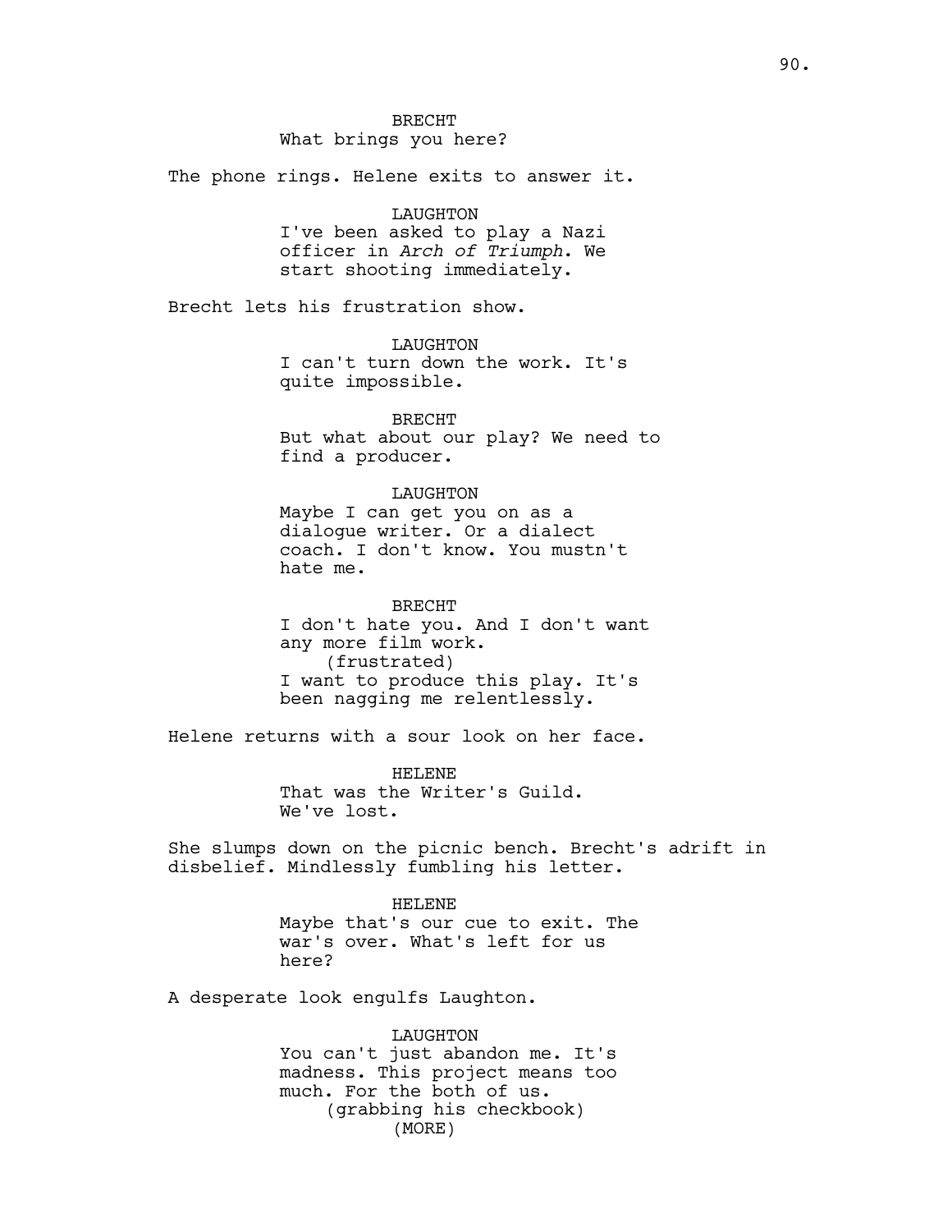BRECHT
What brings you here?

The phone rings. Helene exits to answer it.

LAUGHTON
I've been asked to play a Nazi officer in *Arch of Triumph*. We start shooting immediately.

Brecht lets his frustration show.

LAUGHTON
I can't turn down the work. It's quite impossible.

BRECHT
But what about our play? We need to find a producer.

LAUGHTON
Maybe I can get you on as a dialogue writer. Or a dialect coach. I don't know. You mustn't hate me.

BRECHT
I don't hate you. And I don't want any more film work.
(frustrated)
I want to produce this play. It's been nagging me relentlessly.

Helene returns with a sour look on her face.

HELENE
That was the Writer's Guild. We've lost.

She slumps down on the picnic bench. Brecht's adrift in disbelief. Mindlessly fumbling his letter.

HELENE
Maybe that's our cue to exit. The war's over. What's left for us here?

A desperate look engulfs Laughton.

LAUGHTON
You can't just abandon me. It's madness. This project means too much. For the both of us.
(grabbing his checkbook)
(MORE)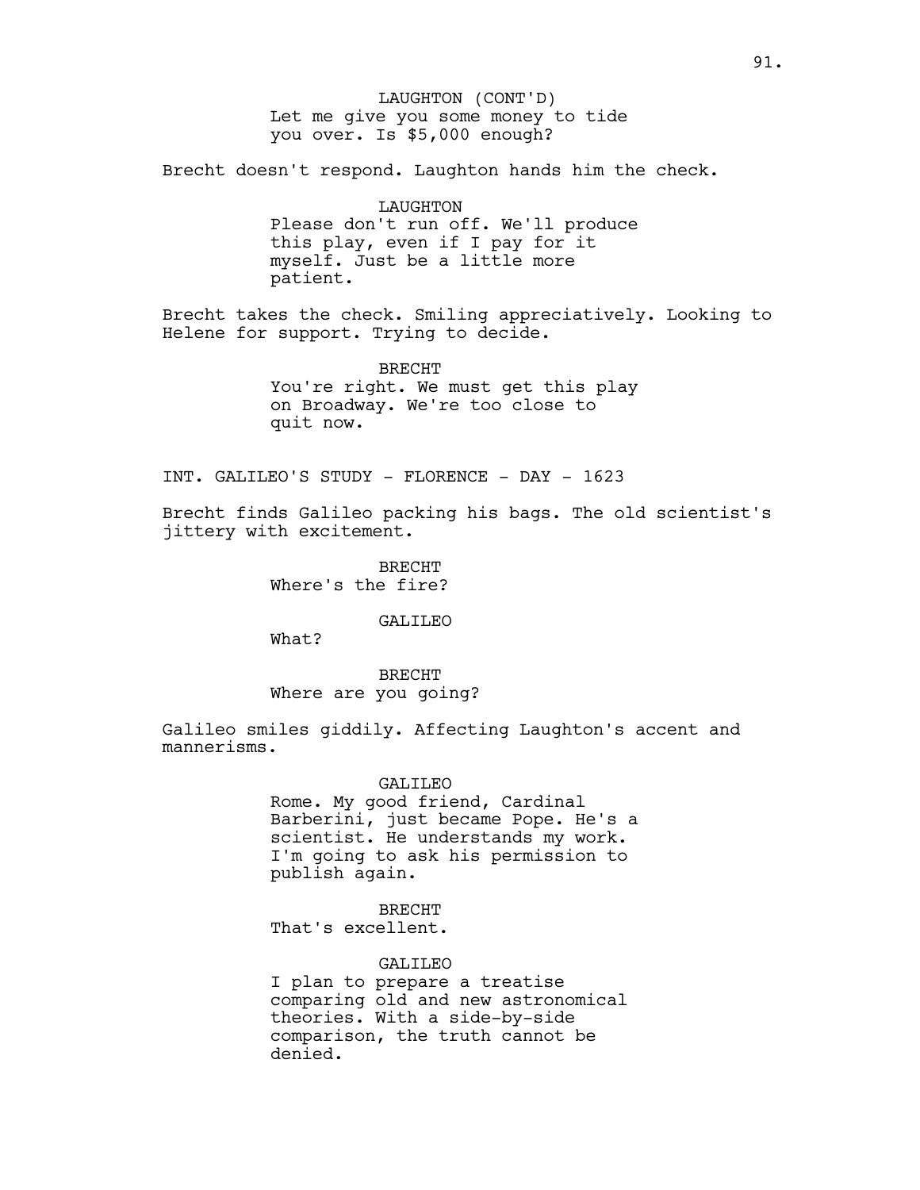LAUGHTON (CONT'D)
Let me give you some money to tide you over. Is $5,000 enough?

Brecht doesn't respond. Laughton hands him the check.

LAUGHTON
Please don't run off. We'll produce this play, even if I pay for it myself. Just be a little more patient.

Brecht takes the check. Smiling appreciatively. Looking to Helene for support. Trying to decide.

BRECHT
You're right. We must get this play on Broadway. We're too close to quit now.

INT. GALILEO'S STUDY - FLORENCE - DAY - 1623

Brecht finds Galileo packing his bags. The old scientist's jittery with excitement.

BRECHT
Where's the fire?

GALILEO
What?

BRECHT
Where are you going?

Galileo smiles giddily. Affecting Laughton's accent and mannerisms.

GALILEO
Rome. My good friend, Cardinal Barberini, just became Pope. He's a scientist. He understands my work. I'm going to ask his permission to publish again.

BRECHT
That's excellent.

GALILEO
I plan to prepare a treatise comparing old and new astronomical theories. With a side-by-side comparison, the truth cannot be denied.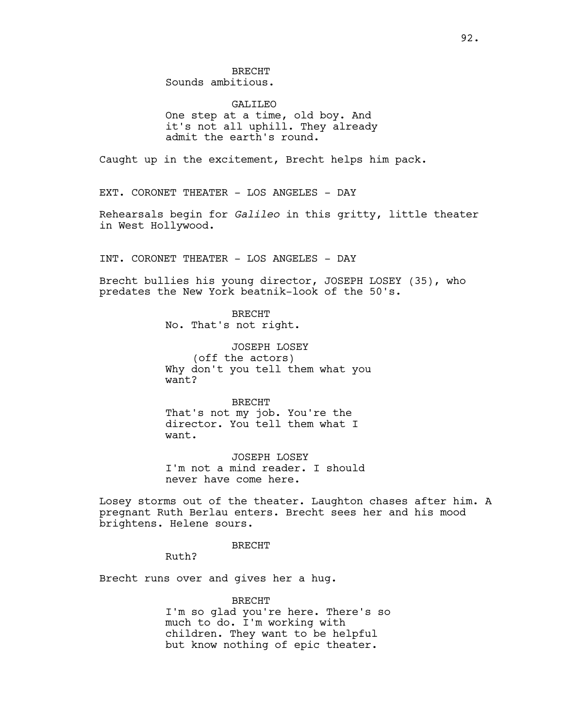BRECHT
Sounds ambitious.

GALILEO
One step at a time, old boy. And it's not all uphill. They already admit the earth's round.

Caught up in the excitement, Brecht helps him pack.

EXT. CORONET THEATER - LOS ANGELES - DAY

Rehearsals begin for *Galileo* in this gritty, little theater in West Hollywood.

INT. CORONET THEATER - LOS ANGELES - DAY

Brecht bullies his young director, JOSEPH LOSEY (35), who predates the New York beatnik-look of the 50's.

BRECHT
No. That's not right.

JOSEPH LOSEY
(off the actors)
Why don't you tell them what you want?

BRECHT
That's not my job. You're the director. You tell them what I want.

JOSEPH LOSEY
I'm not a mind reader. I should never have come here.

Losey storms out of the theater. Laughton chases after him. A pregnant Ruth Berlau enters. Brecht sees her and his mood brightens. Helene sours.

BRECHT
Ruth?

Brecht runs over and gives her a hug.

BRECHT
I'm so glad you're here. There's so much to do. I'm working with children. They want to be helpful but know nothing of epic theater.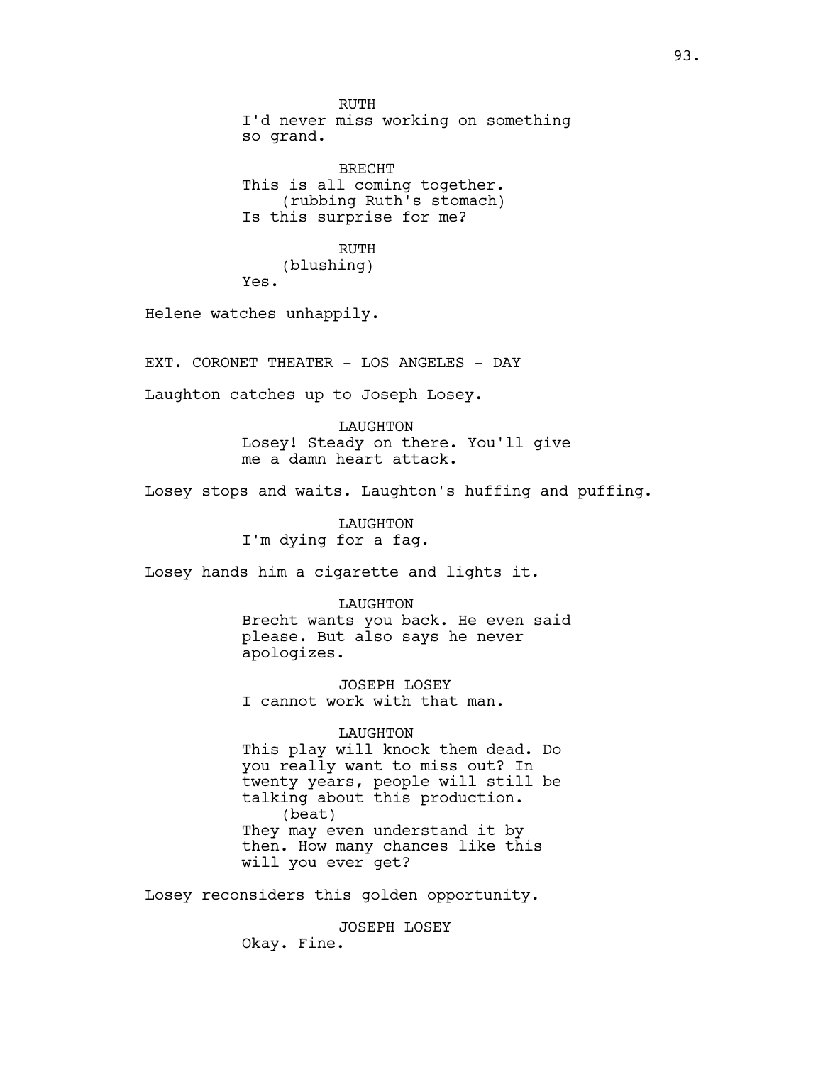RUTH
I'd never miss working on something so grand.

BRECHT
This is all coming together.
(rubbing Ruth's stomach)
Is this surprise for me?

RUTH
(blushing)
Yes.

Helene watches unhappily.

EXT. CORONET THEATER - LOS ANGELES - DAY

Laughton catches up to Joseph Losey.

LAUGHTON
Losey! Steady on there. You'll give me a damn heart attack.

Losey stops and waits. Laughton's huffing and puffing.

LAUGHTON
I'm dying for a fag.

Losey hands him a cigarette and lights it.

LAUGHTON
Brecht wants you back. He even said please. But also says he never apologizes.

JOSEPH LOSEY
I cannot work with that man.

LAUGHTON
This play will knock them dead. Do you really want to miss out? In twenty years, people will still be talking about this production.
(beat)
They may even understand it by then. How many chances like this will you ever get?

Losey reconsiders this golden opportunity.

JOSEPH LOSEY
Okay. Fine.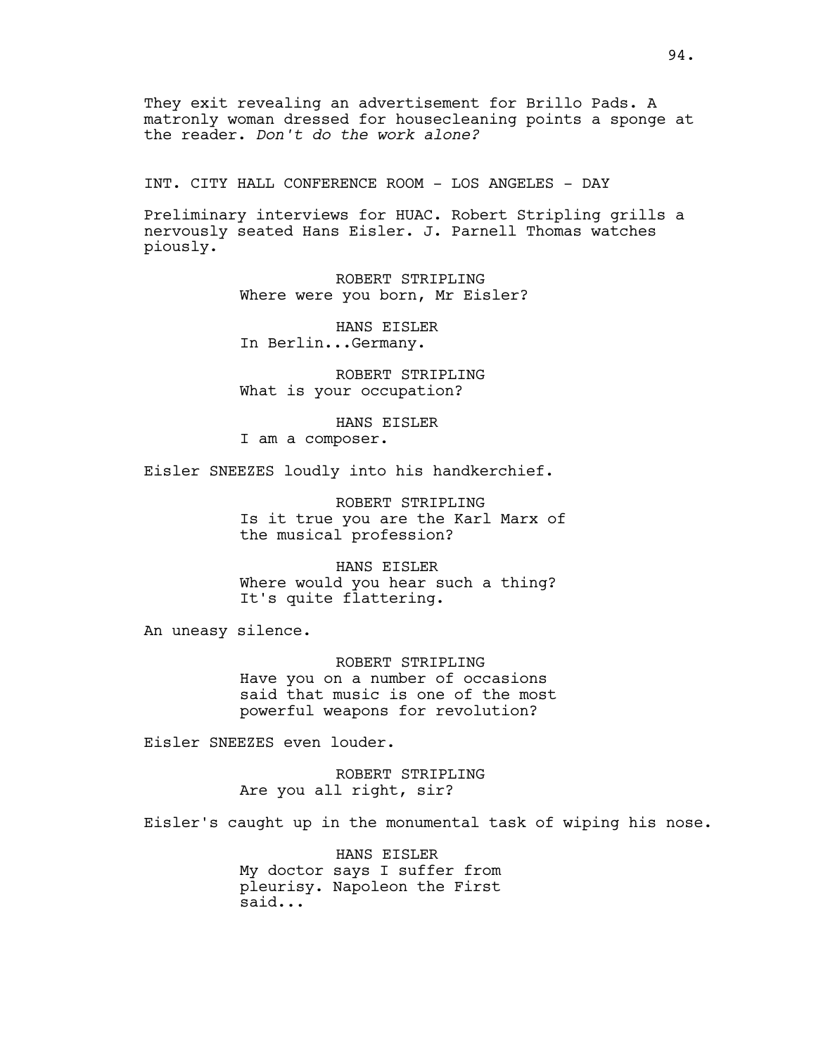They exit revealing an advertisement for Brillo Pads. A matronly woman dressed for housecleaning points a sponge at the reader. *Don't do the work alone?*

INT. CITY HALL CONFERENCE ROOM - LOS ANGELES - DAY

Preliminary interviews for HUAC. Robert Stripling grills a nervously seated Hans Eisler. J. Parnell Thomas watches piously.

ROBERT STRIPLING
Where were you born, Mr Eisler?

HANS EISLER
In Berlin...Germany.

ROBERT STRIPLING
What is your occupation?

HANS EISLER
I am a composer.

Eisler SNEEZES loudly into his handkerchief.

ROBERT STRIPLING
Is it true you are the Karl Marx of the musical profession?

HANS EISLER
Where would you hear such a thing? It's quite flattering.

An uneasy silence.

ROBERT STRIPLING
Have you on a number of occasions said that music is one of the most powerful weapons for revolution?

Eisler SNEEZES even louder.

ROBERT STRIPLING
Are you all right, sir?

Eisler's caught up in the monumental task of wiping his nose.

HANS EISLER
My doctor says I suffer from pleurisy. Napoleon the First said...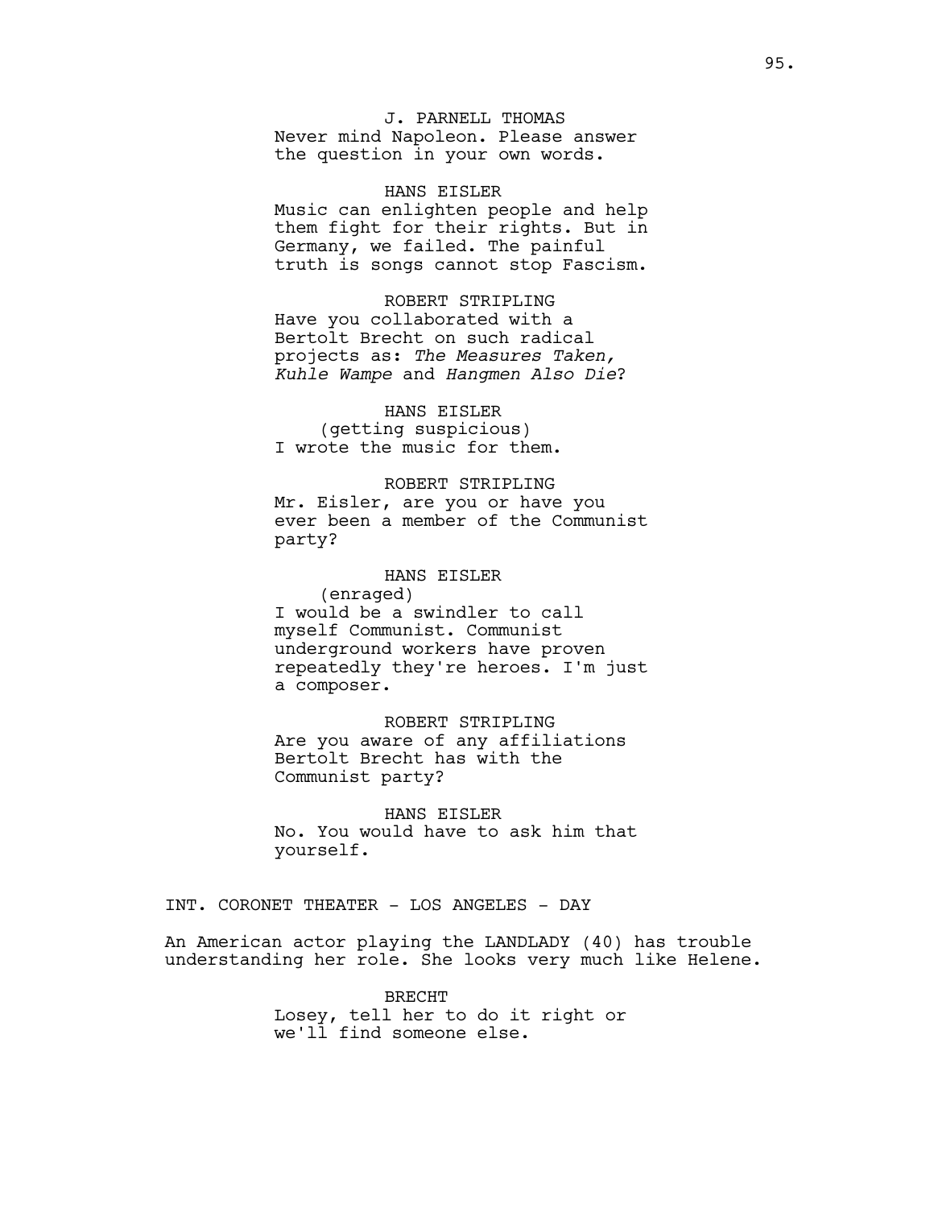J. PARNELL THOMAS
Never mind Napoleon. Please answer the question in your own words.

HANS EISLER
Music can enlighten people and help them fight for their rights. But in Germany, we failed. The painful truth is songs cannot stop Fascism.

ROBERT STRIPLING
Have you collaborated with a Bertolt Brecht on such radical projects as: *The Measures Taken, Kuhle Wampe* and *Hangmen Also Die*?

HANS EISLER
(getting suspicious)
I wrote the music for them.

ROBERT STRIPLING
Mr. Eisler, are you or have you ever been a member of the Communist party?

HANS EISLER
(enraged)
I would be a swindler to call myself Communist. Communist underground workers have proven repeatedly they're heroes. I'm just a composer.

ROBERT STRIPLING
Are you aware of any affiliations Bertolt Brecht has with the Communist party?

HANS EISLER
No. You would have to ask him that yourself.

INT. CORONET THEATER - LOS ANGELES - DAY

An American actor playing the LANDLADY (40) has trouble understanding her role. She looks very much like Helene.

BRECHT
Losey, tell her to do it right or we'll find someone else.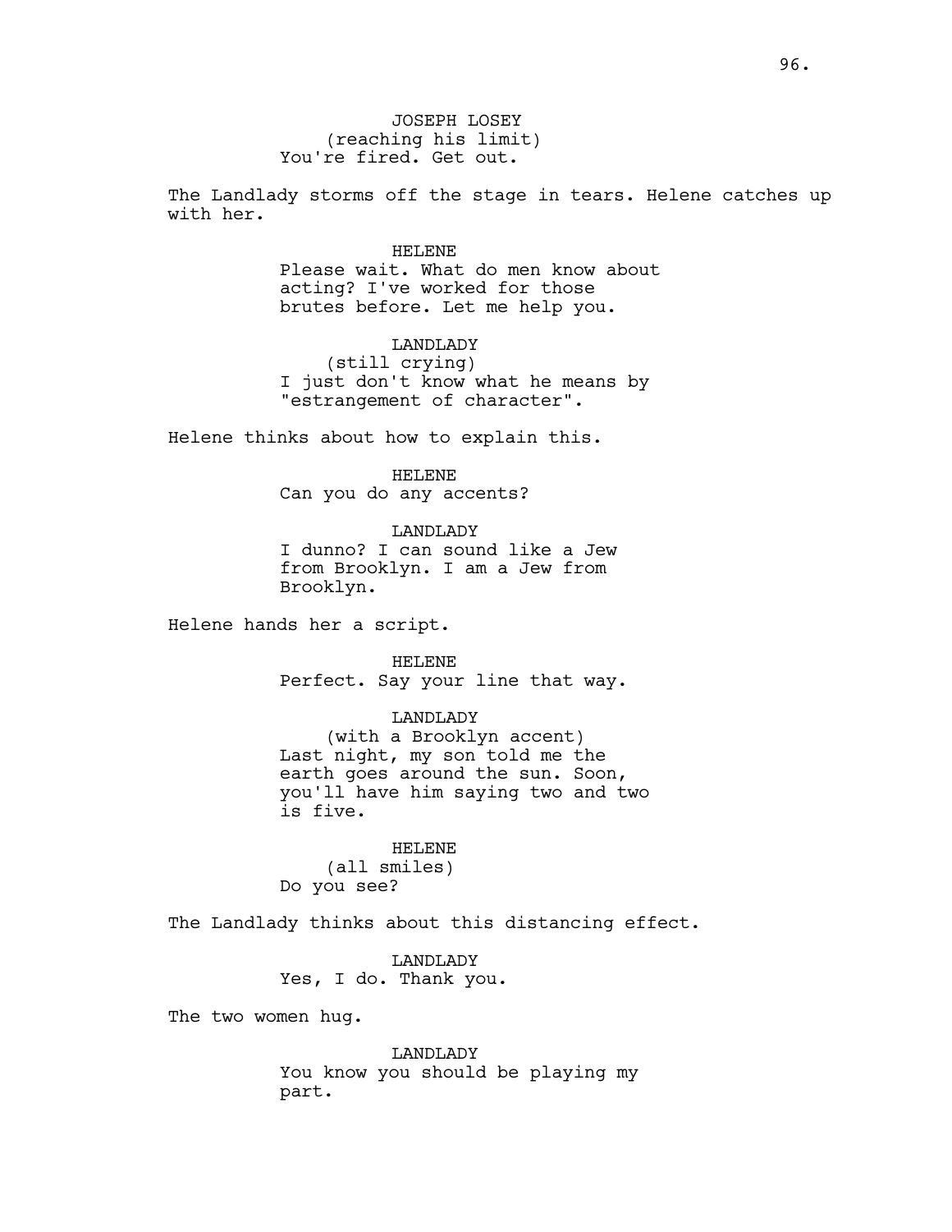JOSEPH LOSEY
(reaching his limit)
You're fired. Get out.

The Landlady storms off the stage in tears. Helene catches up with her.

HELENE
Please wait. What do men know about acting? I've worked for those brutes before. Let me help you.

LANDLADY
(still crying)
I just don't know what he means by "estrangement of character".

Helene thinks about how to explain this.

HELENE
Can you do any accents?

LANDLADY
I dunno? I can sound like a Jew from Brooklyn. I am a Jew from Brooklyn.

Helene hands her a script.

HELENE
Perfect. Say your line that way.

LANDLADY
(with a Brooklyn accent)
Last night, my son told me the earth goes around the sun. Soon, you'll have him saying two and two is five.

HELENE
(all smiles)
Do you see?

The Landlady thinks about this distancing effect.

LANDLADY
Yes, I do. Thank you.

The two women hug.

LANDLADY
You know you should be playing my part.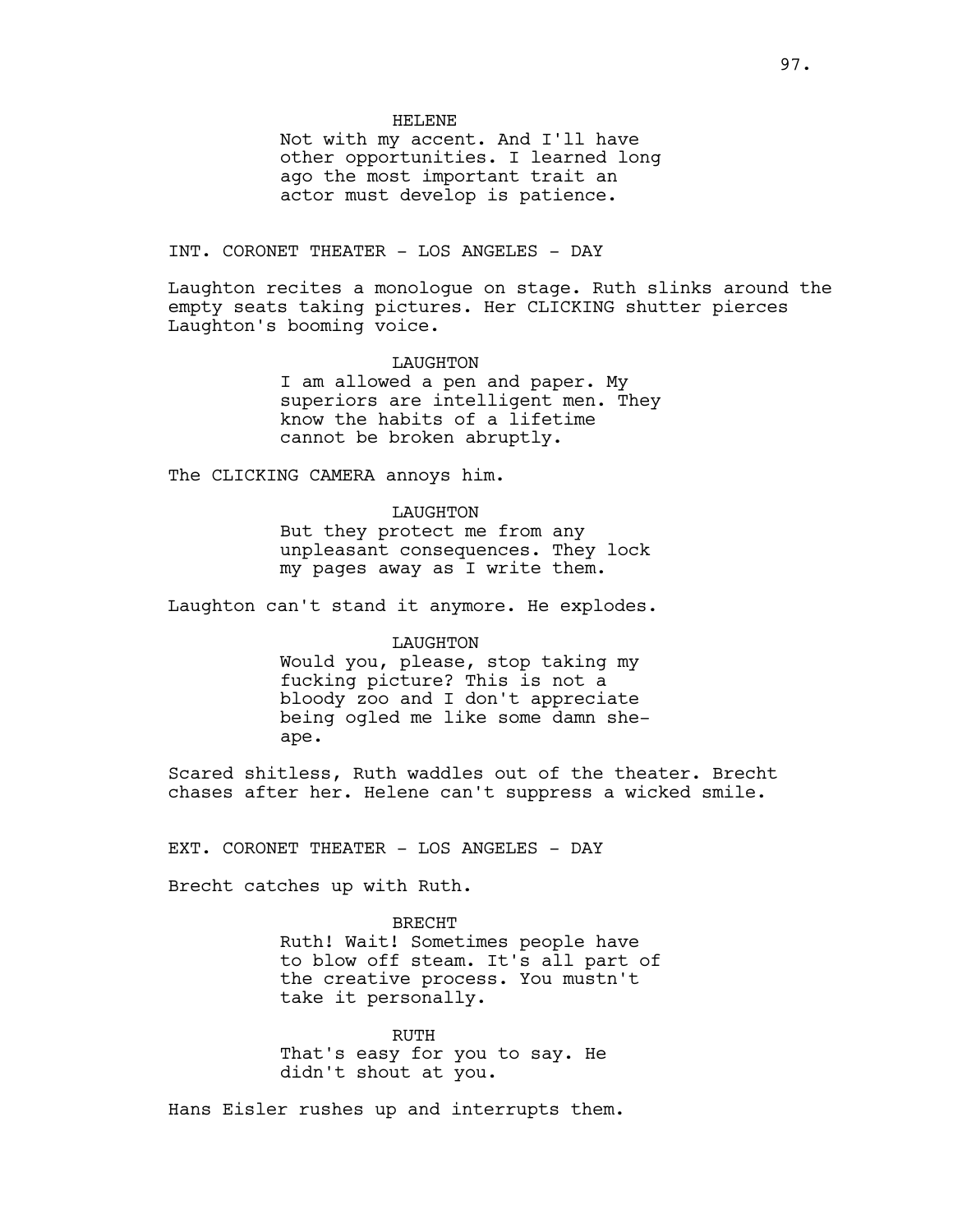HELENE

Not with my accent. And I'll have other opportunities. I learned long ago the most important trait an actor must develop is patience.

INT. CORONET THEATER - LOS ANGELES - DAY

Laughton recites a monologue on stage. Ruth slinks around the empty seats taking pictures. Her CLICKING shutter pierces Laughton's booming voice.

LAUGHTON

I am allowed a pen and paper. My superiors are intelligent men. They know the habits of a lifetime cannot be broken abruptly.

The CLICKING CAMERA annoys him.

LAUGHTON

But they protect me from any unpleasant consequences. They lock my pages away as I write them.

Laughton can't stand it anymore. He explodes.

LAUGHTON

Would you, please, stop taking my fucking picture? This is not a bloody zoo and I don't appreciate being ogled me like some damn she-ape.

Scared shitless, Ruth waddles out of the theater. Brecht chases after her. Helene can't suppress a wicked smile.

EXT. CORONET THEATER - LOS ANGELES - DAY

Brecht catches up with Ruth.

BRECHT

Ruth! Wait! Sometimes people have to blow off steam. It's all part of the creative process. You mustn't take it personally.

RUTH

That's easy for you to say. He didn't shout at you.

Hans Eisler rushes up and interrupts them.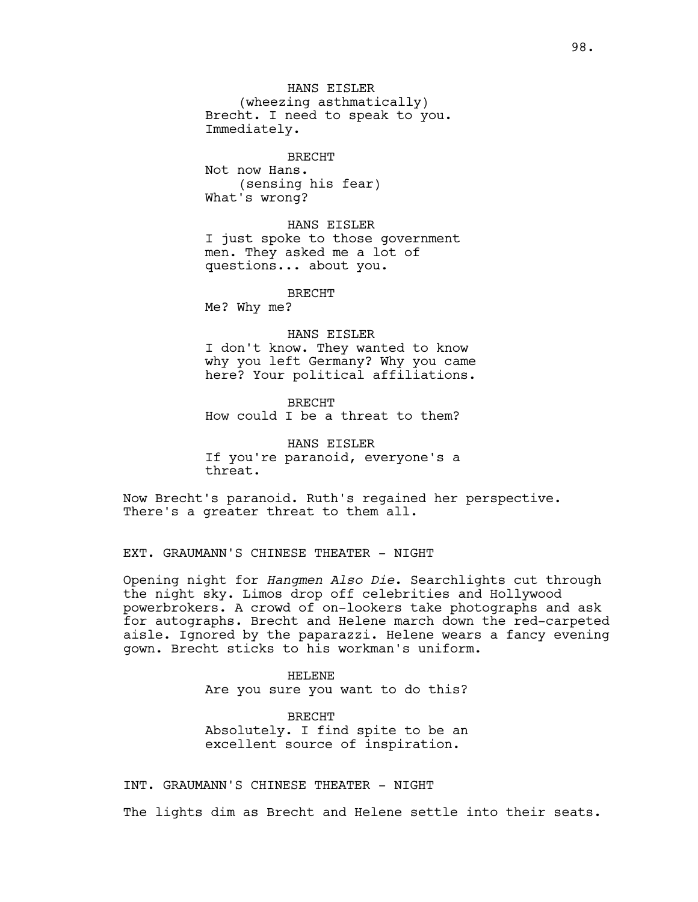HANS EISLER
(wheezing asthmatically)
Brecht. I need to speak to you. Immediately.

BRECHT
Not now Hans.
(sensing his fear)
What's wrong?

HANS EISLER
I just spoke to those government men. They asked me a lot of questions... about you.

BRECHT
Me? Why me?

HANS EISLER
I don't know. They wanted to know why you left Germany? Why you came here? Your political affiliations.

BRECHT
How could I be a threat to them?

HANS EISLER
If you're paranoid, everyone's a threat.

Now Brecht's paranoid. Ruth's regained her perspective. There's a greater threat to them all.

EXT. GRAUMANN'S CHINESE THEATER - NIGHT

Opening night for *Hangmen Also Die*. Searchlights cut through the night sky. Limos drop off celebrities and Hollywood powerbrokers. A crowd of on-lookers take photographs and ask for autographs. Brecht and Helene march down the red-carpeted aisle. Ignored by the paparazzi. Helene wears a fancy evening gown. Brecht sticks to his workman's uniform.

HELENE
Are you sure you want to do this?

BRECHT
Absolutely. I find spite to be an excellent source of inspiration.

INT. GRAUMANN'S CHINESE THEATER - NIGHT

The lights dim as Brecht and Helene settle into their seats.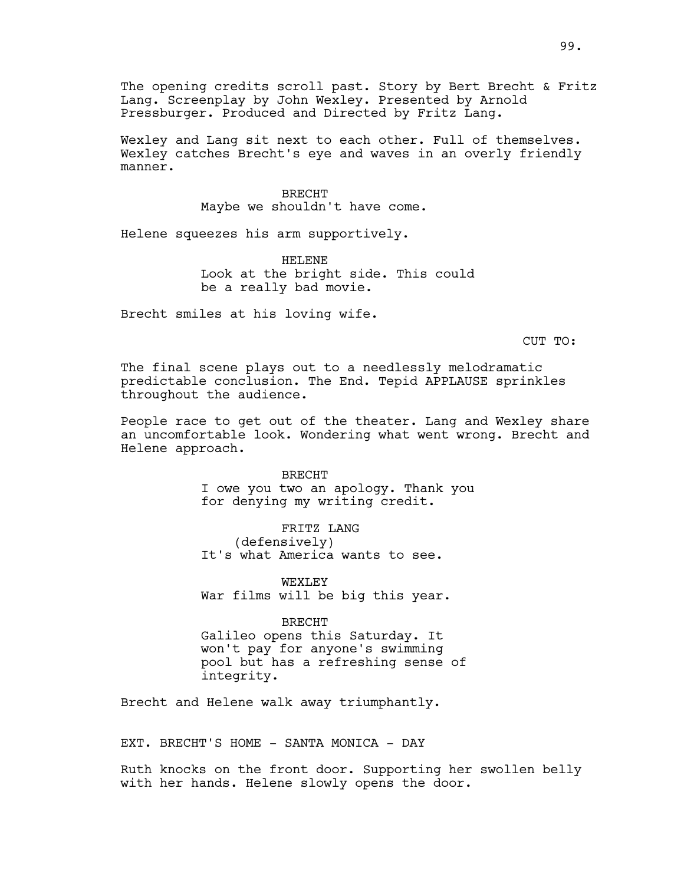The opening credits scroll past. Story by Bert Brecht & Fritz Lang. Screenplay by John Wexley. Presented by Arnold Pressburger. Produced and Directed by Fritz Lang.

Wexley and Lang sit next to each other. Full of themselves. Wexley catches Brecht's eye and waves in an overly friendly manner.

BRECHT
Maybe we shouldn't have come.

Helene squeezes his arm supportively.

HELENE
Look at the bright side. This could be a really bad movie.

Brecht smiles at his loving wife.

CUT TO:

The final scene plays out to a needlessly melodramatic predictable conclusion. The End. Tepid APPLAUSE sprinkles throughout the audience.

People race to get out of the theater. Lang and Wexley share an uncomfortable look. Wondering what went wrong. Brecht and Helene approach.

BRECHT
I owe you two an apology. Thank you for denying my writing credit.

FRITZ LANG
(defensively)
It's what America wants to see.

WEXLEY
War films will be big this year.

BRECHT
Galileo opens this Saturday. It won't pay for anyone's swimming pool but has a refreshing sense of integrity.

Brecht and Helene walk away triumphantly.

EXT. BRECHT'S HOME - SANTA MONICA - DAY

Ruth knocks on the front door. Supporting her swollen belly with her hands. Helene slowly opens the door.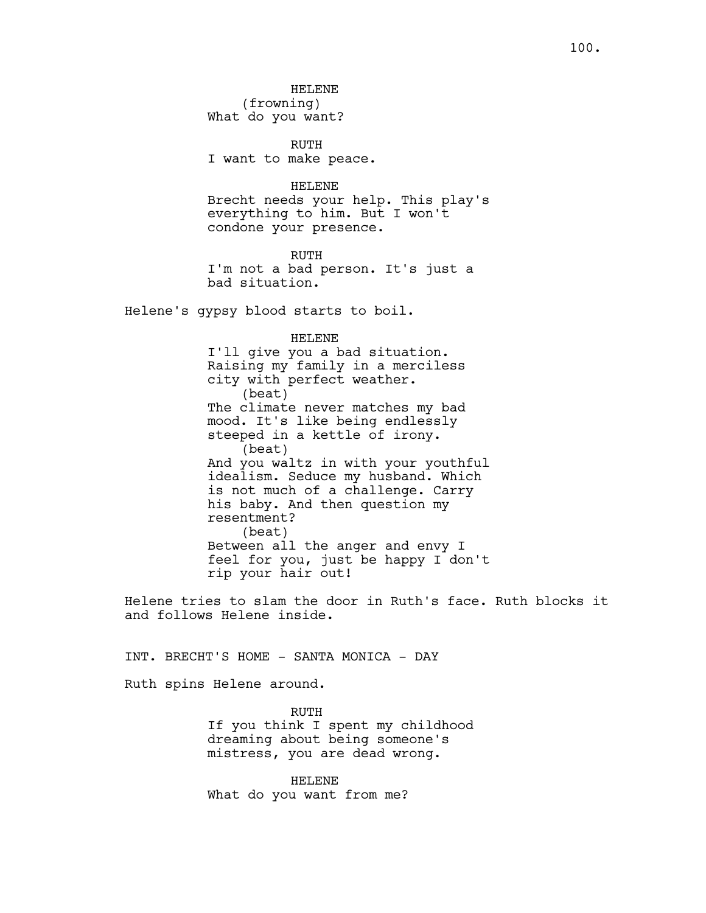HELENE
(frowning)
What do you want?

RUTH
I want to make peace.

HELENE
Brecht needs your help. This play's everything to him. But I won't condone your presence.

RUTH
I'm not a bad person. It's just a bad situation.

Helene's gypsy blood starts to boil.

HELENE
I'll give you a bad situation. Raising my family in a merciless city with perfect weather.
(beat)
The climate never matches my bad mood. It's like being endlessly steeped in a kettle of irony.
(beat)
And you waltz in with your youthful idealism. Seduce my husband. Which is not much of a challenge. Carry his baby. And then question my resentment?
(beat)
Between all the anger and envy I feel for you, just be happy I don't rip your hair out!

Helene tries to slam the door in Ruth's face. Ruth blocks it and follows Helene inside.

INT. BRECHT'S HOME - SANTA MONICA - DAY

Ruth spins Helene around.

RUTH
If you think I spent my childhood dreaming about being someone's mistress, you are dead wrong.

HELENE
What do you want from me?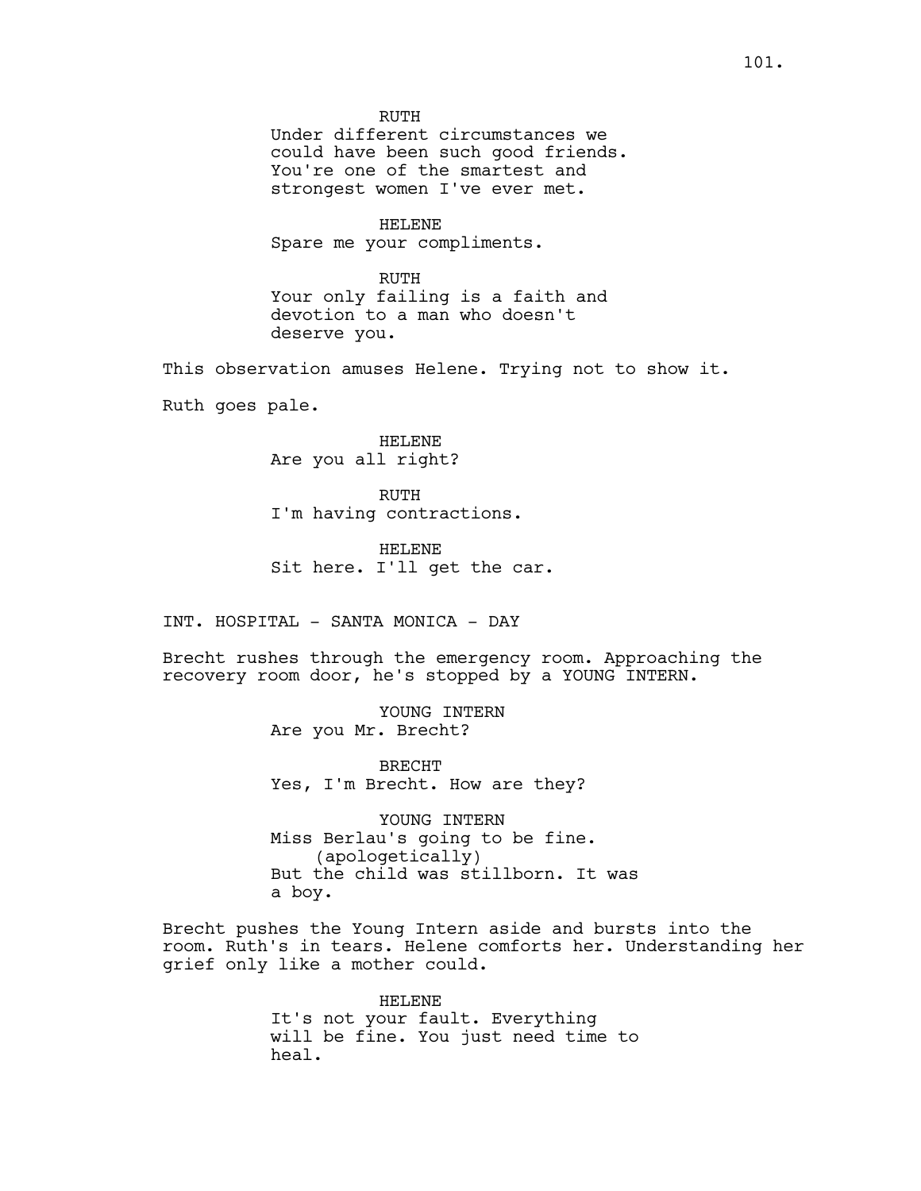RUTH
Under different circumstances we could have been such good friends. You're one of the smartest and strongest women I've ever met.

HELENE
Spare me your compliments.

RUTH
Your only failing is a faith and devotion to a man who doesn't deserve you.

This observation amuses Helene. Trying not to show it.

Ruth goes pale.

HELENE
Are you all right?

RUTH
I'm having contractions.

HELENE
Sit here. I'll get the car.

INT. HOSPITAL - SANTA MONICA - DAY

Brecht rushes through the emergency room. Approaching the recovery room door, he's stopped by a YOUNG INTERN.

YOUNG INTERN
Are you Mr. Brecht?

BRECHT
Yes, I'm Brecht. How are they?

YOUNG INTERN
Miss Berlau's going to be fine.
(apologetically)
But the child was stillborn. It was a boy.

Brecht pushes the Young Intern aside and bursts into the room. Ruth's in tears. Helene comforts her. Understanding her grief only like a mother could.

HELENE
It's not your fault. Everything will be fine. You just need time to heal.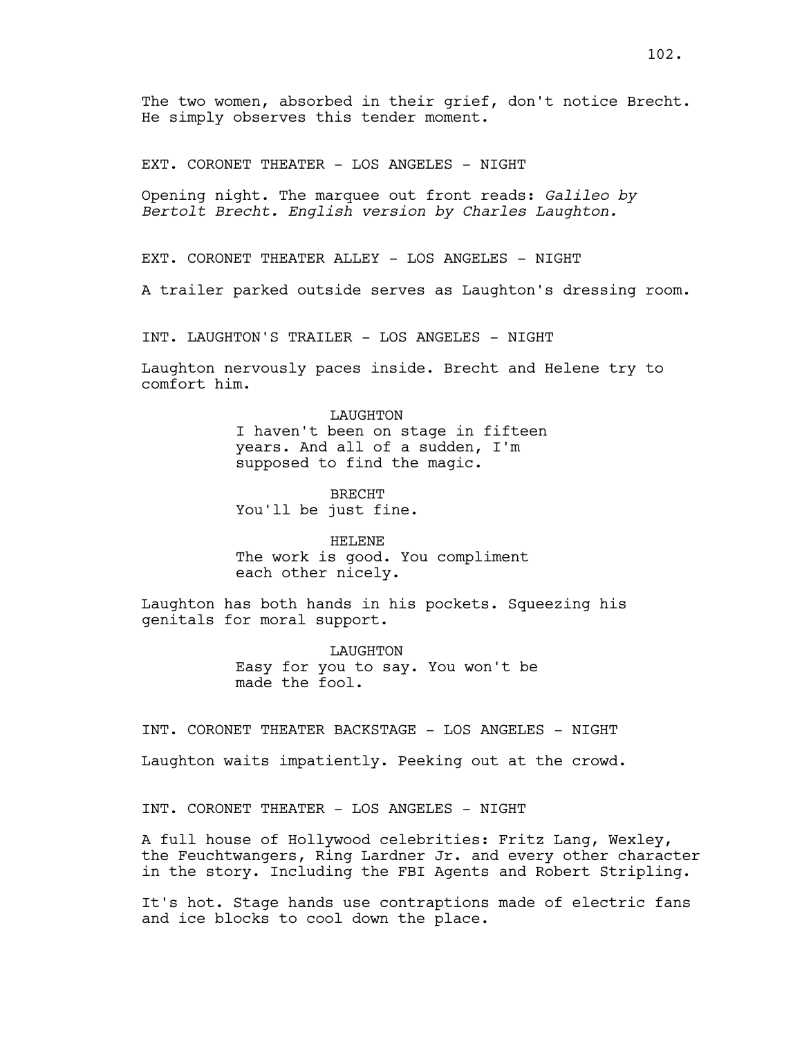The two women, absorbed in their grief, don't notice Brecht. He simply observes this tender moment.

EXT. CORONET THEATER - LOS ANGELES - NIGHT

Opening night. The marquee out front reads: *Galileo by Bertolt Brecht. English version by Charles Laughton.*

EXT. CORONET THEATER ALLEY - LOS ANGELES - NIGHT

A trailer parked outside serves as Laughton's dressing room.

INT. LAUGHTON'S TRAILER - LOS ANGELES - NIGHT

Laughton nervously paces inside. Brecht and Helene try to comfort him.

LAUGHTON
I haven't been on stage in fifteen years. And all of a sudden, I'm supposed to find the magic.

BRECHT
You'll be just fine.

HELENE
The work is good. You compliment each other nicely.

Laughton has both hands in his pockets. Squeezing his genitals for moral support.

LAUGHTON
Easy for you to say. You won't be made the fool.

INT. CORONET THEATER BACKSTAGE - LOS ANGELES - NIGHT

Laughton waits impatiently. Peeking out at the crowd.

INT. CORONET THEATER - LOS ANGELES - NIGHT

A full house of Hollywood celebrities: Fritz Lang, Wexley, the Feuchtwangers, Ring Lardner Jr. and every other character in the story. Including the FBI Agents and Robert Stripling.

It's hot. Stage hands use contraptions made of electric fans and ice blocks to cool down the place.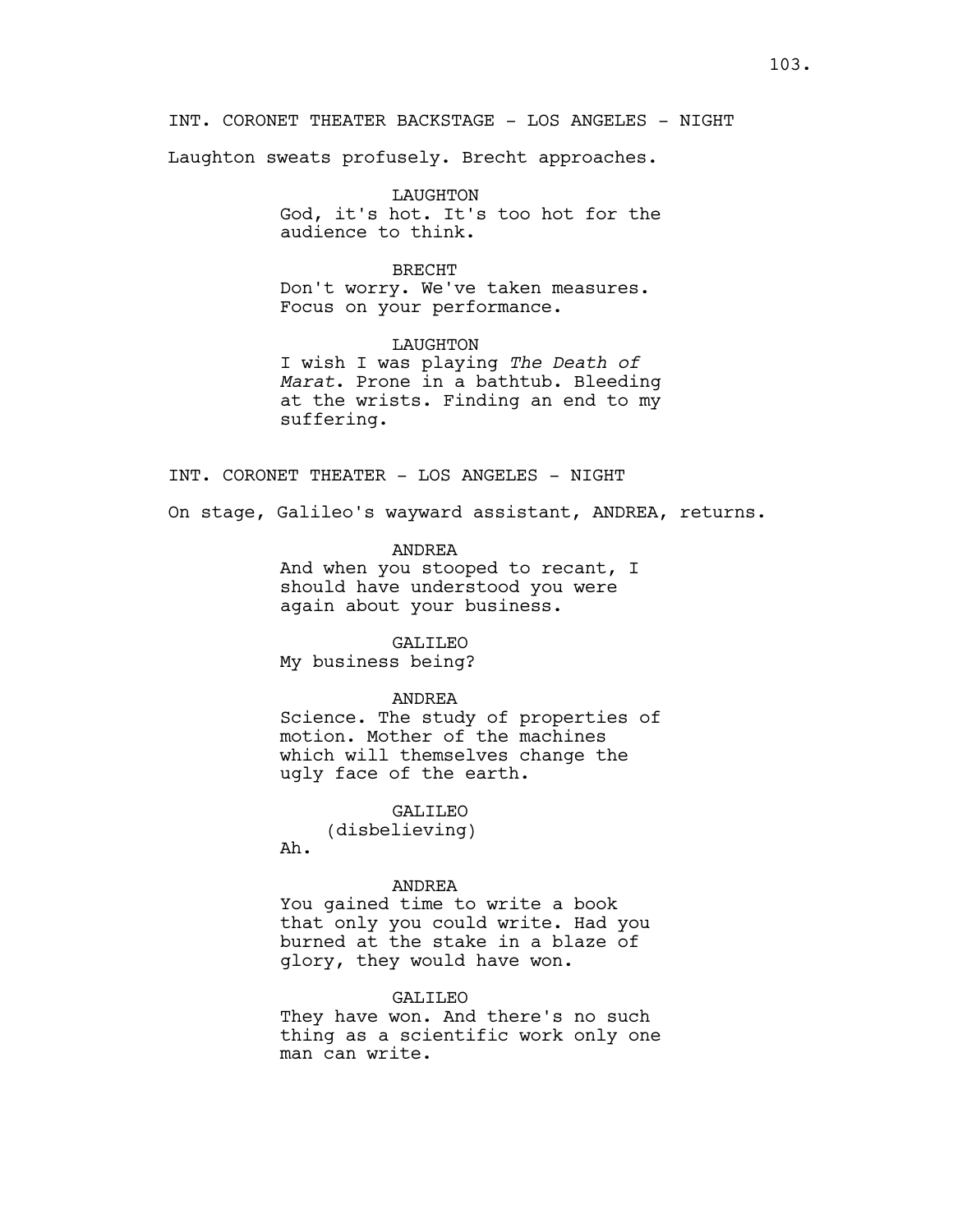INT. CORONET THEATER BACKSTAGE - LOS ANGELES - NIGHT

Laughton sweats profusely. Brecht approaches.

LAUGHTON
God, it's hot. It's too hot for the audience to think.

BRECHT
Don't worry. We've taken measures. Focus on your performance.

LAUGHTON
I wish I was playing *The Death of Marat*. Prone in a bathtub. Bleeding at the wrists. Finding an end to my suffering.

INT. CORONET THEATER - LOS ANGELES - NIGHT

On stage, Galileo's wayward assistant, ANDREA, returns.

ANDREA
And when you stooped to recant, I should have understood you were again about your business.

GALILEO
My business being?

ANDREA
Science. The study of properties of motion. Mother of the machines which will themselves change the ugly face of the earth.

GALILEO
(disbelieving)
Ah.

ANDREA
You gained time to write a book that only you could write. Had you burned at the stake in a blaze of glory, they would have won.

GALILEO
They have won. And there's no such thing as a scientific work only one man can write.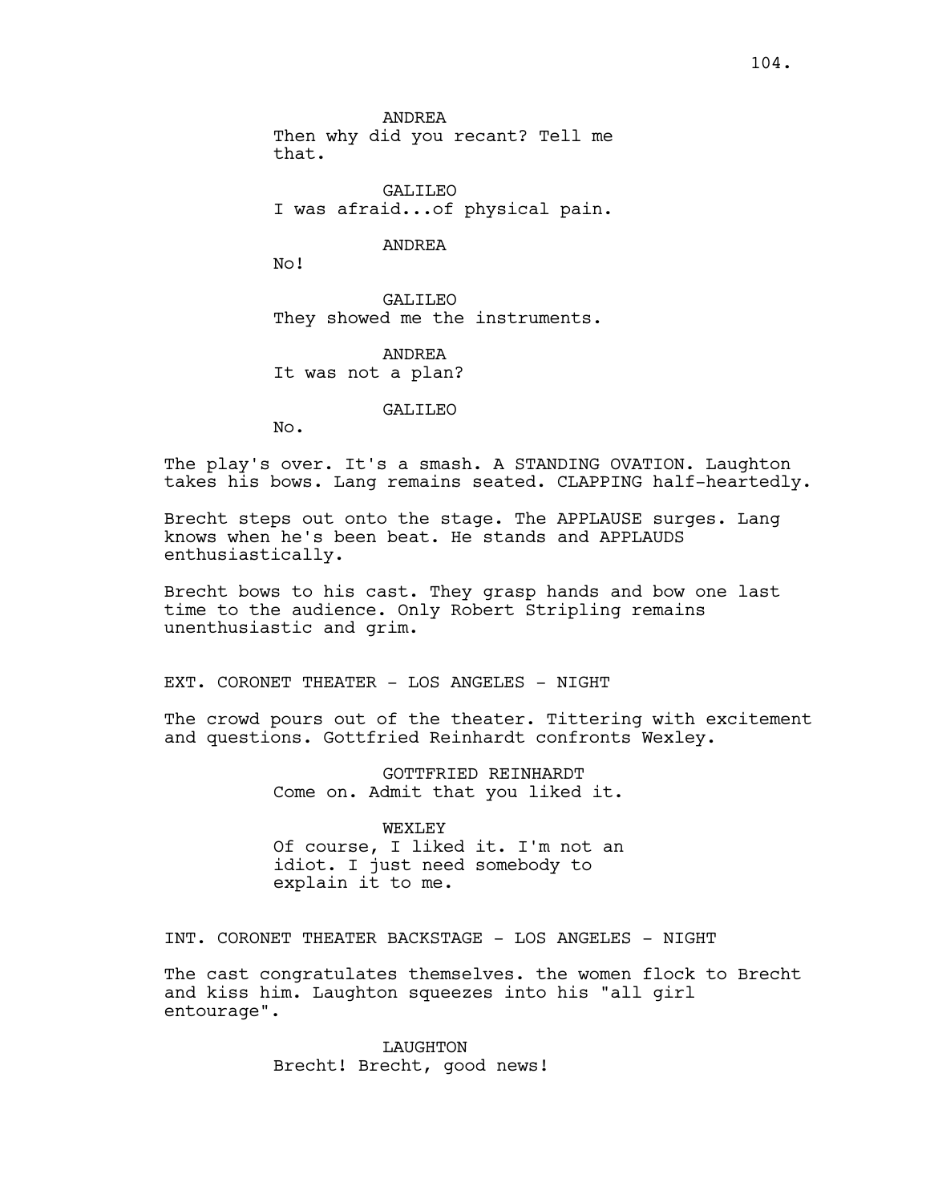ANDREA
Then why did you recant? Tell me that.

GALILEO
I was afraid...of physical pain.

ANDREA
No!

GALILEO
They showed me the instruments.

ANDREA
It was not a plan?

GALILEO
No.

The play's over. It's a smash. A STANDING OVATION. Laughton takes his bows. Lang remains seated. CLAPPING half-heartedly.

Brecht steps out onto the stage. The APPLAUSE surges. Lang knows when he's been beat. He stands and APPLAUDS enthusiastically.

Brecht bows to his cast. They grasp hands and bow one last time to the audience. Only Robert Stripling remains unenthusiastic and grim.

EXT. CORONET THEATER - LOS ANGELES - NIGHT

The crowd pours out of the theater. Tittering with excitement and questions. Gottfried Reinhardt confronts Wexley.

GOTTFRIED REINHARDT
Come on. Admit that you liked it.

WEXLEY
Of course, I liked it. I'm not an idiot. I just need somebody to explain it to me.

INT. CORONET THEATER BACKSTAGE - LOS ANGELES - NIGHT

The cast congratulates themselves. the women flock to Brecht and kiss him. Laughton squeezes into his "all girl entourage".

LAUGHTON
Brecht! Brecht, good news!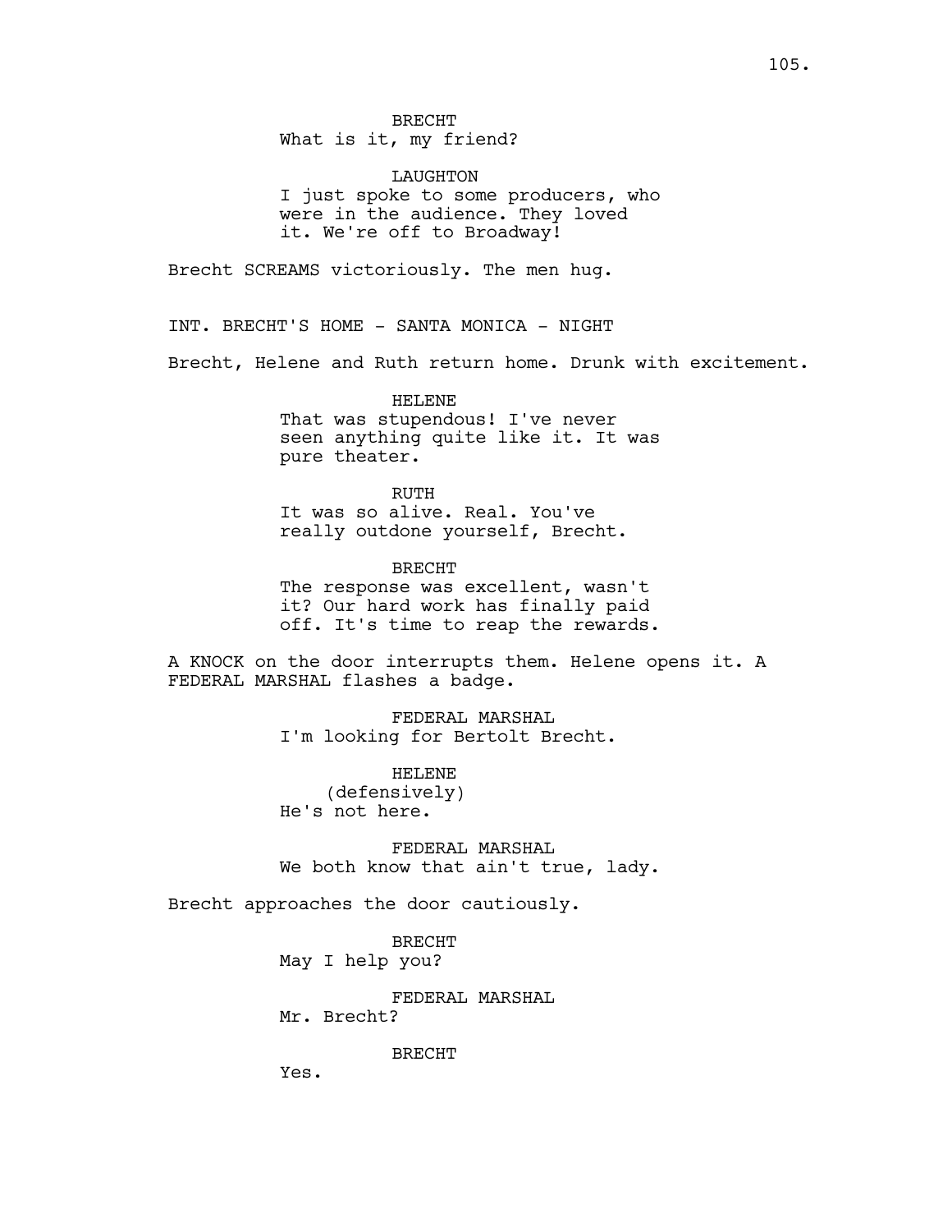BRECHT
What is it, my friend?

LAUGHTON
I just spoke to some producers, who were in the audience. They loved it. We're off to Broadway!

Brecht SCREAMS victoriously. The men hug.

INT. BRECHT'S HOME - SANTA MONICA - NIGHT

Brecht, Helene and Ruth return home. Drunk with excitement.

HELENE
That was stupendous! I've never seen anything quite like it. It was pure theater.

RUTH
It was so alive. Real. You've really outdone yourself, Brecht.

BRECHT
The response was excellent, wasn't it? Our hard work has finally paid off. It's time to reap the rewards.

A KNOCK on the door interrupts them. Helene opens it. A FEDERAL MARSHAL flashes a badge.

FEDERAL MARSHAL
I'm looking for Bertolt Brecht.

HELENE
(defensively)
He's not here.

FEDERAL MARSHAL
We both know that ain't true, lady.

Brecht approaches the door cautiously.

BRECHT
May I help you?

FEDERAL MARSHAL
Mr. Brecht?

BRECHT
Yes.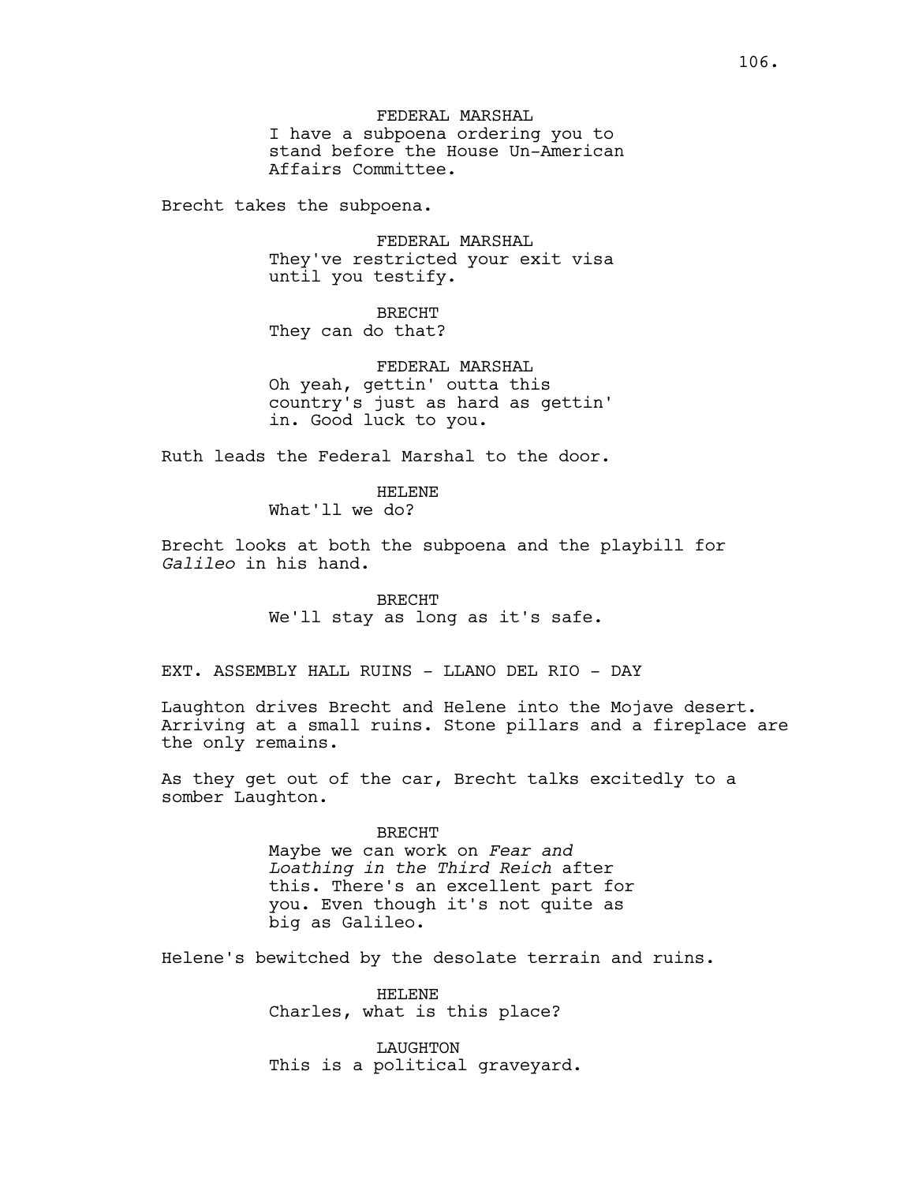FEDERAL MARSHAL
I have a subpoena ordering you to stand before the House Un-American Affairs Committee.

Brecht takes the subpoena.

FEDERAL MARSHAL
They've restricted your exit visa until you testify.

BRECHT
They can do that?

FEDERAL MARSHAL
Oh yeah, gettin' outta this country's just as hard as gettin' in. Good luck to you.

Ruth leads the Federal Marshal to the door.

HELENE
What'll we do?

Brecht looks at both the subpoena and the playbill for *Galileo* in his hand.

BRECHT
We'll stay as long as it's safe.

EXT. ASSEMBLY HALL RUINS - LLANO DEL RIO - DAY

Laughton drives Brecht and Helene into the Mojave desert. Arriving at a small ruins. Stone pillars and a fireplace are the only remains.

As they get out of the car, Brecht talks excitedly to a somber Laughton.

BRECHT
Maybe we can work on *Fear and Loathing in the Third Reich* after this. There's an excellent part for you. Even though it's not quite as big as Galileo.

Helene's bewitched by the desolate terrain and ruins.

HELENE
Charles, what is this place?

LAUGHTON
This is a political graveyard.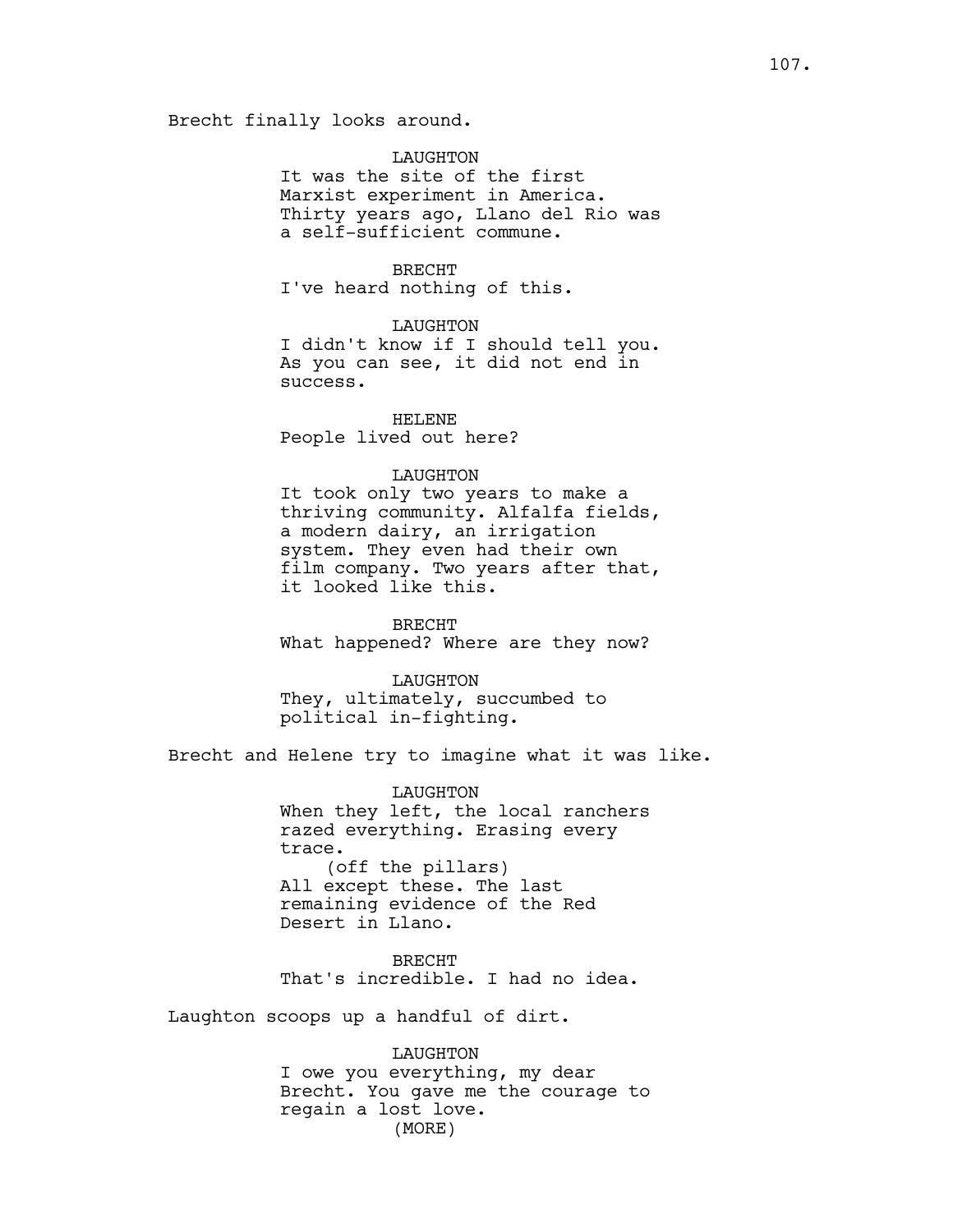Brecht finally looks around.

LAUGHTON
It was the site of the first Marxist experiment in America. Thirty years ago, Llano del Rio was a self-sufficient commune.

BRECHT
I've heard nothing of this.

LAUGHTON
I didn't know if I should tell you. As you can see, it did not end in success.

HELENE
People lived out here?

LAUGHTON
It took only two years to make a thriving community. Alfalfa fields, a modern dairy, an irrigation system. They even had their own film company. Two years after that, it looked like this.

BRECHT
What happened? Where are they now?

LAUGHTON
They, ultimately, succumbed to political in-fighting.

Brecht and Helene try to imagine what it was like.

LAUGHTON
When they left, the local ranchers razed everything. Erasing every trace.
(off the pillars)
All except these. The last remaining evidence of the Red Desert in Llano.

BRECHT
That's incredible. I had no idea.

Laughton scoops up a handful of dirt.

LAUGHTON
I owe you everything, my dear Brecht. You gave me the courage to regain a lost love.
(MORE)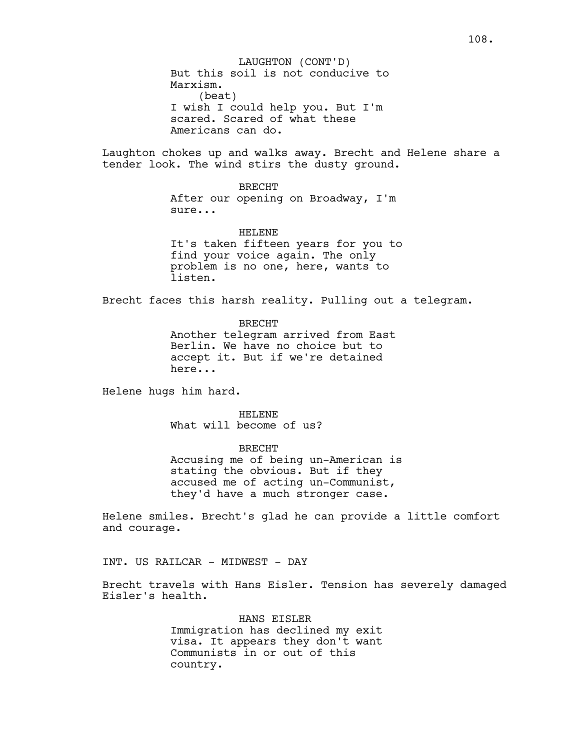LAUGHTON (CONT'D)
But this soil is not conducive to Marxism.
(beat)
I wish I could help you. But I'm scared. Scared of what these Americans can do.

Laughton chokes up and walks away. Brecht and Helene share a tender look. The wind stirs the dusty ground.

BRECHT
After our opening on Broadway, I'm sure...

HELENE
It's taken fifteen years for you to find your voice again. The only problem is no one, here, wants to listen.

Brecht faces this harsh reality. Pulling out a telegram.

BRECHT
Another telegram arrived from East Berlin. We have no choice but to accept it. But if we're detained here...

Helene hugs him hard.

HELENE
What will become of us?

BRECHT
Accusing me of being un-American is stating the obvious. But if they accused me of acting un-Communist, they'd have a much stronger case.

Helene smiles. Brecht's glad he can provide a little comfort and courage.

INT. US RAILCAR - MIDWEST - DAY

Brecht travels with Hans Eisler. Tension has severely damaged Eisler's health.

HANS EISLER
Immigration has declined my exit visa. It appears they don't want Communists in or out of this country.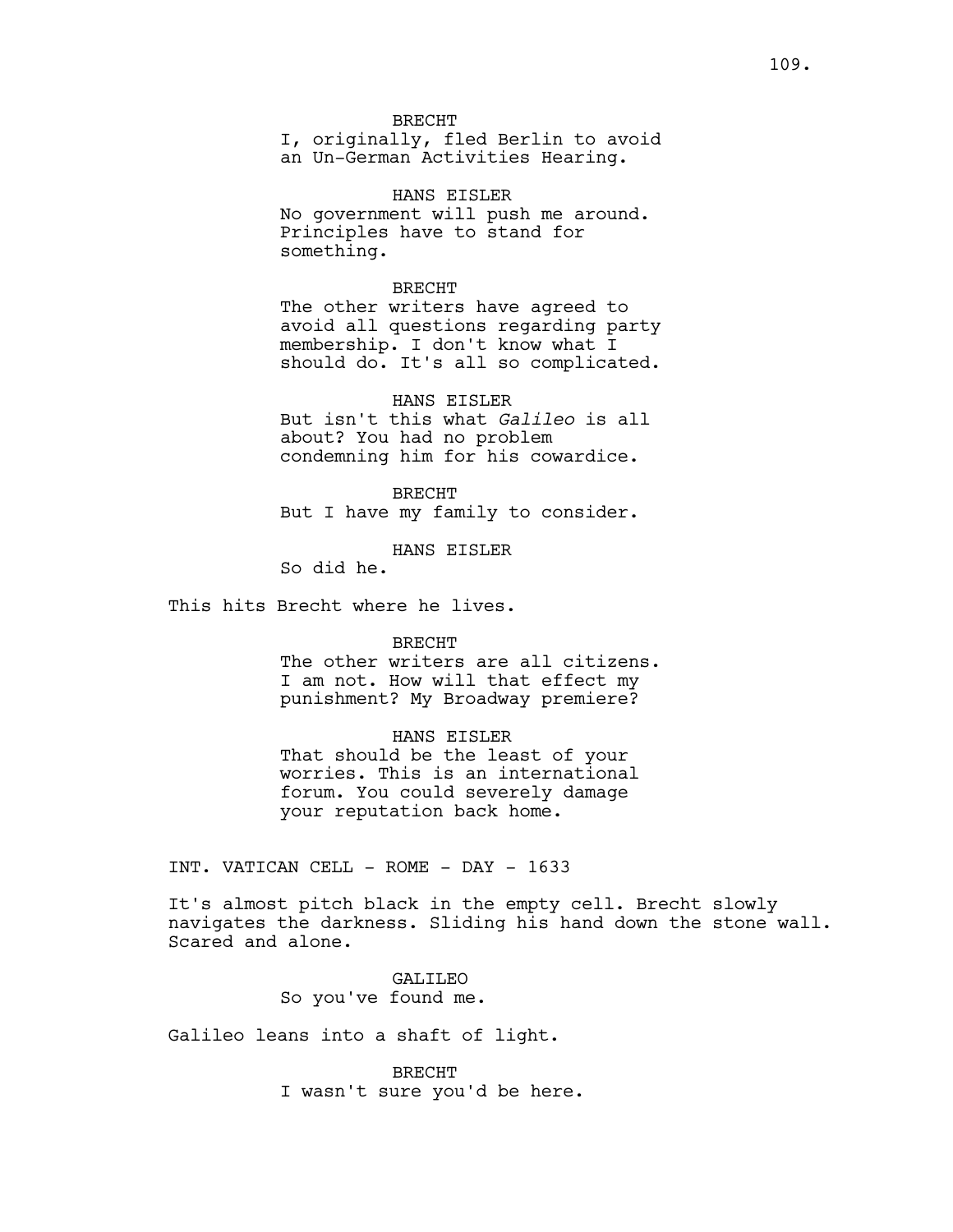BRECHT
I, originally, fled Berlin to avoid an Un-German Activities Hearing.

HANS EISLER
No government will push me around. Principles have to stand for something.

BRECHT
The other writers have agreed to avoid all questions regarding party membership. I don't know what I should do. It's all so complicated.

HANS EISLER
But isn't this what *Galileo* is all about? You had no problem condemning him for his cowardice.

BRECHT
But I have my family to consider.

HANS EISLER
So did he.

This hits Brecht where he lives.

BRECHT
The other writers are all citizens. I am not. How will that effect my punishment? My Broadway premiere?

HANS EISLER
That should be the least of your worries. This is an international forum. You could severely damage your reputation back home.

INT. VATICAN CELL - ROME - DAY - 1633

It's almost pitch black in the empty cell. Brecht slowly navigates the darkness. Sliding his hand down the stone wall. Scared and alone.

GALILEO
So you've found me.

Galileo leans into a shaft of light.

BRECHT
I wasn't sure you'd be here.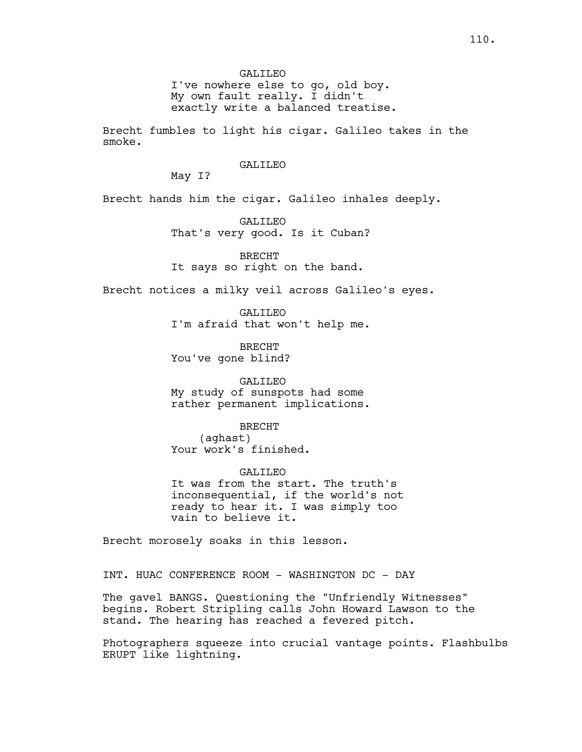GALILEO
I've nowhere else to go, old boy.
My own fault really. I didn't
exactly write a balanced treatise.

Brecht fumbles to light his cigar. Galileo takes in the
smoke.

GALILEO
May I?

Brecht hands him the cigar. Galileo inhales deeply.

GALILEO
That's very good. Is it Cuban?

BRECHT
It says so right on the band.

Brecht notices a milky veil across Galileo's eyes.

GALILEO
I'm afraid that won't help me.

BRECHT
You've gone blind?

GALILEO
My study of sunspots had some
rather permanent implications.

BRECHT
(aghast)
Your work's finished.

GALILEO
It was from the start. The truth's
inconsequential, if the world's not
ready to hear it. I was simply too
vain to believe it.

Brecht morosely soaks in this lesson.

INT. HUAC CONFERENCE ROOM - WASHINGTON DC - DAY

The gavel BANGS. Questioning the "Unfriendly Witnesses"
begins. Robert Stripling calls John Howard Lawson to the
stand. The hearing has reached a fevered pitch.

Photographers squeeze into crucial vantage points. Flashbulbs
ERUPT like lightning.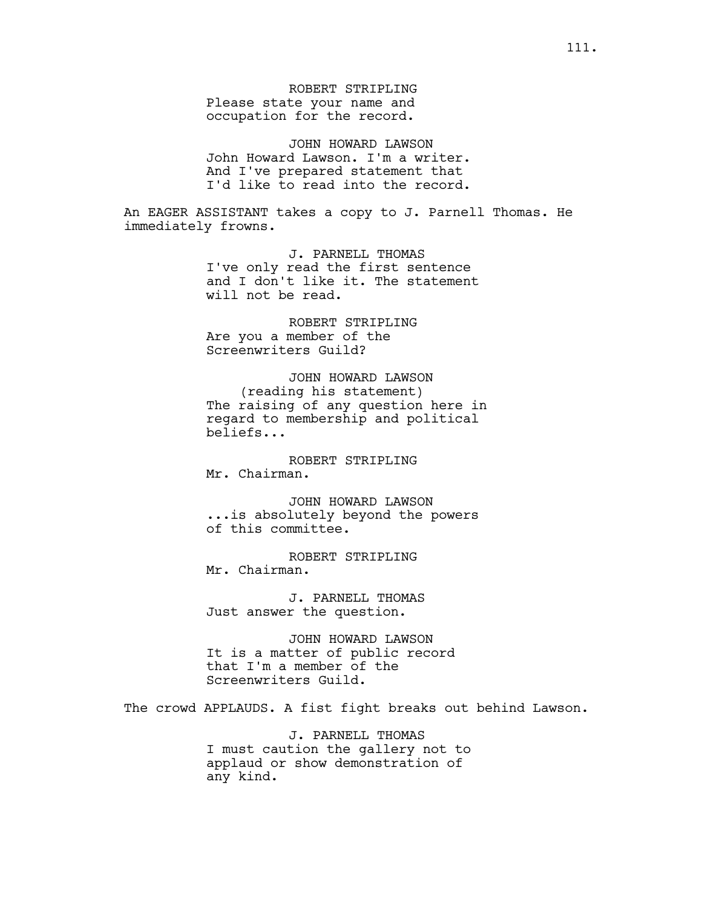ROBERT STRIPLING
Please state your name and occupation for the record.

JOHN HOWARD LAWSON
John Howard Lawson. I'm a writer. And I've prepared statement that I'd like to read into the record.

An EAGER ASSISTANT takes a copy to J. Parnell Thomas. He immediately frowns.

J. PARNELL THOMAS
I've only read the first sentence and I don't like it. The statement will not be read.

ROBERT STRIPLING
Are you a member of the Screenwriters Guild?

JOHN HOWARD LAWSON
(reading his statement)
The raising of any question here in regard to membership and political beliefs...

ROBERT STRIPLING
Mr. Chairman.

JOHN HOWARD LAWSON
...is absolutely beyond the powers of this committee.

ROBERT STRIPLING
Mr. Chairman.

J. PARNELL THOMAS
Just answer the question.

JOHN HOWARD LAWSON
It is a matter of public record that I'm a member of the Screenwriters Guild.

The crowd APPLAUDS. A fist fight breaks out behind Lawson.

J. PARNELL THOMAS
I must caution the gallery not to applaud or show demonstration of any kind.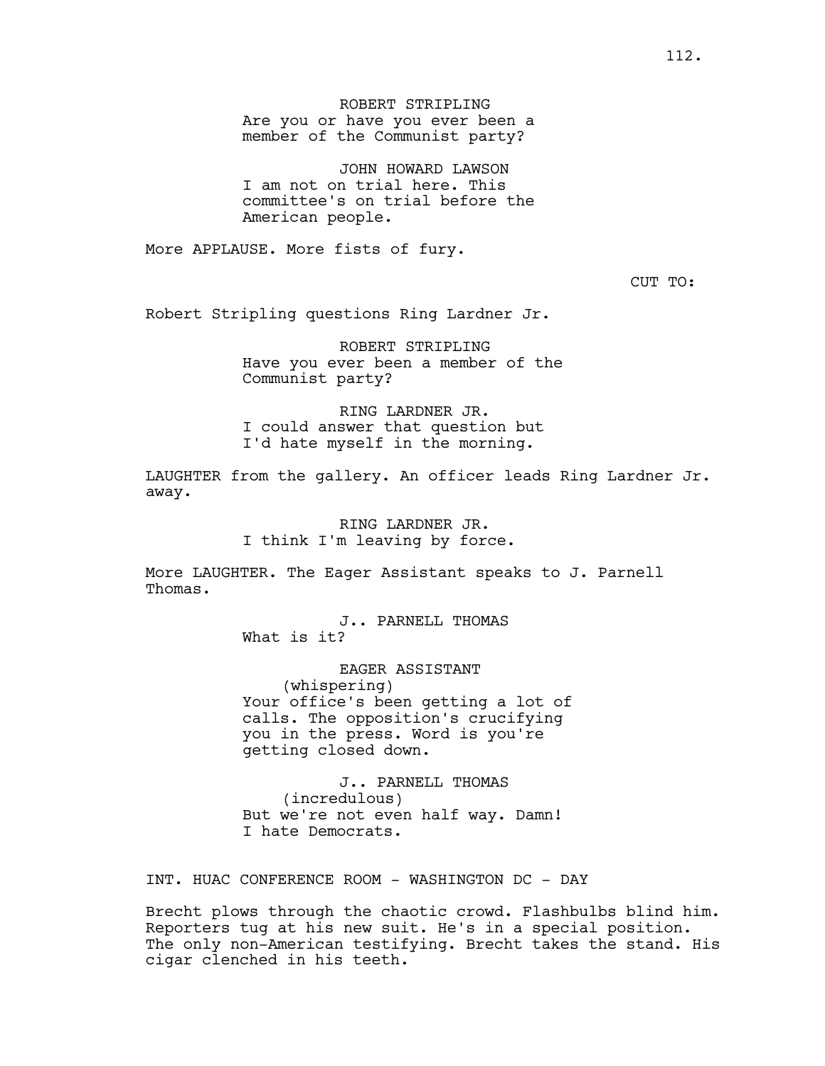ROBERT STRIPLING
Are you or have you ever been a member of the Communist party?

JOHN HOWARD LAWSON
I am not on trial here. This committee's on trial before the American people.

More APPLAUSE. More fists of fury.

CUT TO:

Robert Stripling questions Ring Lardner Jr.

ROBERT STRIPLING
Have you ever been a member of the Communist party?

RING LARDNER JR.
I could answer that question but I'd hate myself in the morning.

LAUGHTER from the gallery. An officer leads Ring Lardner Jr. away.

RING LARDNER JR.
I think I'm leaving by force.

More LAUGHTER. The Eager Assistant speaks to J. Parnell Thomas.

J.. PARNELL THOMAS
What is it?

EAGER ASSISTANT
(whispering)
Your office's been getting a lot of calls. The opposition's crucifying you in the press. Word is you're getting closed down.

J.. PARNELL THOMAS
(incredulous)
But we're not even half way. Damn! I hate Democrats.

INT. HUAC CONFERENCE ROOM - WASHINGTON DC - DAY

Brecht plows through the chaotic crowd. Flashbulbs blind him. Reporters tug at his new suit. He's in a special position. The only non-American testifying. Brecht takes the stand. His cigar clenched in his teeth.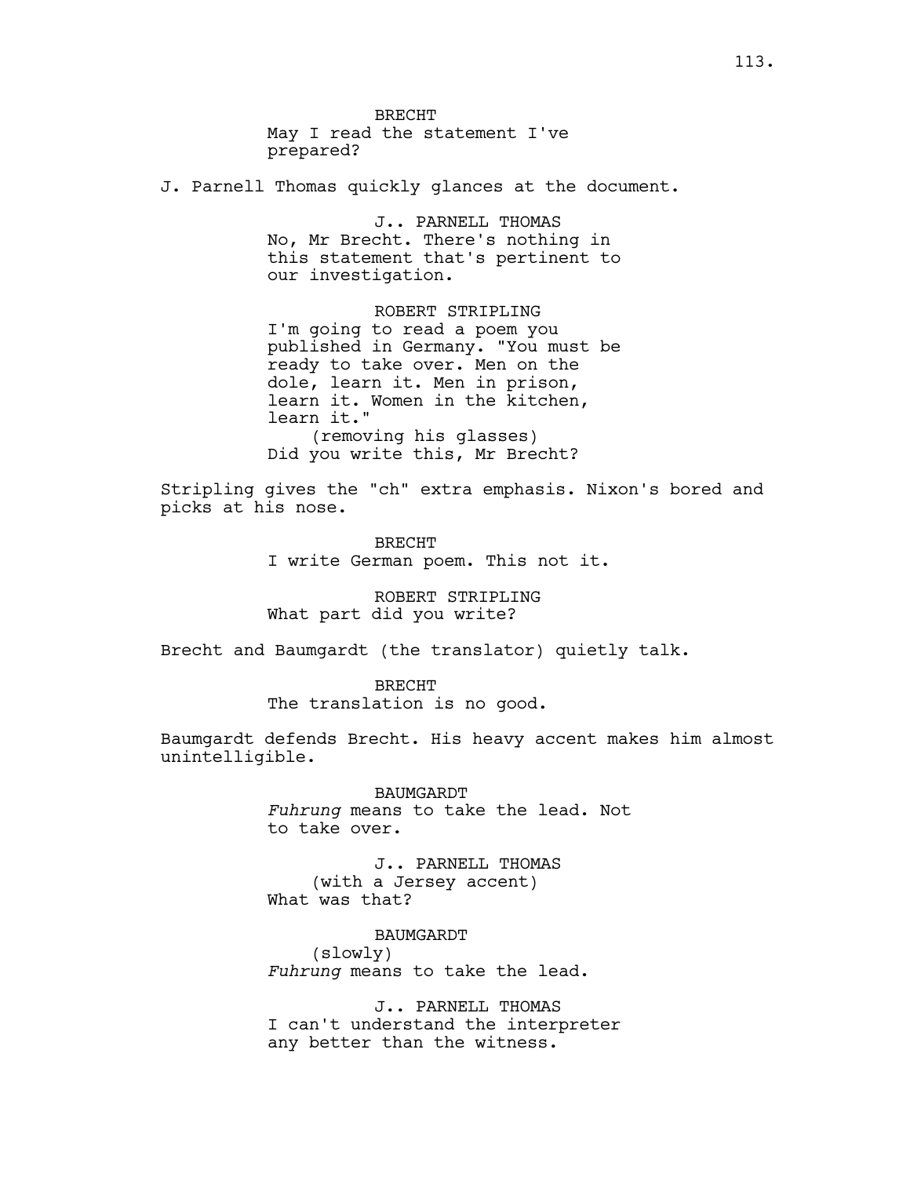BRECHT
May I read the statement I've prepared?

J. Parnell Thomas quickly glances at the document.

J.. PARNELL THOMAS
No, Mr Brecht. There's nothing in this statement that's pertinent to our investigation.

ROBERT STRIPLING
I'm going to read a poem you published in Germany. "You must be ready to take over. Men on the dole, learn it. Men in prison, learn it. Women in the kitchen, learn it."
(removing his glasses)
Did you write this, Mr Brecht?

Stripling gives the "ch" extra emphasis. Nixon's bored and picks at his nose.

BRECHT
I write German poem. This not it.

ROBERT STRIPLING
What part did you write?

Brecht and Baumgardt (the translator) quietly talk.

BRECHT
The translation is no good.

Baumgardt defends Brecht. His heavy accent makes him almost unintelligible.

BAUMGARDT
*Fuhrung* means to take the lead. Not to take over.

J.. PARNELL THOMAS
(with a Jersey accent)
What was that?

BAUMGARDT
(slowly)
*Fuhrung* means to take the lead.

J.. PARNELL THOMAS
I can't understand the interpreter any better than the witness.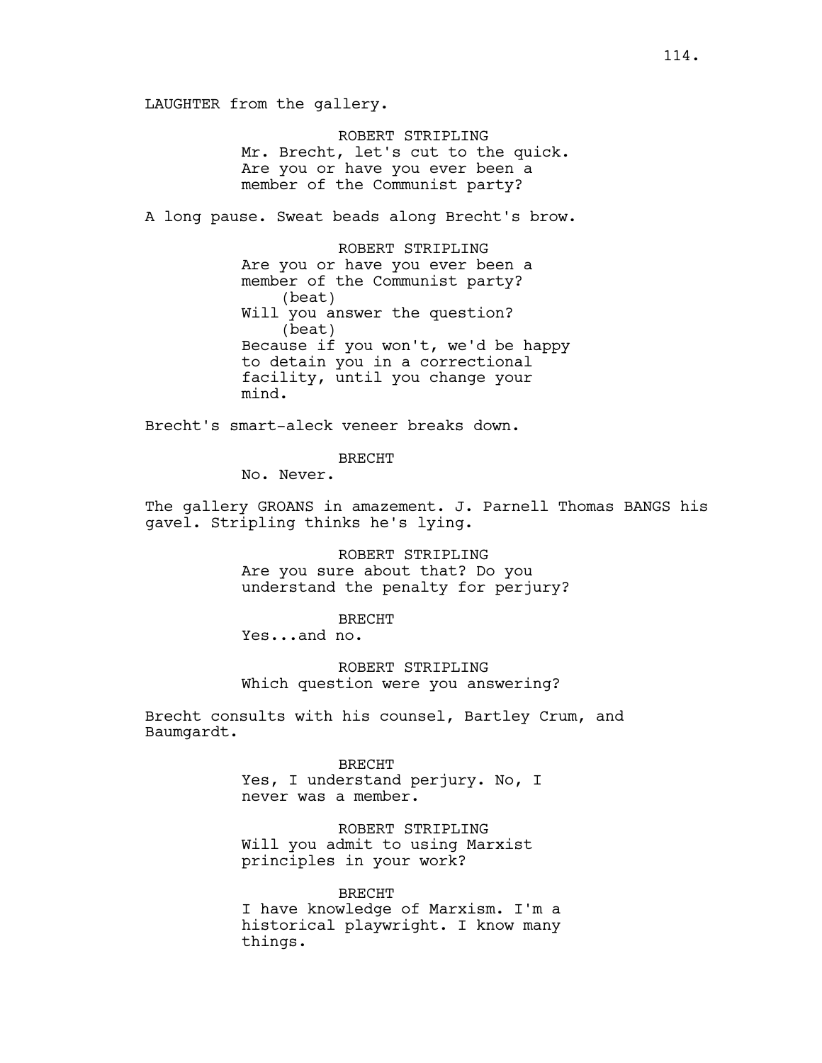LAUGHTER from the gallery.

ROBERT STRIPLING
Mr. Brecht, let's cut to the quick. Are you or have you ever been a member of the Communist party?

A long pause. Sweat beads along Brecht's brow.

ROBERT STRIPLING
Are you or have you ever been a member of the Communist party?
(beat)
Will you answer the question?
(beat)
Because if you won't, we'd be happy to detain you in a correctional facility, until you change your mind.

Brecht's smart-aleck veneer breaks down.

BRECHT
No. Never.

The gallery GROANS in amazement. J. Parnell Thomas BANGS his gavel. Stripling thinks he's lying.

ROBERT STRIPLING
Are you sure about that? Do you understand the penalty for perjury?

BRECHT
Yes...and no.

ROBERT STRIPLING
Which question were you answering?

Brecht consults with his counsel, Bartley Crum, and Baumgardt.

BRECHT
Yes, I understand perjury. No, I never was a member.

ROBERT STRIPLING
Will you admit to using Marxist principles in your work?

BRECHT
I have knowledge of Marxism. I'm a historical playwright. I know many things.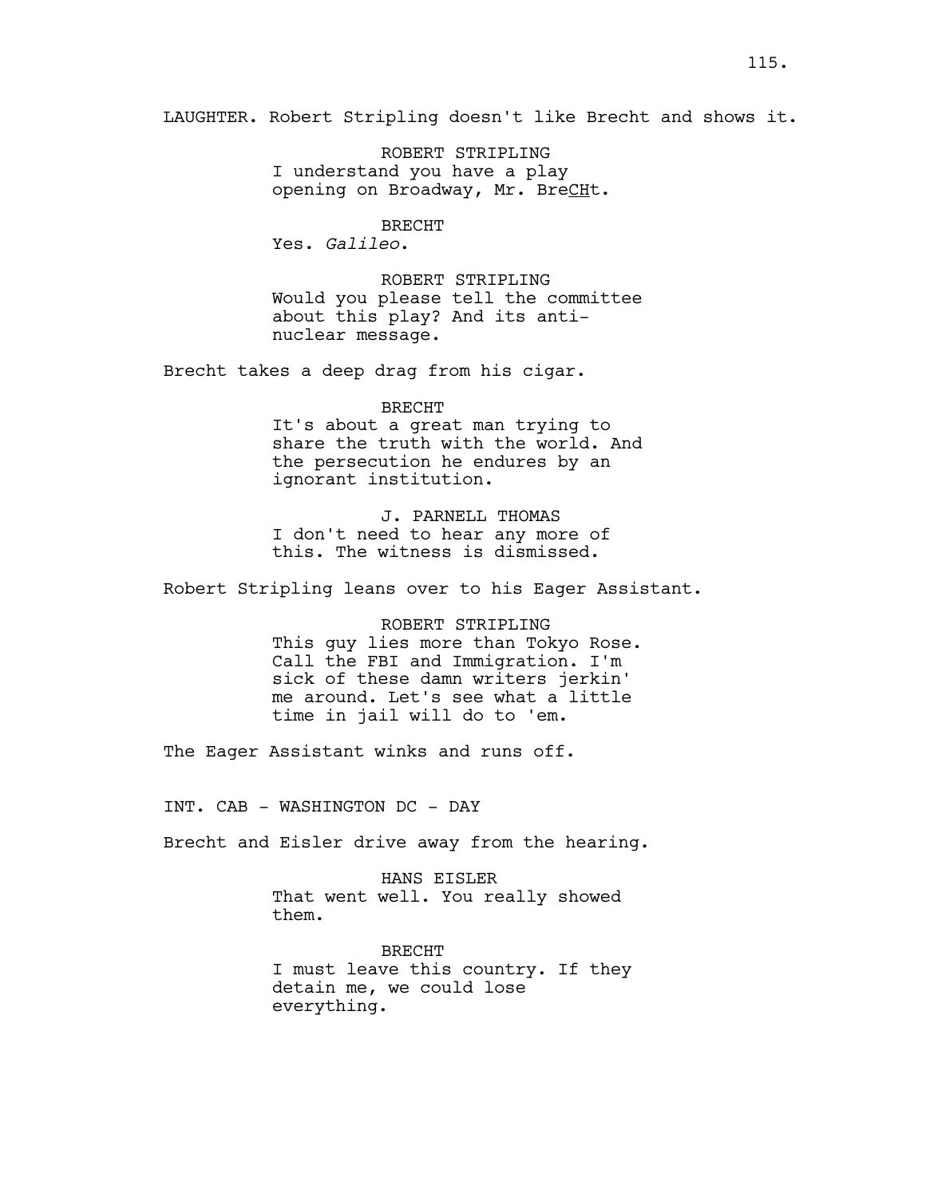LAUGHTER. Robert Stripling doesn't like Brecht and shows it.

ROBERT STRIPLING
I understand you have a play opening on Broadway, Mr. Bre<u>CH</u>t.

BRECHT
Yes. *Galileo*.

ROBERT STRIPLING
Would you please tell the committee about this play? And its anti-nuclear message.

Brecht takes a deep drag from his cigar.

BRECHT
It's about a great man trying to share the truth with the world. And the persecution he endures by an ignorant institution.

J. PARNELL THOMAS
I don't need to hear any more of this. The witness is dismissed.

Robert Stripling leans over to his Eager Assistant.

ROBERT STRIPLING
This guy lies more than Tokyo Rose. Call the FBI and Immigration. I'm sick of these damn writers jerkin' me around. Let's see what a little time in jail will do to 'em.

The Eager Assistant winks and runs off.

INT. CAB - WASHINGTON DC - DAY

Brecht and Eisler drive away from the hearing.

HANS EISLER
That went well. You really showed them.

BRECHT
I must leave this country. If they detain me, we could lose everything.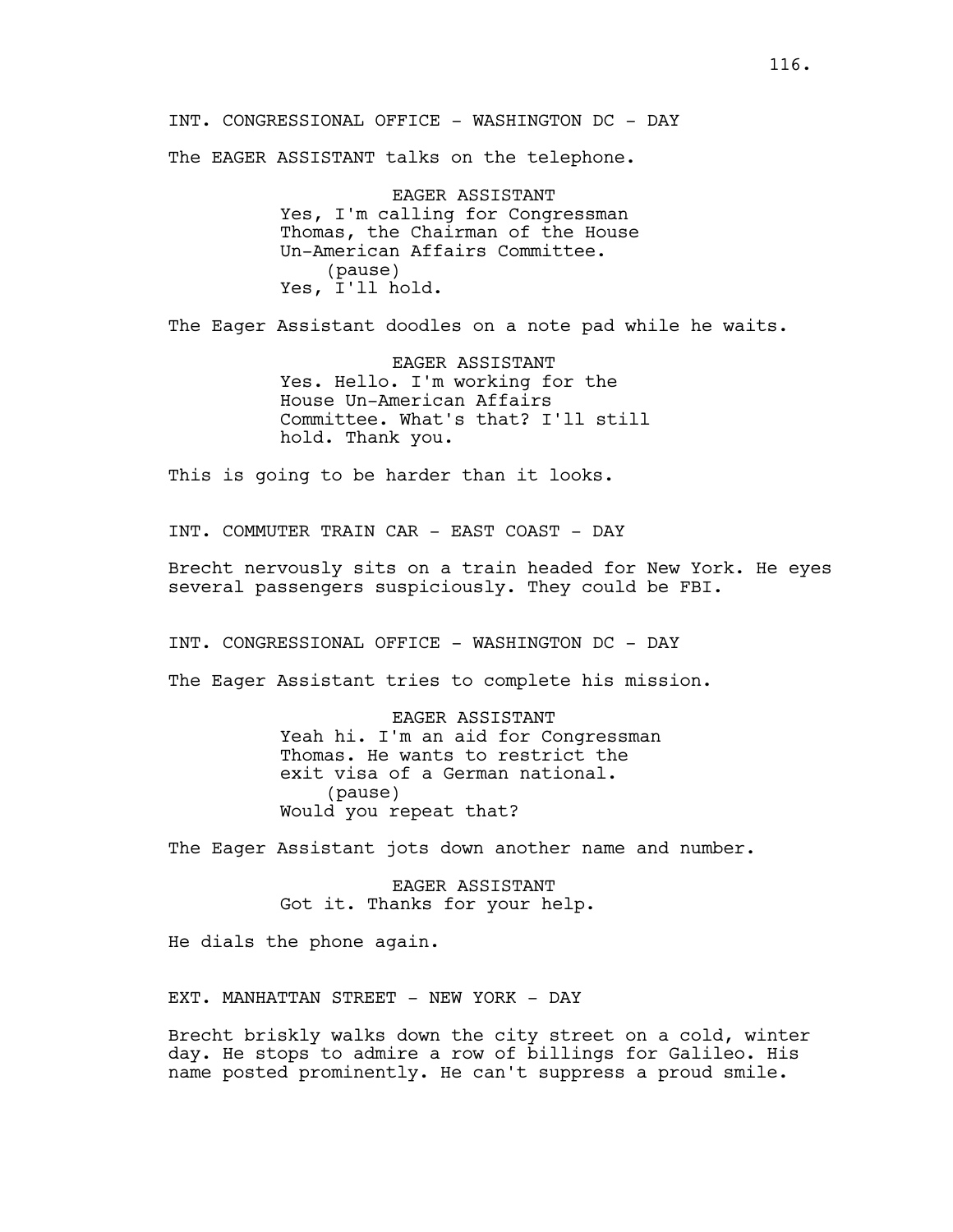INT. CONGRESSIONAL OFFICE - WASHINGTON DC - DAY

The EAGER ASSISTANT talks on the telephone.

EAGER ASSISTANT
Yes, I'm calling for Congressman Thomas, the Chairman of the House Un-American Affairs Committee.
(pause)
Yes, I'll hold.

The Eager Assistant doodles on a note pad while he waits.

EAGER ASSISTANT
Yes. Hello. I'm working for the House Un-American Affairs Committee. What's that? I'll still hold. Thank you.

This is going to be harder than it looks.

INT. COMMUTER TRAIN CAR - EAST COAST - DAY

Brecht nervously sits on a train headed for New York. He eyes several passengers suspiciously. They could be FBI.

INT. CONGRESSIONAL OFFICE - WASHINGTON DC - DAY

The Eager Assistant tries to complete his mission.

EAGER ASSISTANT
Yeah hi. I'm an aid for Congressman Thomas. He wants to restrict the exit visa of a German national.
(pause)
Would you repeat that?

The Eager Assistant jots down another name and number.

EAGER ASSISTANT
Got it. Thanks for your help.

He dials the phone again.

EXT. MANHATTAN STREET - NEW YORK - DAY

Brecht briskly walks down the city street on a cold, winter day. He stops to admire a row of billings for Galileo. His name posted prominently. He can't suppress a proud smile.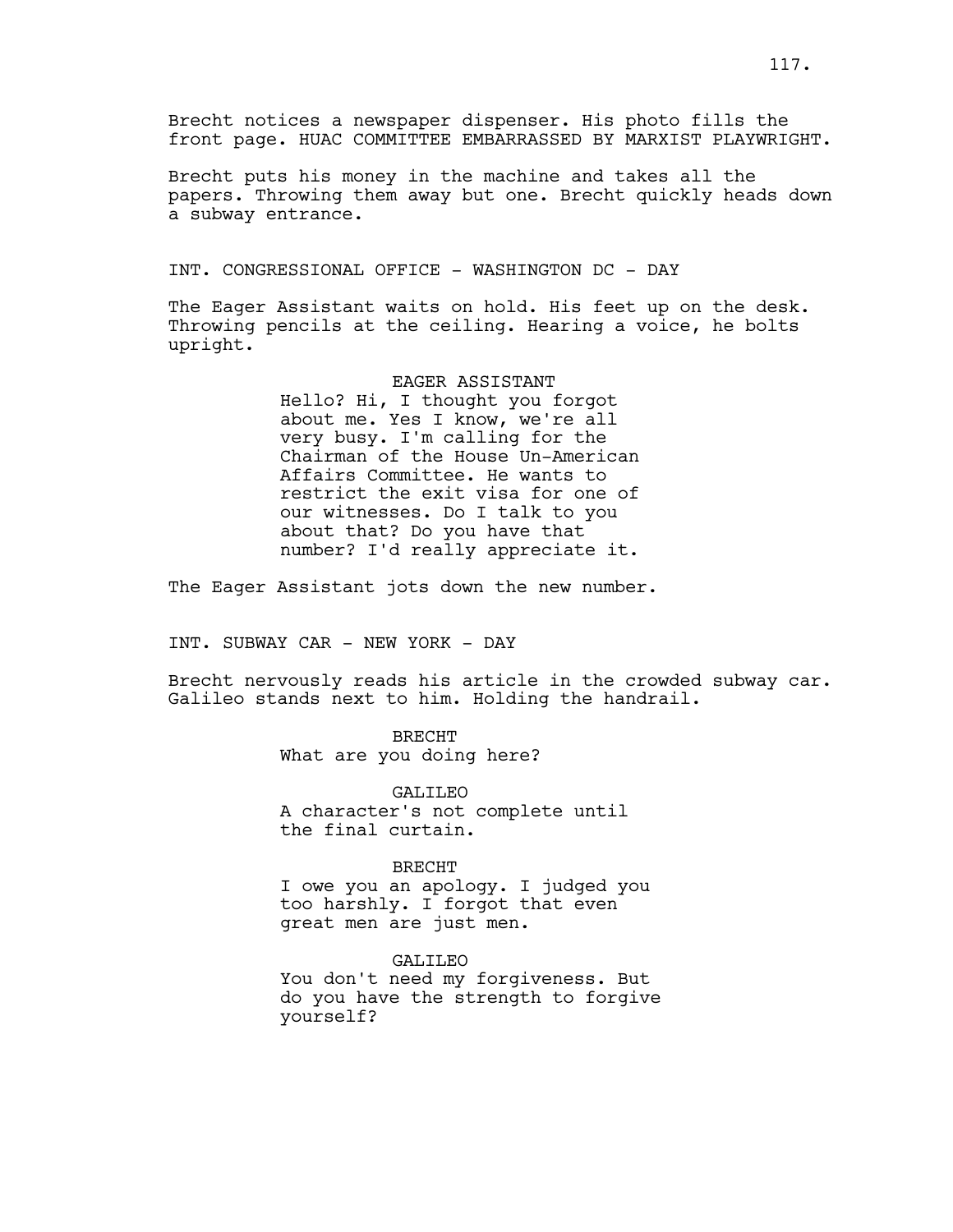Brecht notices a newspaper dispenser. His photo fills the front page. HUAC COMMITTEE EMBARRASSED BY MARXIST PLAYWRIGHT.

Brecht puts his money in the machine and takes all the papers. Throwing them away but one. Brecht quickly heads down a subway entrance.

INT. CONGRESSIONAL OFFICE - WASHINGTON DC - DAY

The Eager Assistant waits on hold. His feet up on the desk. Throwing pencils at the ceiling. Hearing a voice, he bolts upright.

EAGER ASSISTANT

Hello? Hi, I thought you forgot about me. Yes I know, we're all very busy. I'm calling for the Chairman of the House Un-American Affairs Committee. He wants to restrict the exit visa for one of our witnesses. Do I talk to you about that? Do you have that number? I'd really appreciate it.

The Eager Assistant jots down the new number.

INT. SUBWAY CAR - NEW YORK - DAY

Brecht nervously reads his article in the crowded subway car. Galileo stands next to him. Holding the handrail.

BRECHT

What are you doing here?

GALILEO

A character's not complete until the final curtain.

BRECHT

I owe you an apology. I judged you too harshly. I forgot that even great men are just men.

GALILEO

You don't need my forgiveness. But do you have the strength to forgive yourself?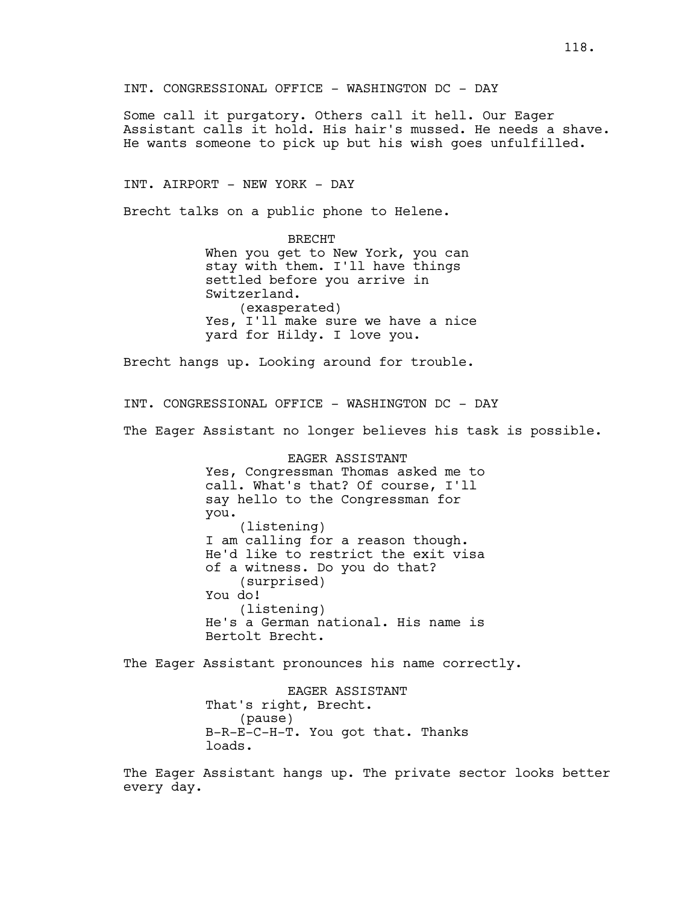INT. CONGRESSIONAL OFFICE - WASHINGTON DC - DAY

Some call it purgatory. Others call it hell. Our Eager Assistant calls it hold. His hair's mussed. He needs a shave. He wants someone to pick up but his wish goes unfulfilled.

INT. AIRPORT - NEW YORK - DAY

Brecht talks on a public phone to Helene.

BRECHT
When you get to New York, you can stay with them. I'll have things settled before you arrive in Switzerland.
(exasperated)
Yes, I'll make sure we have a nice yard for Hildy. I love you.

Brecht hangs up. Looking around for trouble.

INT. CONGRESSIONAL OFFICE - WASHINGTON DC - DAY

The Eager Assistant no longer believes his task is possible.

EAGER ASSISTANT
Yes, Congressman Thomas asked me to call. What's that? Of course, I'll say hello to the Congressman for you.
(listening)
I am calling for a reason though. He'd like to restrict the exit visa of a witness. Do you do that?
(surprised)
You do!
(listening)
He's a German national. His name is Bertolt Brecht.

The Eager Assistant pronounces his name correctly.

EAGER ASSISTANT
That's right, Brecht.
(pause)
B-R-E-C-H-T. You got that. Thanks loads.

The Eager Assistant hangs up. The private sector looks better every day.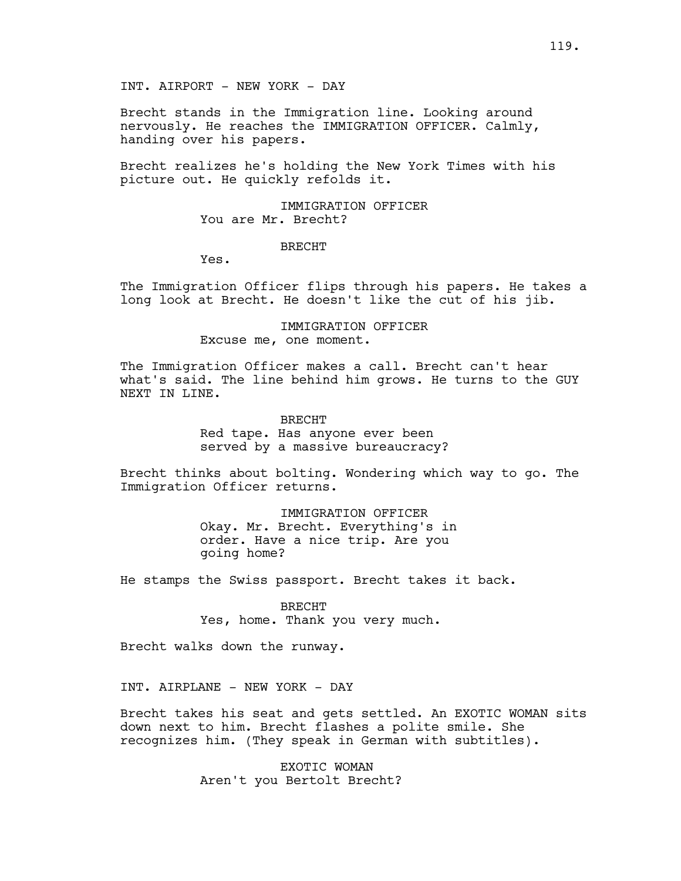INT. AIRPORT - NEW YORK - DAY

Brecht stands in the Immigration line. Looking around nervously. He reaches the IMMIGRATION OFFICER. Calmly, handing over his papers.

Brecht realizes he's holding the New York Times with his picture out. He quickly refolds it.

IMMIGRATION OFFICER
You are Mr. Brecht?

BRECHT
Yes.

The Immigration Officer flips through his papers. He takes a long look at Brecht. He doesn't like the cut of his jib.

IMMIGRATION OFFICER
Excuse me, one moment.

The Immigration Officer makes a call. Brecht can't hear what's said. The line behind him grows. He turns to the GUY NEXT IN LINE.

BRECHT
Red tape. Has anyone ever been served by a massive bureaucracy?

Brecht thinks about bolting. Wondering which way to go. The Immigration Officer returns.

IMMIGRATION OFFICER
Okay. Mr. Brecht. Everything's in order. Have a nice trip. Are you going home?

He stamps the Swiss passport. Brecht takes it back.

BRECHT
Yes, home. Thank you very much.

Brecht walks down the runway.

INT. AIRPLANE - NEW YORK - DAY

Brecht takes his seat and gets settled. An EXOTIC WOMAN sits down next to him. Brecht flashes a polite smile. She recognizes him. (They speak in German with subtitles).

EXOTIC WOMAN
Aren't you Bertolt Brecht?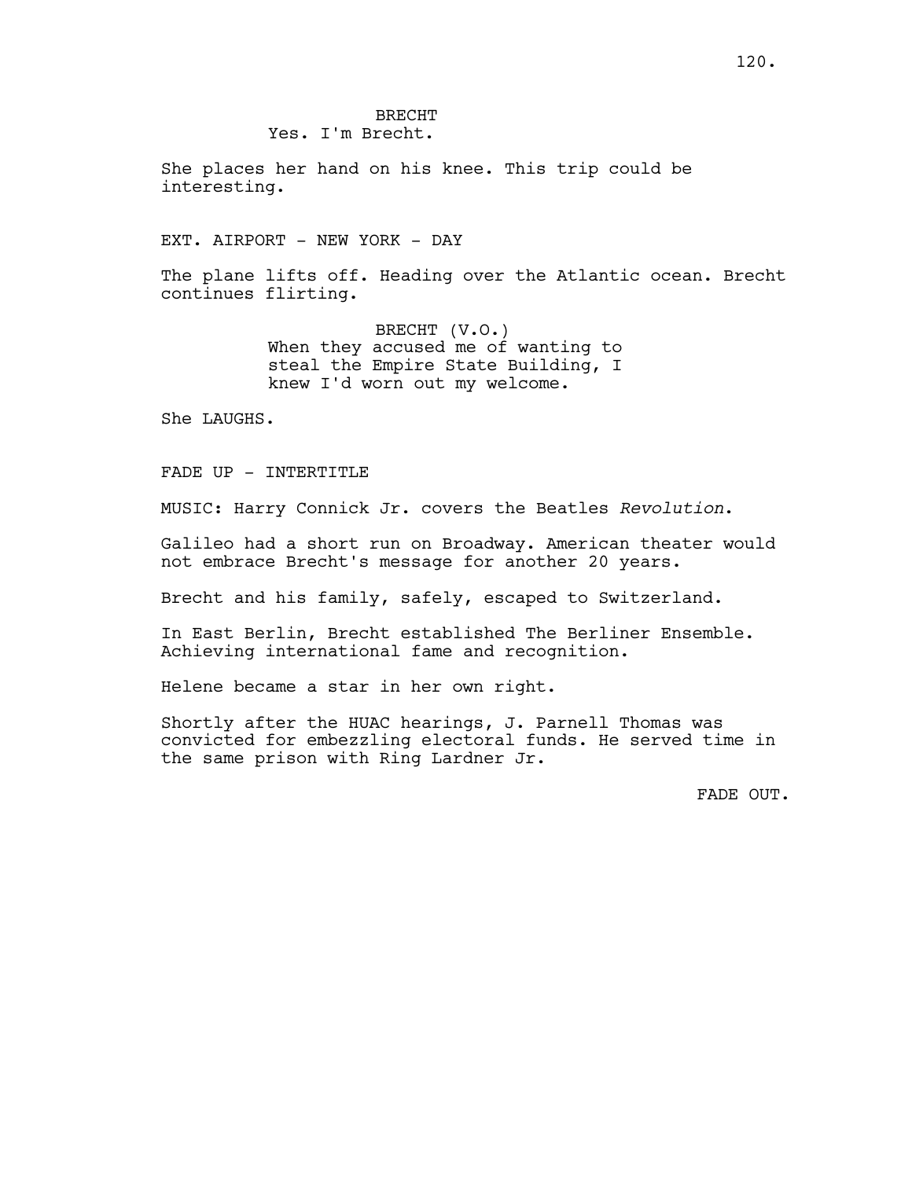BRECHT
Yes. I'm Brecht.

She places her hand on his knee. This trip could be interesting.

EXT. AIRPORT - NEW YORK - DAY

The plane lifts off. Heading over the Atlantic ocean. Brecht continues flirting.

BRECHT (V.O.)
When they accused me of wanting to steal the Empire State Building, I knew I'd worn out my welcome.

She LAUGHS.

FADE UP - INTERTITLE

MUSIC: Harry Connick Jr. covers the Beatles *Revolution*.

Galileo had a short run on Broadway. American theater would not embrace Brecht's message for another 20 years.

Brecht and his family, safely, escaped to Switzerland.

In East Berlin, Brecht established The Berliner Ensemble. Achieving international fame and recognition.

Helene became a star in her own right.

Shortly after the HUAC hearings, J. Parnell Thomas was convicted for embezzling electoral funds. He served time in the same prison with Ring Lardner Jr.

FADE OUT.